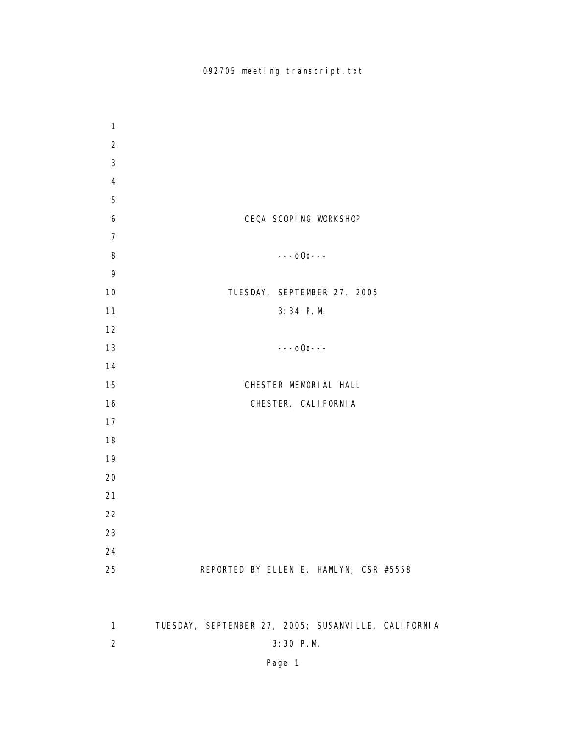CEQA SCOPING WORKSHOP

---oOo---

TUESDAY, SEPTEMBER 27, 2005

3:34 P.M.

---oOo---

CHESTER MEMORIAL HALL

CHESTER, CALIFORNIA

REPORTED BY ELLEN E. HAMLYN, CSR #5558

TUESDAY, SEPTEMBER 27, 2005; SUSANVILLE, CALIFORNIA

3:30 P.M.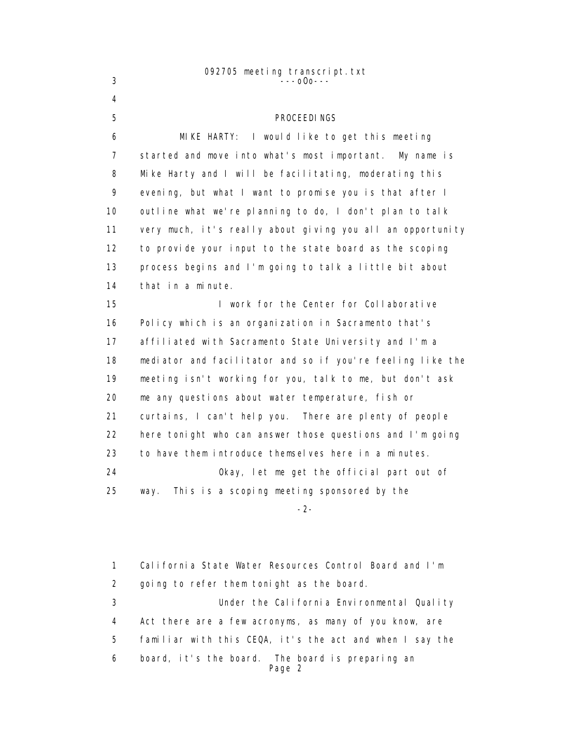---oOo---

PROCEEDINGS

MIKE HARTY: I would like to get this meeting started and move into what's most important. My name is Mike Harty and I will be facilitating, moderating this evening, but what I want to promise you is that after I outline what we're planning to do, I don't plan to talk very much, it's really about giving you all an opportunity to provide your input to the state board as the scoping process begins and I'm going to talk a little bit about that in a minute.

I work for the Center for Collaborative Policy which is an organization in Sacramento that's affiliated with Sacramento State University and I'm a mediator and facilitator and so if you're feeling like the meeting isn't working for you, talk to me, but don't ask me any questions about water temperature, fish or curtains, I can't help you. There are plenty of people here tonight who can answer those questions and I'm going to have them introduce themselves here in a minutes.

Okay, let me get the official part out of way. This is a scoping meeting sponsored by the California State Water Resources Control Board and I'm going to refer them tonight as the board.

Under the California Environmental Quality Act there are a few acronyms, as many of you know, are familiar with this CEQA, it's the act and when I say the board, it's the board. The board is preparing an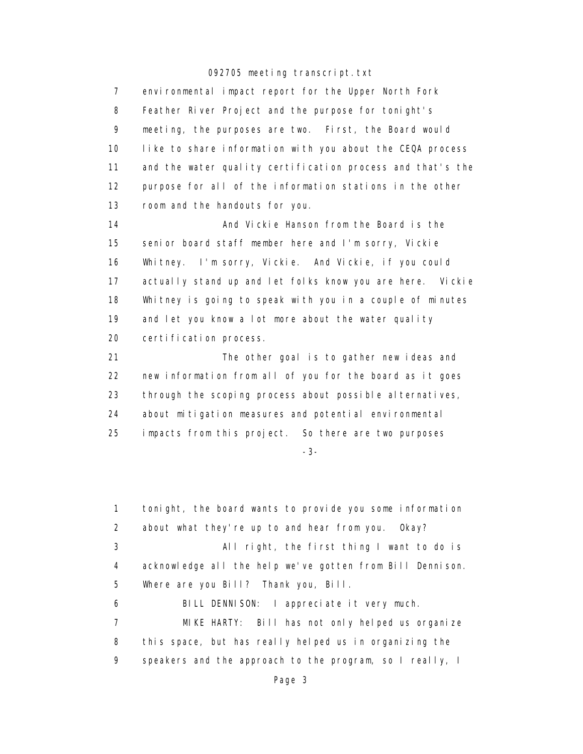7 environmental impact report for the Upper North Fork
8 Feather River Project and the purpose for tonight's
9 meeting, the purposes are two. First, the Board would
10 like to share information with you about the CEQA process
11 and the water quality certification process and that's the
12 purpose for all of the information stations in the other
13 room and the handouts for you.

14 And Vickie Hanson from the Board is the
15 senior board staff member here and I'm sorry, Vickie
16 Whitney. I'm sorry, Vickie. And Vickie, if you could
17 actually stand up and let folks know you are here. Vickie
18 Whitney is going to speak with you in a couple of minutes
19 and let you know a lot more about the water quality
20 certification process.

21 The other goal is to gather new ideas and
22 new information from all of you for the board as it goes
23 through the scoping process about possible alternatives,
24 about mitigation measures and potential environmental
25 impacts from this project. So there are two purposes

-3-

1 tonight, the board wants to provide you some information
2 about what they're up to and hear from you. Okay?

3 All right, the first thing I want to do is
4 acknowledge all the help we've gotten from Bill Dennison.
5 Where are you Bill? Thank you, Bill.

6 BILL DENNISON: I appreciate it very much.

7 MIKE HARTY: Bill has not only helped us organize
8 this space, but has really helped us in organizing the
9 speakers and the approach to the program, so I really, I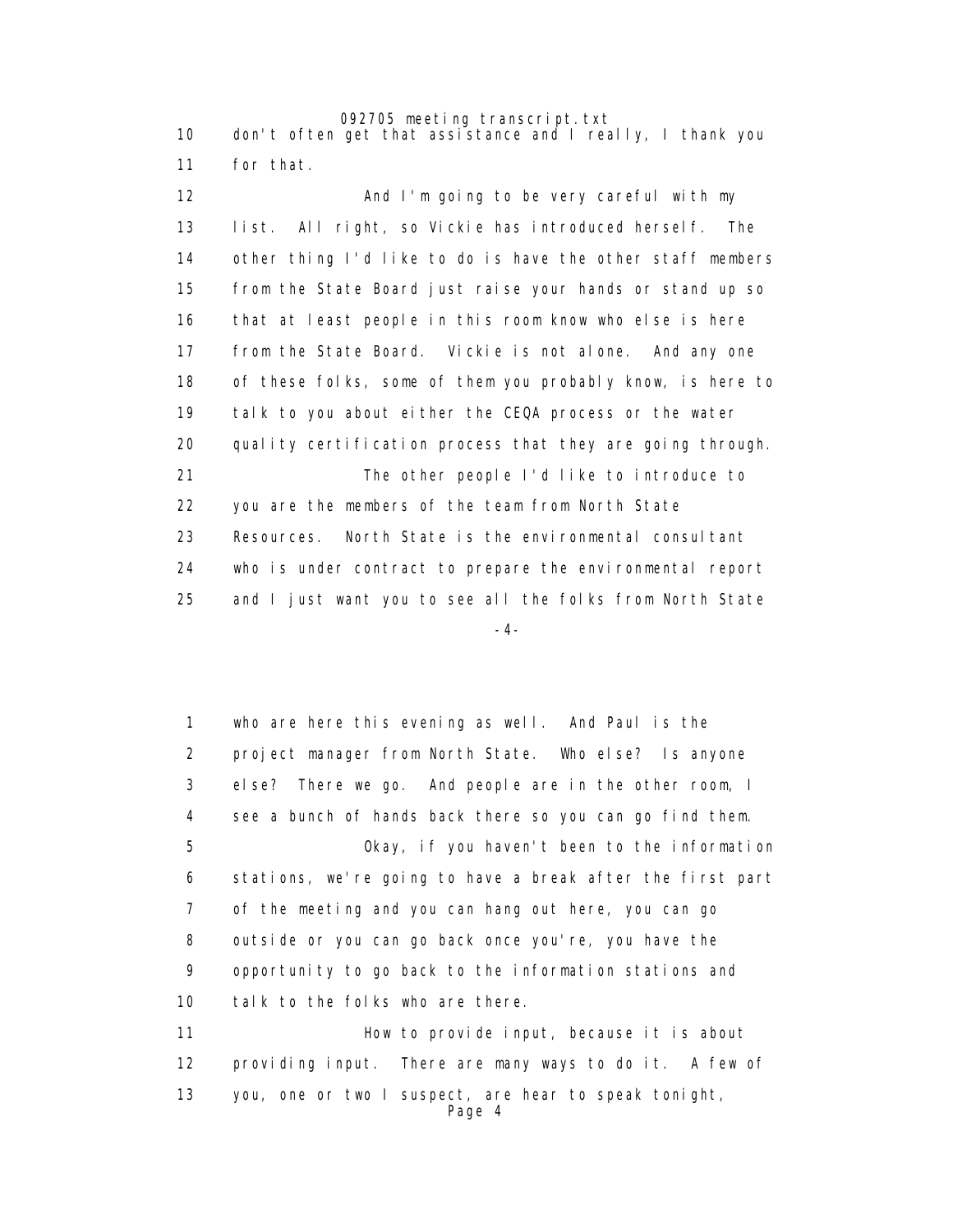10 don't often get that assistance and I really, I thank you
11 for that.

12 And I'm going to be very careful with my
13 list. All right, so Vickie has introduced herself. The
14 other thing I'd like to do is have the other staff members
15 from the State Board just raise your hands or stand up so
16 that at least people in this room know who else is here
17 from the State Board. Vickie is not alone. And any one
18 of these folks, some of them you probably know, is here to
19 talk to you about either the CEQA process or the water
20 quality certification process that they are going through.

21 The other people I'd like to introduce to
22 you are the members of the team from North State
23 Resources. North State is the environmental consultant
24 who is under contract to prepare the environmental report
25 and I just want you to see all the folks from North State

-4-

1 who are here this evening as well. And Paul is the
2 project manager from North State. Who else? Is anyone
3 else? There we go. And people are in the other room, I
4 see a bunch of hands back there so you can go find them.

5 Okay, if you haven't been to the information
6 stations, we're going to have a break after the first part
7 of the meeting and you can hang out here, you can go
8 outside or you can go back once you're, you have the
9 opportunity to go back to the information stations and
10 talk to the folks who are there.

11 How to provide input, because it is about
12 providing input. There are many ways to do it. A few of
13 you, one or two I suspect, are hear to speak tonight,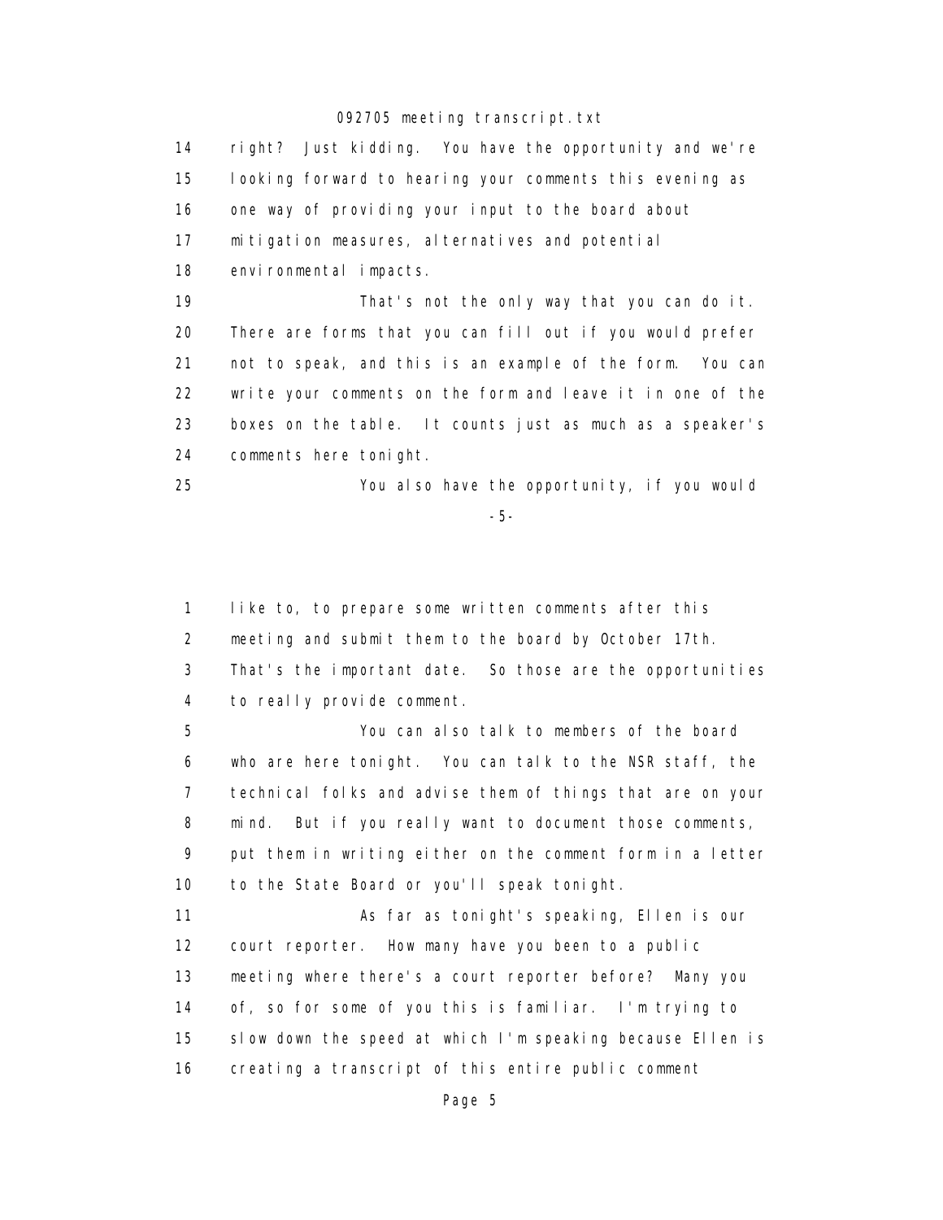14 right? Just kidding. You have the opportunity and we're
15 looking forward to hearing your comments this evening as
16 one way of providing your input to the board about
17 mitigation measures, alternatives and potential
18 environmental impacts.
19 That's not the only way that you can do it.
20 There are forms that you can fill out if you would prefer
21 not to speak, and this is an example of the form. You can
22 write your comments on the form and leave it in one of the
23 boxes on the table. It counts just as much as a speaker's
24 comments here tonight.
25 You also have the opportunity, if you would

-5-

1 like to, to prepare some written comments after this
2 meeting and submit them to the board by October 17th.
3 That's the important date. So those are the opportunities
4 to really provide comment.
5 You can also talk to members of the board
6 who are here tonight. You can talk to the NSR staff, the
7 technical folks and advise them of things that are on your
8 mind. But if you really want to document those comments,
9 put them in writing either on the comment form in a letter
10 to the State Board or you'll speak tonight.
11 As far as tonight's speaking, Ellen is our
12 court reporter. How many have you been to a public
13 meeting where there's a court reporter before? Many you
14 of, so for some of you this is familiar. I'm trying to
15 slow down the speed at which I'm speaking because Ellen is
16 creating a transcript of this entire public comment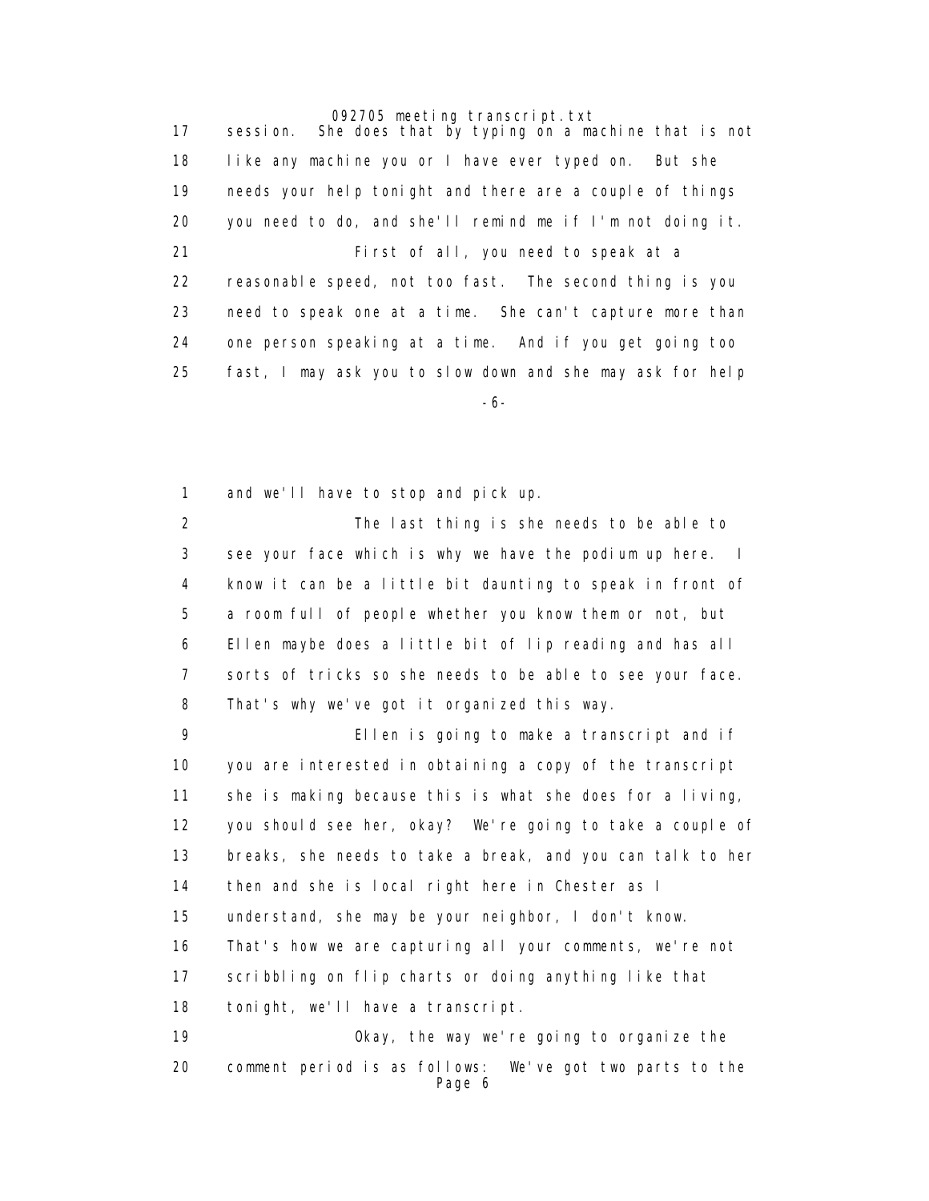session. She does that by typing on a machine that is not like any machine you or I have ever typed on. But she needs your help tonight and there are a couple of things you need to do, and she'll remind me if I'm not doing it.

First of all, you need to speak at a reasonable speed, not too fast. The second thing is you need to speak one at a time. She can't capture more than one person speaking at a time. And if you get going too fast, I may ask you to slow down and she may ask for help and we'll have to stop and pick up.

The last thing is she needs to be able to see your face which is why we have the podium up here. I know it can be a little bit daunting to speak in front of a room full of people whether you know them or not, but Ellen maybe does a little bit of lip reading and has all sorts of tricks so she needs to be able to see your face. That's why we've got it organized this way.

Ellen is going to make a transcript and if you are interested in obtaining a copy of the transcript she is making because this is what she does for a living, you should see her, okay? We're going to take a couple of breaks, she needs to take a break, and you can talk to her then and she is local right here in Chester as I understand, she may be your neighbor, I don't know. That's how we are capturing all your comments, we're not scribbling on flip charts or doing anything like that tonight, we'll have a transcript.

Okay, the way we're going to organize the comment period is as follows: We've got two parts to the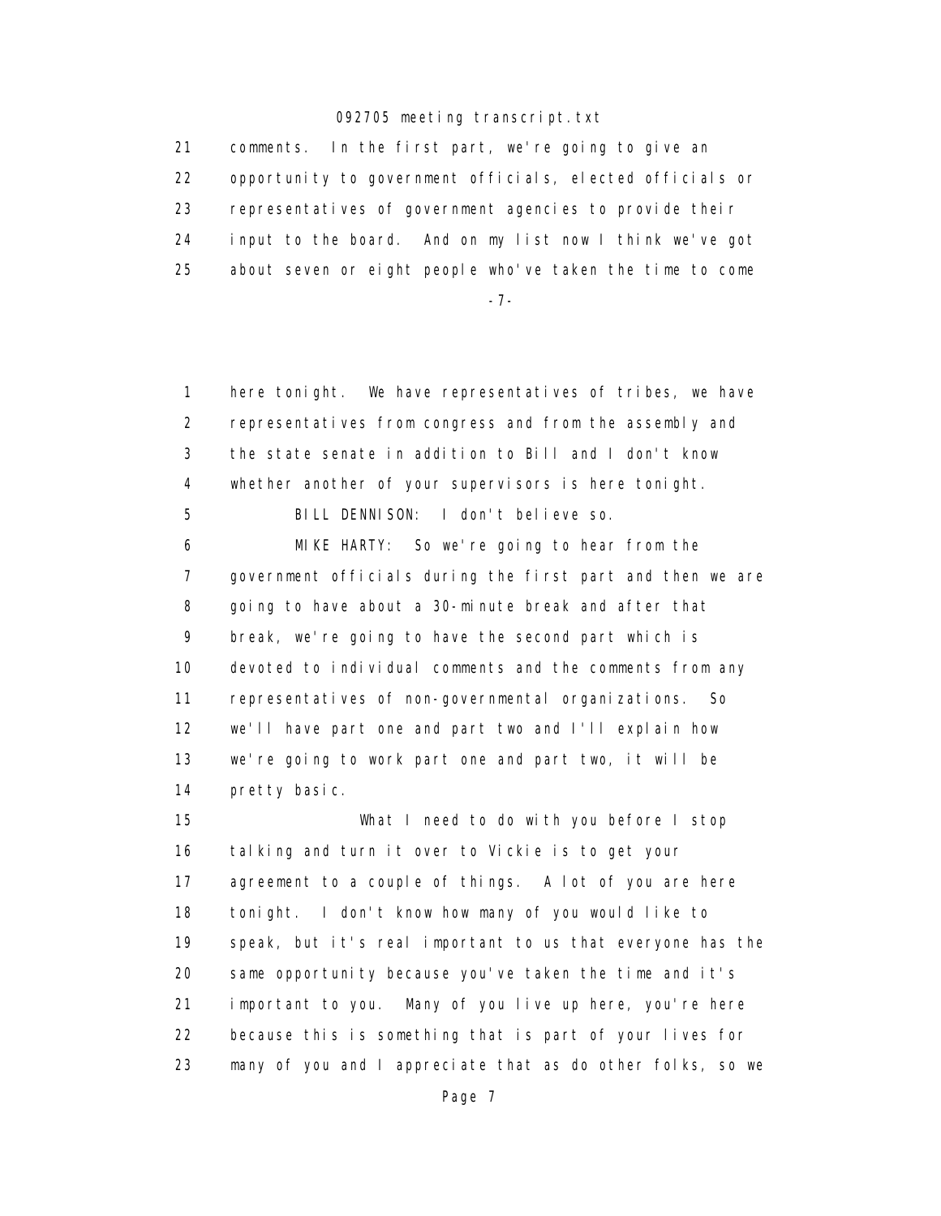comments. In the first part, we're going to give an opportunity to government officials, elected officials or representatives of government agencies to provide their input to the board. And on my list now I think we've got about seven or eight people who've taken the time to come

here tonight. We have representatives of tribes, we have representatives from congress and from the assembly and the state senate in addition to Bill and I don't know whether another of your supervisors is here tonight.

BILL DENNISON: I don't believe so.

MIKE HARTY: So we're going to hear from the government officials during the first part and then we are going to have about a 30-minute break and after that break, we're going to have the second part which is devoted to individual comments and the comments from any representatives of non-governmental organizations. So we'll have part one and part two and I'll explain how we're going to work part one and part two, it will be pretty basic.

What I need to do with you before I stop talking and turn it over to Vickie is to get your agreement to a couple of things. A lot of you are here tonight. I don't know how many of you would like to speak, but it's real important to us that everyone has the same opportunity because you've taken the time and it's important to you. Many of you live up here, you're here because this is something that is part of your lives for many of you and I appreciate that as do other folks, so we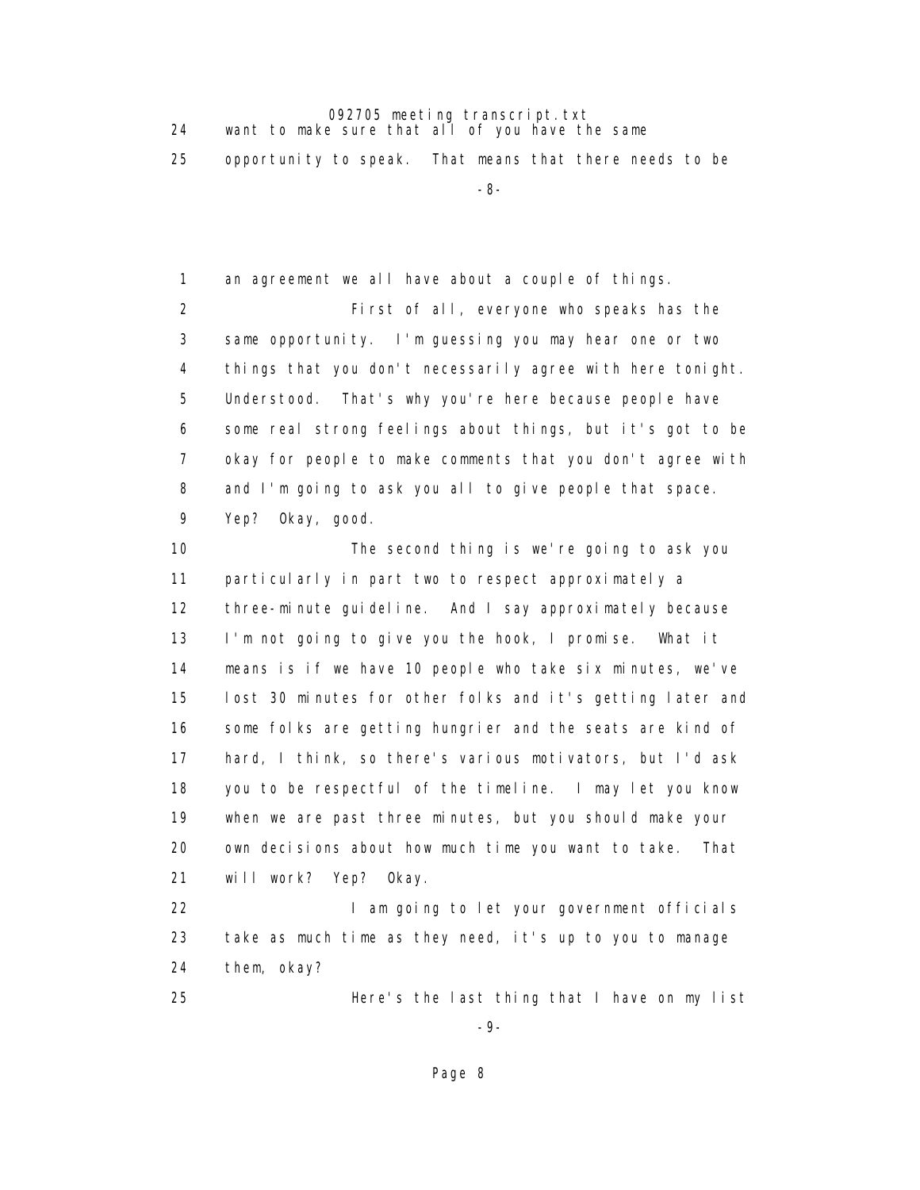24 want to make sure that all of you have the same
25 opportunity to speak. That means that there needs to be

1 an agreement we all have about a couple of things.
2 First of all, everyone who speaks has the
3 same opportunity. I'm guessing you may hear one or two
4 things that you don't necessarily agree with here tonight.
5 Understood. That's why you're here because people have
6 some real strong feelings about things, but it's got to be
7 okay for people to make comments that you don't agree with
8 and I'm going to ask you all to give people that space.
9 Yep? Okay, good.
10 The second thing is we're going to ask you
11 particularly in part two to respect approximately a
12 three-minute guideline. And I say approximately because
13 I'm not going to give you the hook, I promise. What it
14 means is if we have 10 people who take six minutes, we've
15 lost 30 minutes for other folks and it's getting later and
16 some folks are getting hungrier and the seats are kind of
17 hard, I think, so there's various motivators, but I'd ask
18 you to be respectful of the timeline. I may let you know
19 when we are past three minutes, but you should make your
20 own decisions about how much time you want to take. That
21 will work? Yep? Okay.
22 I am going to let your government officials
23 take as much time as they need, it's up to you to manage
24 them, okay?
25 Here's the last thing that I have on my list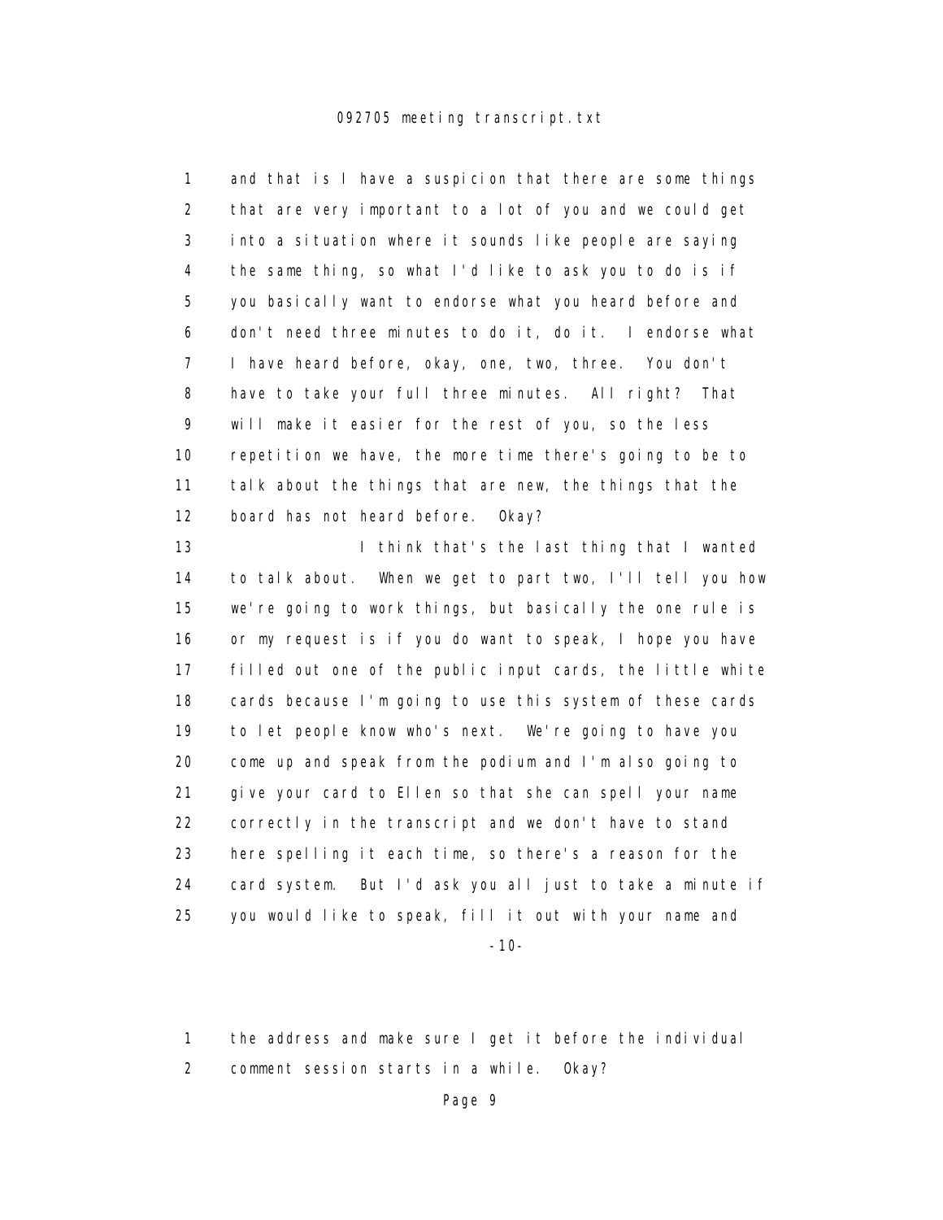1 and that is I have a suspicion that there are some things
2 that are very important to a lot of you and we could get
3 into a situation where it sounds like people are saying
4 the same thing, so what I'd like to ask you to do is if
5 you basically want to endorse what you heard before and
6 don't need three minutes to do it, do it. I endorse what
7 I have heard before, okay, one, two, three. You don't
8 have to take your full three minutes. All right? That
9 will make it easier for the rest of you, so the less
10 repetition we have, the more time there's going to be to
11 talk about the things that are new, the things that the
12 board has not heard before. Okay?
13 I think that's the last thing that I wanted
14 to talk about. When we get to part two, I'll tell you how
15 we're going to work things, but basically the one rule is
16 or my request is if you do want to speak, I hope you have
17 filled out one of the public input cards, the little white
18 cards because I'm going to use this system of these cards
19 to let people know who's next. We're going to have you
20 come up and speak from the podium and I'm also going to
21 give your card to Ellen so that she can spell your name
22 correctly in the transcript and we don't have to stand
23 here spelling it each time, so there's a reason for the
24 card system. But I'd ask you all just to take a minute if
25 you would like to speak, fill it out with your name and

-10-

1 the address and make sure I get it before the individual
2 comment session starts in a while. Okay?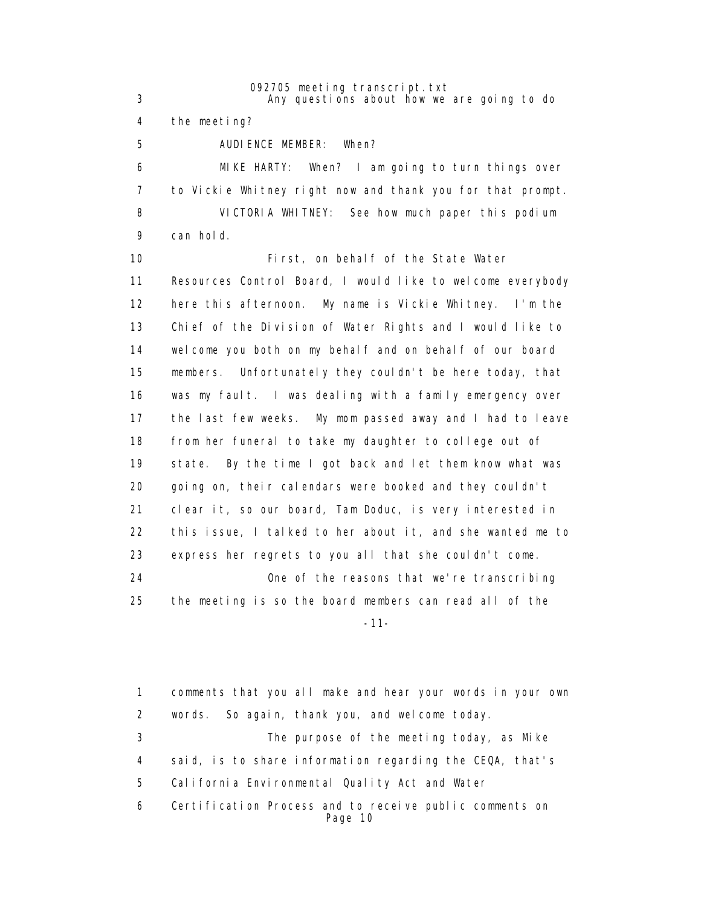3 Any questions about how we are going to do

4 the meeting?

5 AUDIENCE MEMBER: When?

6 MIKE HARTY: When? I am going to turn things over

7 to Vickie Whitney right now and thank you for that prompt.

8 VICTORIA WHITNEY: See how much paper this podium

9 can hold.

10 First, on behalf of the State Water

11 Resources Control Board, I would like to welcome everybody

12 here this afternoon. My name is Vickie Whitney. I'm the

13 Chief of the Division of Water Rights and I would like to

14 welcome you both on my behalf and on behalf of our board

15 members. Unfortunately they couldn't be here today, that

16 was my fault. I was dealing with a family emergency over

17 the last few weeks. My mom passed away and I had to leave

18 from her funeral to take my daughter to college out of

19 state. By the time I got back and let them know what was

20 going on, their calendars were booked and they couldn't

21 clear it, so our board, Tam Doduc, is very interested in

22 this issue, I talked to her about it, and she wanted me to

23 express her regrets to you all that she couldn't come.

24 One of the reasons that we're transcribing

25 the meeting is so the board members can read all of the

-11-

1 comments that you all make and hear your words in your own

2 words. So again, thank you, and welcome today.

3 The purpose of the meeting today, as Mike

4 said, is to share information regarding the CEQA, that's

5 California Environmental Quality Act and Water

6 Certification Process and to receive public comments on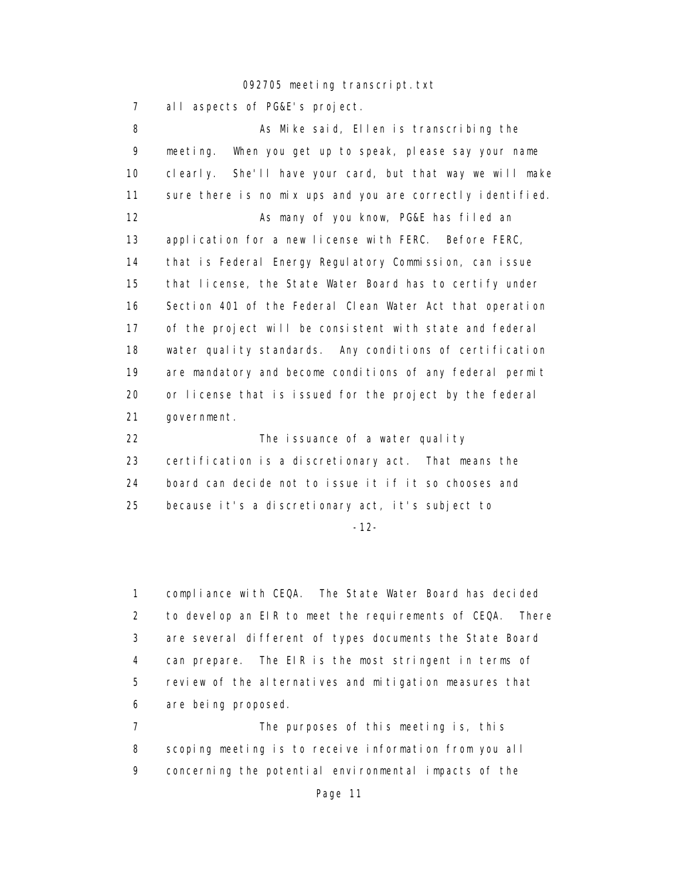all aspects of PG&E's project.

As Mike said, Ellen is transcribing the meeting. When you get up to speak, please say your name clearly. She'll have your card, but that way we will make sure there is no mix ups and you are correctly identified.

As many of you know, PG&E has filed an application for a new license with FERC. Before FERC, that is Federal Energy Regulatory Commission, can issue that license, the State Water Board has to certify under Section 401 of the Federal Clean Water Act that operation of the project will be consistent with state and federal water quality standards. Any conditions of certification are mandatory and become conditions of any federal permit or license that is issued for the project by the federal government.

The issuance of a water quality certification is a discretionary act. That means the board can decide not to issue it if it so chooses and because it's a discretionary act, it's subject to

compliance with CEQA. The State Water Board has decided to develop an EIR to meet the requirements of CEQA. There are several different of types documents the State Board can prepare. The EIR is the most stringent in terms of review of the alternatives and mitigation measures that are being proposed.

The purposes of this meeting is, this scoping meeting is to receive information from you all concerning the potential environmental impacts of the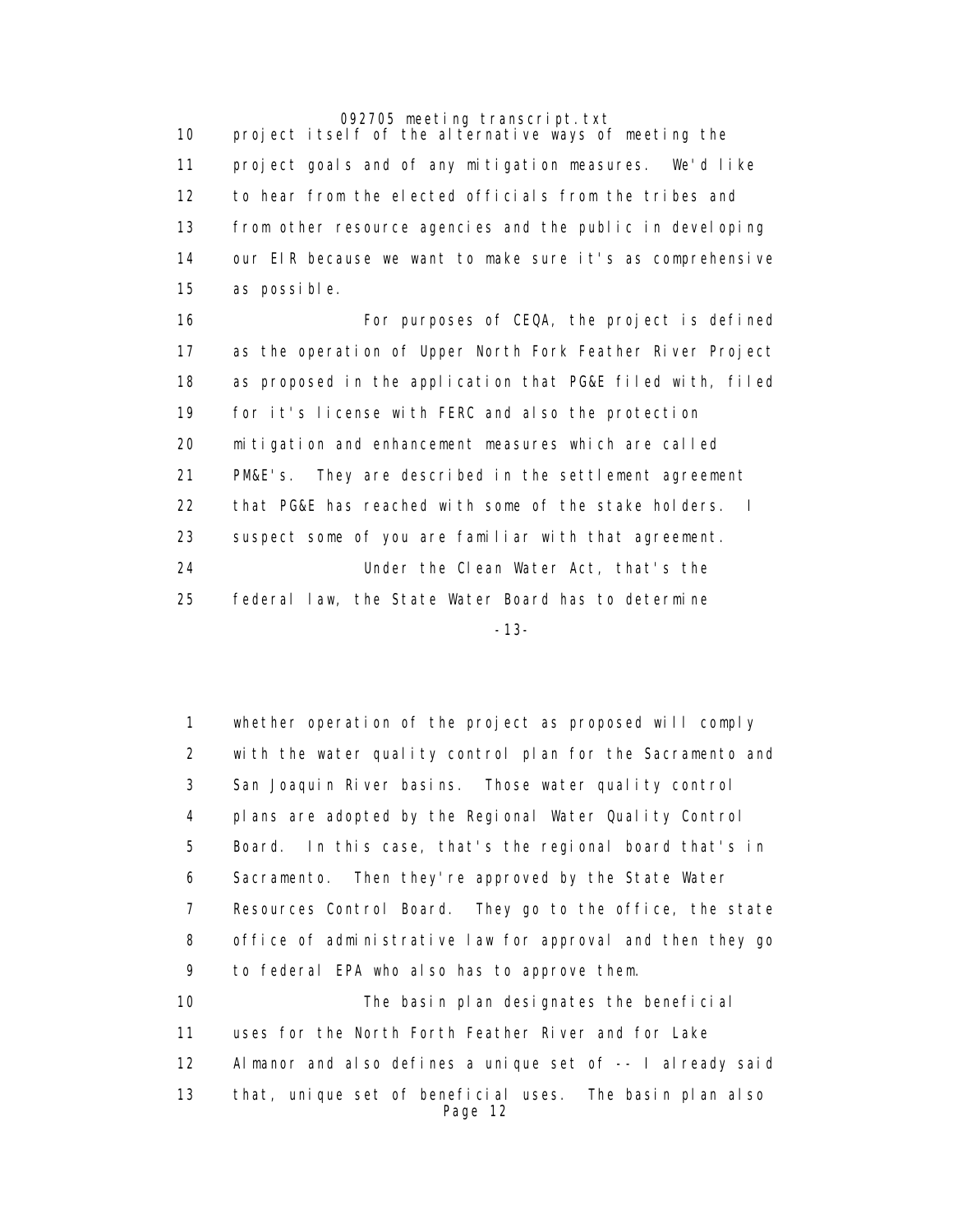10 project itself of the alternative ways of meeting the
11 project goals and of any mitigation measures. We'd like
12 to hear from the elected officials from the tribes and
13 from other resource agencies and the public in developing
14 our EIR because we want to make sure it's as comprehensive
15 as possible.

16 For purposes of CEQA, the project is defined
17 as the operation of Upper North Fork Feather River Project
18 as proposed in the application that PG&E filed with, filed
19 for it's license with FERC and also the protection
20 mitigation and enhancement measures which are called
21 PM&E's. They are described in the settlement agreement
22 that PG&E has reached with some of the stake holders. I
23 suspect some of you are familiar with that agreement.

24 Under the Clean Water Act, that's the
25 federal law, the State Water Board has to determine

-13-

1 whether operation of the project as proposed will comply
2 with the water quality control plan for the Sacramento and
3 San Joaquin River basins. Those water quality control
4 plans are adopted by the Regional Water Quality Control
5 Board. In this case, that's the regional board that's in
6 Sacramento. Then they're approved by the State Water
7 Resources Control Board. They go to the office, the state
8 office of administrative law for approval and then they go
9 to federal EPA who also has to approve them.

10 The basin plan designates the beneficial
11 uses for the North Forth Feather River and for Lake
12 Almanor and also defines a unique set of -- I already said
13 that, unique set of beneficial uses. The basin plan also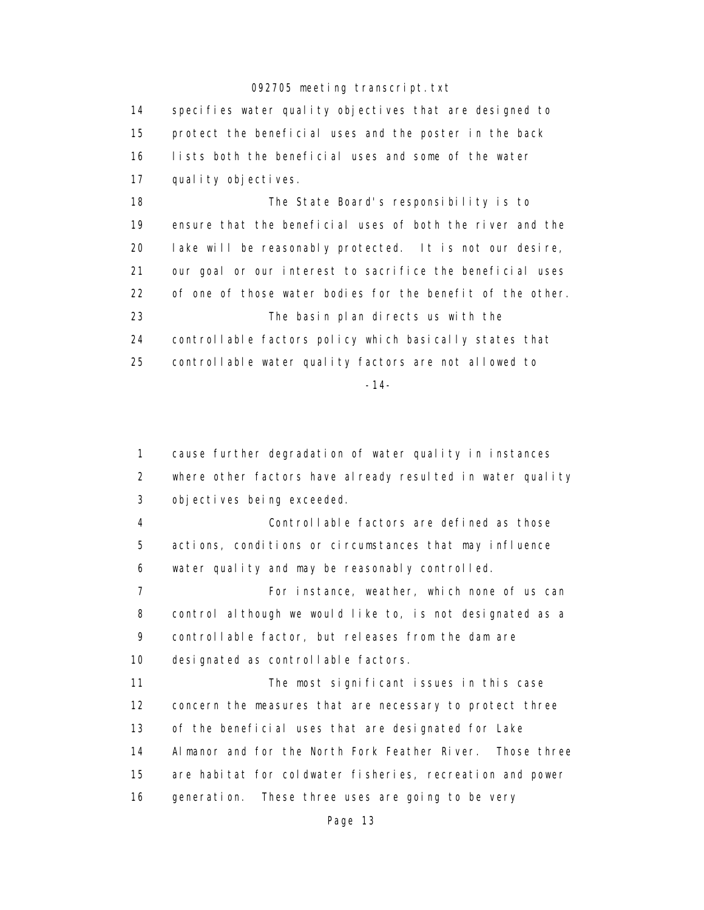specifies water quality objectives that are designed to protect the beneficial uses and the poster in the back lists both the beneficial uses and some of the water quality objectives.

The State Board's responsibility is to ensure that the beneficial uses of both the river and the lake will be reasonably protected. It is not our desire, our goal or our interest to sacrifice the beneficial uses of one of those water bodies for the benefit of the other.

The basin plan directs us with the controllable factors policy which basically states that controllable water quality factors are not allowed to cause further degradation of water quality in instances where other factors have already resulted in water quality objectives being exceeded.

Controllable factors are defined as those actions, conditions or circumstances that may influence water quality and may be reasonably controlled.

For instance, weather, which none of us can control although we would like to, is not designated as a controllable factor, but releases from the dam are designated as controllable factors.

The most significant issues in this case concern the measures that are necessary to protect three of the beneficial uses that are designated for Lake Almanor and for the North Fork Feather River. Those three are habitat for coldwater fisheries, recreation and power generation. These three uses are going to be very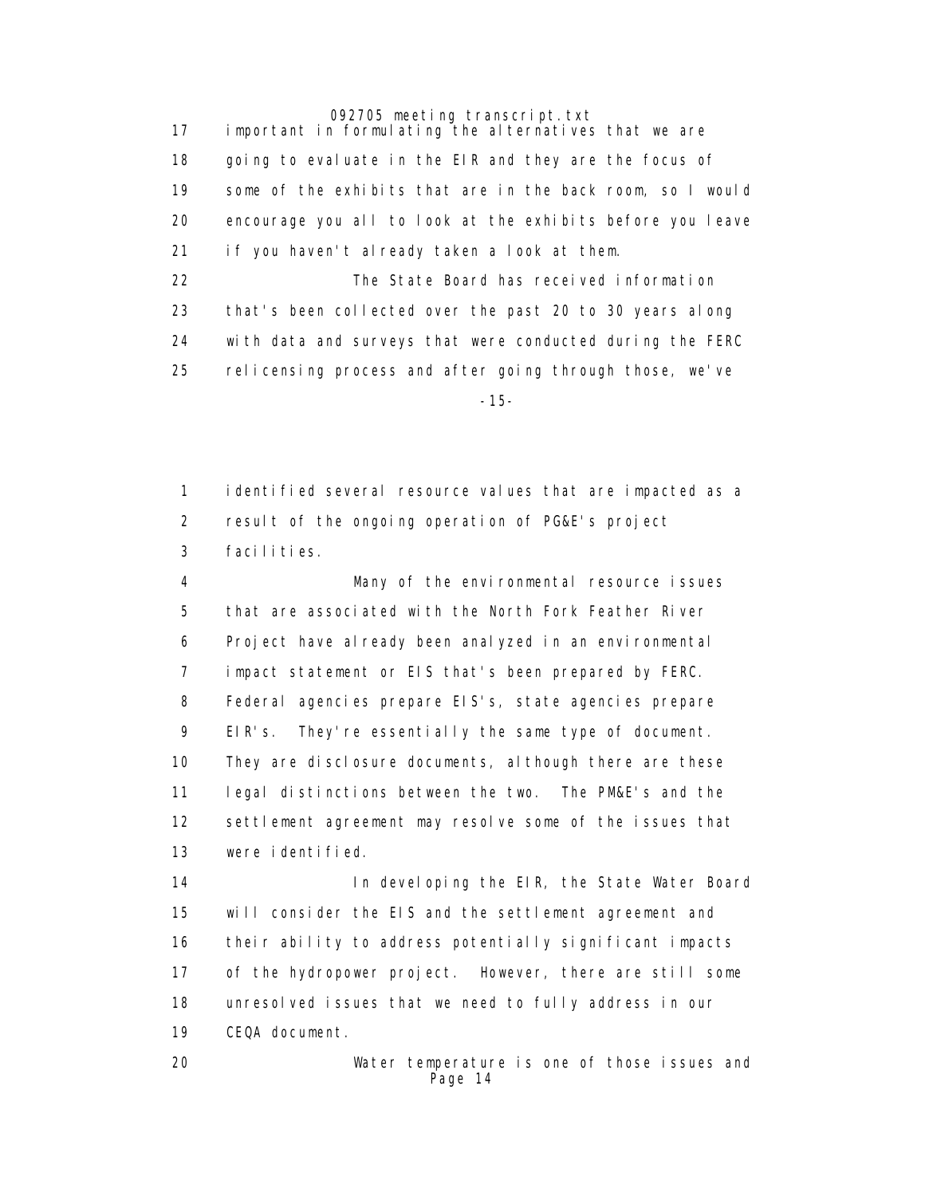17 important in formulating the alternatives that we are

18 going to evaluate in the EIR and they are the focus of

19 some of the exhibits that are in the back room, so I would

20 encourage you all to look at the exhibits before you leave

21 if you haven't already taken a look at them.

22 The State Board has received information

23 that's been collected over the past 20 to 30 years along

24 with data and surveys that were conducted during the FERC

25 relicensing process and after going through those, we've

-15-

1 identified several resource values that are impacted as a

2 result of the ongoing operation of PG&E's project

3 facilities.

4 Many of the environmental resource issues

5 that are associated with the North Fork Feather River

6 Project have already been analyzed in an environmental

7 impact statement or EIS that's been prepared by FERC.

8 Federal agencies prepare EIS's, state agencies prepare

9 EIR's. They're essentially the same type of document.

10 They are disclosure documents, although there are these

11 legal distinctions between the two. The PM&E's and the

12 settlement agreement may resolve some of the issues that

13 were identified.

14 In developing the EIR, the State Water Board

15 will consider the EIS and the settlement agreement and

16 their ability to address potentially significant impacts

17 of the hydropower project. However, there are still some

18 unresolved issues that we need to fully address in our

19 CEQA document.

20 Water temperature is one of those issues and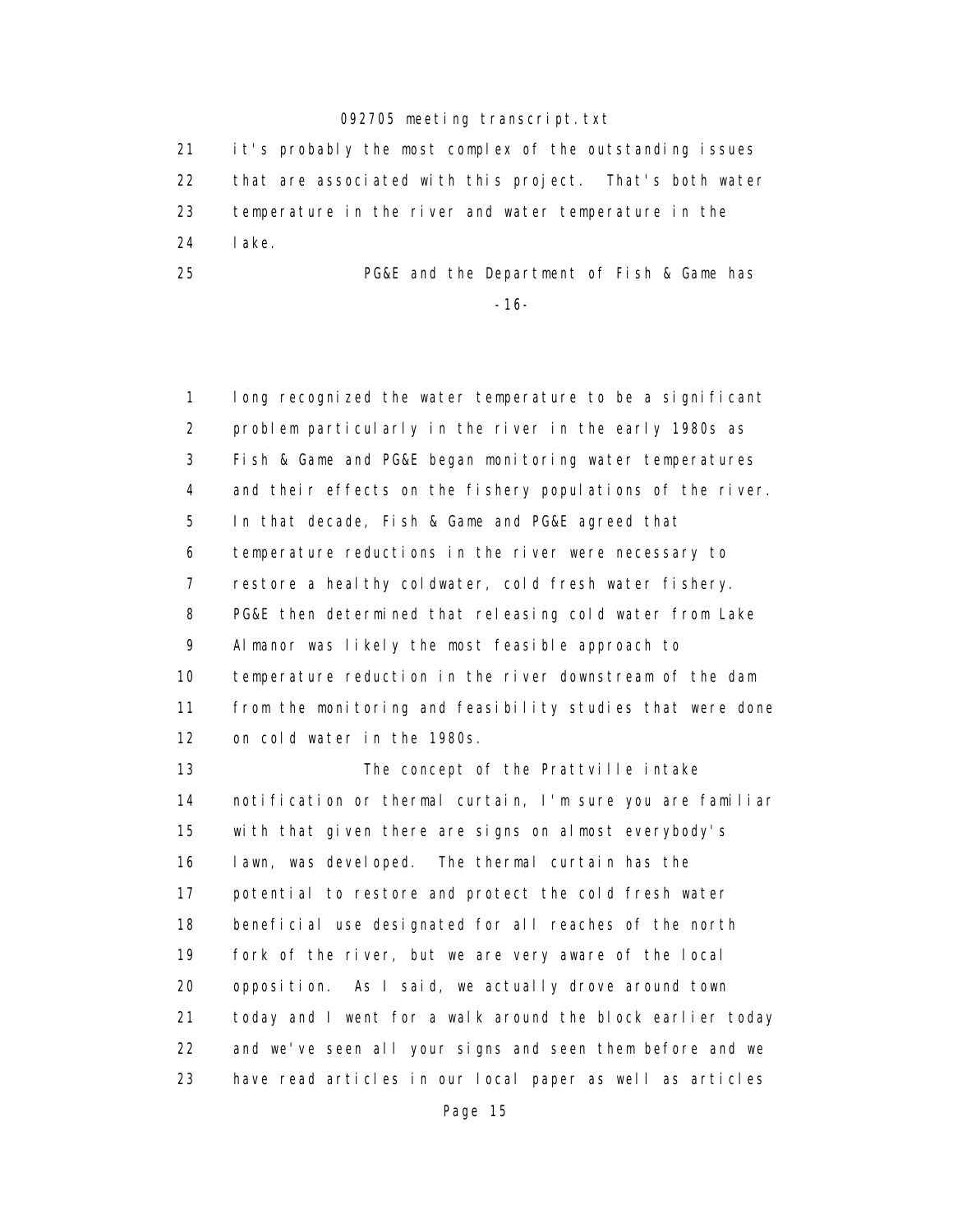21 it's probably the most complex of the outstanding issues
22 that are associated with this project. That's both water
23 temperature in the river and water temperature in the
24 lake.
25 PG&E and the Department of Fish & Game has

-16-

1 long recognized the water temperature to be a significant
2 problem particularly in the river in the early 1980s as
3 Fish & Game and PG&E began monitoring water temperatures
4 and their effects on the fishery populations of the river.
5 In that decade, Fish & Game and PG&E agreed that
6 temperature reductions in the river were necessary to
7 restore a healthy coldwater, cold fresh water fishery.
8 PG&E then determined that releasing cold water from Lake
9 Almanor was likely the most feasible approach to
10 temperature reduction in the river downstream of the dam
11 from the monitoring and feasibility studies that were done
12 on cold water in the 1980s.
13 The concept of the Prattville intake
14 notification or thermal curtain, I'm sure you are familiar
15 with that given there are signs on almost everybody's
16 lawn, was developed. The thermal curtain has the
17 potential to restore and protect the cold fresh water
18 beneficial use designated for all reaches of the north
19 fork of the river, but we are very aware of the local
20 opposition. As I said, we actually drove around town
21 today and I went for a walk around the block earlier today
22 and we've seen all your signs and seen them before and we
23 have read articles in our local paper as well as articles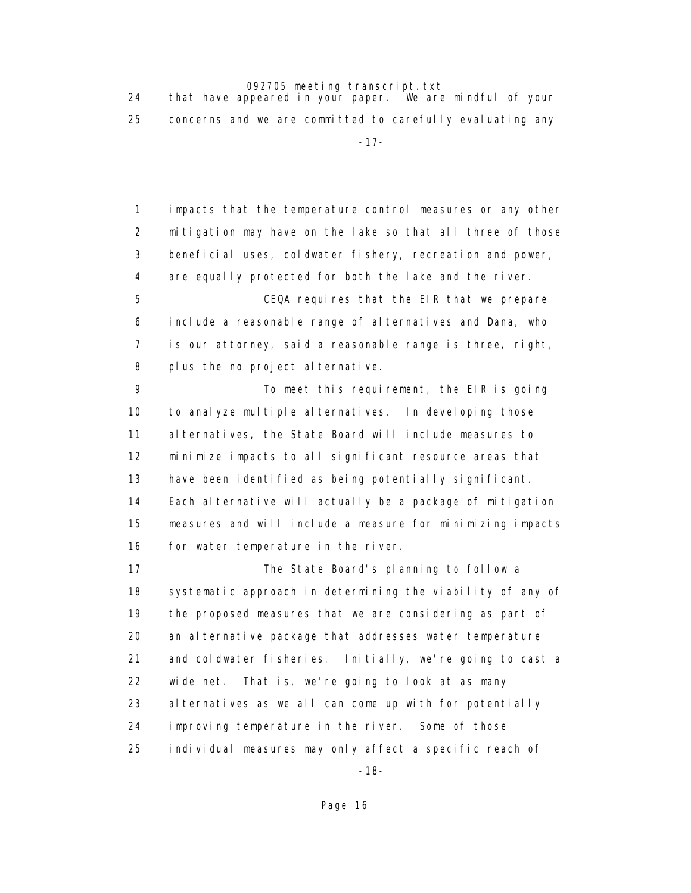that have appeared in your paper. We are mindful of your concerns and we are committed to carefully evaluating any impacts that the temperature control measures or any other mitigation may have on the lake so that all three of those beneficial uses, coldwater fishery, recreation and power, are equally protected for both the lake and the river.

CEQA requires that the EIR that we prepare include a reasonable range of alternatives and Dana, who is our attorney, said a reasonable range is three, right, plus the no project alternative.

To meet this requirement, the EIR is going to analyze multiple alternatives. In developing those alternatives, the State Board will include measures to minimize impacts to all significant resource areas that have been identified as being potentially significant. Each alternative will actually be a package of mitigation measures and will include a measure for minimizing impacts for water temperature in the river.

The State Board's planning to follow a systematic approach in determining the viability of any of the proposed measures that we are considering as part of an alternative package that addresses water temperature and coldwater fisheries. Initially, we're going to cast a wide net. That is, we're going to look at as many alternatives as we all can come up with for potentially improving temperature in the river. Some of those individual measures may only affect a specific reach of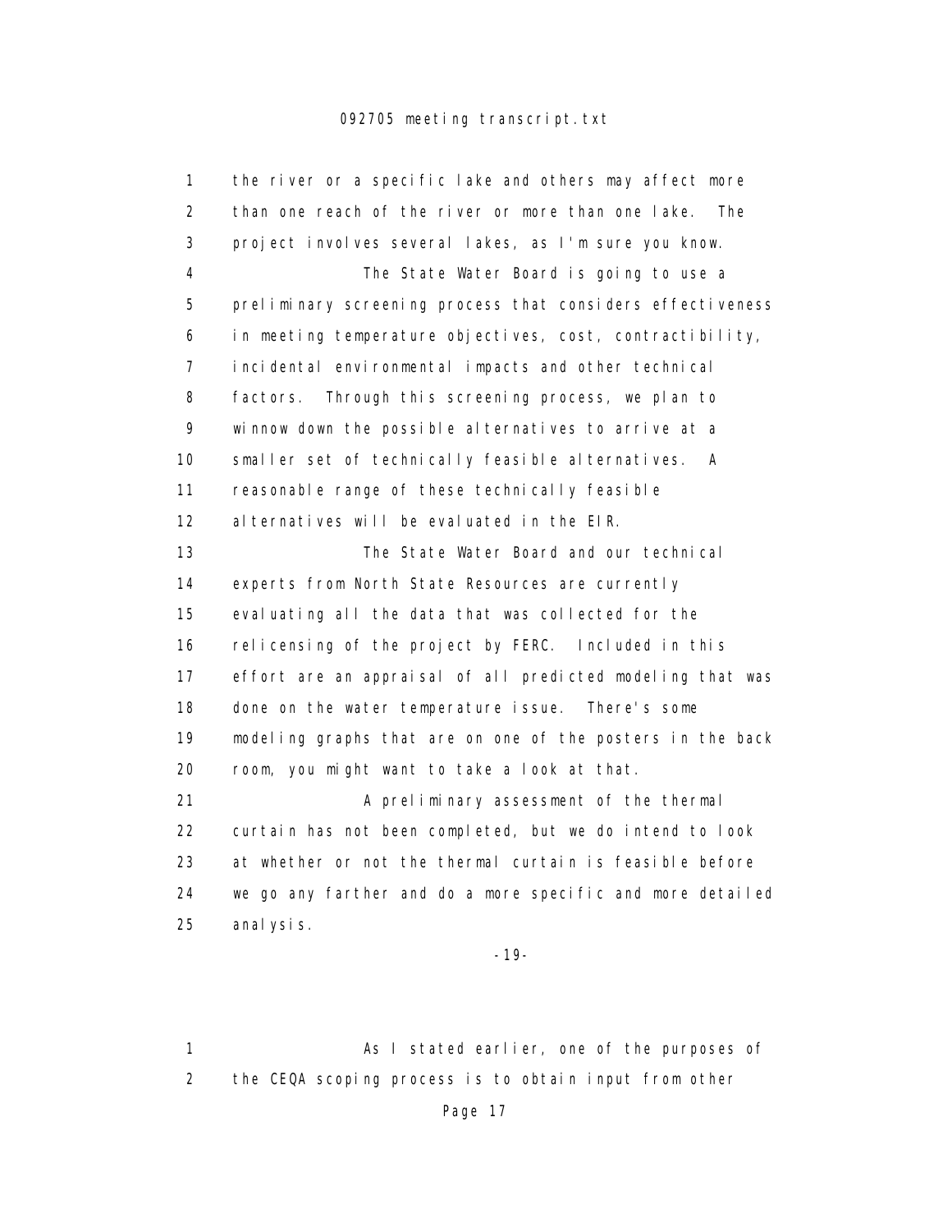1 the river or a specific lake and others may affect more
2 than one reach of the river or more than one lake. The
3 project involves several lakes, as I'm sure you know.
4 The State Water Board is going to use a
5 preliminary screening process that considers effectiveness
6 in meeting temperature objectives, cost, contractibility,
7 incidental environmental impacts and other technical
8 factors. Through this screening process, we plan to
9 winnow down the possible alternatives to arrive at a
10 smaller set of technically feasible alternatives. A
11 reasonable range of these technically feasible
12 alternatives will be evaluated in the EIR.
13 The State Water Board and our technical
14 experts from North State Resources are currently
15 evaluating all the data that was collected for the
16 relicensing of the project by FERC. Included in this
17 effort are an appraisal of all predicted modeling that was
18 done on the water temperature issue. There's some
19 modeling graphs that are on one of the posters in the back
20 room, you might want to take a look at that.
21 A preliminary assessment of the thermal
22 curtain has not been completed, but we do intend to look
23 at whether or not the thermal curtain is feasible before
24 we go any farther and do a more specific and more detailed
25 analysis.

-19-

1 As I stated earlier, one of the purposes of
2 the CEQA scoping process is to obtain input from other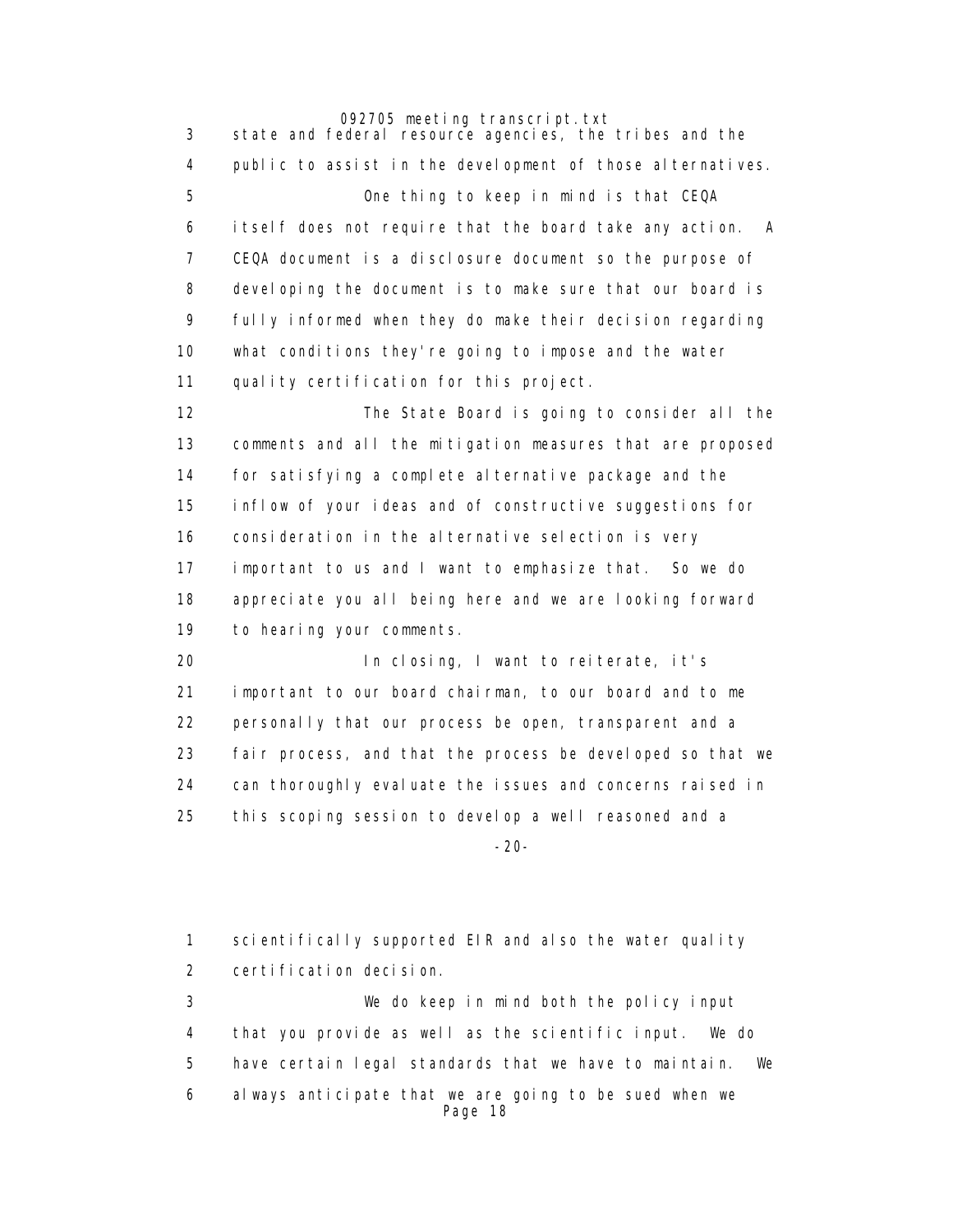state and federal resource agencies, the tribes and the public to assist in the development of those alternatives.

One thing to keep in mind is that CEQA itself does not require that the board take any action. A CEQA document is a disclosure document so the purpose of developing the document is to make sure that our board is fully informed when they do make their decision regarding what conditions they're going to impose and the water quality certification for this project.

The State Board is going to consider all the comments and all the mitigation measures that are proposed for satisfying a complete alternative package and the inflow of your ideas and of constructive suggestions for consideration in the alternative selection is very important to us and I want to emphasize that. So we do appreciate you all being here and we are looking forward to hearing your comments.

In closing, I want to reiterate, it's important to our board chairman, to our board and to me personally that our process be open, transparent and a fair process, and that the process be developed so that we can thoroughly evaluate the issues and concerns raised in this scoping session to develop a well reasoned and a scientifically supported EIR and also the water quality certification decision.

We do keep in mind both the policy input that you provide as well as the scientific input. We do have certain legal standards that we have to maintain. We always anticipate that we are going to be sued when we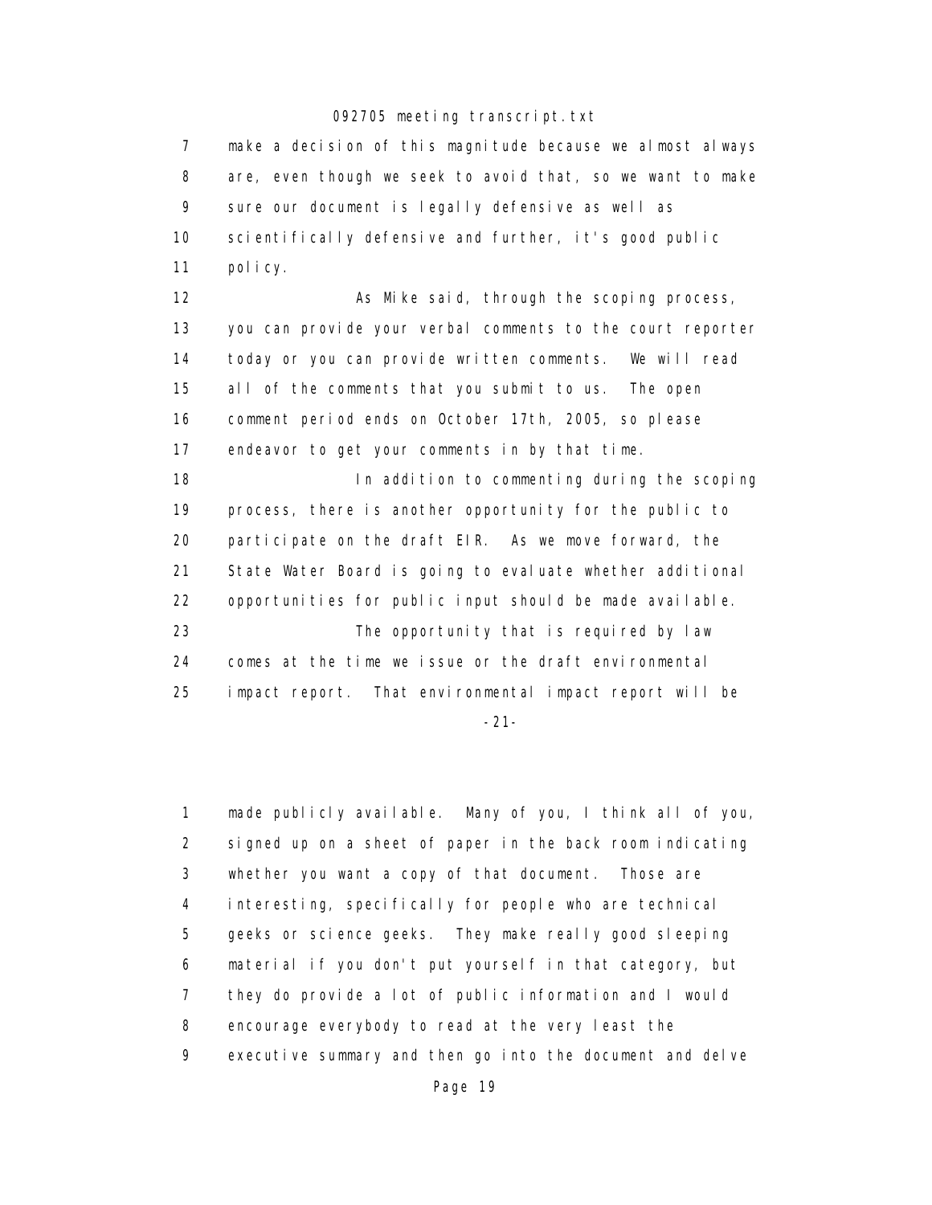7 make a decision of this magnitude because we almost always
8 are, even though we seek to avoid that, so we want to make
9 sure our document is legally defensive as well as
10 scientifically defensive and further, it's good public
11 policy.

12 As Mike said, through the scoping process,
13 you can provide your verbal comments to the court reporter
14 today or you can provide written comments. We will read
15 all of the comments that you submit to us. The open
16 comment period ends on October 17th, 2005, so please
17 endeavor to get your comments in by that time.

18 In addition to commenting during the scoping
19 process, there is another opportunity for the public to
20 participate on the draft EIR. As we move forward, the
21 State Water Board is going to evaluate whether additional
22 opportunities for public input should be made available.

23 The opportunity that is required by law
24 comes at the time we issue or the draft environmental
25 impact report. That environmental impact report will be

-21-

1 made publicly available. Many of you, I think all of you,
2 signed up on a sheet of paper in the back room indicating
3 whether you want a copy of that document. Those are
4 interesting, specifically for people who are technical
5 geeks or science geeks. They make really good sleeping
6 material if you don't put yourself in that category, but
7 they do provide a lot of public information and I would
8 encourage everybody to read at the very least the
9 executive summary and then go into the document and delve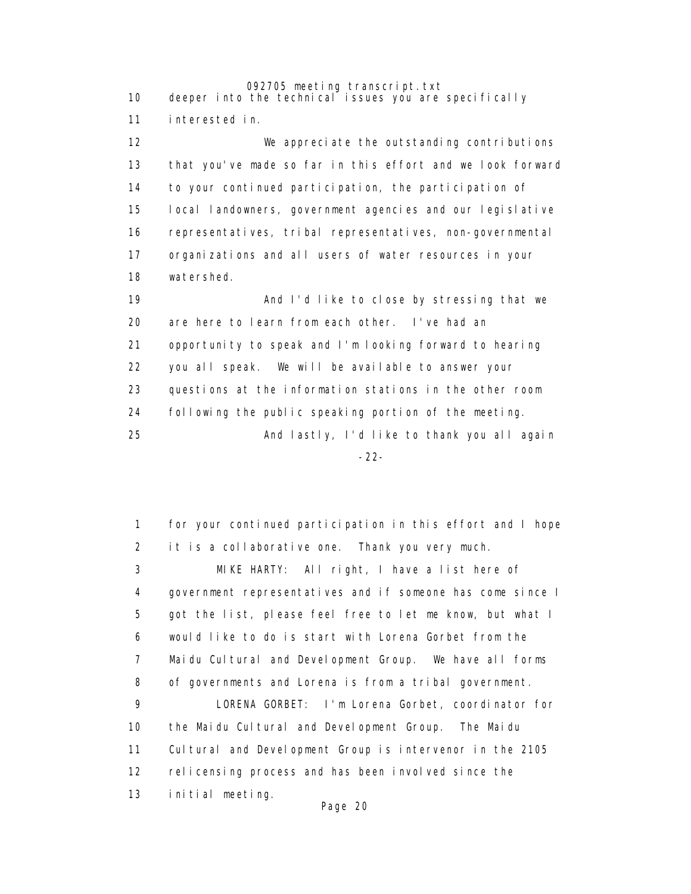10 deeper into the technical issues you are specifically
11 interested in.

12 We appreciate the outstanding contributions
13 that you've made so far in this effort and we look forward
14 to your continued participation, the participation of
15 local landowners, government agencies and our legislative
16 representatives, tribal representatives, non-governmental
17 organizations and all users of water resources in your
18 watershed.

19 And I'd like to close by stressing that we
20 are here to learn from each other. I've had an
21 opportunity to speak and I'm looking forward to hearing
22 you all speak. We will be available to answer your
23 questions at the information stations in the other room
24 following the public speaking portion of the meeting.

25 And lastly, I'd like to thank you all again

-22-

1 for your continued participation in this effort and I hope
2 it is a collaborative one. Thank you very much.

3 MIKE HARTY: All right, I have a list here of
4 government representatives and if someone has come since I
5 got the list, please feel free to let me know, but what I
6 would like to do is start with Lorena Gorbet from the
7 Maidu Cultural and Development Group. We have all forms
8 of governments and Lorena is from a tribal government.

9 LORENA GORBET: I'm Lorena Gorbet, coordinator for
10 the Maidu Cultural and Development Group. The Maidu
11 Cultural and Development Group is intervenor in the 2105
12 relicensing process and has been involved since the
13 initial meeting.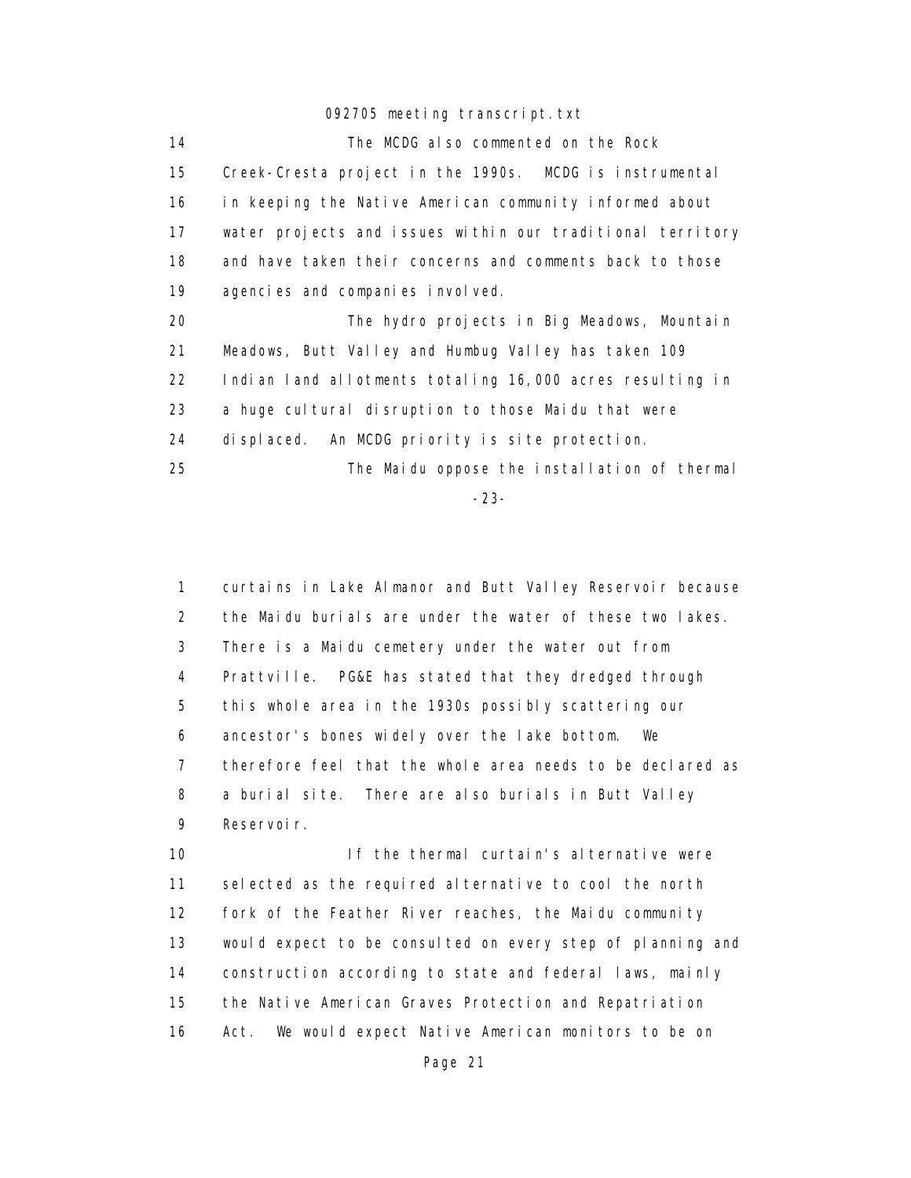The MCDG also commented on the Rock Creek-Cresta project in the 1990s. MCDG is instrumental in keeping the Native American community informed about water projects and issues within our traditional territory and have taken their concerns and comments back to those agencies and companies involved.

The hydro projects in Big Meadows, Mountain Meadows, Butt Valley and Humbug Valley has taken 109 Indian land allotments totaling 16,000 acres resulting in a huge cultural disruption to those Maidu that were displaced. An MCDG priority is site protection.

The Maidu oppose the installation of thermal curtains in Lake Almanor and Butt Valley Reservoir because the Maidu burials are under the water of these two lakes. There is a Maidu cemetery under the water out from Prattville. PG&E has stated that they dredged through this whole area in the 1930s possibly scattering our ancestor's bones widely over the lake bottom. We therefore feel that the whole area needs to be declared as a burial site. There are also burials in Butt Valley Reservoir.

If the thermal curtain's alternative were selected as the required alternative to cool the north fork of the Feather River reaches, the Maidu community would expect to be consulted on every step of planning and construction according to state and federal laws, mainly the Native American Graves Protection and Repatriation Act. We would expect Native American monitors to be on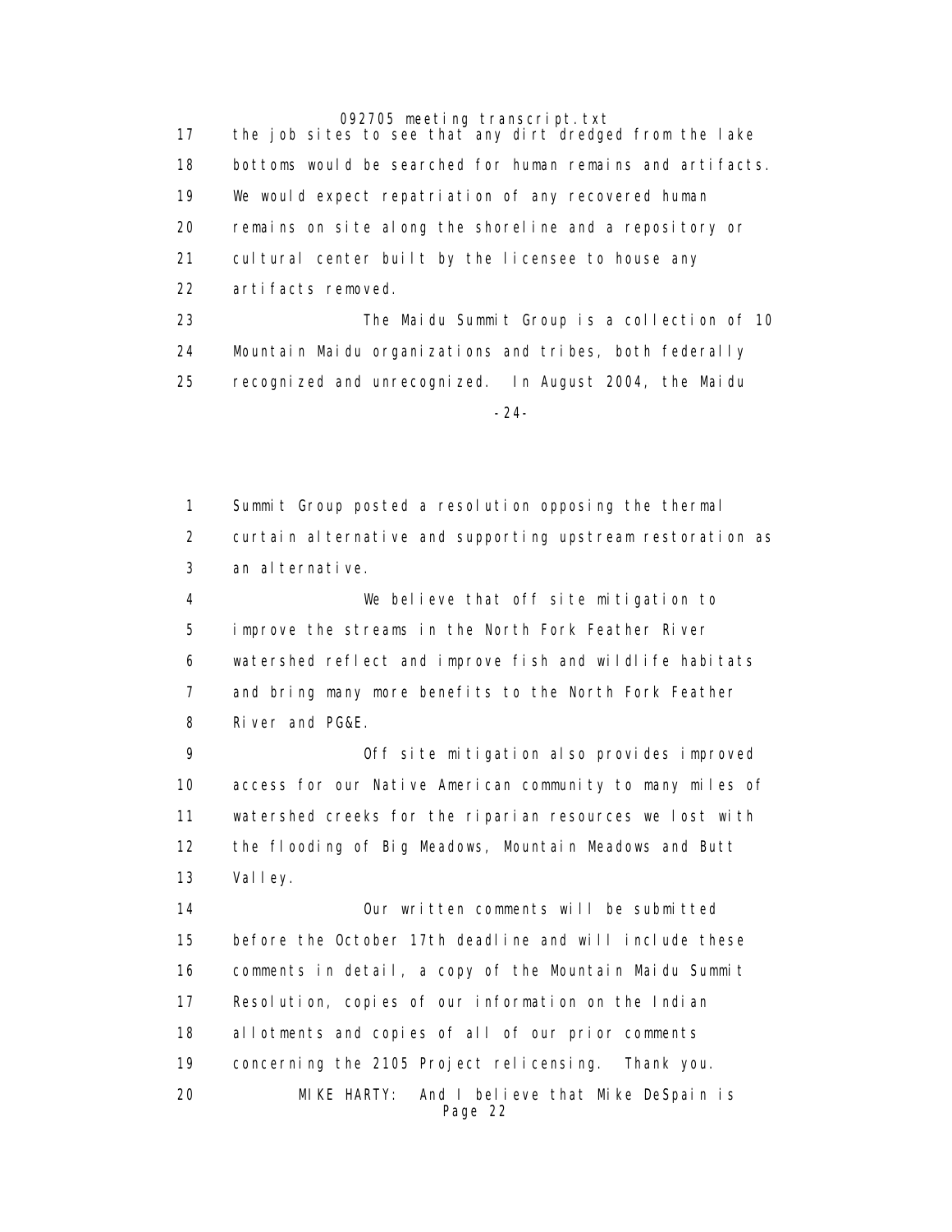17 the job sites to see that any dirt dredged from the lake
18 bottoms would be searched for human remains and artifacts.
19 We would expect repatriation of any recovered human
20 remains on site along the shoreline and a repository or
21 cultural center built by the licensee to house any
22 artifacts removed.
23 The Maidu Summit Group is a collection of 10
24 Mountain Maidu organizations and tribes, both federally
25 recognized and unrecognized. In August 2004, the Maidu

-24-

1 Summit Group posted a resolution opposing the thermal
2 curtain alternative and supporting upstream restoration as
3 an alternative.
4 We believe that off site mitigation to
5 improve the streams in the North Fork Feather River
6 watershed reflect and improve fish and wildlife habitats
7 and bring many more benefits to the North Fork Feather
8 River and PG&E.
9 Off site mitigation also provides improved
10 access for our Native American community to many miles of
11 watershed creeks for the riparian resources we lost with
12 the flooding of Big Meadows, Mountain Meadows and Butt
13 Valley.
14 Our written comments will be submitted
15 before the October 17th deadline and will include these
16 comments in detail, a copy of the Mountain Maidu Summit
17 Resolution, copies of our information on the Indian
18 allotments and copies of all of our prior comments
19 concerning the 2105 Project relicensing. Thank you.
20 MIKE HARTY: And I believe that Mike DeSpain is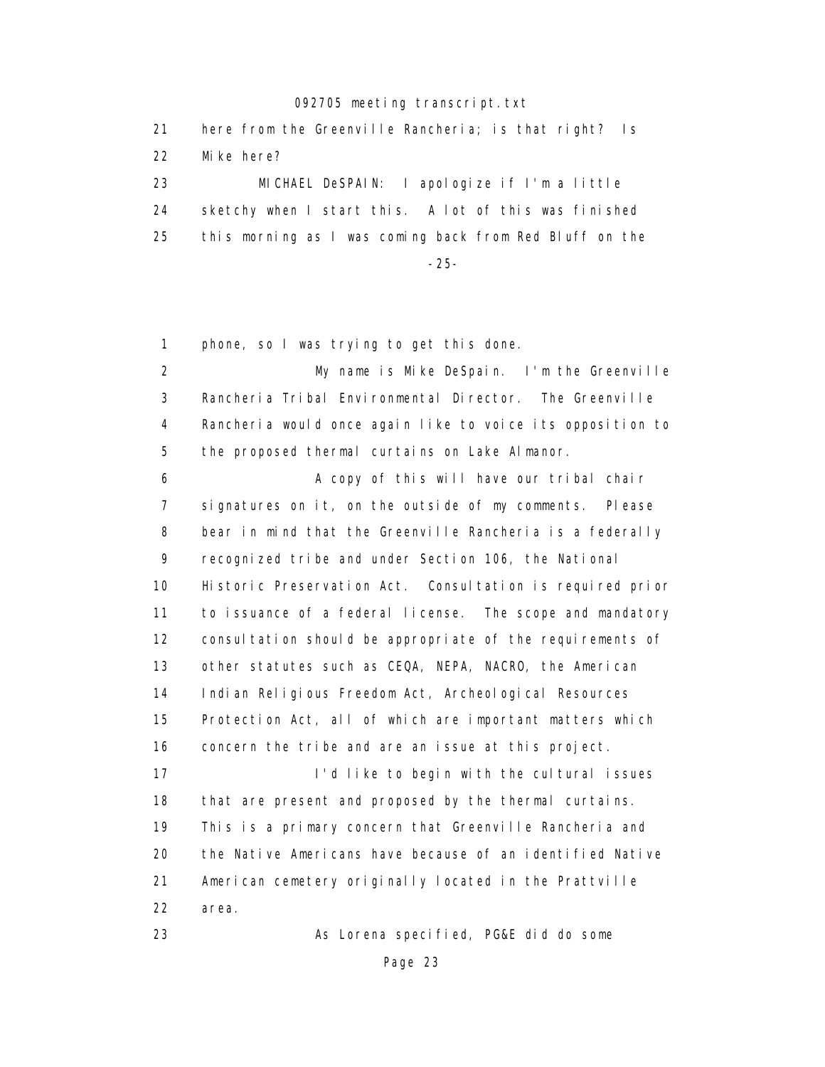here from the Greenville Rancheria; is that right? Is Mike here?

MICHAEL DeSPAIN: I apologize if I'm a little sketchy when I start this. A lot of this was finished this morning as I was coming back from Red Bluff on the phone, so I was trying to get this done.

My name is Mike DeSpain. I'm the Greenville Rancheria Tribal Environmental Director. The Greenville Rancheria would once again like to voice its opposition to the proposed thermal curtains on Lake Almanor.

A copy of this will have our tribal chair signatures on it, on the outside of my comments. Please bear in mind that the Greenville Rancheria is a federally recognized tribe and under Section 106, the National Historic Preservation Act. Consultation is required prior to issuance of a federal license. The scope and mandatory consultation should be appropriate of the requirements of other statutes such as CEQA, NEPA, NACRO, the American Indian Religious Freedom Act, Archeological Resources Protection Act, all of which are important matters which concern the tribe and are an issue at this project.

I'd like to begin with the cultural issues that are present and proposed by the thermal curtains. This is a primary concern that Greenville Rancheria and the Native Americans have because of an identified Native American cemetery originally located in the Prattville area.

As Lorena specified, PG&E did do some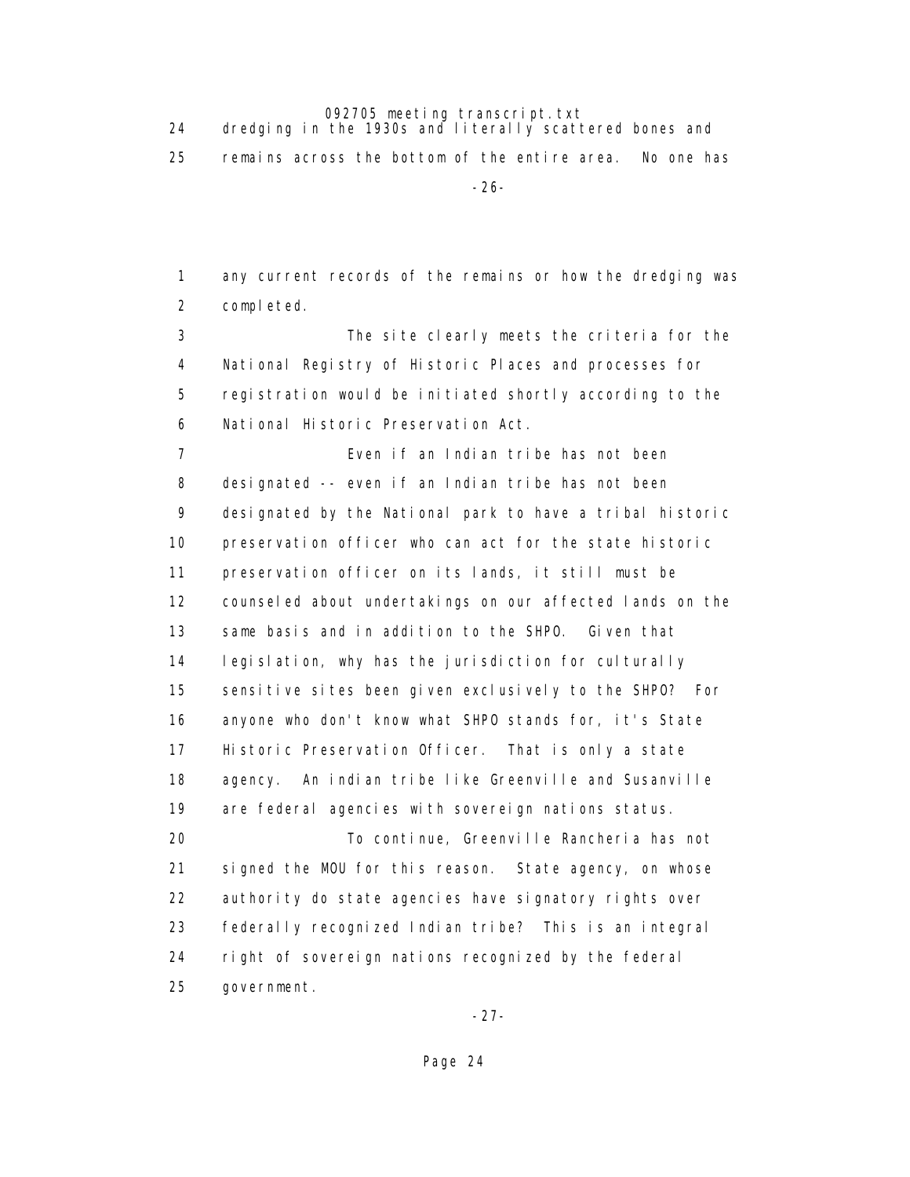dredging in the 1930s and literally scattered bones and remains across the bottom of the entire area. No one has any current records of the remains or how the dredging was completed.

The site clearly meets the criteria for the National Registry of Historic Places and processes for registration would be initiated shortly according to the National Historic Preservation Act.

Even if an Indian tribe has not been designated -- even if an Indian tribe has not been designated by the National park to have a tribal historic preservation officer who can act for the state historic preservation officer on its lands, it still must be counseled about undertakings on our affected lands on the same basis and in addition to the SHPO. Given that legislation, why has the jurisdiction for culturally sensitive sites been given exclusively to the SHPO? For anyone who don't know what SHPO stands for, it's State Historic Preservation Officer. That is only a state agency. An indian tribe like Greenville and Susanville are federal agencies with sovereign nations status.

To continue, Greenville Rancheria has not signed the MOU for this reason. State agency, on whose authority do state agencies have signatory rights over federally recognized Indian tribe? This is an integral right of sovereign nations recognized by the federal government.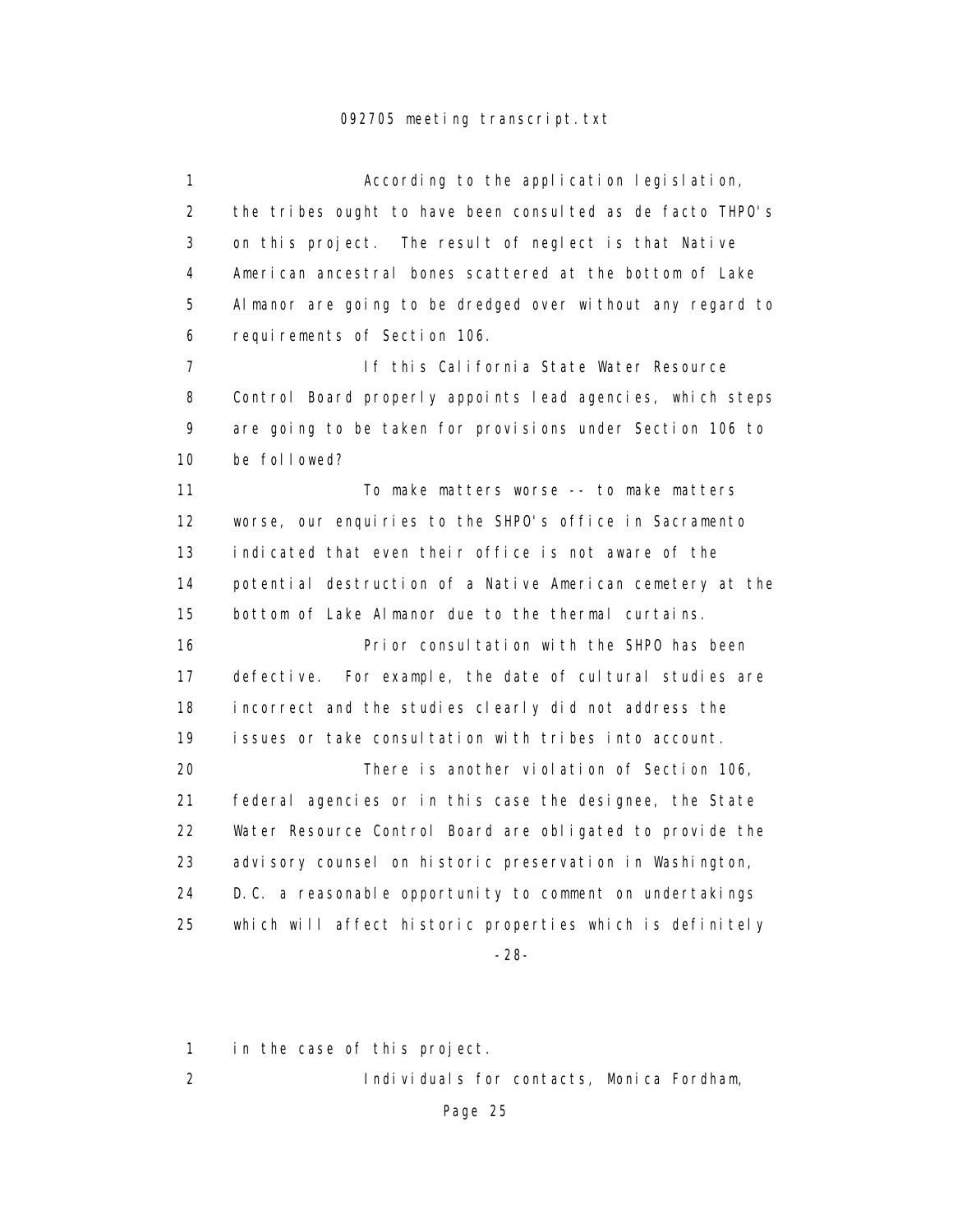According to the application legislation, the tribes ought to have been consulted as de facto THPO's on this project. The result of neglect is that Native American ancestral bones scattered at the bottom of Lake Almanor are going to be dredged over without any regard to requirements of Section 106.

If this California State Water Resource Control Board properly appoints lead agencies, which steps are going to be taken for provisions under Section 106 to be followed?

To make matters worse -- to make matters worse, our enquiries to the SHPO's office in Sacramento indicated that even their office is not aware of the potential destruction of a Native American cemetery at the bottom of Lake Almanor due to the thermal curtains.

Prior consultation with the SHPO has been defective. For example, the date of cultural studies are incorrect and the studies clearly did not address the issues or take consultation with tribes into account.

There is another violation of Section 106, federal agencies or in this case the designee, the State Water Resource Control Board are obligated to provide the advisory counsel on historic preservation in Washington, D.C. a reasonable opportunity to comment on undertakings which will affect historic properties which is definitely in the case of this project.

Individuals for contacts, Monica Fordham,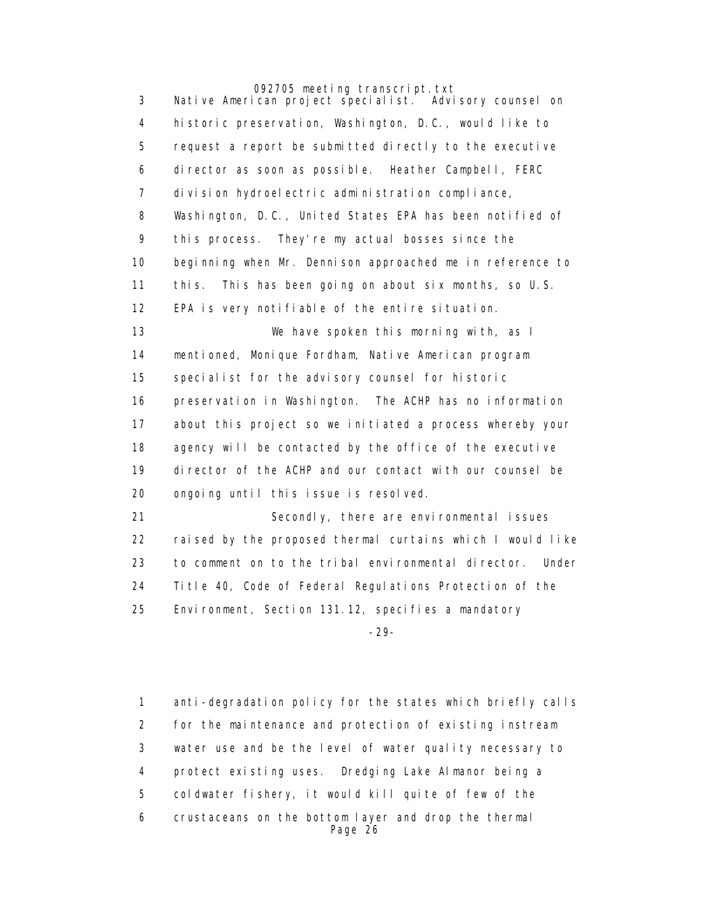3 Native American project specialist. Advisory counsel on
4 historic preservation, Washington, D.C., would like to
5 request a report be submitted directly to the executive
6 director as soon as possible. Heather Campbell, FERC
7 division hydroelectric administration compliance,
8 Washington, D.C., United States EPA has been notified of
9 this process. They're my actual bosses since the
10 beginning when Mr. Dennison approached me in reference to
11 this. This has been going on about six months, so U.S.
12 EPA is very notifiable of the entire situation.

13 We have spoken this morning with, as I
14 mentioned, Monique Fordham, Native American program
15 specialist for the advisory counsel for historic
16 preservation in Washington. The ACHP has no information
17 about this project so we initiated a process whereby your
18 agency will be contacted by the office of the executive
19 director of the ACHP and our contact with our counsel be
20 ongoing until this issue is resolved.

21 Secondly, there are environmental issues
22 raised by the proposed thermal curtains which I would like
23 to comment on to the tribal environmental director. Under
24 Title 40, Code of Federal Regulations Protection of the
25 Environment, Section 131.12, specifies a mandatory

-29-

1 anti-degradation policy for the states which briefly calls
2 for the maintenance and protection of existing instream
3 water use and be the level of water quality necessary to
4 protect existing uses. Dredging Lake Almanor being a
5 coldwater fishery, it would kill quite of few of the
6 crustaceans on the bottom layer and drop the thermal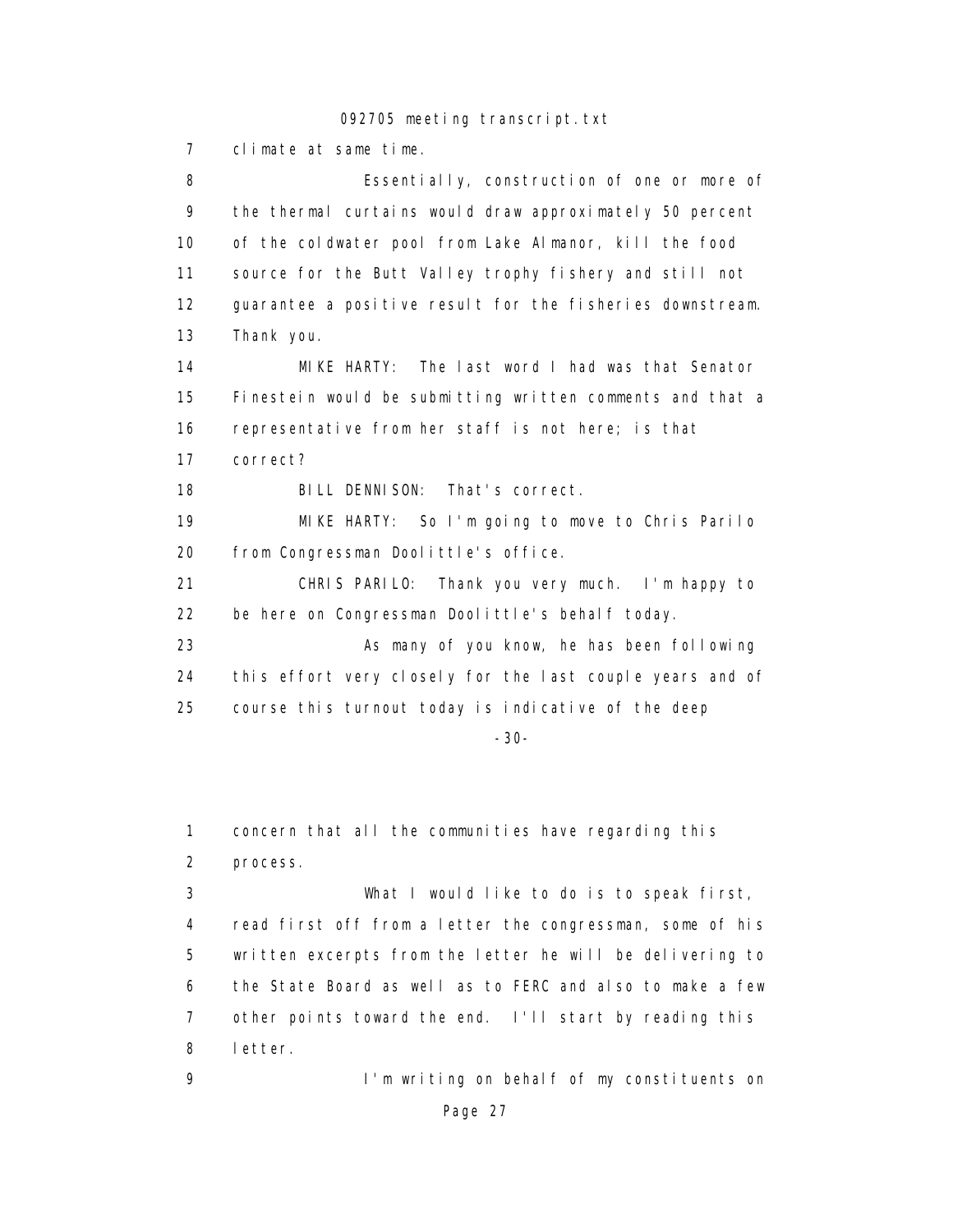7 climate at same time.

8 Essentially, construction of one or more of
9 the thermal curtains would draw approximately 50 percent
10 of the coldwater pool from Lake Almanor, kill the food
11 source for the Butt Valley trophy fishery and still not
12 guarantee a positive result for the fisheries downstream.
13 Thank you.

14 MIKE HARTY: The last word I had was that Senator
15 Finestein would be submitting written comments and that a
16 representative from her staff is not here; is that
17 correct?

18 BILL DENNISON: That's correct.

19 MIKE HARTY: So I'm going to move to Chris Parilo
20 from Congressman Doolittle's office.

21 CHRIS PARILO: Thank you very much. I'm happy to
22 be here on Congressman Doolittle's behalf today.

23 As many of you know, he has been following
24 this effort very closely for the last couple years and of
25 course this turnout today is indicative of the deep

-30-

1 concern that all the communities have regarding this
2 process.

3 What I would like to do is to speak first,
4 read first off from a letter the congressman, some of his
5 written excerpts from the letter he will be delivering to
6 the State Board as well as to FERC and also to make a few
7 other points toward the end. I'll start by reading this
8 letter.

9 I'm writing on behalf of my constituents on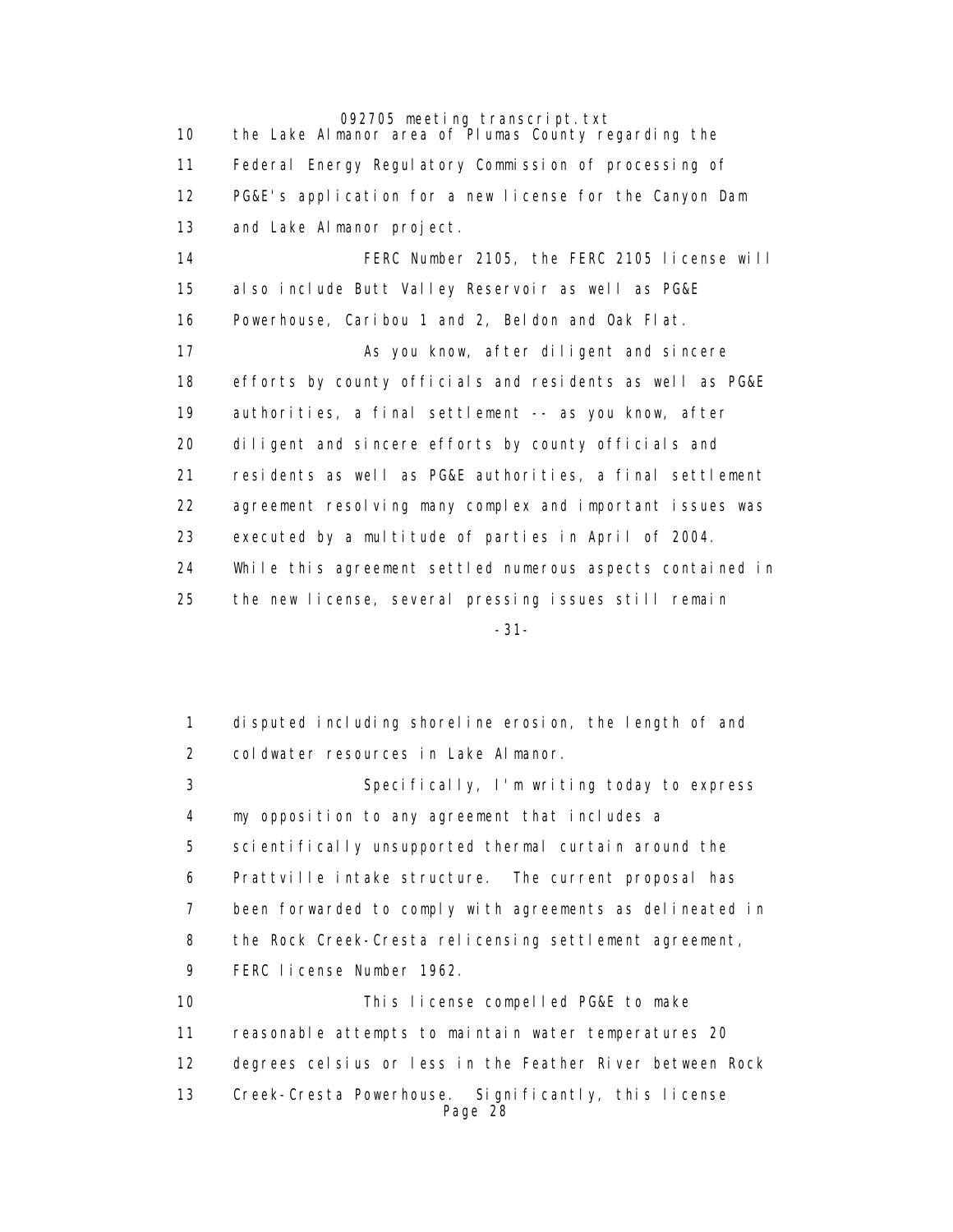10 the Lake Almanor area of Plumas County regarding the
11 Federal Energy Regulatory Commission of processing of
12 PG&E's application for a new license for the Canyon Dam
13 and Lake Almanor project.

14 FERC Number 2105, the FERC 2105 license will
15 also include Butt Valley Reservoir as well as PG&E
16 Powerhouse, Caribou 1 and 2, Beldon and Oak Flat.

17 As you know, after diligent and sincere
18 efforts by county officials and residents as well as PG&E
19 authorities, a final settlement -- as you know, after
20 diligent and sincere efforts by county officials and
21 residents as well as PG&E authorities, a final settlement
22 agreement resolving many complex and important issues was
23 executed by a multitude of parties in April of 2004.
24 While this agreement settled numerous aspects contained in
25 the new license, several pressing issues still remain

-31-

1 disputed including shoreline erosion, the length of and
2 coldwater resources in Lake Almanor.

3 Specifically, I'm writing today to express
4 my opposition to any agreement that includes a
5 scientifically unsupported thermal curtain around the
6 Prattville intake structure. The current proposal has
7 been forwarded to comply with agreements as delineated in
8 the Rock Creek-Cresta relicensing settlement agreement,
9 FERC license Number 1962.

10 This license compelled PG&E to make
11 reasonable attempts to maintain water temperatures 20
12 degrees celsius or less in the Feather River between Rock
13 Creek-Cresta Powerhouse. Significantly, this license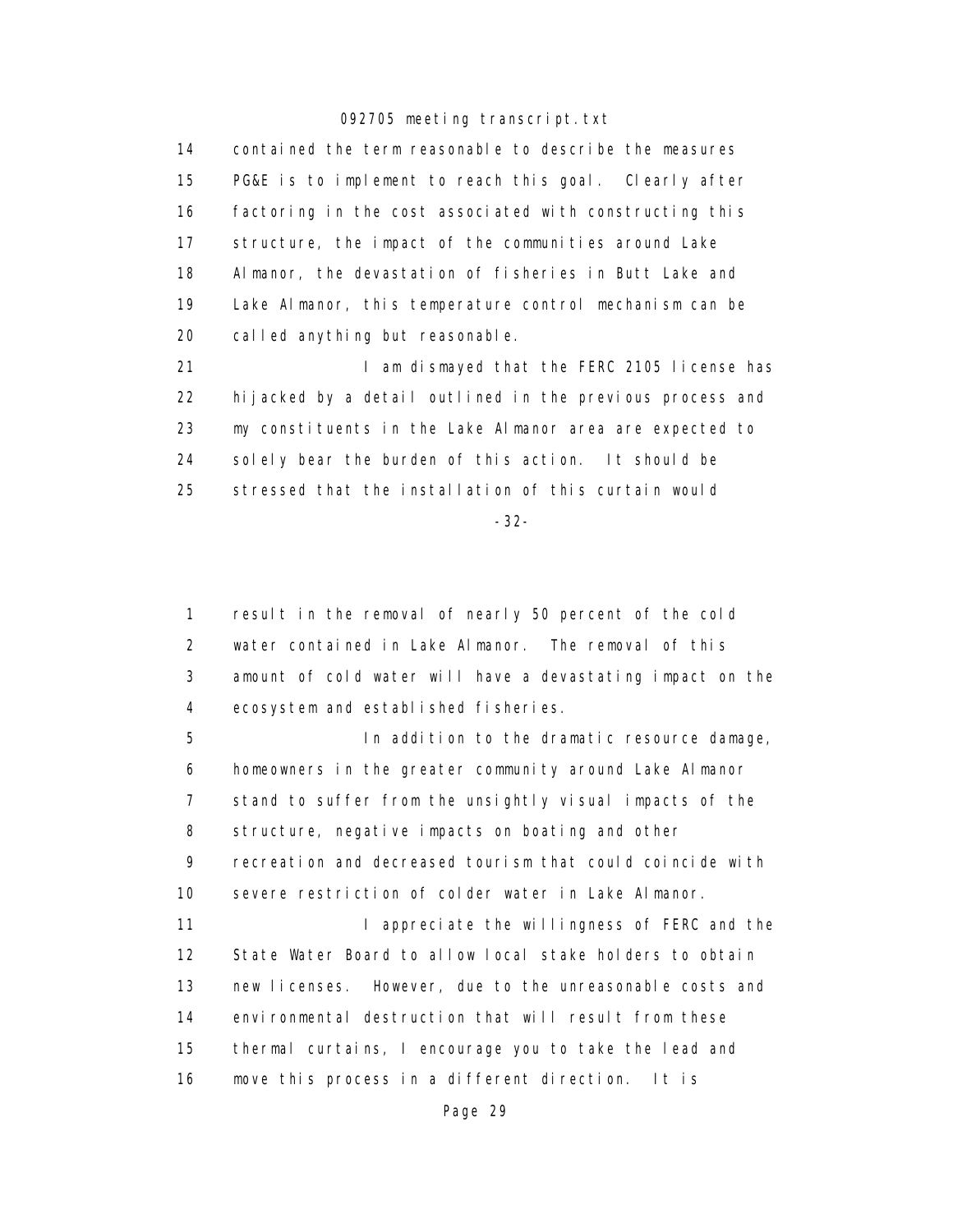contained the term reasonable to describe the measures PG&E is to implement to reach this goal. Clearly after factoring in the cost associated with constructing this structure, the impact of the communities around Lake Almanor, the devastation of fisheries in Butt Lake and Lake Almanor, this temperature control mechanism can be called anything but reasonable.

I am dismayed that the FERC 2105 license has hijacked by a detail outlined in the previous process and my constituents in the Lake Almanor area are expected to solely bear the burden of this action. It should be stressed that the installation of this curtain would result in the removal of nearly 50 percent of the cold water contained in Lake Almanor. The removal of this amount of cold water will have a devastating impact on the ecosystem and established fisheries.

In addition to the dramatic resource damage, homeowners in the greater community around Lake Almanor stand to suffer from the unsightly visual impacts of the structure, negative impacts on boating and other recreation and decreased tourism that could coincide with severe restriction of colder water in Lake Almanor.

I appreciate the willingness of FERC and the State Water Board to allow local stake holders to obtain new licenses. However, due to the unreasonable costs and environmental destruction that will result from these thermal curtains, I encourage you to take the lead and move this process in a different direction. It is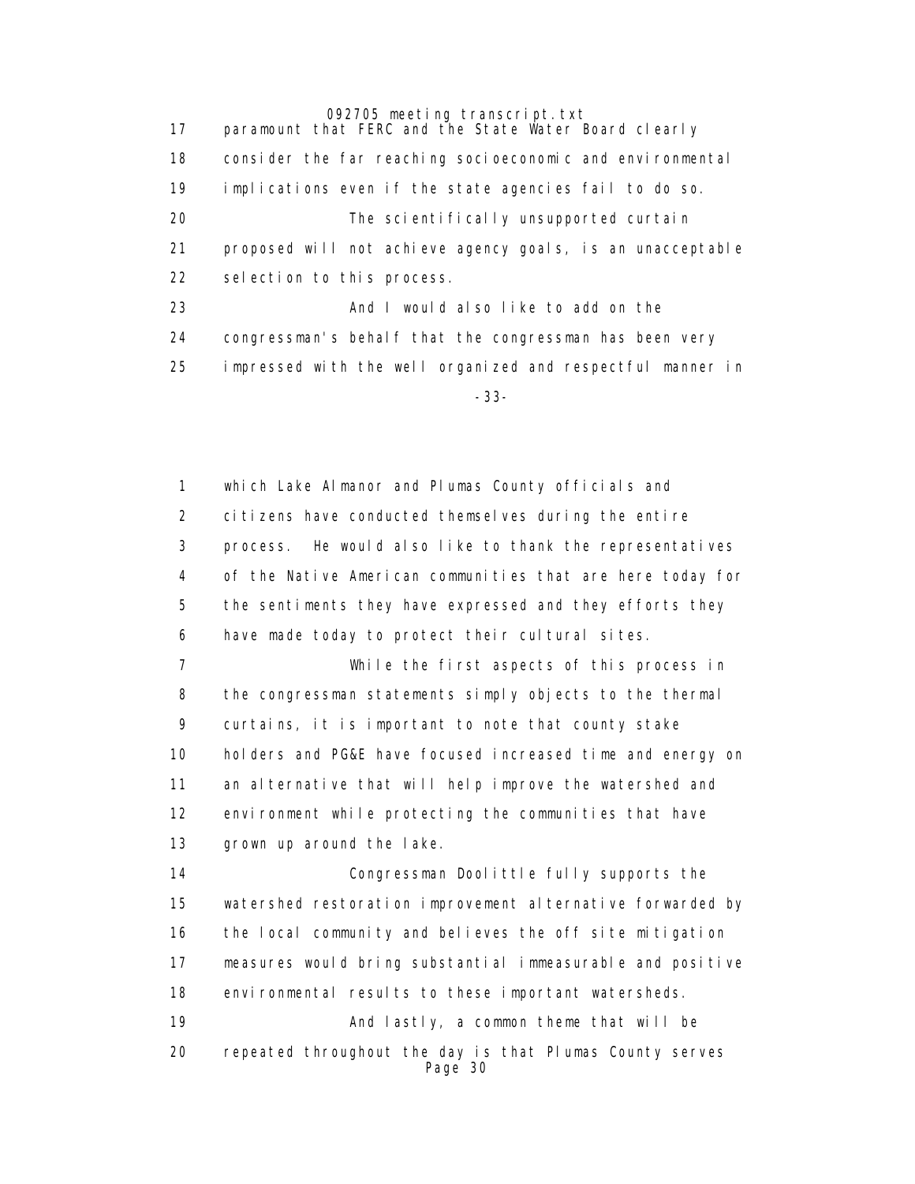17 paramount that FERC and the State Water Board clearly
18 consider the far reaching socioeconomic and environmental
19 implications even if the state agencies fail to do so.
20 The scientifically unsupported curtain
21 proposed will not achieve agency goals, is an unacceptable
22 selection to this process.
23 And I would also like to add on the
24 congressman's behalf that the congressman has been very
25 impressed with the well organized and respectful manner in

-33-

1 which Lake Almanor and Plumas County officials and
2 citizens have conducted themselves during the entire
3 process. He would also like to thank the representatives
4 of the Native American communities that are here today for
5 the sentiments they have expressed and they efforts they
6 have made today to protect their cultural sites.
7 While the first aspects of this process in
8 the congressman statements simply objects to the thermal
9 curtains, it is important to note that county stake
10 holders and PG&E have focused increased time and energy on
11 an alternative that will help improve the watershed and
12 environment while protecting the communities that have
13 grown up around the lake.
14 Congressman Doolittle fully supports the
15 watershed restoration improvement alternative forwarded by
16 the local community and believes the off site mitigation
17 measures would bring substantial immeasurable and positive
18 environmental results to these important watersheds.
19 And lastly, a common theme that will be
20 repeated throughout the day is that Plumas County serves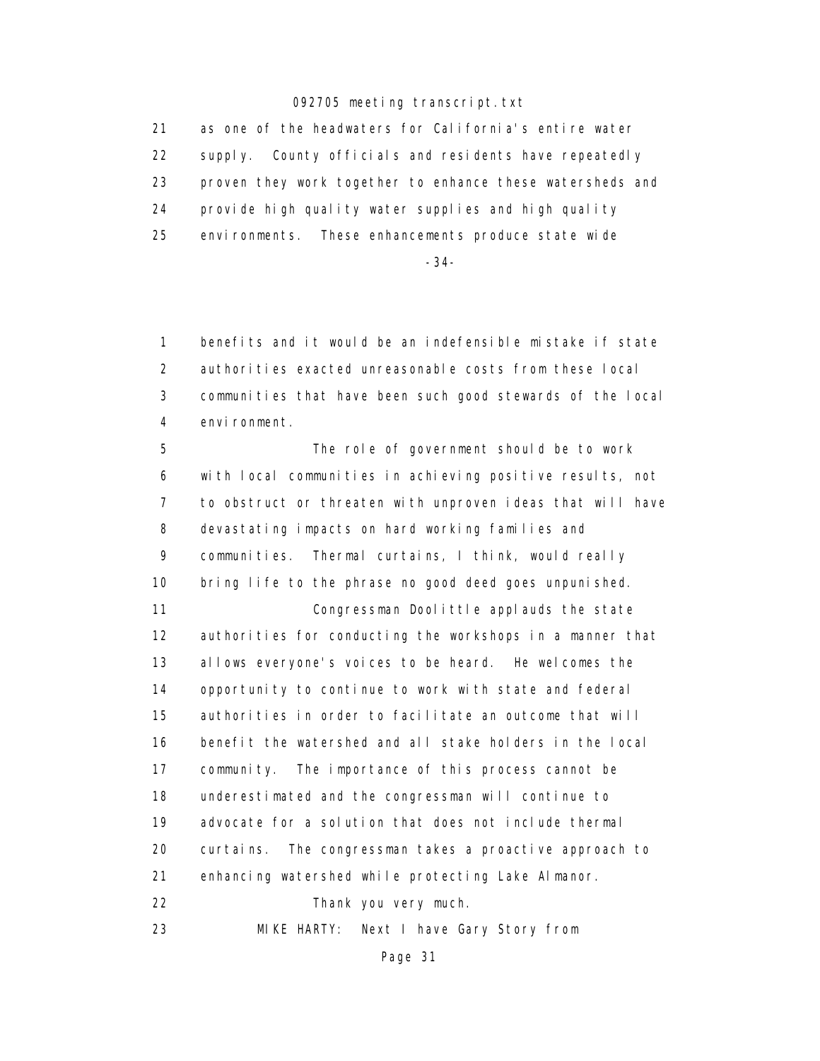21 as one of the headwaters for California's entire water
22 supply. County officials and residents have repeatedly
23 proven they work together to enhance these watersheds and
24 provide high quality water supplies and high quality
25 environments. These enhancements produce state wide

-34-

1 benefits and it would be an indefensible mistake if state
2 authorities exacted unreasonable costs from these local
3 communities that have been such good stewards of the local
4 environment.
5 The role of government should be to work
6 with local communities in achieving positive results, not
7 to obstruct or threaten with unproven ideas that will have
8 devastating impacts on hard working families and
9 communities. Thermal curtains, I think, would really
10 bring life to the phrase no good deed goes unpunished.
11 Congressman Doolittle applauds the state
12 authorities for conducting the workshops in a manner that
13 allows everyone's voices to be heard. He welcomes the
14 opportunity to continue to work with state and federal
15 authorities in order to facilitate an outcome that will
16 benefit the watershed and all stake holders in the local
17 community. The importance of this process cannot be
18 underestimated and the congressman will continue to
19 advocate for a solution that does not include thermal
20 curtains. The congressman takes a proactive approach to
21 enhancing watershed while protecting Lake Almanor.
22 Thank you very much.
23 MIKE HARTY: Next I have Gary Story from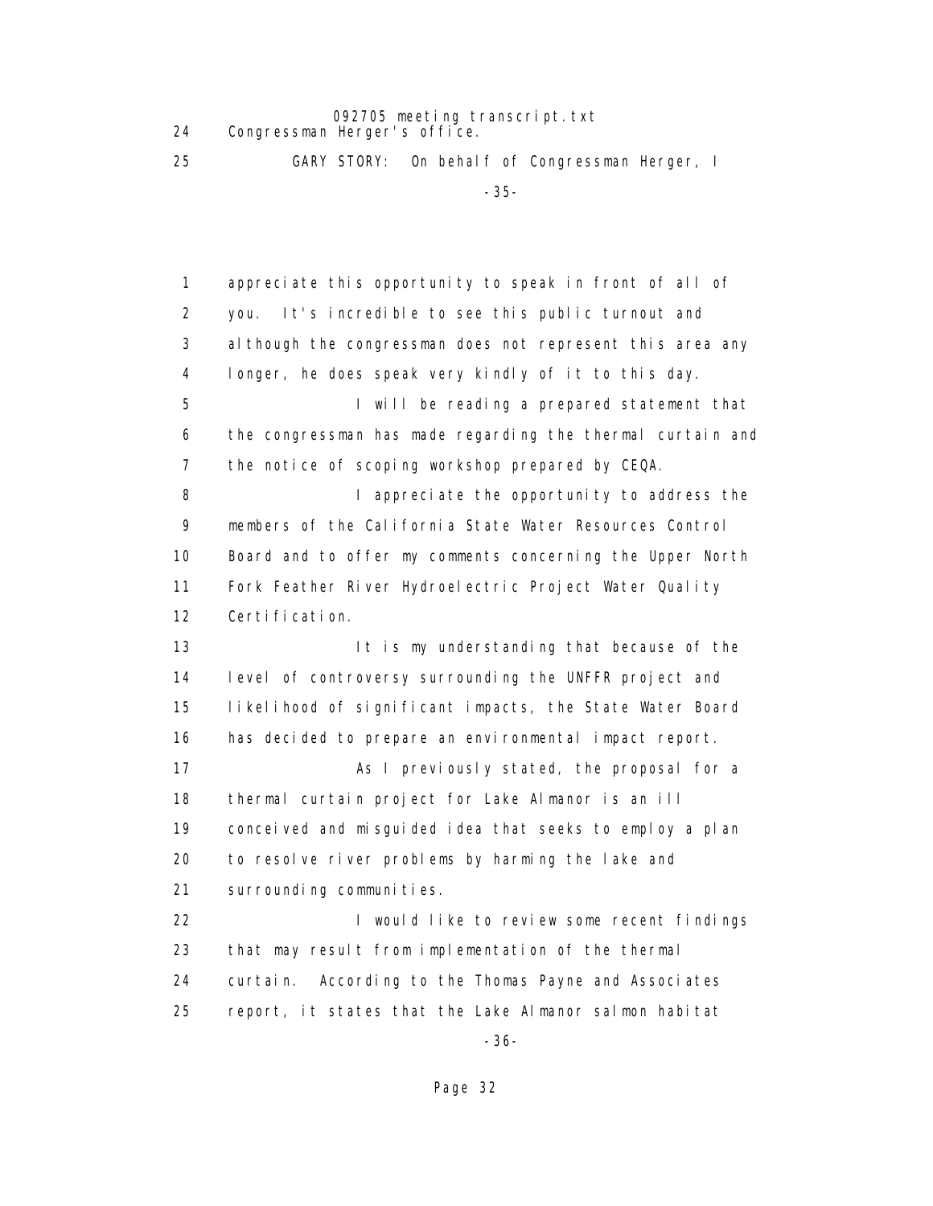24 Congressman Herger's office.

25 GARY STORY: On behalf of Congressman Herger, I

1 appreciate this opportunity to speak in front of all of
2 you. It's incredible to see this public turnout and
3 although the congressman does not represent this area any
4 longer, he does speak very kindly of it to this day.
5 I will be reading a prepared statement that
6 the congressman has made regarding the thermal curtain and
7 the notice of scoping workshop prepared by CEQA.
8 I appreciate the opportunity to address the
9 members of the California State Water Resources Control
10 Board and to offer my comments concerning the Upper North
11 Fork Feather River Hydroelectric Project Water Quality
12 Certification.
13 It is my understanding that because of the
14 level of controversy surrounding the UNFFR project and
15 likelihood of significant impacts, the State Water Board
16 has decided to prepare an environmental impact report.
17 As I previously stated, the proposal for a
18 thermal curtain project for Lake Almanor is an ill
19 conceived and misguided idea that seeks to employ a plan
20 to resolve river problems by harming the lake and
21 surrounding communities.
22 I would like to review some recent findings
23 that may result from implementation of the thermal
24 curtain. According to the Thomas Payne and Associates
25 report, it states that the Lake Almanor salmon habitat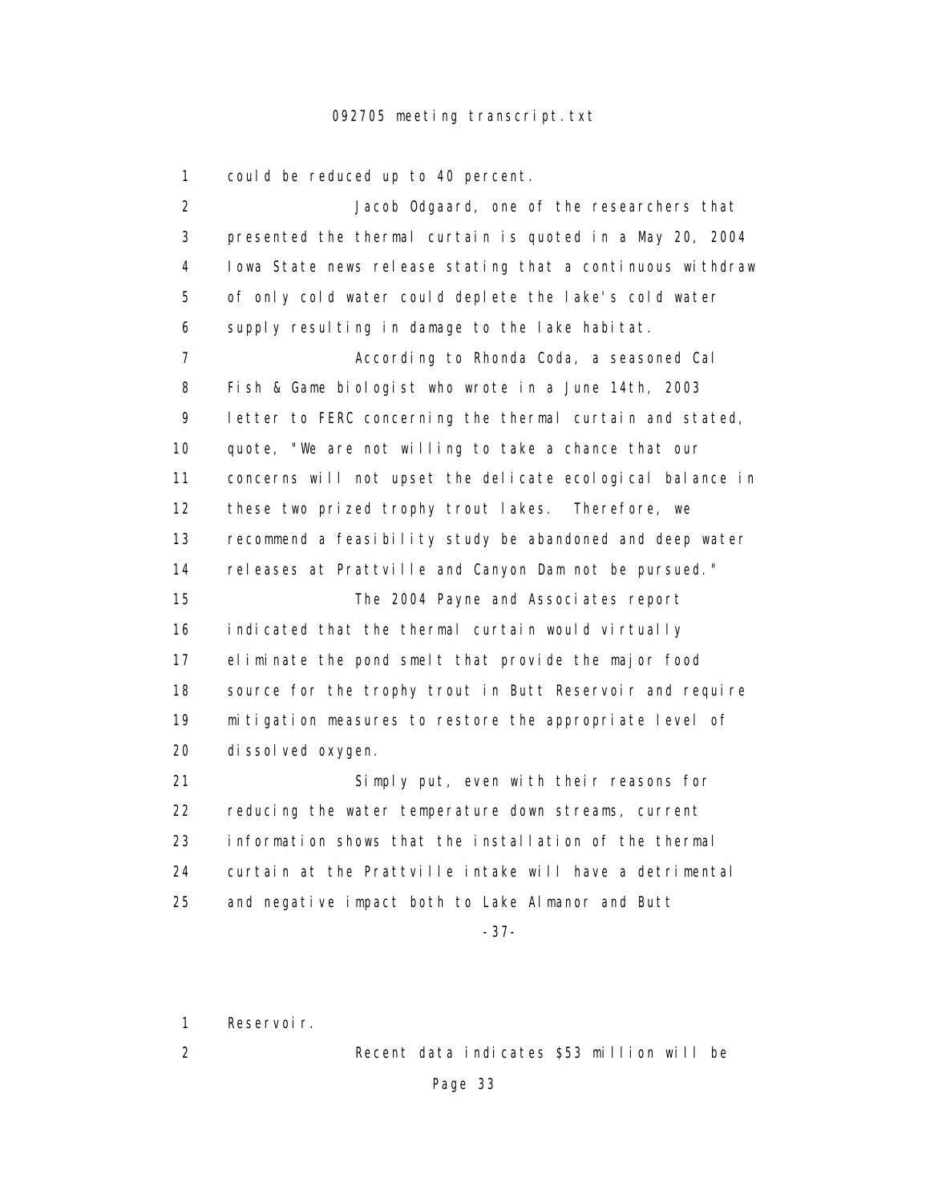could be reduced up to 40 percent.

Jacob Odgaard, one of the researchers that presented the thermal curtain is quoted in a May 20, 2004 Iowa State news release stating that a continuous withdraw of only cold water could deplete the lake's cold water supply resulting in damage to the lake habitat.

According to Rhonda Coda, a seasoned Cal Fish & Game biologist who wrote in a June 14th, 2003 letter to FERC concerning the thermal curtain and stated, quote, "We are not willing to take a chance that our concerns will not upset the delicate ecological balance in these two prized trophy trout lakes. Therefore, we recommend a feasibility study be abandoned and deep water releases at Prattville and Canyon Dam not be pursued."

The 2004 Payne and Associates report indicated that the thermal curtain would virtually eliminate the pond smelt that provide the major food source for the trophy trout in Butt Reservoir and require mitigation measures to restore the appropriate level of dissolved oxygen.

Simply put, even with their reasons for reducing the water temperature down streams, current information shows that the installation of the thermal curtain at the Prattville intake will have a detrimental and negative impact both to Lake Almanor and Butt Reservoir.

Recent data indicates $53 million will be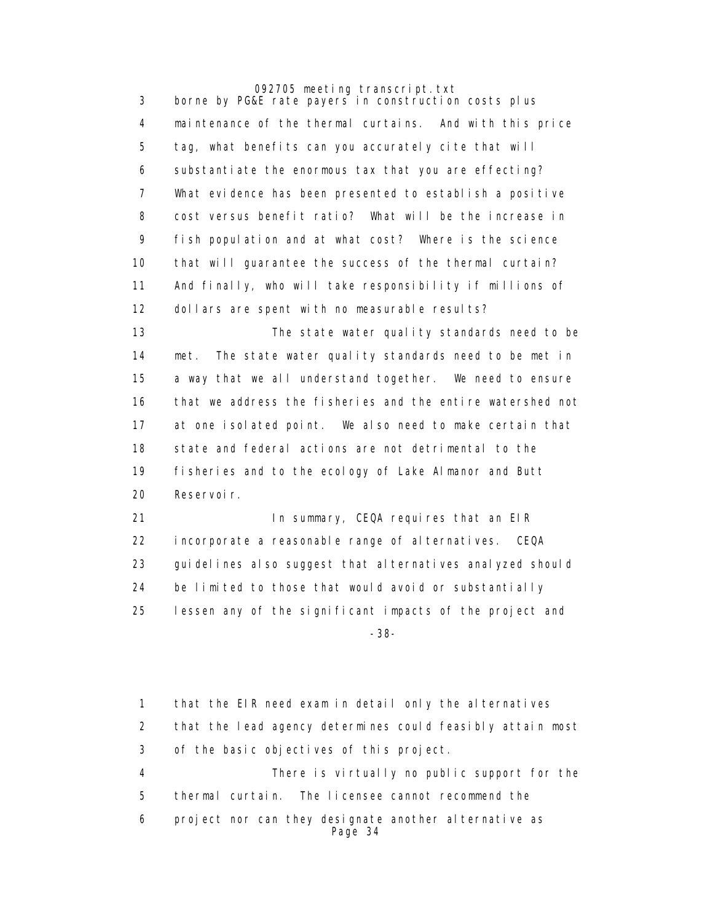borne by PG&E rate payers in construction costs plus maintenance of the thermal curtains. And with this price tag, what benefits can you accurately cite that will substantiate the enormous tax that you are effecting? What evidence has been presented to establish a positive cost versus benefit ratio? What will be the increase in fish population and at what cost? Where is the science that will guarantee the success of the thermal curtain? And finally, who will take responsibility if millions of dollars are spent with no measurable results?

The state water quality standards need to be met. The state water quality standards need to be met in a way that we all understand together. We need to ensure that we address the fisheries and the entire watershed not at one isolated point. We also need to make certain that state and federal actions are not detrimental to the fisheries and to the ecology of Lake Almanor and Butt Reservoir.

In summary, CEQA requires that an EIR incorporate a reasonable range of alternatives. CEQA guidelines also suggest that alternatives analyzed should be limited to those that would avoid or substantially lessen any of the significant impacts of the project and

that the EIR need exam in detail only the alternatives that the lead agency determines could feasibly attain most of the basic objectives of this project.

There is virtually no public support for the thermal curtain. The licensee cannot recommend the project nor can they designate another alternative as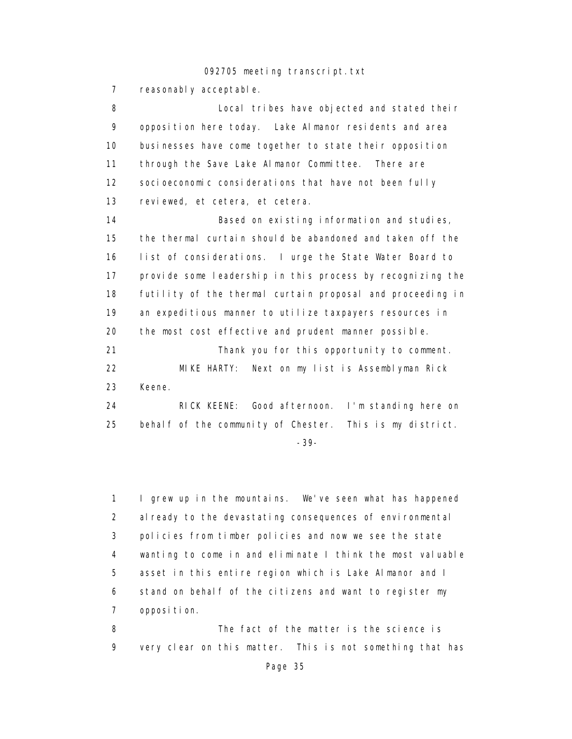reasonably acceptable.

Local tribes have objected and stated their opposition here today. Lake Almanor residents and area businesses have come together to state their opposition through the Save Lake Almanor Committee. There are socioeconomic considerations that have not been fully reviewed, et cetera, et cetera.

Based on existing information and studies, the thermal curtain should be abandoned and taken off the list of considerations. I urge the State Water Board to provide some leadership in this process by recognizing the futility of the thermal curtain proposal and proceeding in an expeditious manner to utilize taxpayers resources in the most cost effective and prudent manner possible.

Thank you for this opportunity to comment.

MIKE HARTY: Next on my list is Assemblyman Rick Keene.

RICK KEENE: Good afternoon. I'm standing here on behalf of the community of Chester. This is my district. I grew up in the mountains. We've seen what has happened already to the devastating consequences of environmental policies from timber policies and now we see the state wanting to come in and eliminate I think the most valuable asset in this entire region which is Lake Almanor and I stand on behalf of the citizens and want to register my opposition.

The fact of the matter is the science is very clear on this matter. This is not something that has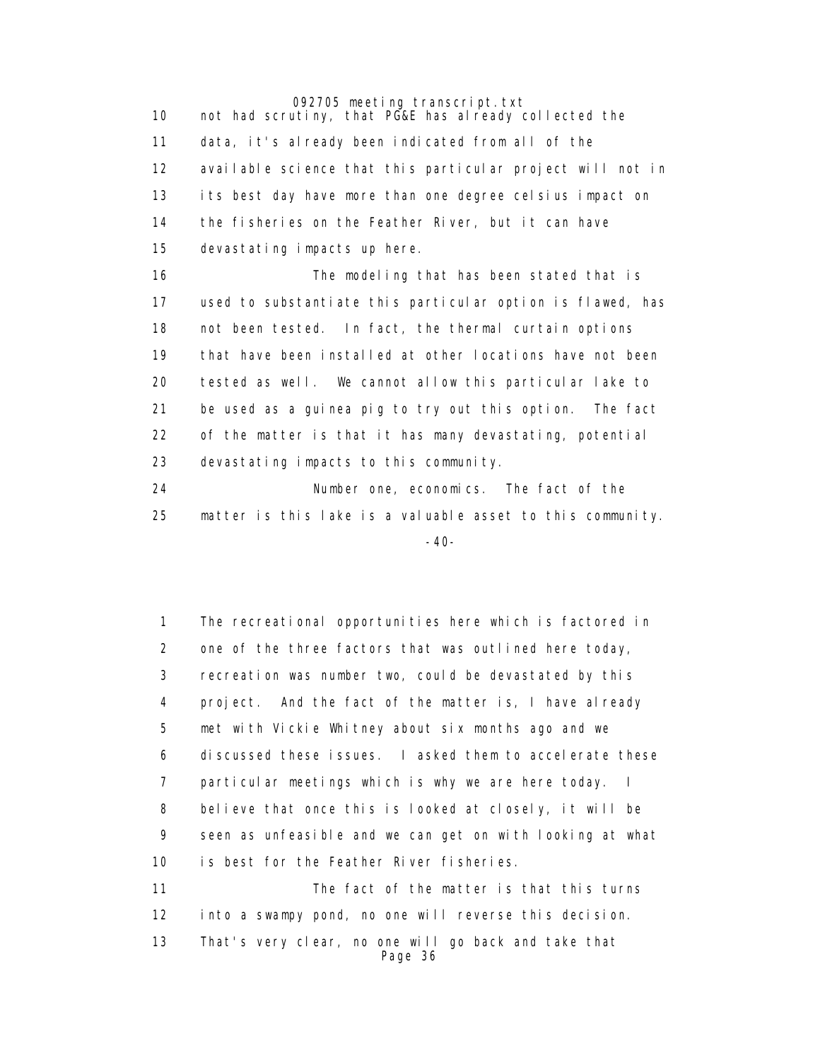10 not had scrutiny, that PG&E has already collected the
11 data, it's already been indicated from all of the
12 available science that this particular project will not in
13 its best day have more than one degree celsius impact on
14 the fisheries on the Feather River, but it can have
15 devastating impacts up here.

16 The modeling that has been stated that is
17 used to substantiate this particular option is flawed, has
18 not been tested. In fact, the thermal curtain options
19 that have been installed at other locations have not been
20 tested as well. We cannot allow this particular lake to
21 be used as a guinea pig to try out this option. The fact
22 of the matter is that it has many devastating, potential
23 devastating impacts to this community.

24 Number one, economics. The fact of the
25 matter is this lake is a valuable asset to this community.

-40-

1 The recreational opportunities here which is factored in
2 one of the three factors that was outlined here today,
3 recreation was number two, could be devastated by this
4 project. And the fact of the matter is, I have already
5 met with Vickie Whitney about six months ago and we
6 discussed these issues. I asked them to accelerate these
7 particular meetings which is why we are here today. I
8 believe that once this is looked at closely, it will be
9 seen as unfeasible and we can get on with looking at what
10 is best for the Feather River fisheries.

11 The fact of the matter is that this turns
12 into a swampy pond, no one will reverse this decision.
13 That's very clear, no one will go back and take that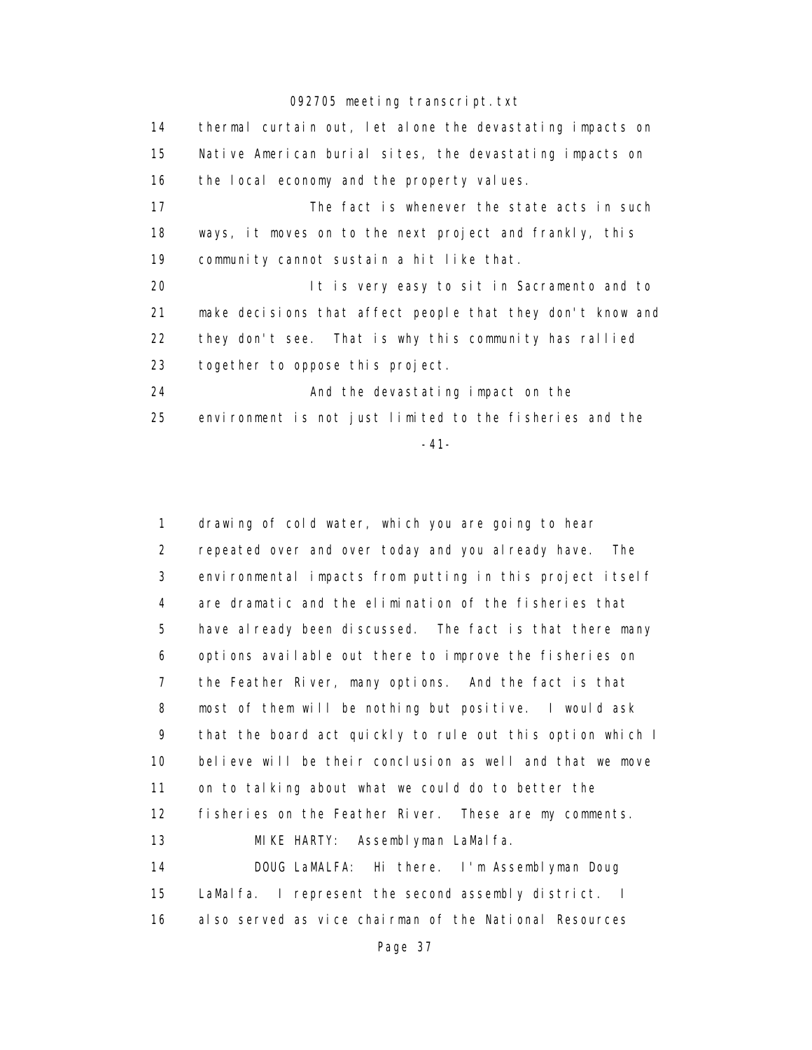thermal curtain out, let alone the devastating impacts on Native American burial sites, the devastating impacts on the local economy and the property values.

The fact is whenever the state acts in such ways, it moves on to the next project and frankly, this community cannot sustain a hit like that.

It is very easy to sit in Sacramento and to make decisions that affect people that they don't know and they don't see. That is why this community has rallied together to oppose this project.

And the devastating impact on the environment is not just limited to the fisheries and the

-41-

drawing of cold water, which you are going to hear repeated over and over today and you already have. The environmental impacts from putting in this project itself are dramatic and the elimination of the fisheries that have already been discussed. The fact is that there many options available out there to improve the fisheries on the Feather River, many options. And the fact is that most of them will be nothing but positive. I would ask that the board act quickly to rule out this option which I believe will be their conclusion as well and that we move on to talking about what we could do to better the fisheries on the Feather River. These are my comments.

MIKE HARTY: Assemblyman LaMalfa.

DOUG LaMALFA: Hi there. I'm Assemblyman Doug LaMalfa. I represent the second assembly district. I also served as vice chairman of the National Resources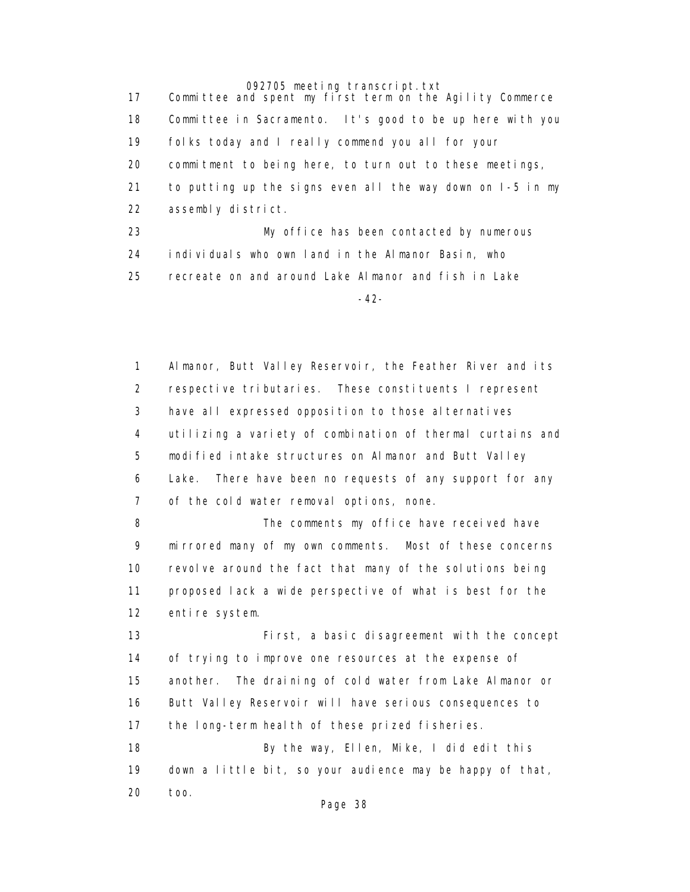Committee and spent my first term on the Agility Commerce Committee in Sacramento. It's good to be up here with you folks today and I really commend you all for your commitment to being here, to turn out to these meetings, to putting up the signs even all the way down on I-5 in my assembly district.

My office has been contacted by numerous individuals who own land in the Almanor Basin, who recreate on and around Lake Almanor and fish in Lake Almanor, Butt Valley Reservoir, the Feather River and its respective tributaries. These constituents I represent have all expressed opposition to those alternatives utilizing a variety of combination of thermal curtains and modified intake structures on Almanor and Butt Valley Lake. There have been no requests of any support for any of the cold water removal options, none.

The comments my office have received have mirrored many of my own comments. Most of these concerns revolve around the fact that many of the solutions being proposed lack a wide perspective of what is best for the entire system.

First, a basic disagreement with the concept of trying to improve one resources at the expense of another. The draining of cold water from Lake Almanor or Butt Valley Reservoir will have serious consequences to the long-term health of these prized fisheries.

By the way, Ellen, Mike, I did edit this down a little bit, so your audience may be happy of that, too.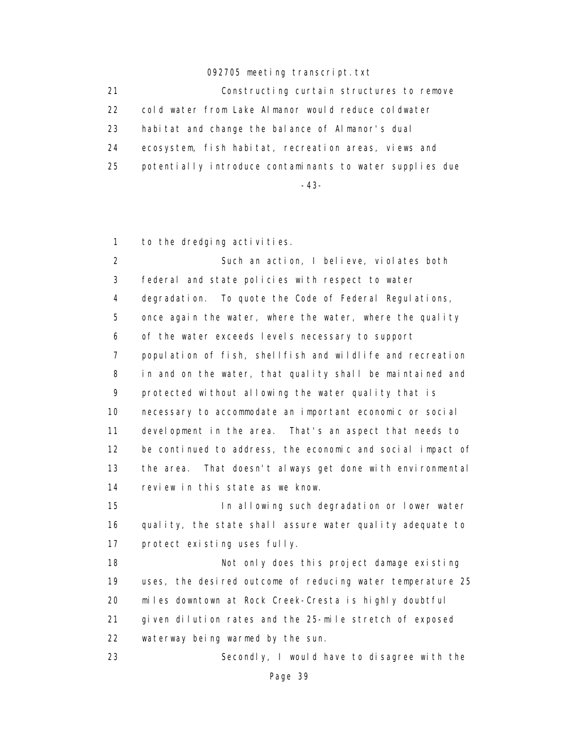Constructing curtain structures to remove cold water from Lake Almanor would reduce coldwater habitat and change the balance of Almanor's dual ecosystem, fish habitat, recreation areas, views and potentially introduce contaminants to water supplies due to the dredging activities.

Such an action, I believe, violates both federal and state policies with respect to water degradation. To quote the Code of Federal Regulations, once again the water, where the water, where the quality of the water exceeds levels necessary to support population of fish, shellfish and wildlife and recreation in and on the water, that quality shall be maintained and protected without allowing the water quality that is necessary to accommodate an important economic or social development in the area. That's an aspect that needs to be continued to address, the economic and social impact of the area. That doesn't always get done with environmental review in this state as we know.

In allowing such degradation or lower water quality, the state shall assure water quality adequate to protect existing uses fully.

Not only does this project damage existing uses, the desired outcome of reducing water temperature 25 miles downtown at Rock Creek-Cresta is highly doubtful given dilution rates and the 25-mile stretch of exposed waterway being warmed by the sun.

Secondly, I would have to disagree with the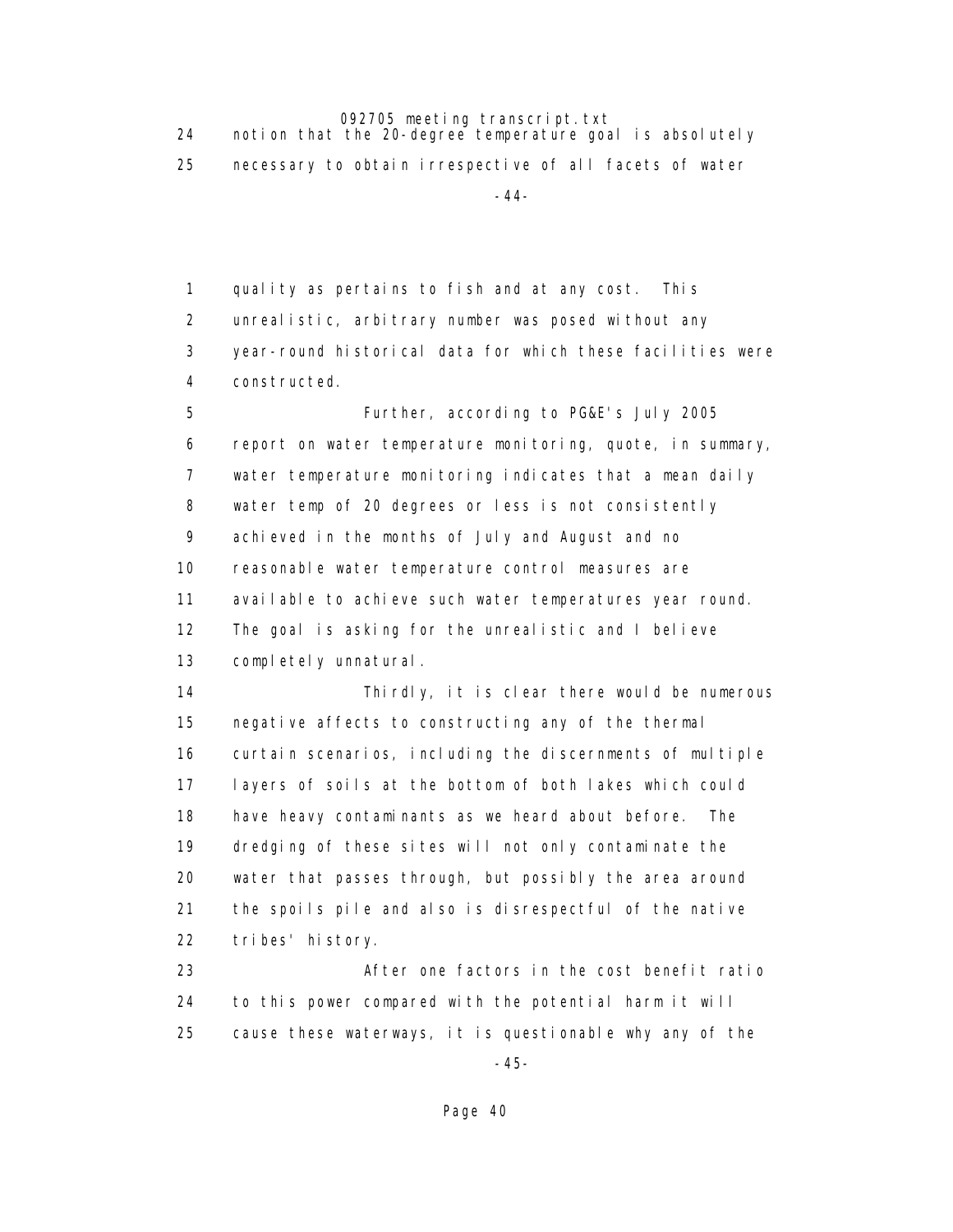24 notion that the 20-degree temperature goal is absolutely
25 necessary to obtain irrespective of all facets of water

-44-

1 quality as pertains to fish and at any cost. This
2 unrealistic, arbitrary number was posed without any
3 year-round historical data for which these facilities were
4 constructed.
5 Further, according to PG&E's July 2005
6 report on water temperature monitoring, quote, in summary,
7 water temperature monitoring indicates that a mean daily
8 water temp of 20 degrees or less is not consistently
9 achieved in the months of July and August and no
10 reasonable water temperature control measures are
11 available to achieve such water temperatures year round.
12 The goal is asking for the unrealistic and I believe
13 completely unnatural.
14 Thirdly, it is clear there would be numerous
15 negative affects to constructing any of the thermal
16 curtain scenarios, including the discernments of multiple
17 layers of soils at the bottom of both lakes which could
18 have heavy contaminants as we heard about before. The
19 dredging of these sites will not only contaminate the
20 water that passes through, but possibly the area around
21 the spoils pile and also is disrespectful of the native
22 tribes' history.
23 After one factors in the cost benefit ratio
24 to this power compared with the potential harm it will
25 cause these waterways, it is questionable why any of the

-45-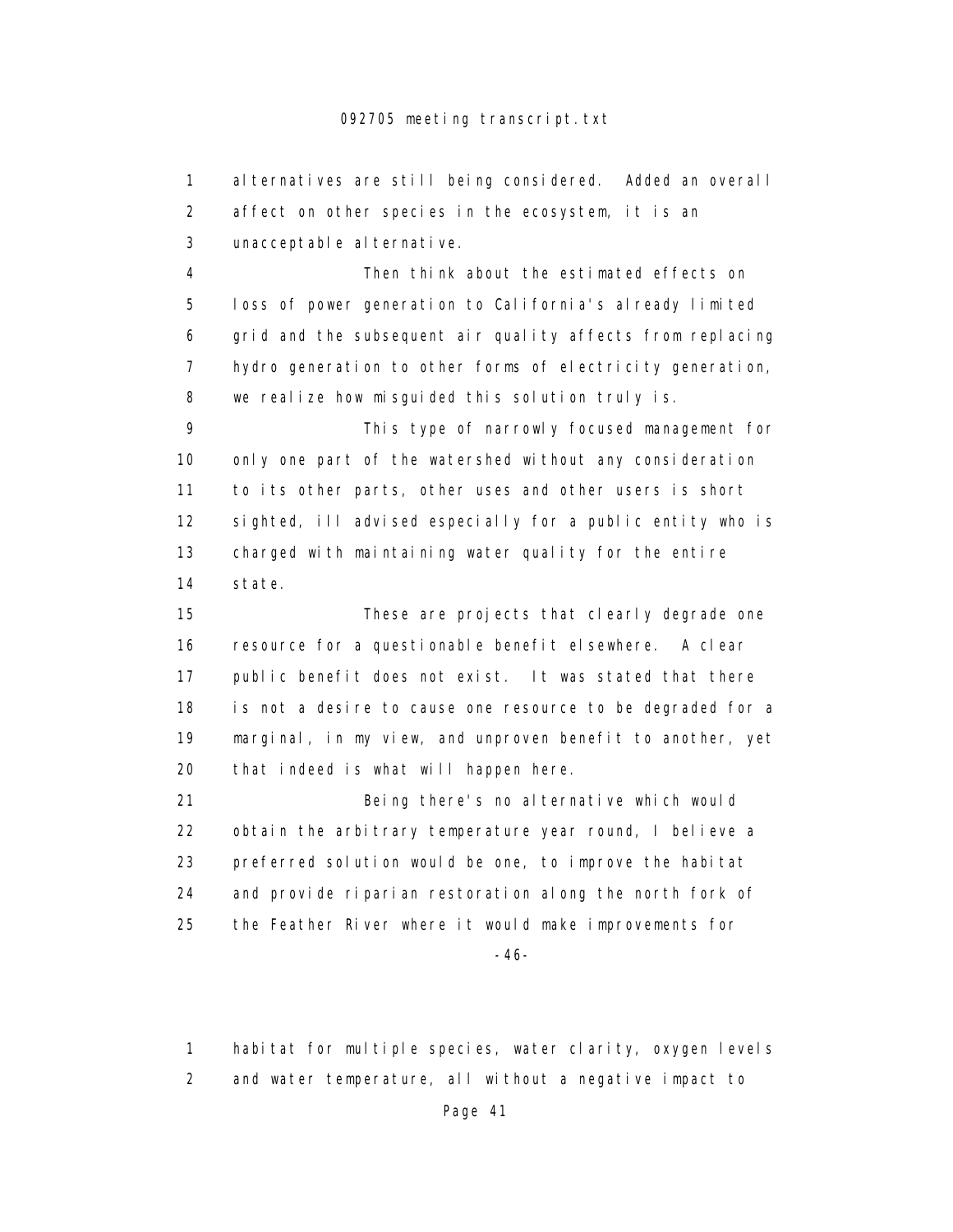1 alternatives are still being considered. Added an overall
2 affect on other species in the ecosystem, it is an
3 unacceptable alternative.

4 Then think about the estimated effects on
5 loss of power generation to California's already limited
6 grid and the subsequent air quality affects from replacing
7 hydro generation to other forms of electricity generation,
8 we realize how misguided this solution truly is.

9 This type of narrowly focused management for
10 only one part of the watershed without any consideration
11 to its other parts, other uses and other users is short
12 sighted, ill advised especially for a public entity who is
13 charged with maintaining water quality for the entire
14 state.

15 These are projects that clearly degrade one
16 resource for a questionable benefit elsewhere. A clear
17 public benefit does not exist. It was stated that there
18 is not a desire to cause one resource to be degraded for a
19 marginal, in my view, and unproven benefit to another, yet
20 that indeed is what will happen here.

21 Being there's no alternative which would
22 obtain the arbitrary temperature year round, I believe a
23 preferred solution would be one, to improve the habitat
24 and provide riparian restoration along the north fork of
25 the Feather River where it would make improvements for

-46-

1 habitat for multiple species, water clarity, oxygen levels
2 and water temperature, all without a negative impact to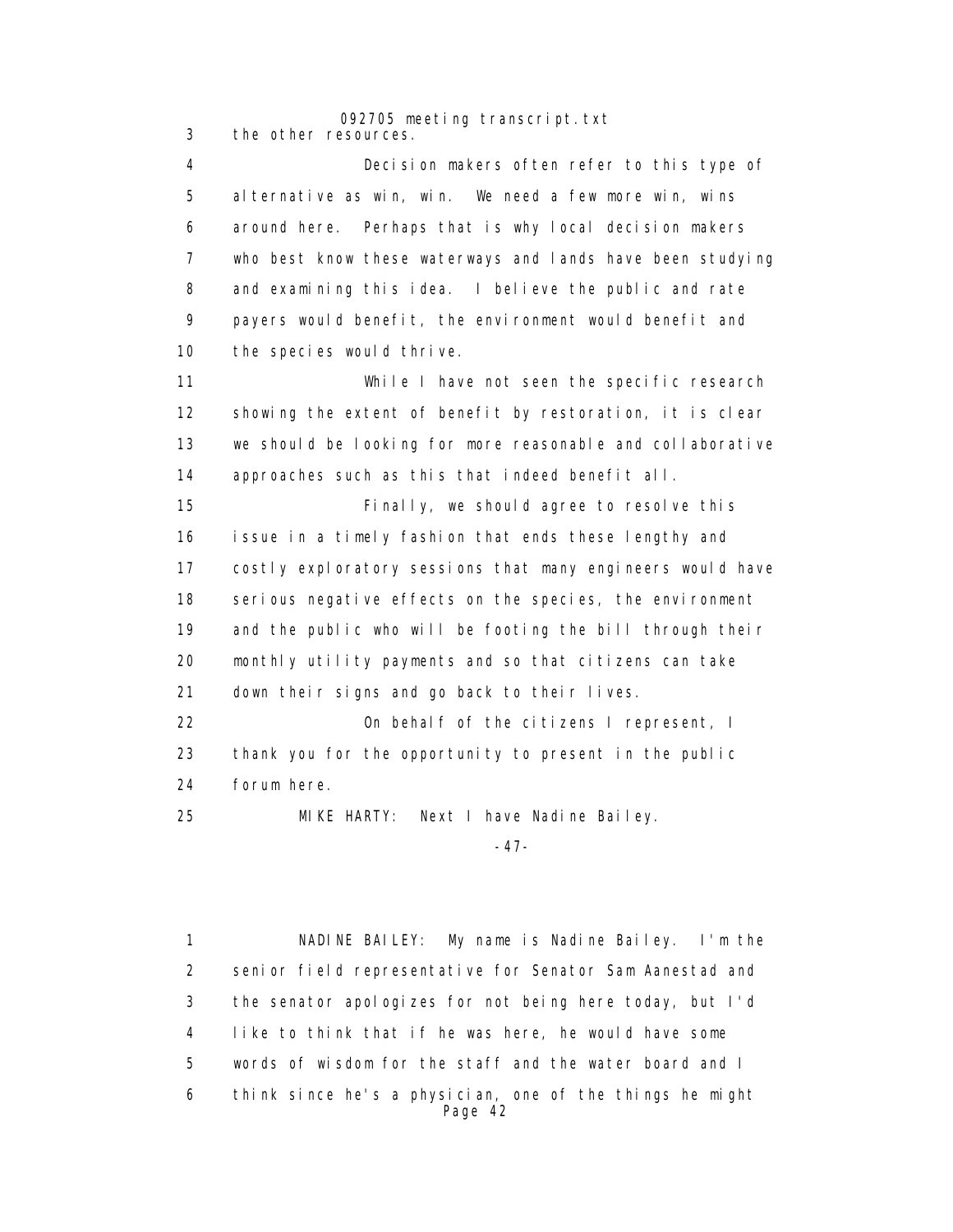the other resources.

Decision makers often refer to this type of alternative as win, win. We need a few more win, wins around here. Perhaps that is why local decision makers who best know these waterways and lands have been studying and examining this idea. I believe the public and rate payers would benefit, the environment would benefit and the species would thrive.

While I have not seen the specific research showing the extent of benefit by restoration, it is clear we should be looking for more reasonable and collaborative approaches such as this that indeed benefit all.

Finally, we should agree to resolve this issue in a timely fashion that ends these lengthy and costly exploratory sessions that many engineers would have serious negative effects on the species, the environment and the public who will be footing the bill through their monthly utility payments and so that citizens can take down their signs and go back to their lives.

On behalf of the citizens I represent, I thank you for the opportunity to present in the public forum here.

MIKE HARTY: Next I have Nadine Bailey.

NADINE BAILEY: My name is Nadine Bailey. I'm the senior field representative for Senator Sam Aanestad and the senator apologizes for not being here today, but I'd like to think that if he was here, he would have some words of wisdom for the staff and the water board and I think since he's a physician, one of the things he might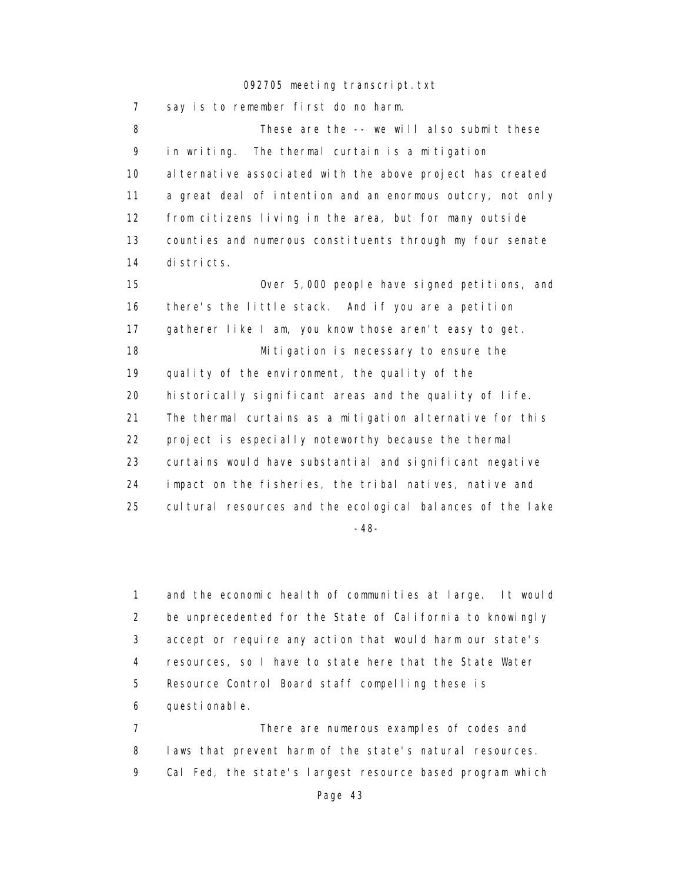7 say is to remember first do no harm.

8 These are the -- we will also submit these
9 in writing. The thermal curtain is a mitigation
10 alternative associated with the above project has created
11 a great deal of intention and an enormous outcry, not only
12 from citizens living in the area, but for many outside
13 counties and numerous constituents through my four senate
14 districts.

15 Over 5,000 people have signed petitions, and
16 there's the little stack. And if you are a petition
17 gatherer like I am, you know those aren't easy to get.

18 Mitigation is necessary to ensure the
19 quality of the environment, the quality of the
20 historically significant areas and the quality of life.
21 The thermal curtains as a mitigation alternative for this
22 project is especially noteworthy because the thermal
23 curtains would have substantial and significant negative
24 impact on the fisheries, the tribal natives, native and
25 cultural resources and the ecological balances of the lake

-48-

1 and the economic health of communities at large. It would
2 be unprecedented for the State of California to knowingly
3 accept or require any action that would harm our state's
4 resources, so I have to state here that the State Water
5 Resource Control Board staff compelling these is
6 questionable.

7 There are numerous examples of codes and
8 laws that prevent harm of the state's natural resources.
9 Cal Fed, the state's largest resource based program which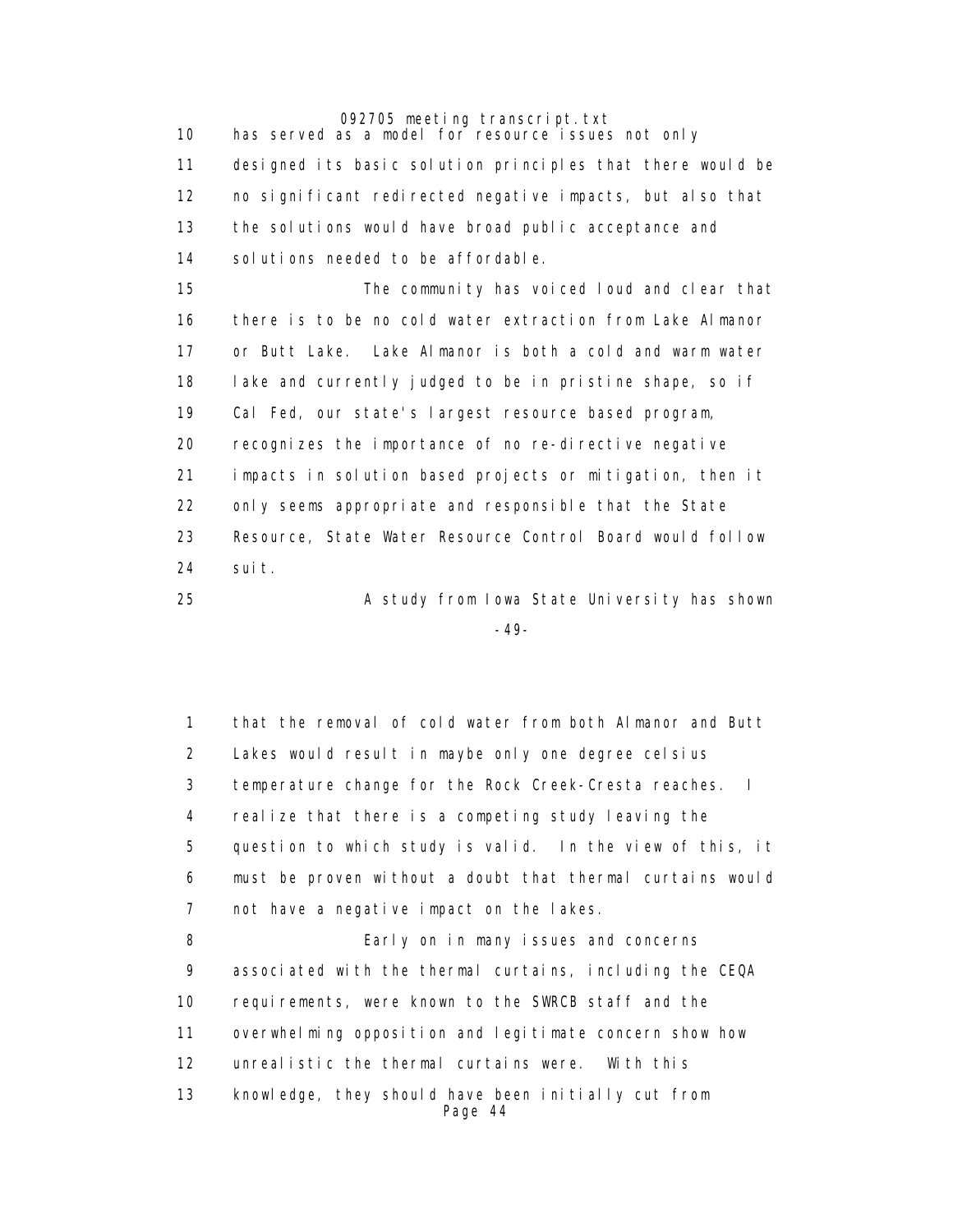has served as a model for resource issues not only designed its basic solution principles that there would be no significant redirected negative impacts, but also that the solutions would have broad public acceptance and solutions needed to be affordable.

The community has voiced loud and clear that there is to be no cold water extraction from Lake Almanor or Butt Lake. Lake Almanor is both a cold and warm water lake and currently judged to be in pristine shape, so if Cal Fed, our state's largest resource based program, recognizes the importance of no re-directive negative impacts in solution based projects or mitigation, then it only seems appropriate and responsible that the State Resource, State Water Resource Control Board would follow suit.

A study from Iowa State University has shown that the removal of cold water from both Almanor and Butt Lakes would result in maybe only one degree celsius temperature change for the Rock Creek-Cresta reaches. I realize that there is a competing study leaving the question to which study is valid. In the view of this, it must be proven without a doubt that thermal curtains would not have a negative impact on the lakes.

Early on in many issues and concerns associated with the thermal curtains, including the CEQA requirements, were known to the SWRCB staff and the overwhelming opposition and legitimate concern show how unrealistic the thermal curtains were. With this knowledge, they should have been initially cut from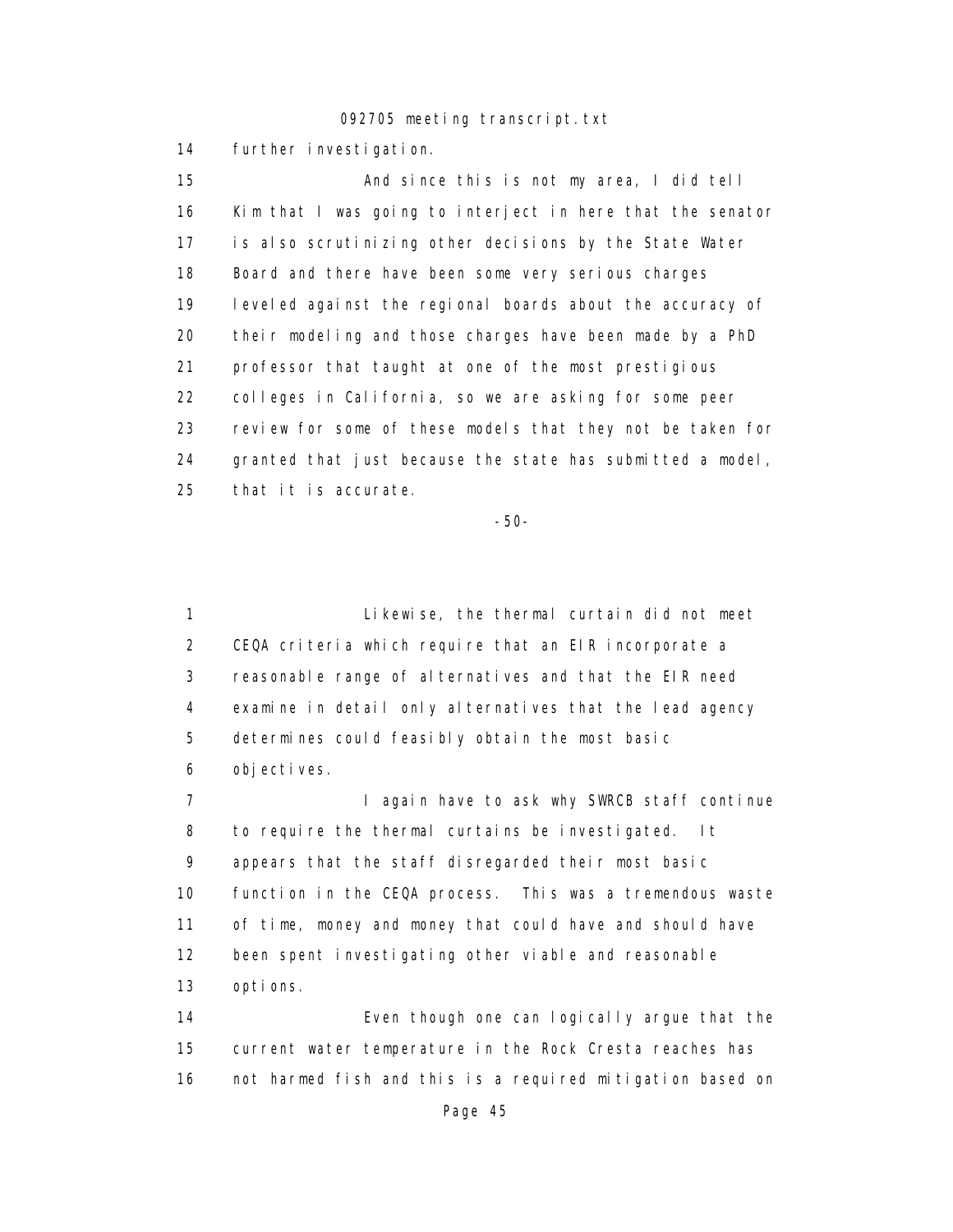14 further investigation.

15 And since this is not my area, I did tell
16 Kim that I was going to interject in here that the senator
17 is also scrutinizing other decisions by the State Water
18 Board and there have been some very serious charges
19 leveled against the regional boards about the accuracy of
20 their modeling and those charges have been made by a PhD
21 professor that taught at one of the most prestigious
22 colleges in California, so we are asking for some peer
23 review for some of these models that they not be taken for
24 granted that just because the state has submitted a model,
25 that it is accurate.

-50-

1 Likewise, the thermal curtain did not meet
2 CEQA criteria which require that an EIR incorporate a
3 reasonable range of alternatives and that the EIR need
4 examine in detail only alternatives that the lead agency
5 determines could feasibly obtain the most basic
6 objectives.

7 I again have to ask why SWRCB staff continue
8 to require the thermal curtains be investigated. It
9 appears that the staff disregarded their most basic
10 function in the CEQA process. This was a tremendous waste
11 of time, money and money that could have and should have
12 been spent investigating other viable and reasonable
13 options.

14 Even though one can logically argue that the
15 current water temperature in the Rock Cresta reaches has
16 not harmed fish and this is a required mitigation based on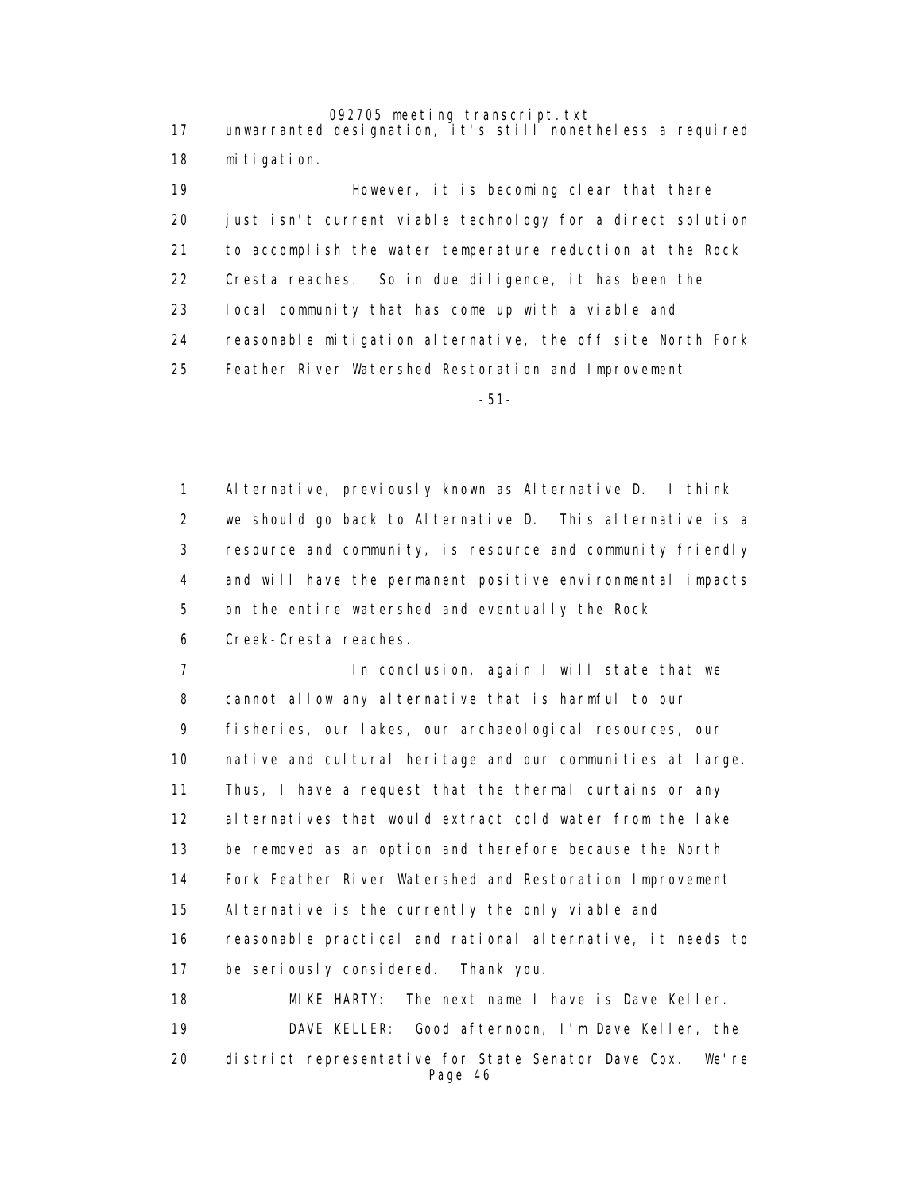unwarranted designation, it's still nonetheless a required mitigation.

However, it is becoming clear that there just isn't current viable technology for a direct solution to accomplish the water temperature reduction at the Rock Cresta reaches. So in due diligence, it has been the local community that has come up with a viable and reasonable mitigation alternative, the off site North Fork Feather River Watershed Restoration and Improvement

Alternative, previously known as Alternative D. I think we should go back to Alternative D. This alternative is a resource and community, is resource and community friendly and will have the permanent positive environmental impacts on the entire watershed and eventually the Rock Creek-Cresta reaches.

In conclusion, again I will state that we cannot allow any alternative that is harmful to our fisheries, our lakes, our archaeological resources, our native and cultural heritage and our communities at large. Thus, I have a request that the thermal curtains or any alternatives that would extract cold water from the lake be removed as an option and therefore because the North Fork Feather River Watershed and Restoration Improvement Alternative is the currently the only viable and reasonable practical and rational alternative, it needs to be seriously considered. Thank you.

MIKE HARTY: The next name I have is Dave Keller.

DAVE KELLER: Good afternoon, I'm Dave Keller, the district representative for State Senator Dave Cox. We're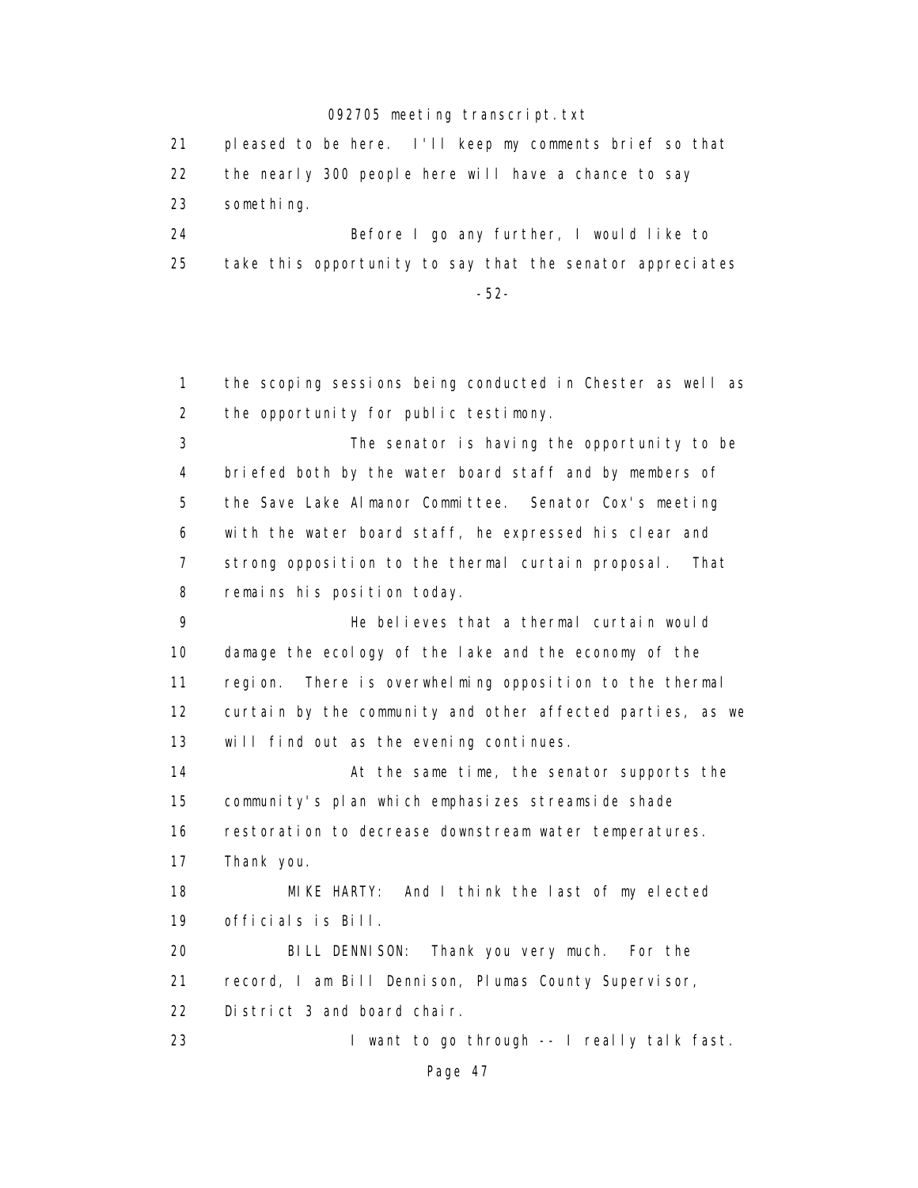pleased to be here. I'll keep my comments brief so that the nearly 300 people here will have a chance to say something.

Before I go any further, I would like to take this opportunity to say that the senator appreciates

the scoping sessions being conducted in Chester as well as the opportunity for public testimony.

The senator is having the opportunity to be briefed both by the water board staff and by members of the Save Lake Almanor Committee. Senator Cox's meeting with the water board staff, he expressed his clear and strong opposition to the thermal curtain proposal. That remains his position today.

He believes that a thermal curtain would damage the ecology of the lake and the economy of the region. There is overwhelming opposition to the thermal curtain by the community and other affected parties, as we will find out as the evening continues.

At the same time, the senator supports the community's plan which emphasizes streamside shade restoration to decrease downstream water temperatures. Thank you.

MIKE HARTY: And I think the last of my elected officials is Bill.

BILL DENNISON: Thank you very much. For the record, I am Bill Dennison, Plumas County Supervisor, District 3 and board chair.

I want to go through -- I really talk fast.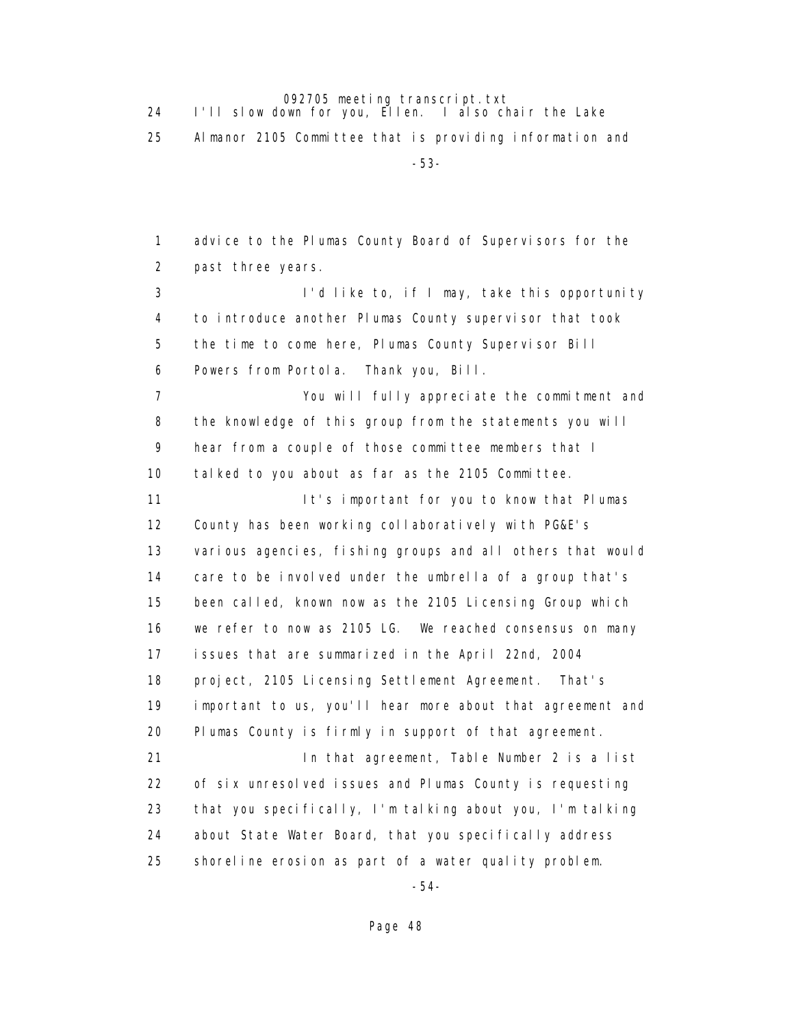24 I'll slow down for you, Ellen. I also chair the Lake
25 Almanor 2105 Committee that is providing information and

-53-

1 advice to the Plumas County Board of Supervisors for the
2 past three years.
3 I'd like to, if I may, take this opportunity
4 to introduce another Plumas County supervisor that took
5 the time to come here, Plumas County Supervisor Bill
6 Powers from Portola. Thank you, Bill.
7 You will fully appreciate the commitment and
8 the knowledge of this group from the statements you will
9 hear from a couple of those committee members that I
10 talked to you about as far as the 2105 Committee.
11 It's important for you to know that Plumas
12 County has been working collaboratively with PG&E's
13 various agencies, fishing groups and all others that would
14 care to be involved under the umbrella of a group that's
15 been called, known now as the 2105 Licensing Group which
16 we refer to now as 2105 LG. We reached consensus on many
17 issues that are summarized in the April 22nd, 2004
18 project, 2105 Licensing Settlement Agreement. That's
19 important to us, you'll hear more about that agreement and
20 Plumas County is firmly in support of that agreement.
21 In that agreement, Table Number 2 is a list
22 of six unresolved issues and Plumas County is requesting
23 that you specifically, I'm talking about you, I'm talking
24 about State Water Board, that you specifically address
25 shoreline erosion as part of a water quality problem.

-54-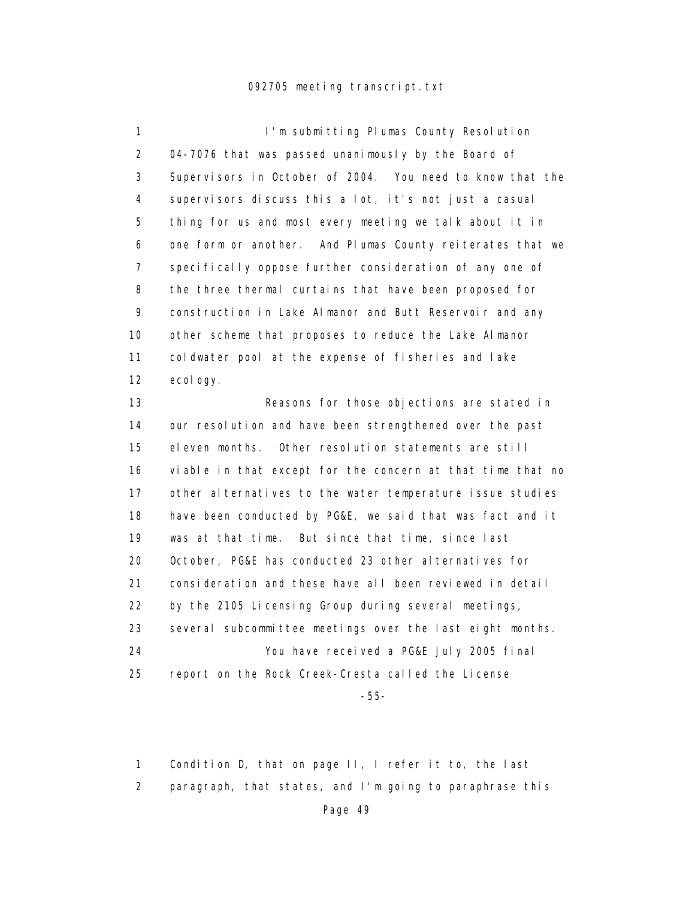I'm submitting Plumas County Resolution 04-7076 that was passed unanimously by the Board of Supervisors in October of 2004. You need to know that the supervisors discuss this a lot, it's not just a casual thing for us and most every meeting we talk about it in one form or another. And Plumas County reiterates that we specifically oppose further consideration of any one of the three thermal curtains that have been proposed for construction in Lake Almanor and Butt Reservoir and any other scheme that proposes to reduce the Lake Almanor coldwater pool at the expense of fisheries and lake ecology.

Reasons for those objections are stated in our resolution and have been strengthened over the past eleven months. Other resolution statements are still viable in that except for the concern at that time that no other alternatives to the water temperature issue studies have been conducted by PG&E, we said that was fact and it was at that time. But since that time, since last October, PG&E has conducted 23 other alternatives for consideration and these have all been reviewed in detail by the 2105 Licensing Group during several meetings, several subcommittee meetings over the last eight months.

You have received a PG&E July 2005 final report on the Rock Creek-Cresta called the License

Condition D, that on page II, I refer it to, the last paragraph, that states, and I'm going to paraphrase this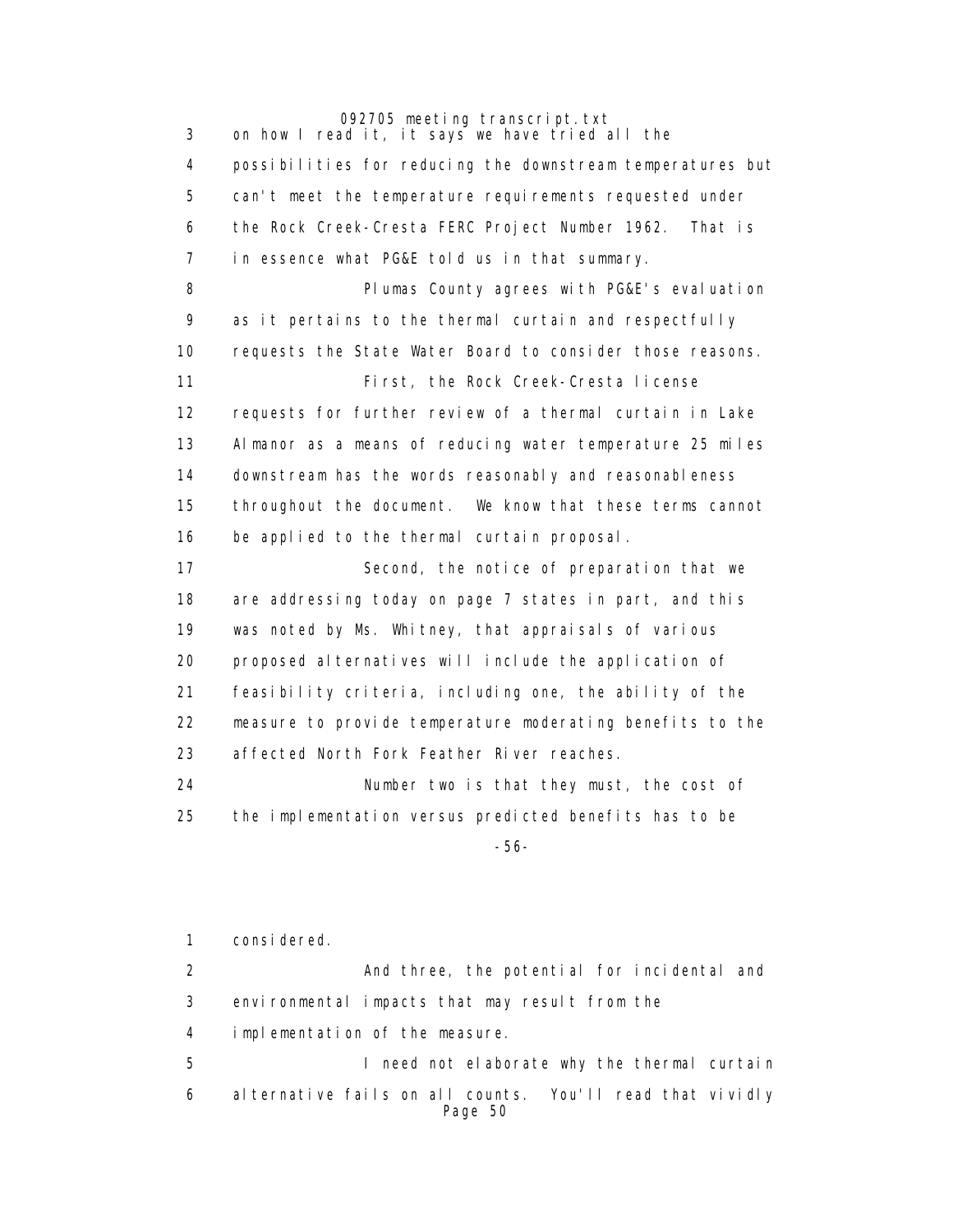on how I read it, it says we have tried all the possibilities for reducing the downstream temperatures but can't meet the temperature requirements requested under the Rock Creek-Cresta FERC Project Number 1962. That is in essence what PG&E told us in that summary.

Plumas County agrees with PG&E's evaluation as it pertains to the thermal curtain and respectfully requests the State Water Board to consider those reasons.

First, the Rock Creek-Cresta license requests for further review of a thermal curtain in Lake Almanor as a means of reducing water temperature 25 miles downstream has the words reasonably and reasonableness throughout the document. We know that these terms cannot be applied to the thermal curtain proposal.

Second, the notice of preparation that we are addressing today on page 7 states in part, and this was noted by Ms. Whitney, that appraisals of various proposed alternatives will include the application of feasibility criteria, including one, the ability of the measure to provide temperature moderating benefits to the affected North Fork Feather River reaches.

Number two is that they must, the cost of the implementation versus predicted benefits has to be considered.

And three, the potential for incidental and environmental impacts that may result from the implementation of the measure.

I need not elaborate why the thermal curtain alternative fails on all counts. You'll read that vividly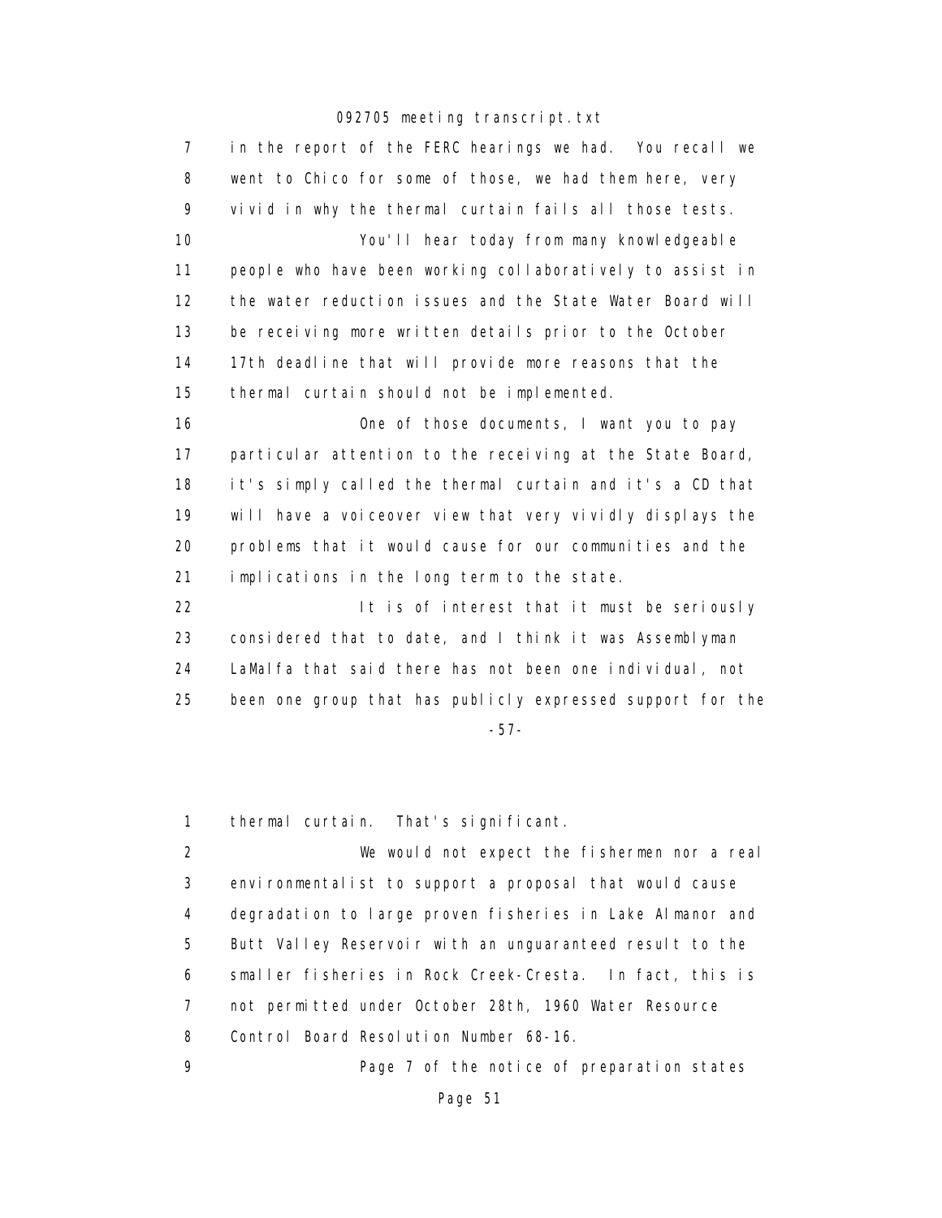7 in the report of the FERC hearings we had. You recall we
8 went to Chico for some of those, we had them here, very
9 vivid in why the thermal curtain fails all those tests.
10 You'll hear today from many knowledgeable
11 people who have been working collaboratively to assist in
12 the water reduction issues and the State Water Board will
13 be receiving more written details prior to the October
14 17th deadline that will provide more reasons that the
15 thermal curtain should not be implemented.
16 One of those documents, I want you to pay
17 particular attention to the receiving at the State Board,
18 it's simply called the thermal curtain and it's a CD that
19 will have a voiceover view that very vividly displays the
20 problems that it would cause for our communities and the
21 implications in the long term to the state.
22 It is of interest that it must be seriously
23 considered that to date, and I think it was Assemblyman
24 LaMalfa that said there has not been one individual, not
25 been one group that has publicly expressed support for the

-57-

1 thermal curtain. That's significant.
2 We would not expect the fishermen nor a real
3 environmentalist to support a proposal that would cause
4 degradation to large proven fisheries in Lake Almanor and
5 Butt Valley Reservoir with an unguaranteed result to the
6 smaller fisheries in Rock Creek-Cresta. In fact, this is
7 not permitted under October 28th, 1960 Water Resource
8 Control Board Resolution Number 68-16.
9 Page 7 of the notice of preparation states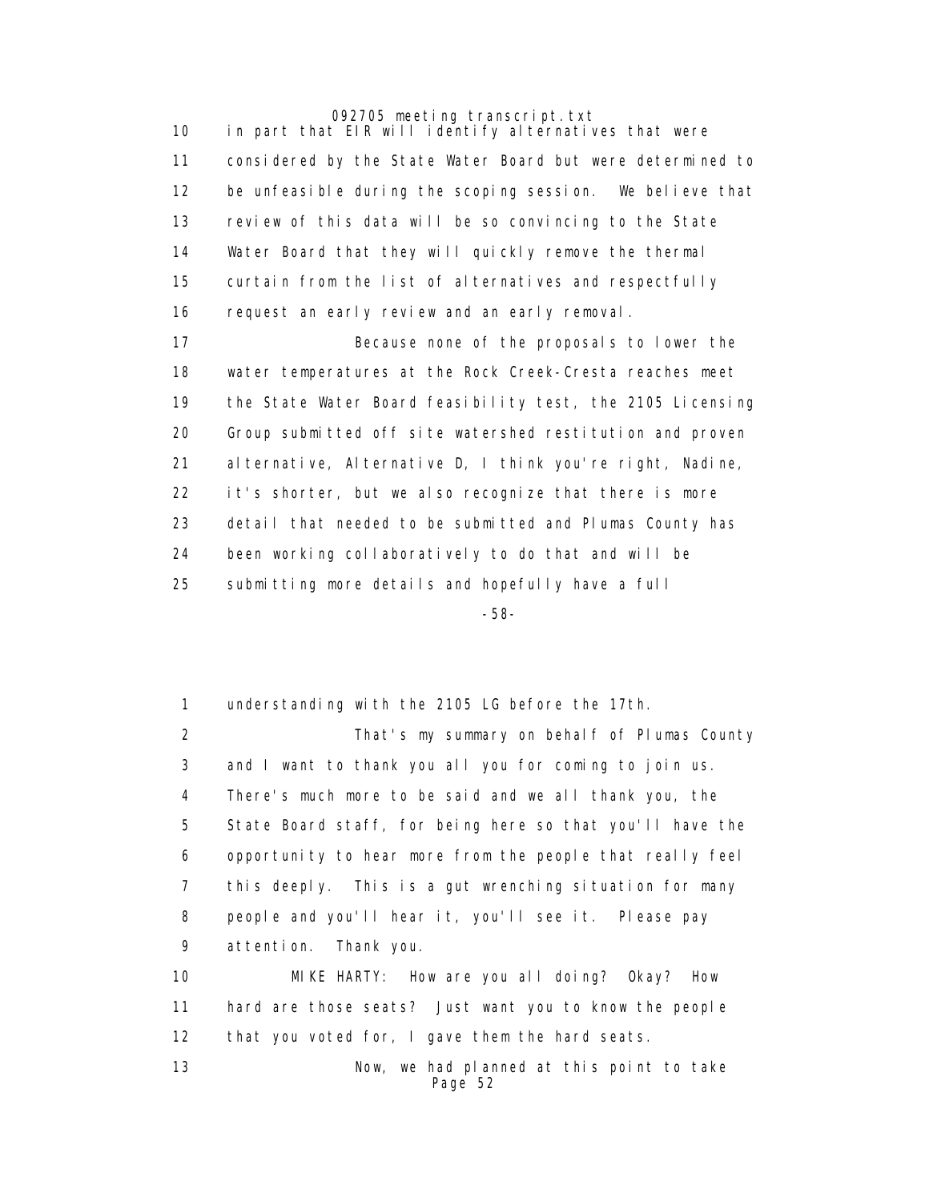in part that EIR will identify alternatives that were considered by the State Water Board but were determined to be unfeasible during the scoping session. We believe that review of this data will be so convincing to the State Water Board that they will quickly remove the thermal curtain from the list of alternatives and respectfully request an early review and an early removal.

Because none of the proposals to lower the water temperatures at the Rock Creek-Cresta reaches meet the State Water Board feasibility test, the 2105 Licensing Group submitted off site watershed restitution and proven alternative, Alternative D, I think you're right, Nadine, it's shorter, but we also recognize that there is more detail that needed to be submitted and Plumas County has been working collaboratively to do that and will be submitting more details and hopefully have a full understanding with the 2105 LG before the 17th.

That's my summary on behalf of Plumas County and I want to thank you all you for coming to join us. There's much more to be said and we all thank you, the State Board staff, for being here so that you'll have the opportunity to hear more from the people that really feel this deeply. This is a gut wrenching situation for many people and you'll hear it, you'll see it. Please pay attention. Thank you.

MIKE HARTY: How are you all doing? Okay? How hard are those seats? Just want you to know the people that you voted for, I gave them the hard seats.

Now, we had planned at this point to take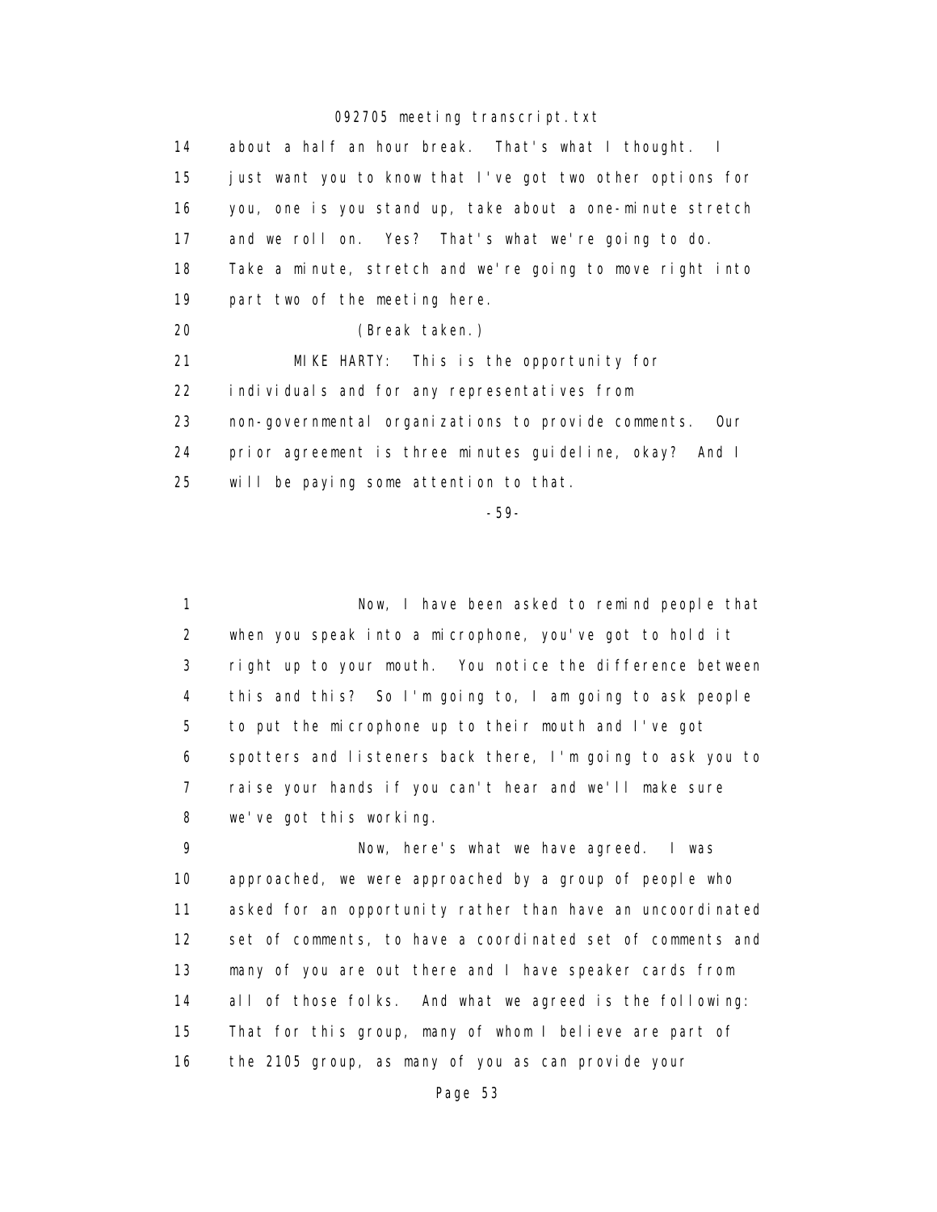about a half an hour break. That's what I thought. I just want you to know that I've got two other options for you, one is you stand up, take about a one-minute stretch and we roll on. Yes? That's what we're going to do. Take a minute, stretch and we're going to move right into part two of the meeting here.

(Break taken.)

MIKE HARTY: This is the opportunity for individuals and for any representatives from non-governmental organizations to provide comments. Our prior agreement is three minutes guideline, okay? And I will be paying some attention to that.

-59-

Now, I have been asked to remind people that when you speak into a microphone, you've got to hold it right up to your mouth. You notice the difference between this and this? So I'm going to, I am going to ask people to put the microphone up to their mouth and I've got spotters and listeners back there, I'm going to ask you to raise your hands if you can't hear and we'll make sure we've got this working.

Now, here's what we have agreed. I was approached, we were approached by a group of people who asked for an opportunity rather than have an uncoordinated set of comments, to have a coordinated set of comments and many of you are out there and I have speaker cards from all of those folks. And what we agreed is the following: That for this group, many of whom I believe are part of the 2105 group, as many of you as can provide your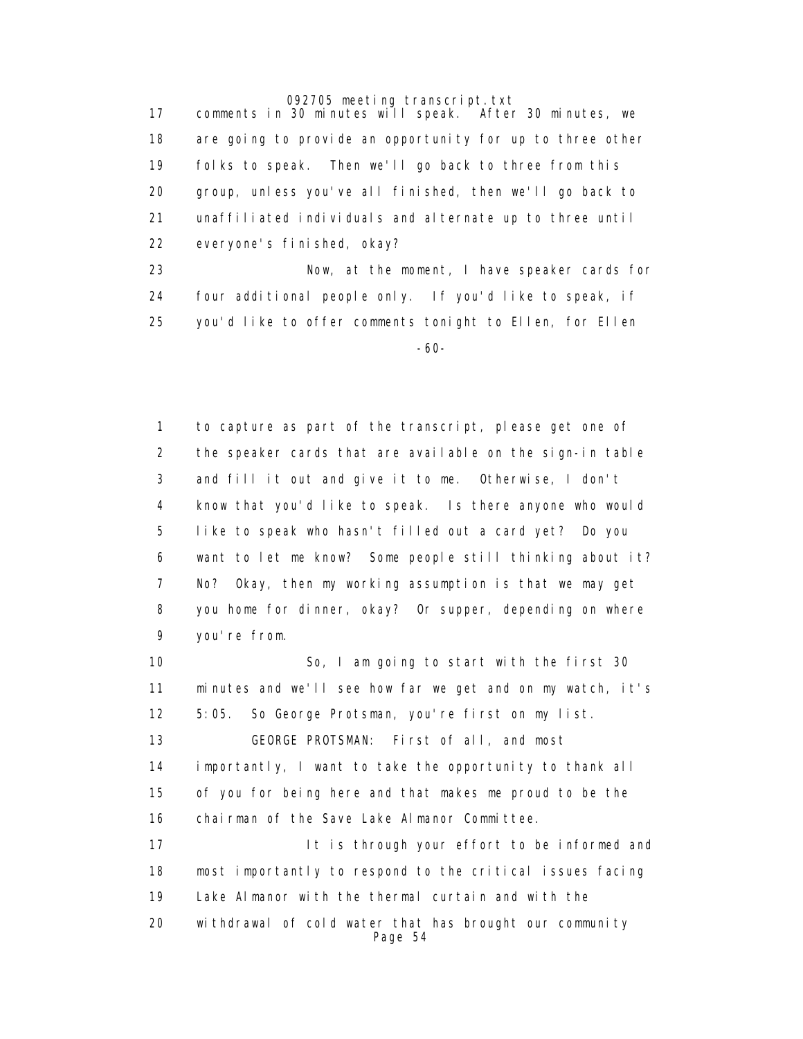comments in 30 minutes will speak. After 30 minutes, we are going to provide an opportunity for up to three other folks to speak. Then we'll go back to three from this group, unless you've all finished, then we'll go back to unaffiliated individuals and alternate up to three until everyone's finished, okay?

Now, at the moment, I have speaker cards for four additional people only. If you'd like to speak, if you'd like to offer comments tonight to Ellen, for Ellen to capture as part of the transcript, please get one of the speaker cards that are available on the sign-in table and fill it out and give it to me. Otherwise, I don't know that you'd like to speak. Is there anyone who would like to speak who hasn't filled out a card yet? Do you want to let me know? Some people still thinking about it? No? Okay, then my working assumption is that we may get you home for dinner, okay? Or supper, depending on where you're from.

So, I am going to start with the first 30 minutes and we'll see how far we get and on my watch, it's 5:05. So George Protsman, you're first on my list.

GEORGE PROTSMAN: First of all, and most importantly, I want to take the opportunity to thank all of you for being here and that makes me proud to be the chairman of the Save Lake Almanor Committee.

It is through your effort to be informed and most importantly to respond to the critical issues facing Lake Almanor with the thermal curtain and with the withdrawal of cold water that has brought our community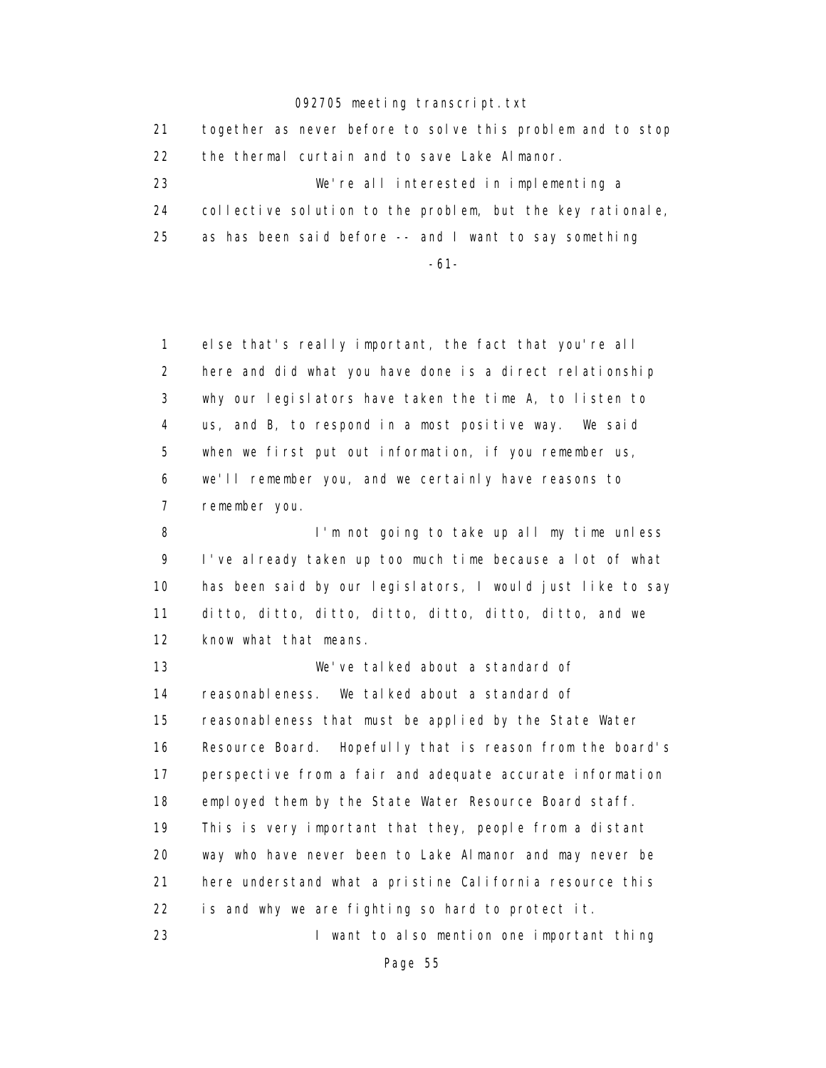21 together as never before to solve this problem and to stop
22 the thermal curtain and to save Lake Almanor.
23 We're all interested in implementing a
24 collective solution to the problem, but the key rationale,
25 as has been said before -- and I want to say something

-61-

1 else that's really important, the fact that you're all
2 here and did what you have done is a direct relationship
3 why our legislators have taken the time A, to listen to
4 us, and B, to respond in a most positive way. We said
5 when we first put out information, if you remember us,
6 we'll remember you, and we certainly have reasons to
7 remember you.
8 I'm not going to take up all my time unless
9 I've already taken up too much time because a lot of what
10 has been said by our legislators, I would just like to say
11 ditto, ditto, ditto, ditto, ditto, ditto, ditto, and we
12 know what that means.
13 We've talked about a standard of
14 reasonableness. We talked about a standard of
15 reasonableness that must be applied by the State Water
16 Resource Board. Hopefully that is reason from the board's
17 perspective from a fair and adequate accurate information
18 employed them by the State Water Resource Board staff.
19 This is very important that they, people from a distant
20 way who have never been to Lake Almanor and may never be
21 here understand what a pristine California resource this
22 is and why we are fighting so hard to protect it.
23 I want to also mention one important thing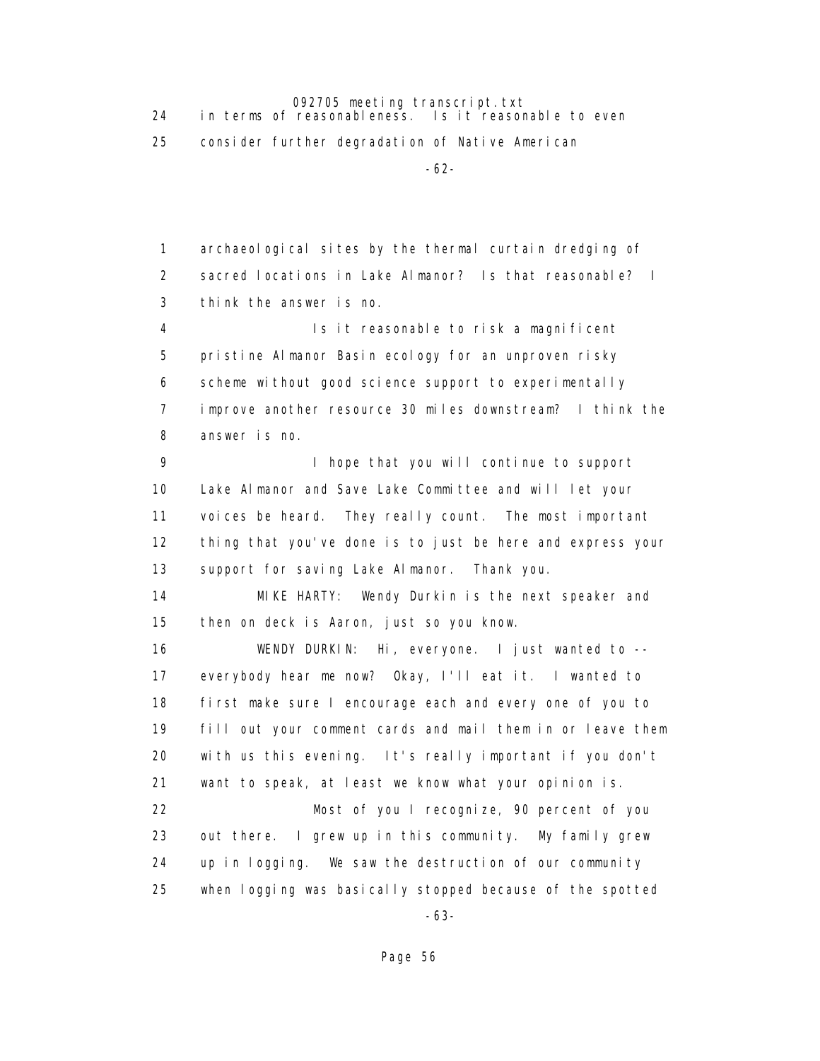in terms of reasonableness. Is it reasonable to even consider further degradation of Native American archaeological sites by the thermal curtain dredging of sacred locations in Lake Almanor? Is that reasonable? I think the answer is no.

Is it reasonable to risk a magnificent pristine Almanor Basin ecology for an unproven risky scheme without good science support to experimentally improve another resource 30 miles downstream? I think the answer is no.

I hope that you will continue to support Lake Almanor and Save Lake Committee and will let your voices be heard. They really count. The most important thing that you've done is to just be here and express your support for saving Lake Almanor. Thank you.

MIKE HARTY: Wendy Durkin is the next speaker and then on deck is Aaron, just so you know.

WENDY DURKIN: Hi, everyone. I just wanted to -- everybody hear me now? Okay, I'll eat it. I wanted to first make sure I encourage each and every one of you to fill out your comment cards and mail them in or leave them with us this evening. It's really important if you don't want to speak, at least we know what your opinion is.

Most of you I recognize, 90 percent of you out there. I grew up in this community. My family grew up in logging. We saw the destruction of our community when logging was basically stopped because of the spotted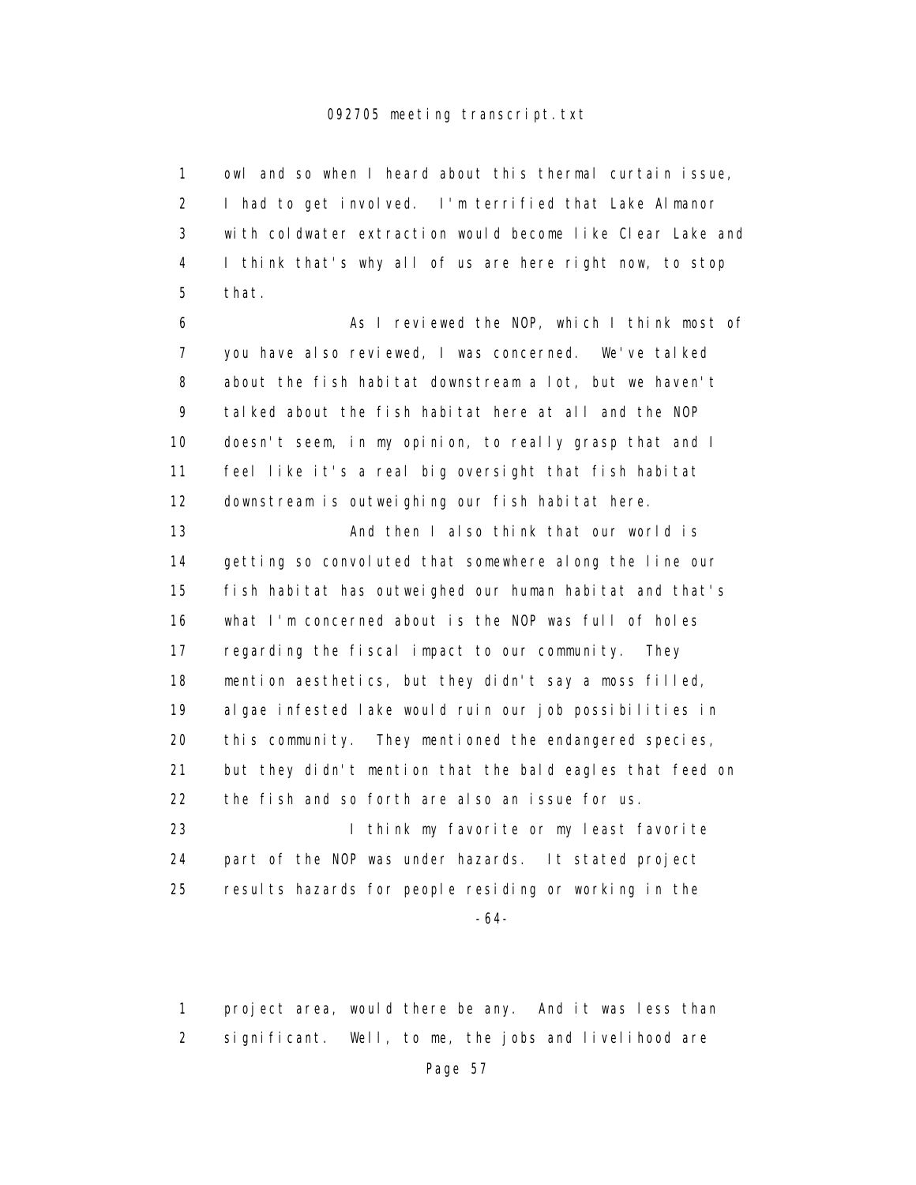owl and so when I heard about this thermal curtain issue, I had to get involved. I'm terrified that Lake Almanor with coldwater extraction would become like Clear Lake and I think that's why all of us are here right now, to stop that.

As I reviewed the NOP, which I think most of you have also reviewed, I was concerned. We've talked about the fish habitat downstream a lot, but we haven't talked about the fish habitat here at all and the NOP doesn't seem, in my opinion, to really grasp that and I feel like it's a real big oversight that fish habitat downstream is outweighing our fish habitat here.

And then I also think that our world is getting so convoluted that somewhere along the line our fish habitat has outweighed our human habitat and that's what I'm concerned about is the NOP was full of holes regarding the fiscal impact to our community. They mention aesthetics, but they didn't say a moss filled, algae infested lake would ruin our job possibilities in this community. They mentioned the endangered species, but they didn't mention that the bald eagles that feed on the fish and so forth are also an issue for us.

I think my favorite or my least favorite part of the NOP was under hazards. It stated project results hazards for people residing or working in the

project area, would there be any. And it was less than significant. Well, to me, the jobs and livelihood are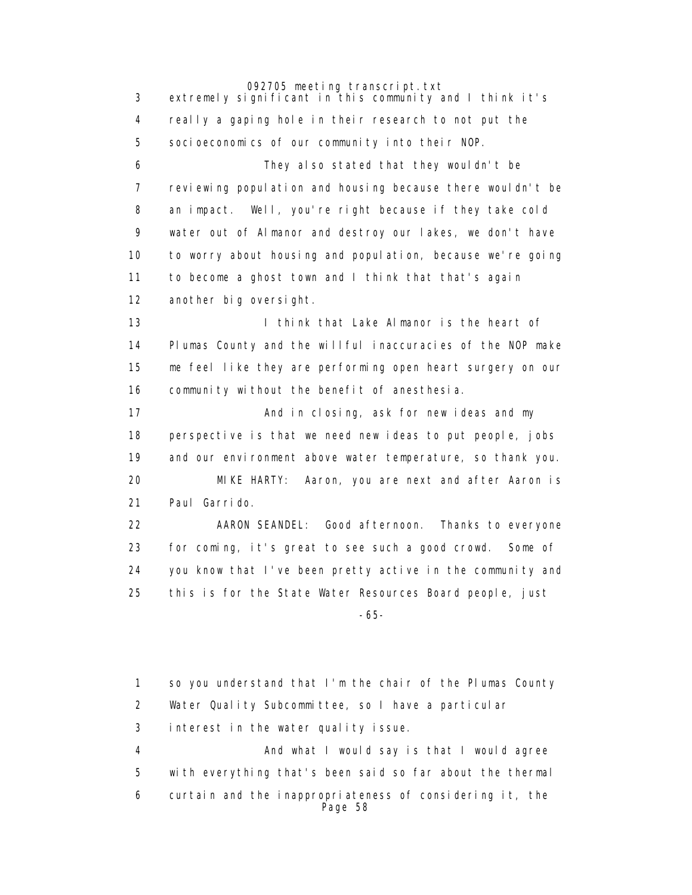extremely significant in this community and I think it's really a gaping hole in their research to not put the socioeconomics of our community into their NOP.

They also stated that they wouldn't be reviewing population and housing because there wouldn't be an impact. Well, you're right because if they take cold water out of Almanor and destroy our lakes, we don't have to worry about housing and population, because we're going to become a ghost town and I think that that's again another big oversight.

I think that Lake Almanor is the heart of Plumas County and the willful inaccuracies of the NOP make me feel like they are performing open heart surgery on our community without the benefit of anesthesia.

And in closing, ask for new ideas and my perspective is that we need new ideas to put people, jobs and our environment above water temperature, so thank you.

MIKE HARTY: Aaron, you are next and after Aaron is Paul Garrido.

AARON SEANDEL: Good afternoon. Thanks to everyone for coming, it's great to see such a good crowd. Some of you know that I've been pretty active in the community and this is for the State Water Resources Board people, just so you understand that I'm the chair of the Plumas County Water Quality Subcommittee, so I have a particular interest in the water quality issue.

And what I would say is that I would agree with everything that's been said so far about the thermal curtain and the inappropriateness of considering it, the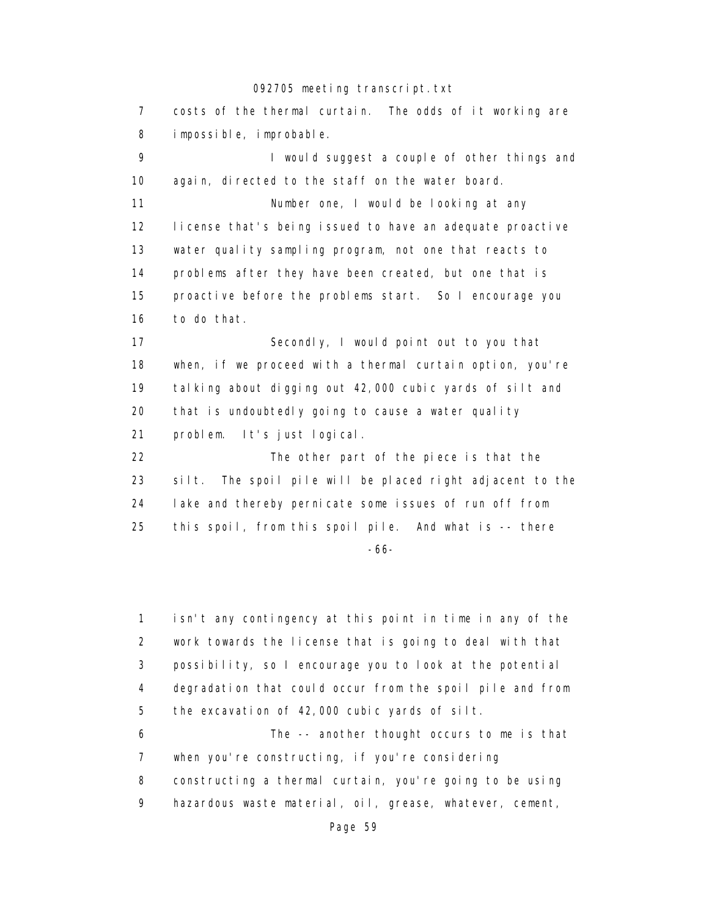7 costs of the thermal curtain. The odds of it working are
8 impossible, improbable.

9 I would suggest a couple of other things and
10 again, directed to the staff on the water board.

11 Number one, I would be looking at any
12 license that's being issued to have an adequate proactive
13 water quality sampling program, not one that reacts to
14 problems after they have been created, but one that is
15 proactive before the problems start. So I encourage you
16 to do that.

17 Secondly, I would point out to you that
18 when, if we proceed with a thermal curtain option, you're
19 talking about digging out 42,000 cubic yards of silt and
20 that is undoubtedly going to cause a water quality
21 problem. It's just logical.

22 The other part of the piece is that the
23 silt. The spoil pile will be placed right adjacent to the
24 lake and thereby pernicate some issues of run off from
25 this spoil, from this spoil pile. And what is -- there

-66-

1 isn't any contingency at this point in time in any of the
2 work towards the license that is going to deal with that
3 possibility, so I encourage you to look at the potential
4 degradation that could occur from the spoil pile and from
5 the excavation of 42,000 cubic yards of silt.

6 The -- another thought occurs to me is that
7 when you're constructing, if you're considering
8 constructing a thermal curtain, you're going to be using
9 hazardous waste material, oil, grease, whatever, cement,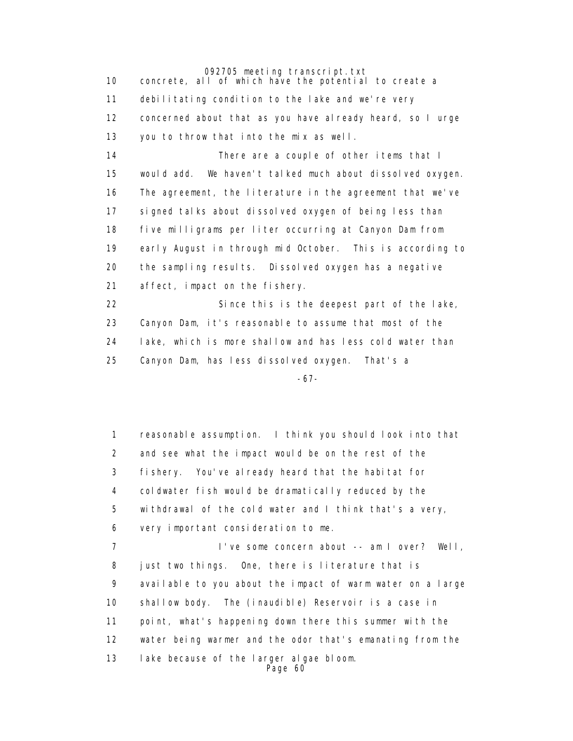concrete, all of which have the potential to create a debilitating condition to the lake and we're very concerned about that as you have already heard, so I urge you to throw that into the mix as well.

There are a couple of other items that I would add. We haven't talked much about dissolved oxygen. The agreement, the literature in the agreement that we've signed talks about dissolved oxygen of being less than five milligrams per liter occurring at Canyon Dam from early August in through mid October. This is according to the sampling results. Dissolved oxygen has a negative affect, impact on the fishery.

Since this is the deepest part of the lake, Canyon Dam, it's reasonable to assume that most of the lake, which is more shallow and has less cold water than Canyon Dam, has less dissolved oxygen. That's a

reasonable assumption. I think you should look into that and see what the impact would be on the rest of the fishery. You've already heard that the habitat for coldwater fish would be dramatically reduced by the withdrawal of the cold water and I think that's a very, very important consideration to me.

I've some concern about -- am I over? Well, just two things. One, there is literature that is available to you about the impact of warm water on a large shallow body. The (inaudible) Reservoir is a case in point, what's happening down there this summer with the water being warmer and the odor that's emanating from the lake because of the larger algae bloom.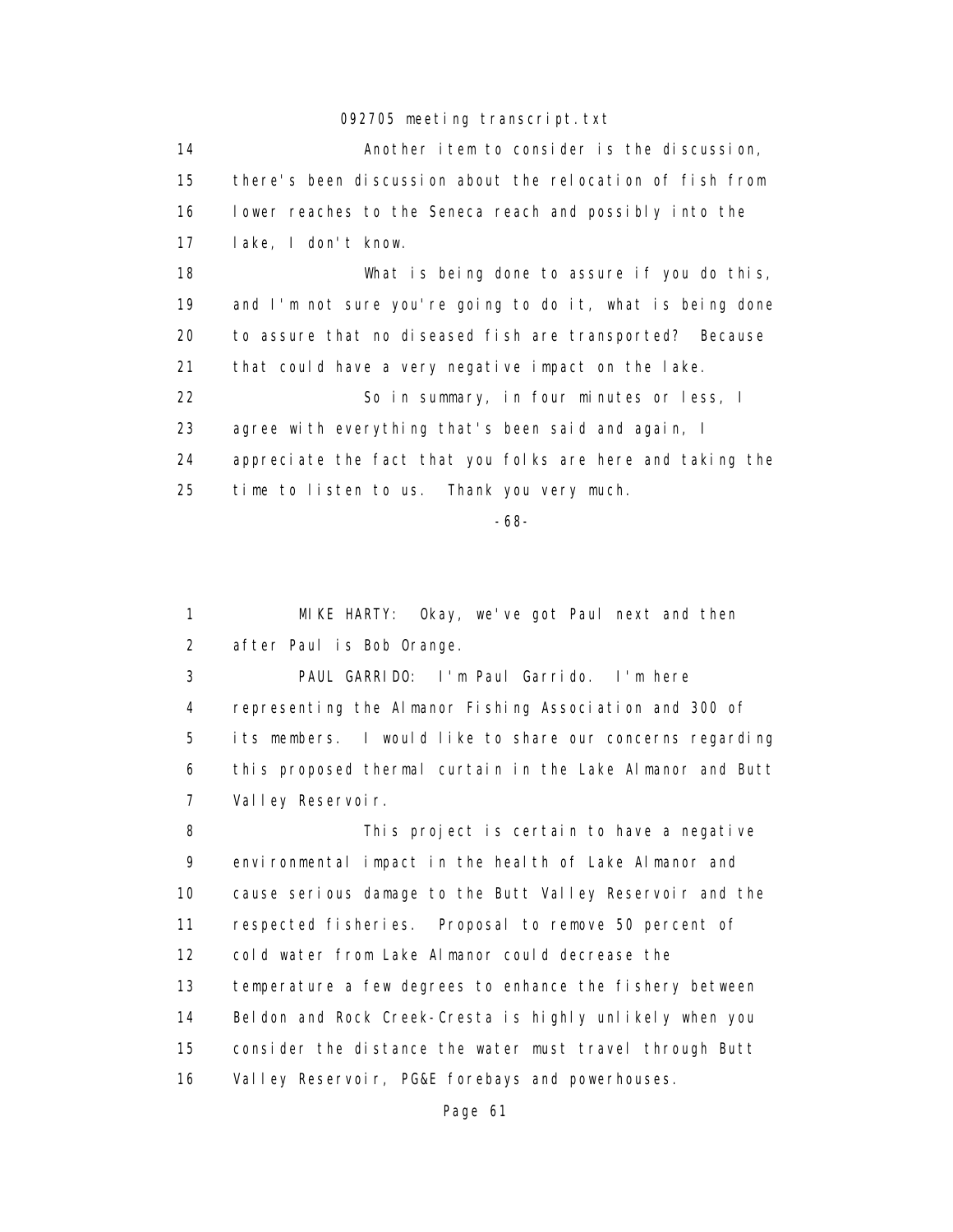14 Another item to consider is the discussion,
15 there's been discussion about the relocation of fish from
16 lower reaches to the Seneca reach and possibly into the
17 lake, I don't know.
18 What is being done to assure if you do this,
19 and I'm not sure you're going to do it, what is being done
20 to assure that no diseased fish are transported? Because
21 that could have a very negative impact on the lake.
22 So in summary, in four minutes or less, I
23 agree with everything that's been said and again, I
24 appreciate the fact that you folks are here and taking the
25 time to listen to us. Thank you very much.

-68-

1 MIKE HARTY: Okay, we've got Paul next and then
2 after Paul is Bob Orange.
3 PAUL GARRIDO: I'm Paul Garrido. I'm here
4 representing the Almanor Fishing Association and 300 of
5 its members. I would like to share our concerns regarding
6 this proposed thermal curtain in the Lake Almanor and Butt
7 Valley Reservoir.
8 This project is certain to have a negative
9 environmental impact in the health of Lake Almanor and
10 cause serious damage to the Butt Valley Reservoir and the
11 respected fisheries. Proposal to remove 50 percent of
12 cold water from Lake Almanor could decrease the
13 temperature a few degrees to enhance the fishery between
14 Beldon and Rock Creek-Cresta is highly unlikely when you
15 consider the distance the water must travel through Butt
16 Valley Reservoir, PG&E forebays and powerhouses.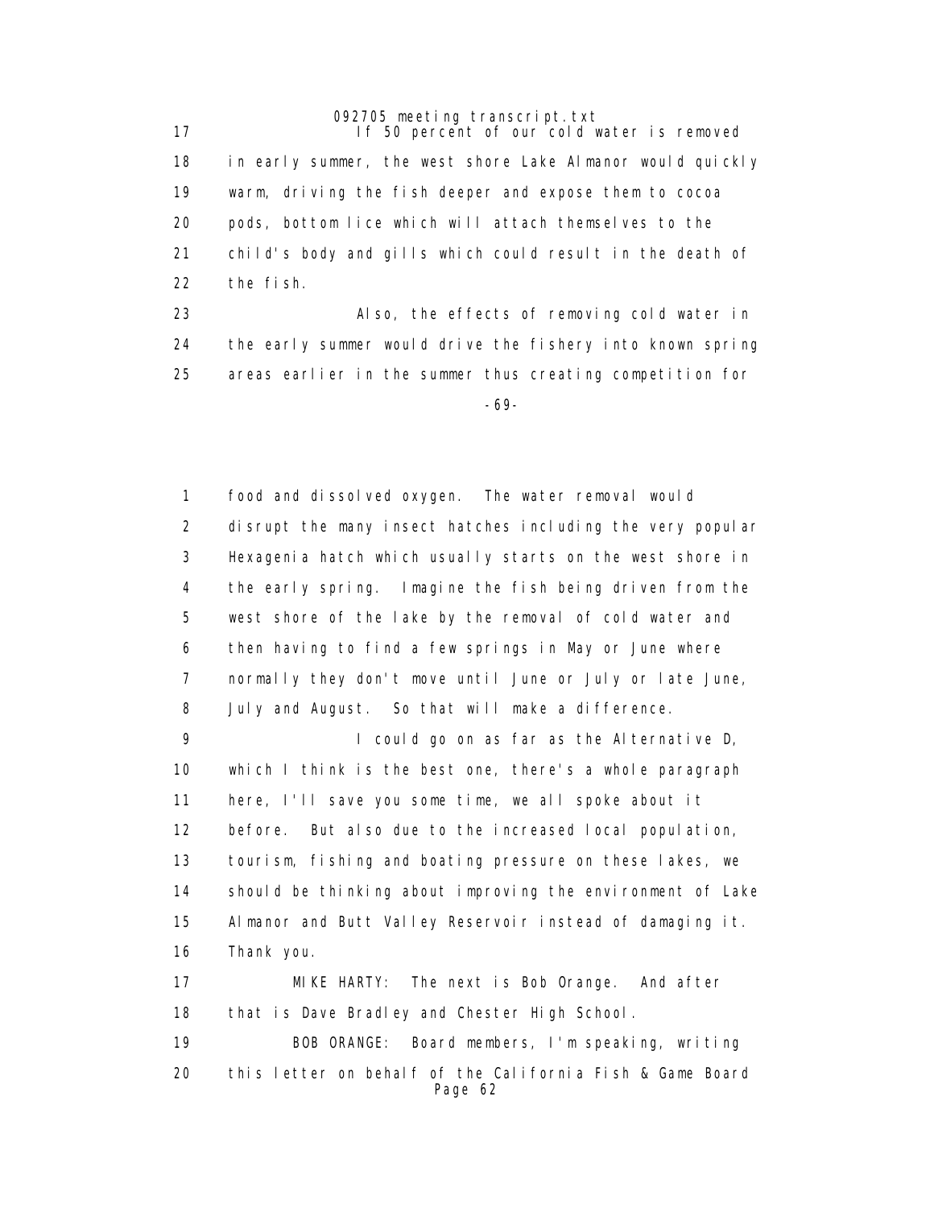If 50 percent of our cold water is removed in early summer, the west shore Lake Almanor would quickly warm, driving the fish deeper and expose them to cocoa pods, bottom lice which will attach themselves to the child's body and gills which could result in the death of the fish.

Also, the effects of removing cold water in the early summer would drive the fishery into known spring areas earlier in the summer thus creating competition for food and dissolved oxygen. The water removal would disrupt the many insect hatches including the very popular Hexagenia hatch which usually starts on the west shore in the early spring. Imagine the fish being driven from the west shore of the lake by the removal of cold water and then having to find a few springs in May or June where normally they don't move until June or July or late June, July and August. So that will make a difference.

I could go on as far as the Alternative D, which I think is the best one, there's a whole paragraph here, I'll save you some time, we all spoke about it before. But also due to the increased local population, tourism, fishing and boating pressure on these lakes, we should be thinking about improving the environment of Lake Almanor and Butt Valley Reservoir instead of damaging it. Thank you.

MIKE HARTY: The next is Bob Orange. And after that is Dave Bradley and Chester High School.

BOB ORANGE: Board members, I'm speaking, writing this letter on behalf of the California Fish & Game Board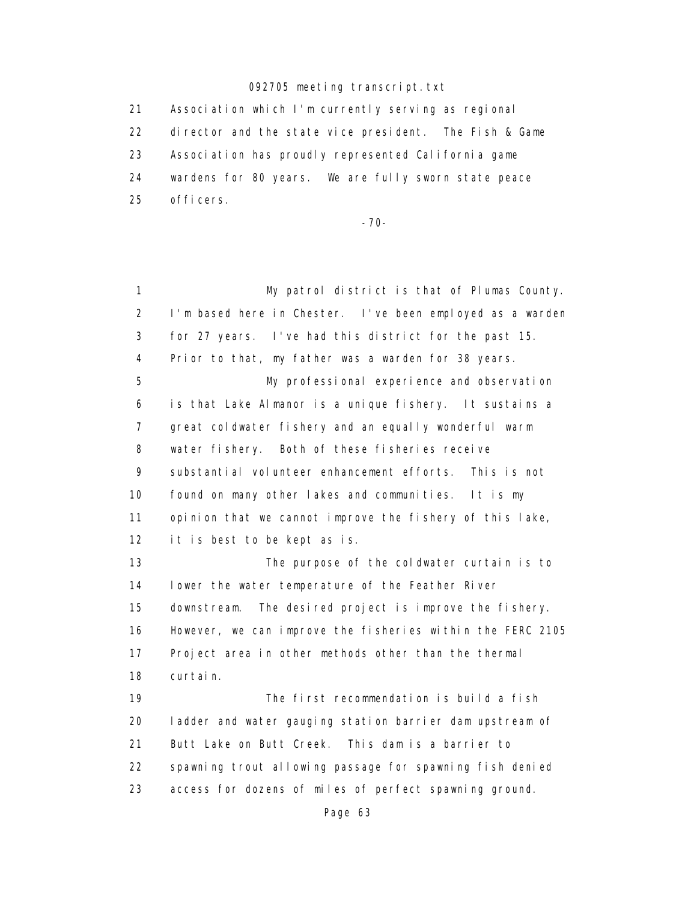Association which I'm currently serving as regional director and the state vice president. The Fish & Game Association has proudly represented California game wardens for 80 years. We are fully sworn state peace officers.

My patrol district is that of Plumas County. I'm based here in Chester. I've been employed as a warden for 27 years. I've had this district for the past 15. Prior to that, my father was a warden for 38 years.

My professional experience and observation is that Lake Almanor is a unique fishery. It sustains a great coldwater fishery and an equally wonderful warm water fishery. Both of these fisheries receive substantial volunteer enhancement efforts. This is not found on many other lakes and communities. It is my opinion that we cannot improve the fishery of this lake, it is best to be kept as is.

The purpose of the coldwater curtain is to lower the water temperature of the Feather River downstream. The desired project is improve the fishery. However, we can improve the fisheries within the FERC 2105 Project area in other methods other than the thermal curtain.

The first recommendation is build a fish ladder and water gauging station barrier dam upstream of Butt Lake on Butt Creek. This dam is a barrier to spawning trout allowing passage for spawning fish denied access for dozens of miles of perfect spawning ground.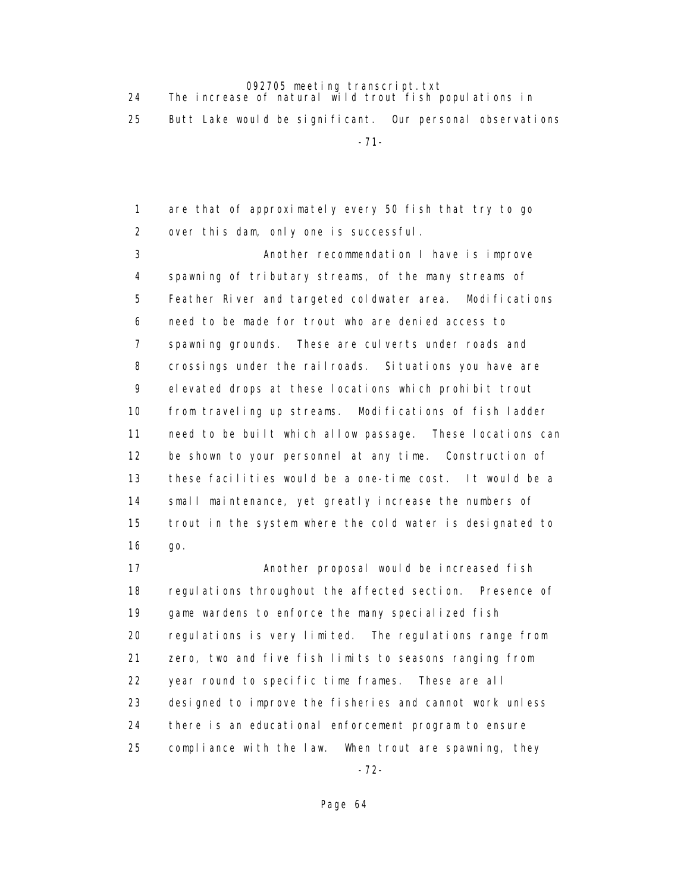24 The increase of natural wild trout fish populations in
25 Butt Lake would be significant. Our personal observations

1 are that of approximately every 50 fish that try to go
2 over this dam, only one is successful.
3 Another recommendation I have is improve
4 spawning of tributary streams, of the many streams of
5 Feather River and targeted coldwater area. Modifications
6 need to be made for trout who are denied access to
7 spawning grounds. These are culverts under roads and
8 crossings under the railroads. Situations you have are
9 elevated drops at these locations which prohibit trout
10 from traveling up streams. Modifications of fish ladder
11 need to be built which allow passage. These locations can
12 be shown to your personnel at any time. Construction of
13 these facilities would be a one-time cost. It would be a
14 small maintenance, yet greatly increase the numbers of
15 trout in the system where the cold water is designated to
16 go.
17 Another proposal would be increased fish
18 regulations throughout the affected section. Presence of
19 game wardens to enforce the many specialized fish
20 regulations is very limited. The regulations range from
21 zero, two and five fish limits to seasons ranging from
22 year round to specific time frames. These are all
23 designed to improve the fisheries and cannot work unless
24 there is an educational enforcement program to ensure
25 compliance with the law. When trout are spawning, they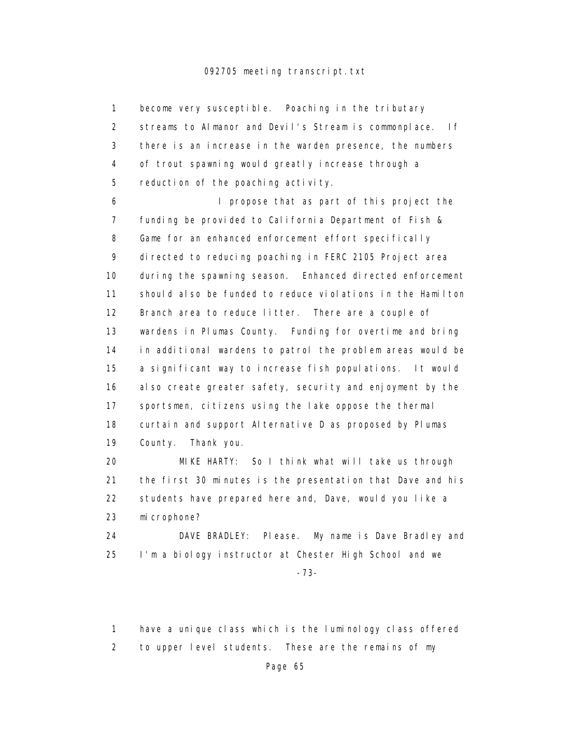1 become very susceptible. Poaching in the tributary
2 streams to Almanor and Devil's Stream is commonplace. If
3 there is an increase in the warden presence, the numbers
4 of trout spawning would greatly increase through a
5 reduction of the poaching activity.

6 I propose that as part of this project the
7 funding be provided to California Department of Fish &
8 Game for an enhanced enforcement effort specifically
9 directed to reducing poaching in FERC 2105 Project area
10 during the spawning season. Enhanced directed enforcement
11 should also be funded to reduce violations in the Hamilton
12 Branch area to reduce litter. There are a couple of
13 wardens in Plumas County. Funding for overtime and bring
14 in additional wardens to patrol the problem areas would be
15 a significant way to increase fish populations. It would
16 also create greater safety, security and enjoyment by the
17 sportsmen, citizens using the lake oppose the thermal
18 curtain and support Alternative D as proposed by Plumas
19 County. Thank you.

20 MIKE HARTY: So I think what will take us through
21 the first 30 minutes is the presentation that Dave and his
22 students have prepared here and, Dave, would you like a
23 microphone?

24 DAVE BRADLEY: Please. My name is Dave Bradley and
25 I'm a biology instructor at Chester High School and we

-73-

1 have a unique class which is the luminology class offered
2 to upper level students. These are the remains of my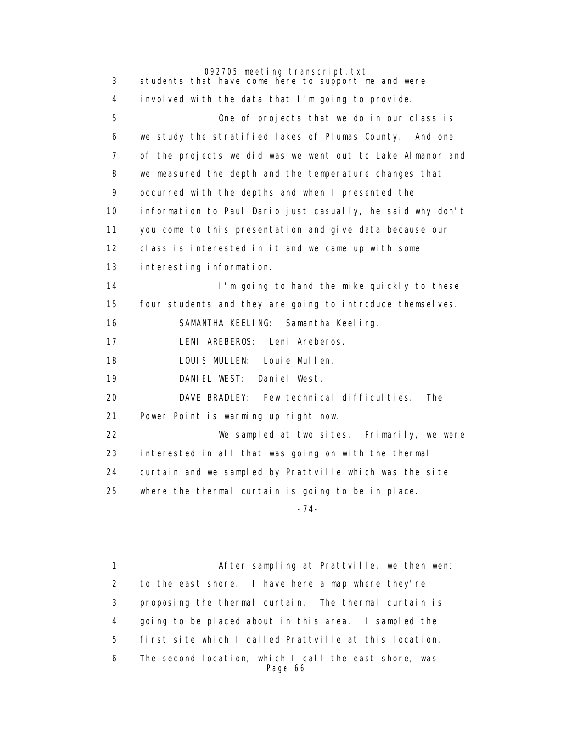3 students that have come here to support me and were

4 involved with the data that I'm going to provide.

5 One of projects that we do in our class is

6 we study the stratified lakes of Plumas County. And one

7 of the projects we did was we went out to Lake Almanor and

8 we measured the depth and the temperature changes that

9 occurred with the depths and when I presented the

10 information to Paul Dario just casually, he said why don't

11 you come to this presentation and give data because our

12 class is interested in it and we came up with some

13 interesting information.

14 I'm going to hand the mike quickly to these

15 four students and they are going to introduce themselves.

16 SAMANTHA KEELING: Samantha Keeling.

17 LENI AREBEROS: Leni Areberos.

18 LOUIS MULLEN: Louie Mullen.

19 DANIEL WEST: Daniel West.

20 DAVE BRADLEY: Few technical difficulties. The

21 Power Point is warming up right now.

22 We sampled at two sites. Primarily, we were

23 interested in all that was going on with the thermal

24 curtain and we sampled by Prattville which was the site

25 where the thermal curtain is going to be in place.

-74-

1 After sampling at Prattville, we then went

2 to the east shore. I have here a map where they're

3 proposing the thermal curtain. The thermal curtain is

4 going to be placed about in this area. I sampled the

5 first site which I called Prattville at this location.

6 The second location, which I call the east shore, was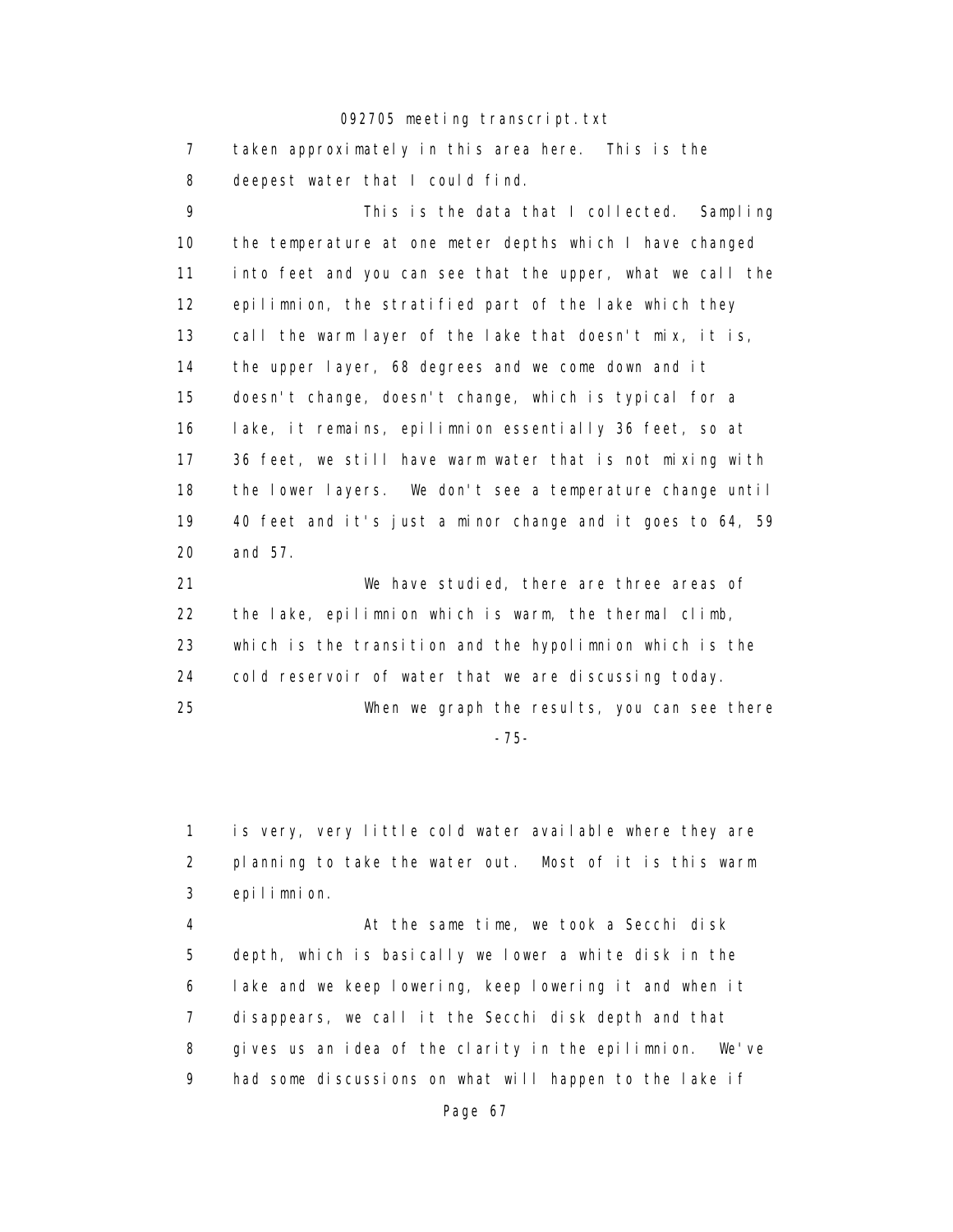7 taken approximately in this area here. This is the
8 deepest water that I could find.

9 This is the data that I collected. Sampling
10 the temperature at one meter depths which I have changed
11 into feet and you can see that the upper, what we call the
12 epilimnion, the stratified part of the lake which they
13 call the warm layer of the lake that doesn't mix, it is,
14 the upper layer, 68 degrees and we come down and it
15 doesn't change, doesn't change, which is typical for a
16 lake, it remains, epilimnion essentially 36 feet, so at
17 36 feet, we still have warm water that is not mixing with
18 the lower layers. We don't see a temperature change until
19 40 feet and it's just a minor change and it goes to 64, 59
20 and 57.

21 We have studied, there are three areas of
22 the lake, epilimnion which is warm, the thermal climb,
23 which is the transition and the hypolimnion which is the
24 cold reservoir of water that we are discussing today.

25 When we graph the results, you can see there

-75-

1 is very, very little cold water available where they are
2 planning to take the water out. Most of it is this warm
3 epilimnion.

4 At the same time, we took a Secchi disk
5 depth, which is basically we lower a white disk in the
6 lake and we keep lowering, keep lowering it and when it
7 disappears, we call it the Secchi disk depth and that
8 gives us an idea of the clarity in the epilimnion. We've
9 had some discussions on what will happen to the lake if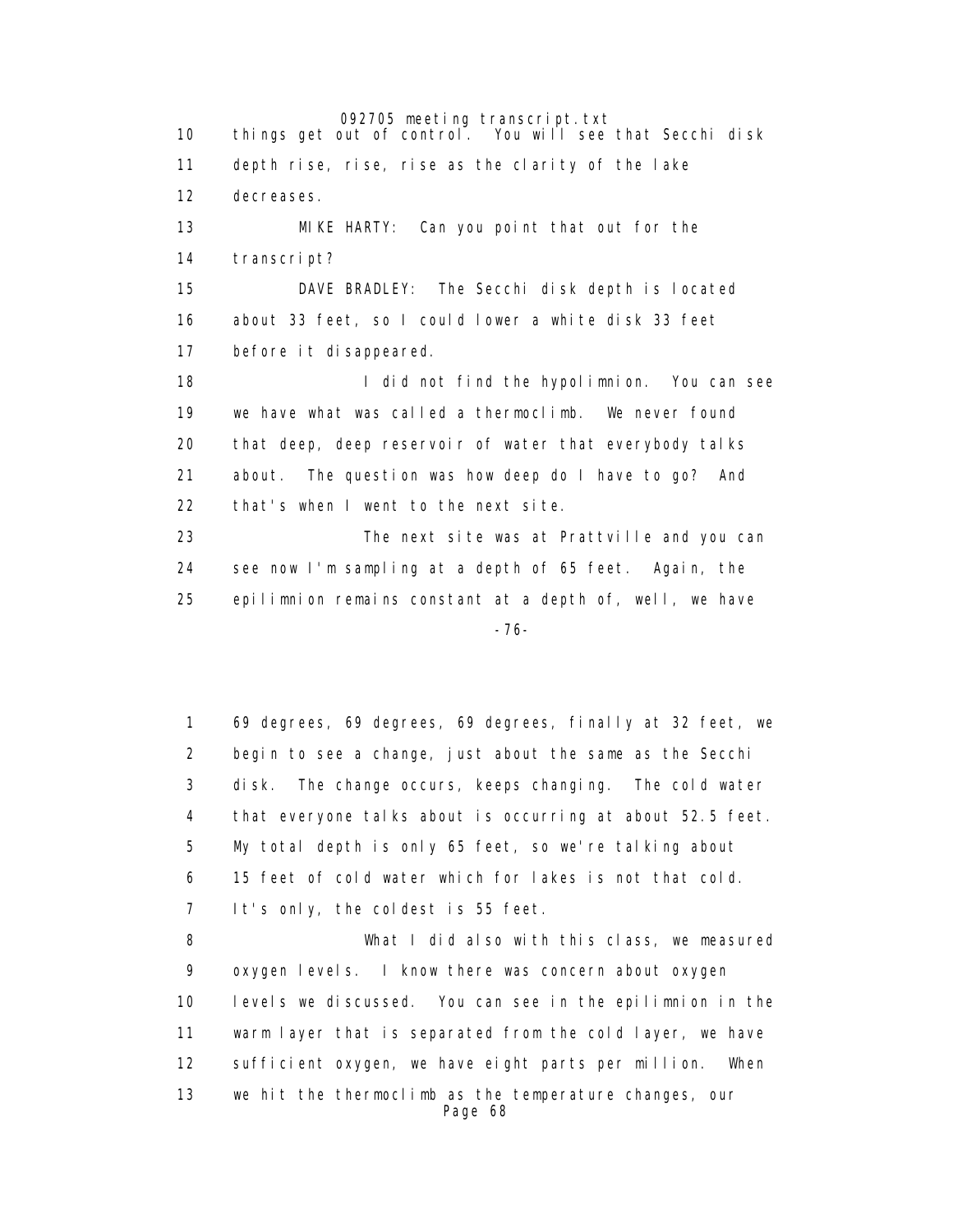10 things get out of control. You will see that Secchi disk
11 depth rise, rise, rise as the clarity of the lake
12 decreases.

13 MIKE HARTY: Can you point that out for the
14 transcript?

15 DAVE BRADLEY: The Secchi disk depth is located
16 about 33 feet, so I could lower a white disk 33 feet
17 before it disappeared.

18 I did not find the hypolimnion. You can see
19 we have what was called a thermoclimb. We never found
20 that deep, deep reservoir of water that everybody talks
21 about. The question was how deep do I have to go? And
22 that's when I went to the next site.

23 The next site was at Prattville and you can
24 see now I'm sampling at a depth of 65 feet. Again, the
25 epilimnion remains constant at a depth of, well, we have

-76-

1 69 degrees, 69 degrees, 69 degrees, finally at 32 feet, we
2 begin to see a change, just about the same as the Secchi
3 disk. The change occurs, keeps changing. The cold water
4 that everyone talks about is occurring at about 52.5 feet.
5 My total depth is only 65 feet, so we're talking about
6 15 feet of cold water which for lakes is not that cold.
7 It's only, the coldest is 55 feet.

8 What I did also with this class, we measured
9 oxygen levels. I know there was concern about oxygen
10 levels we discussed. You can see in the epilimnion in the
11 warm layer that is separated from the cold layer, we have
12 sufficient oxygen, we have eight parts per million. When
13 we hit the thermoclimb as the temperature changes, our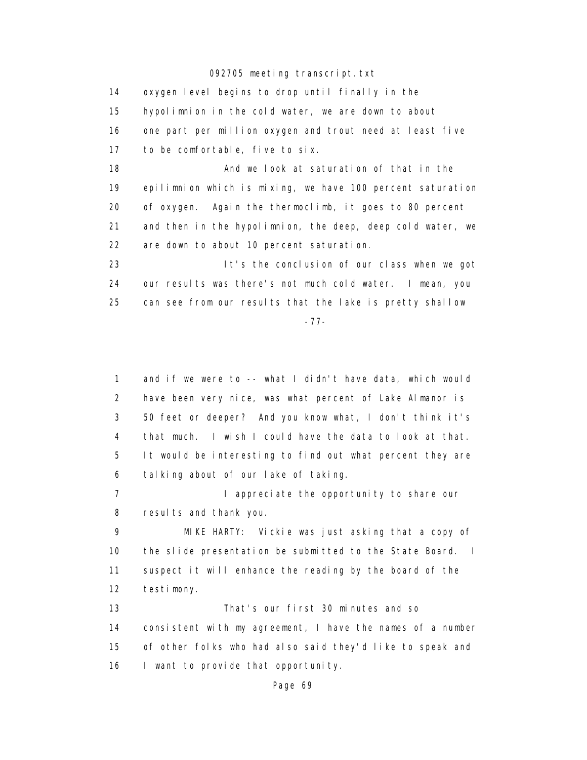14 oxygen level begins to drop until finally in the
15 hypolimnion in the cold water, we are down to about
16 one part per million oxygen and trout need at least five
17 to be comfortable, five to six.

18 And we look at saturation of that in the
19 epilimnion which is mixing, we have 100 percent saturation
20 of oxygen. Again the thermoclimb, it goes to 80 percent
21 and then in the hypolimnion, the deep, deep cold water, we
22 are down to about 10 percent saturation.

23 It's the conclusion of our class when we got
24 our results was there's not much cold water. I mean, you
25 can see from our results that the lake is pretty shallow

-77-

1 and if we were to -- what I didn't have data, which would
2 have been very nice, was what percent of Lake Almanor is
3 50 feet or deeper? And you know what, I don't think it's
4 that much. I wish I could have the data to look at that.
5 It would be interesting to find out what percent they are
6 talking about of our lake of taking.

7 I appreciate the opportunity to share our
8 results and thank you.

9 MIKE HARTY: Vickie was just asking that a copy of
10 the slide presentation be submitted to the State Board. I
11 suspect it will enhance the reading by the board of the
12 testimony.

13 That's our first 30 minutes and so
14 consistent with my agreement, I have the names of a number
15 of other folks who had also said they'd like to speak and
16 I want to provide that opportunity.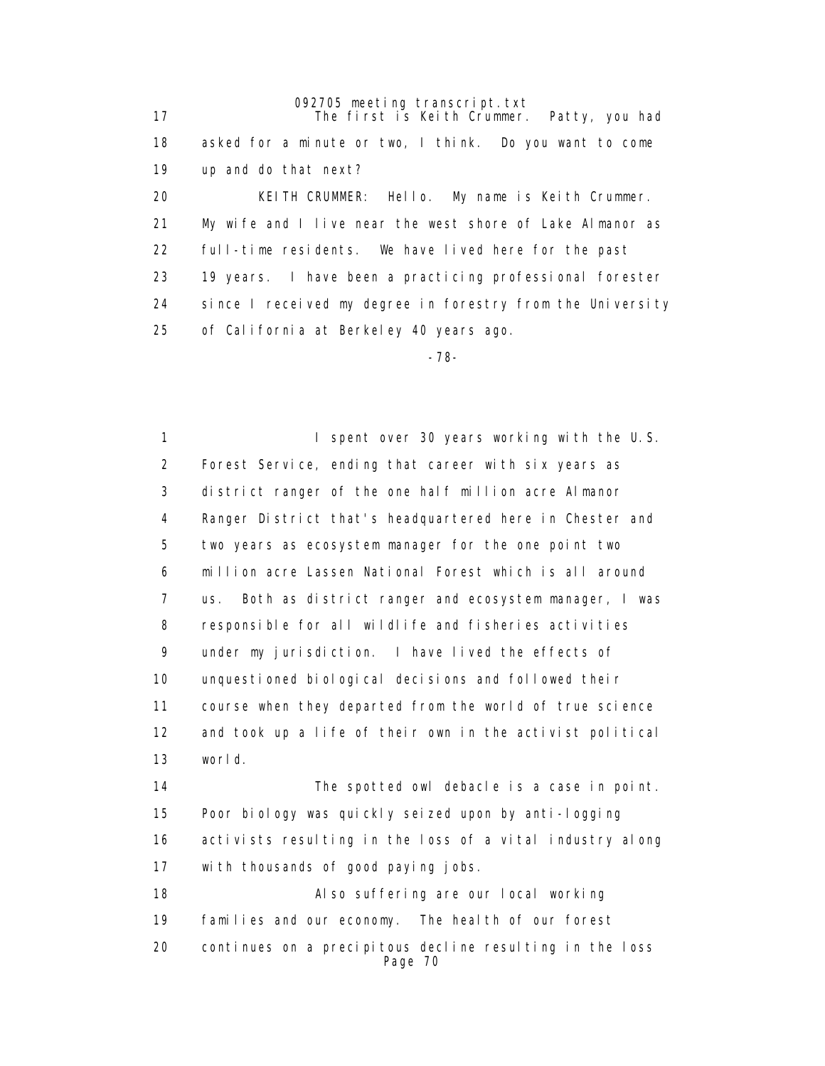The first is Keith Crummer. Patty, you had asked for a minute or two, I think. Do you want to come up and do that next?

KEITH CRUMMER: Hello. My name is Keith Crummer. My wife and I live near the west shore of Lake Almanor as full-time residents. We have lived here for the past 19 years. I have been a practicing professional forester since I received my degree in forestry from the University of California at Berkeley 40 years ago.

I spent over 30 years working with the U.S. Forest Service, ending that career with six years as district ranger of the one half million acre Almanor Ranger District that's headquartered here in Chester and two years as ecosystem manager for the one point two million acre Lassen National Forest which is all around us. Both as district ranger and ecosystem manager, I was responsible for all wildlife and fisheries activities under my jurisdiction. I have lived the effects of unquestioned biological decisions and followed their course when they departed from the world of true science and took up a life of their own in the activist political world.

The spotted owl debacle is a case in point. Poor biology was quickly seized upon by anti-logging activists resulting in the loss of a vital industry along with thousands of good paying jobs.

Also suffering are our local working families and our economy. The health of our forest continues on a precipitous decline resulting in the loss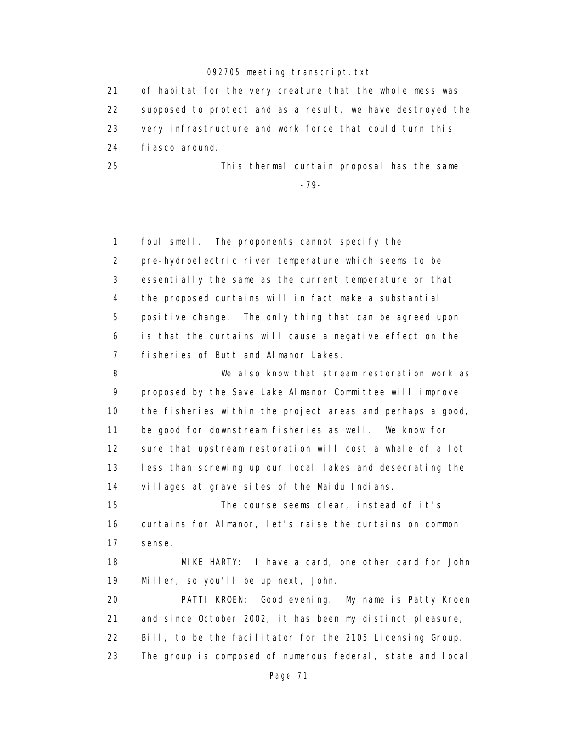21 of habitat for the very creature that the whole mess was
22 supposed to protect and as a result, we have destroyed the
23 very infrastructure and work force that could turn this
24 fiasco around.
25 This thermal curtain proposal has the same

-79-

1 foul smell. The proponents cannot specify the
2 pre-hydroelectric river temperature which seems to be
3 essentially the same as the current temperature or that
4 the proposed curtains will in fact make a substantial
5 positive change. The only thing that can be agreed upon
6 is that the curtains will cause a negative effect on the
7 fisheries of Butt and Almanor Lakes.
8 We also know that stream restoration work as
9 proposed by the Save Lake Almanor Committee will improve
10 the fisheries within the project areas and perhaps a good,
11 be good for downstream fisheries as well. We know for
12 sure that upstream restoration will cost a whale of a lot
13 less than screwing up our local lakes and desecrating the
14 villages at grave sites of the Maidu Indians.
15 The course seems clear, instead of it's
16 curtains for Almanor, let's raise the curtains on common
17 sense.
18 MIKE HARTY: I have a card, one other card for John
19 Miller, so you'll be up next, John.
20 PATTI KROEN: Good evening. My name is Patty Kroen
21 and since October 2002, it has been my distinct pleasure,
22 Bill, to be the facilitator for the 2105 Licensing Group.
23 The group is composed of numerous federal, state and local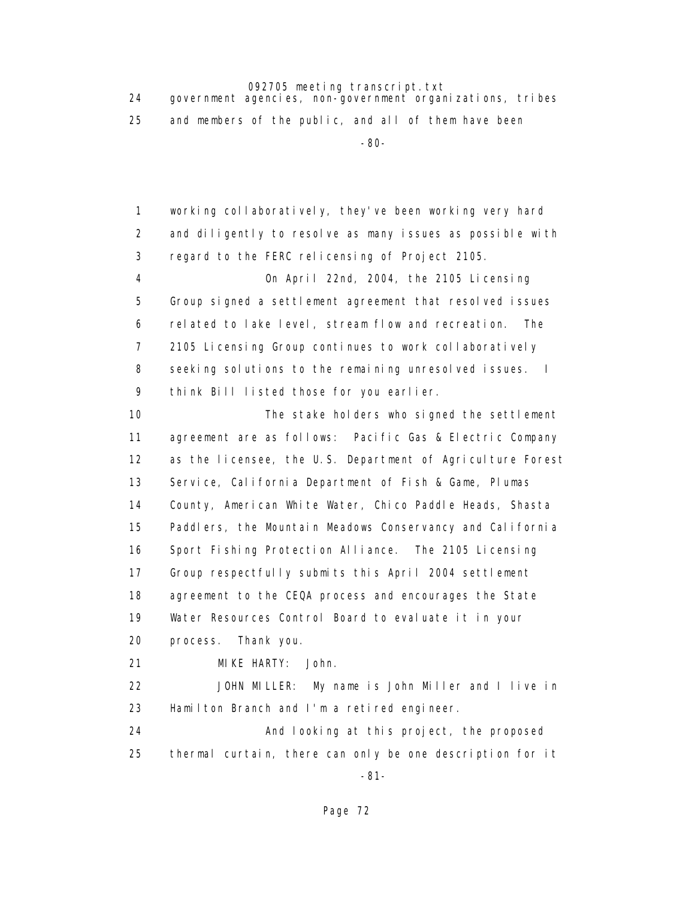government agencies, non-government organizations, tribes and members of the public, and all of them have been

working collaboratively, they've been working very hard and diligently to resolve as many issues as possible with regard to the FERC relicensing of Project 2105.

On April 22nd, 2004, the 2105 Licensing Group signed a settlement agreement that resolved issues related to lake level, stream flow and recreation. The 2105 Licensing Group continues to work collaboratively seeking solutions to the remaining unresolved issues. I think Bill listed those for you earlier.

The stake holders who signed the settlement agreement are as follows: Pacific Gas & Electric Company as the licensee, the U.S. Department of Agriculture Forest Service, California Department of Fish & Game, Plumas County, American White Water, Chico Paddle Heads, Shasta Paddlers, the Mountain Meadows Conservancy and California Sport Fishing Protection Alliance. The 2105 Licensing Group respectfully submits this April 2004 settlement agreement to the CEQA process and encourages the State Water Resources Control Board to evaluate it in your process. Thank you.

MIKE HARTY: John.

JOHN MILLER: My name is John Miller and I live in Hamilton Branch and I'm a retired engineer.

And looking at this project, the proposed thermal curtain, there can only be one description for it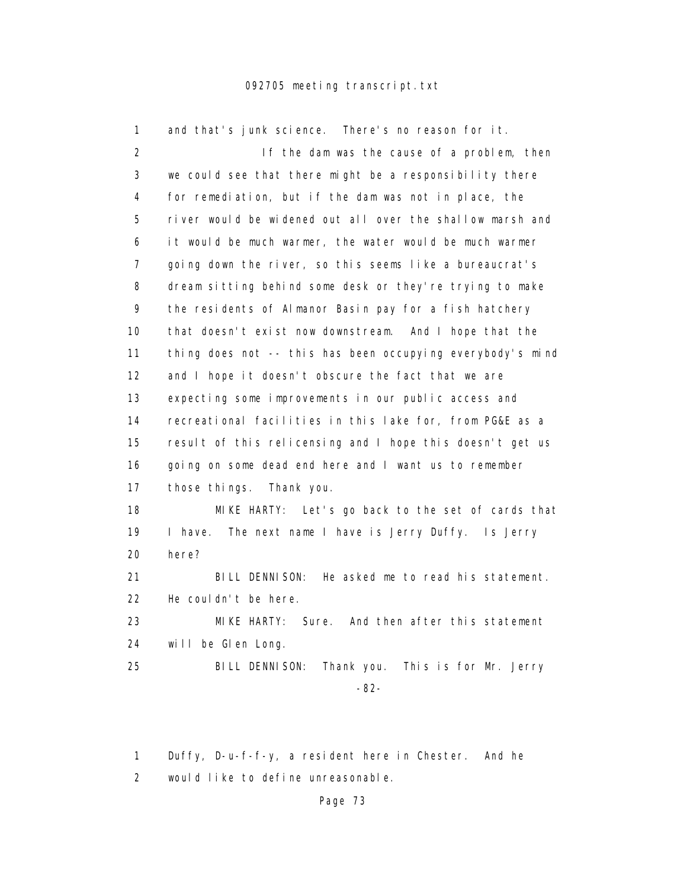1 and that's junk science. There's no reason for it.

2 If the dam was the cause of a problem, then
3 we could see that there might be a responsibility there
4 for remediation, but if the dam was not in place, the
5 river would be widened out all over the shallow marsh and
6 it would be much warmer, the water would be much warmer
7 going down the river, so this seems like a bureaucrat's
8 dream sitting behind some desk or they're trying to make
9 the residents of Almanor Basin pay for a fish hatchery
10 that doesn't exist now downstream. And I hope that the
11 thing does not -- this has been occupying everybody's mind
12 and I hope it doesn't obscure the fact that we are
13 expecting some improvements in our public access and
14 recreational facilities in this lake for, from PG&E as a
15 result of this relicensing and I hope this doesn't get us
16 going on some dead end here and I want us to remember
17 those things. Thank you.

18 MIKE HARTY: Let's go back to the set of cards that
19 I have. The next name I have is Jerry Duffy. Is Jerry
20 here?

21 BILL DENNISON: He asked me to read his statement.
22 He couldn't be here.

23 MIKE HARTY: Sure. And then after this statement
24 will be Glen Long.

25 BILL DENNISON: Thank you. This is for Mr. Jerry

-82-

1 Duffy, D-u-f-f-y, a resident here in Chester. And he
2 would like to define unreasonable.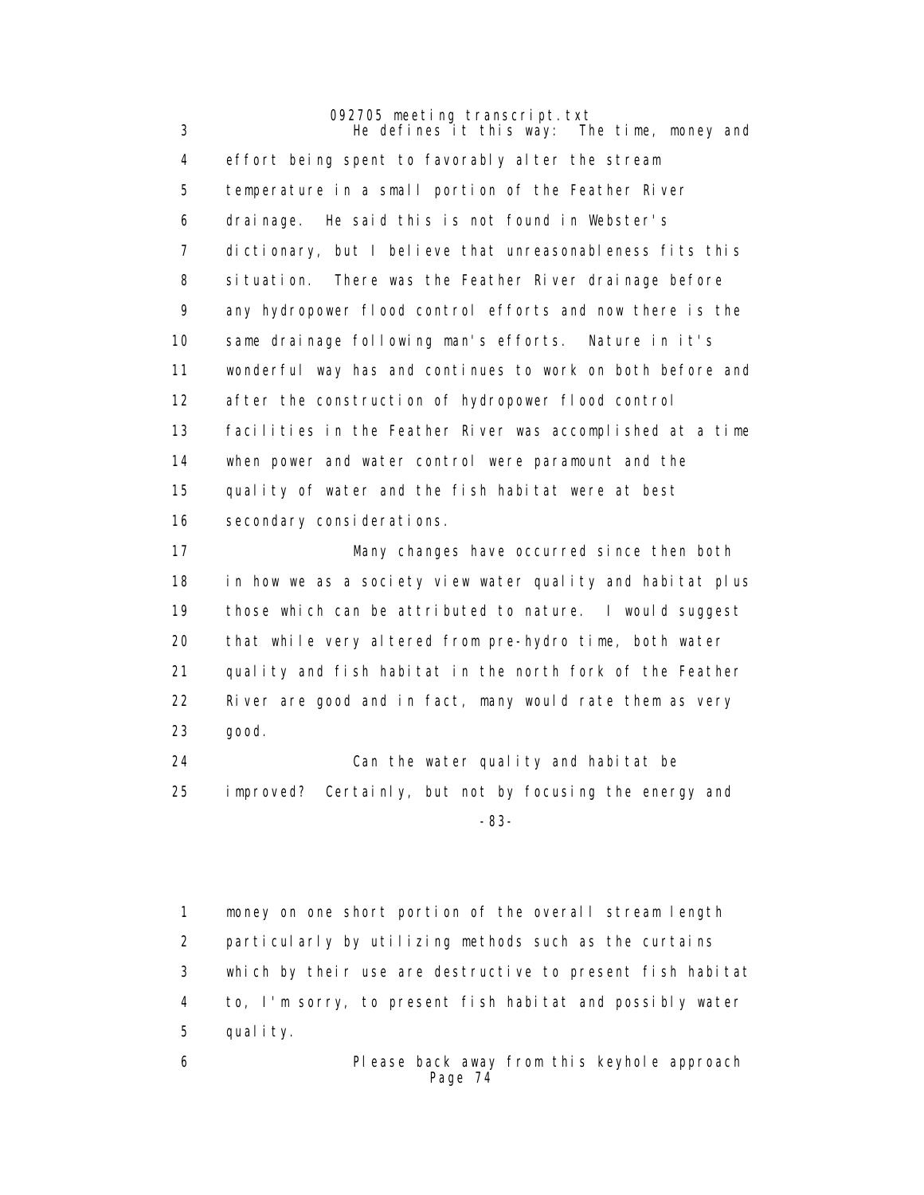He defines it this way: The time, money and effort being spent to favorably alter the stream temperature in a small portion of the Feather River drainage. He said this is not found in Webster's dictionary, but I believe that unreasonableness fits this situation. There was the Feather River drainage before any hydropower flood control efforts and now there is the same drainage following man's efforts. Nature in it's wonderful way has and continues to work on both before and after the construction of hydropower flood control facilities in the Feather River was accomplished at a time when power and water control were paramount and the quality of water and the fish habitat were at best secondary considerations.

Many changes have occurred since then both in how we as a society view water quality and habitat plus those which can be attributed to nature. I would suggest that while very altered from pre-hydro time, both water quality and fish habitat in the north fork of the Feather River are good and in fact, many would rate them as very good.

Can the water quality and habitat be improved? Certainly, but not by focusing the energy and money on one short portion of the overall stream length particularly by utilizing methods such as the curtains which by their use are destructive to present fish habitat to, I'm sorry, to present fish habitat and possibly water quality.

Please back away from this keyhole approach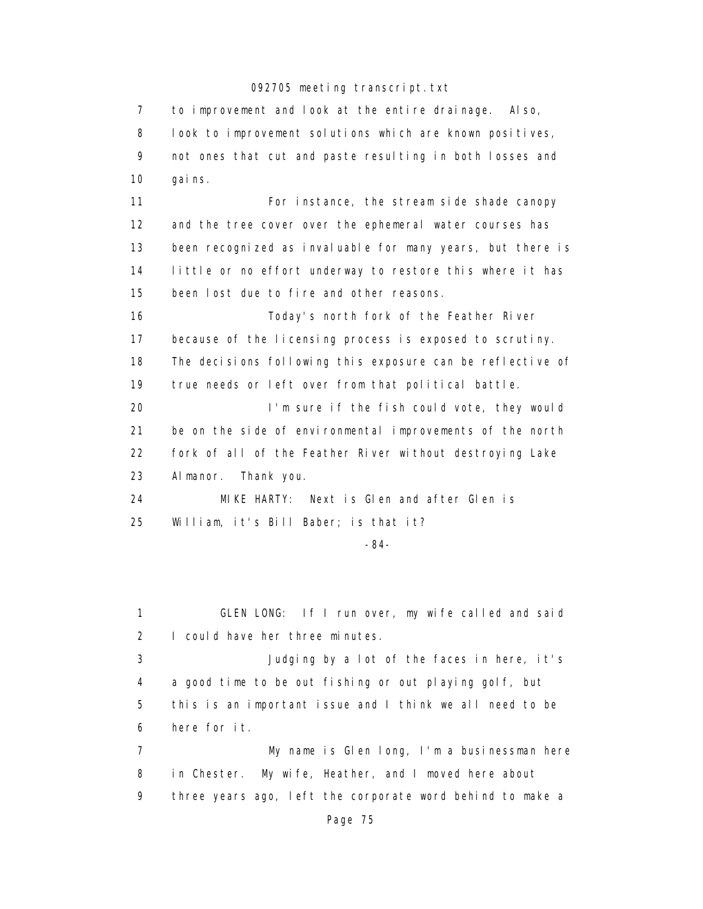7 to improvement and look at the entire drainage. Also,
8 look to improvement solutions which are known positives,
9 not ones that cut and paste resulting in both losses and
10 gains.

11 For instance, the stream side shade canopy
12 and the tree cover over the ephemeral water courses has
13 been recognized as invaluable for many years, but there is
14 little or no effort underway to restore this where it has
15 been lost due to fire and other reasons.

16 Today's north fork of the Feather River
17 because of the licensing process is exposed to scrutiny.
18 The decisions following this exposure can be reflective of
19 true needs or left over from that political battle.

20 I'm sure if the fish could vote, they would
21 be on the side of environmental improvements of the north
22 fork of all of the Feather River without destroying Lake
23 Almanor. Thank you.

24 MIKE HARTY: Next is Glen and after Glen is
25 William, it's Bill Baber; is that it?

-84-

1 GLEN LONG: If I run over, my wife called and said
2 I could have her three minutes.

3 Judging by a lot of the faces in here, it's
4 a good time to be out fishing or out playing golf, but
5 this is an important issue and I think we all need to be
6 here for it.

7 My name is Glen long, I'm a businessman here
8 in Chester. My wife, Heather, and I moved here about
9 three years ago, left the corporate word behind to make a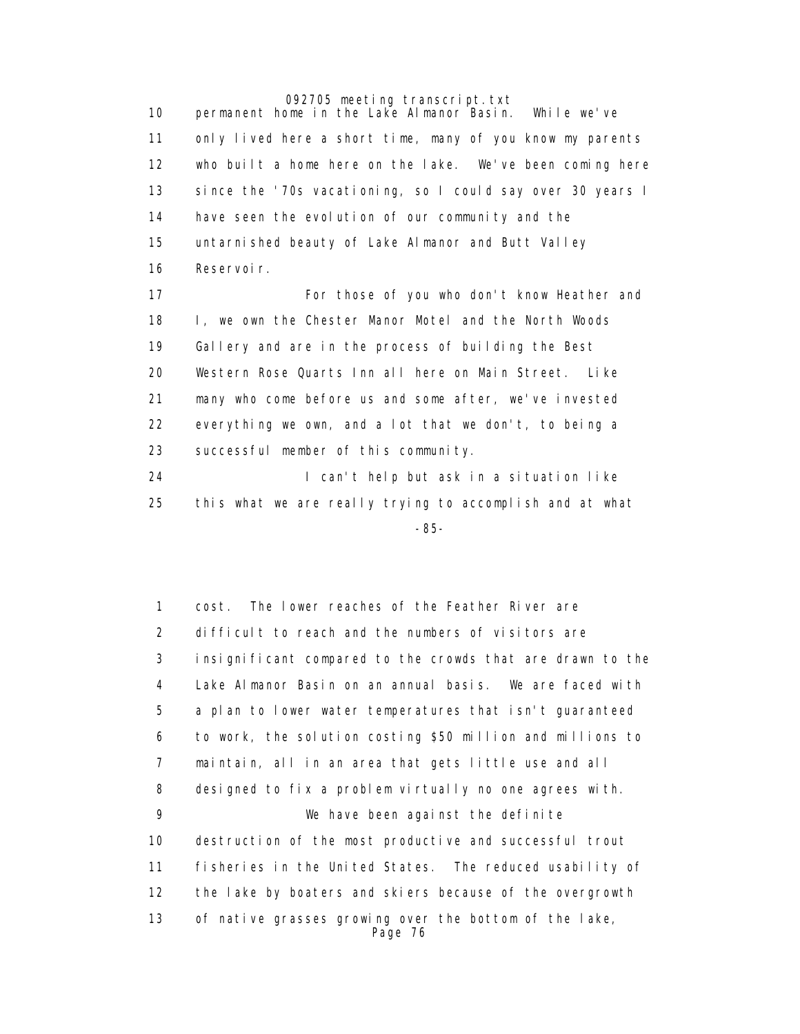permanent home in the Lake Almanor Basin. While we've only lived here a short time, many of you know my parents who built a home here on the lake. We've been coming here since the '70s vacationing, so I could say over 30 years I have seen the evolution of our community and the untarnished beauty of Lake Almanor and Butt Valley Reservoir.

For those of you who don't know Heather and I, we own the Chester Manor Motel and the North Woods Gallery and are in the process of building the Best Western Rose Quarts Inn all here on Main Street. Like many who come before us and some after, we've invested everything we own, and a lot that we don't, to being a successful member of this community.

I can't help but ask in a situation like this what we are really trying to accomplish and at what cost. The lower reaches of the Feather River are difficult to reach and the numbers of visitors are insignificant compared to the crowds that are drawn to the Lake Almanor Basin on an annual basis. We are faced with a plan to lower water temperatures that isn't guaranteed to work, the solution costing $50 million and millions to maintain, all in an area that gets little use and all designed to fix a problem virtually no one agrees with.

We have been against the definite destruction of the most productive and successful trout fisheries in the United States. The reduced usability of the lake by boaters and skiers because of the overgrowth of native grasses growing over the bottom of the lake,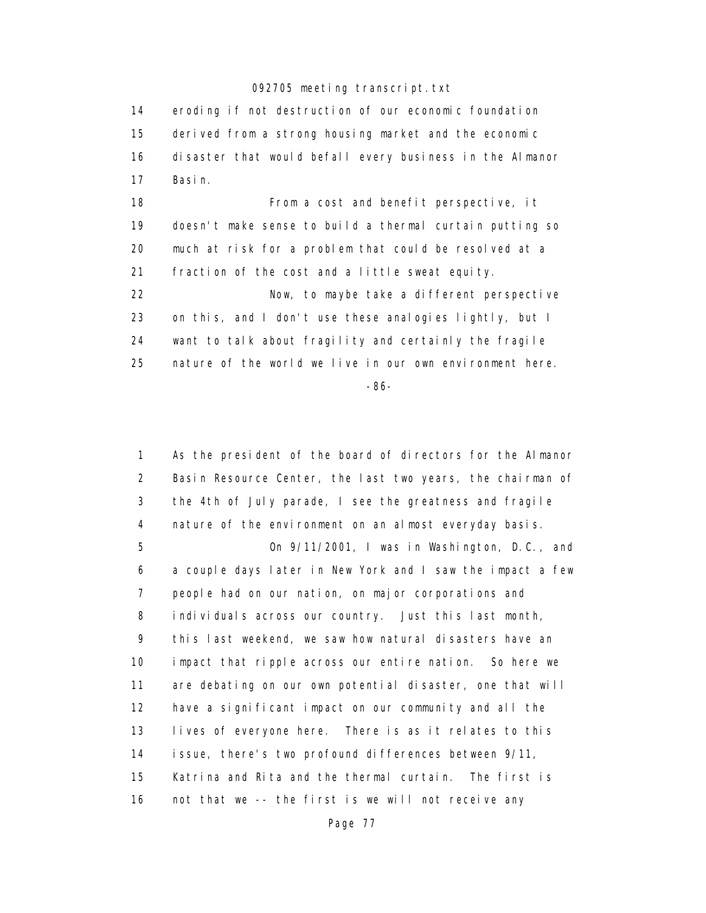eroding if not destruction of our economic foundation derived from a strong housing market and the economic disaster that would befall every business in the Almanor Basin.

From a cost and benefit perspective, it doesn't make sense to build a thermal curtain putting so much at risk for a problem that could be resolved at a fraction of the cost and a little sweat equity.

Now, to maybe take a different perspective on this, and I don't use these analogies lightly, but I want to talk about fragility and certainly the fragile nature of the world we live in our own environment here. As the president of the board of directors for the Almanor Basin Resource Center, the last two years, the chairman of the 4th of July parade, I see the greatness and fragile nature of the environment on an almost everyday basis.

On 9/11/2001, I was in Washington, D.C., and a couple days later in New York and I saw the impact a few people had on our nation, on major corporations and individuals across our country. Just this last month, this last weekend, we saw how natural disasters have an impact that ripple across our entire nation. So here we are debating on our own potential disaster, one that will have a significant impact on our community and all the lives of everyone here. There is as it relates to this issue, there's two profound differences between 9/11, Katrina and Rita and the thermal curtain. The first is not that we -- the first is we will not receive any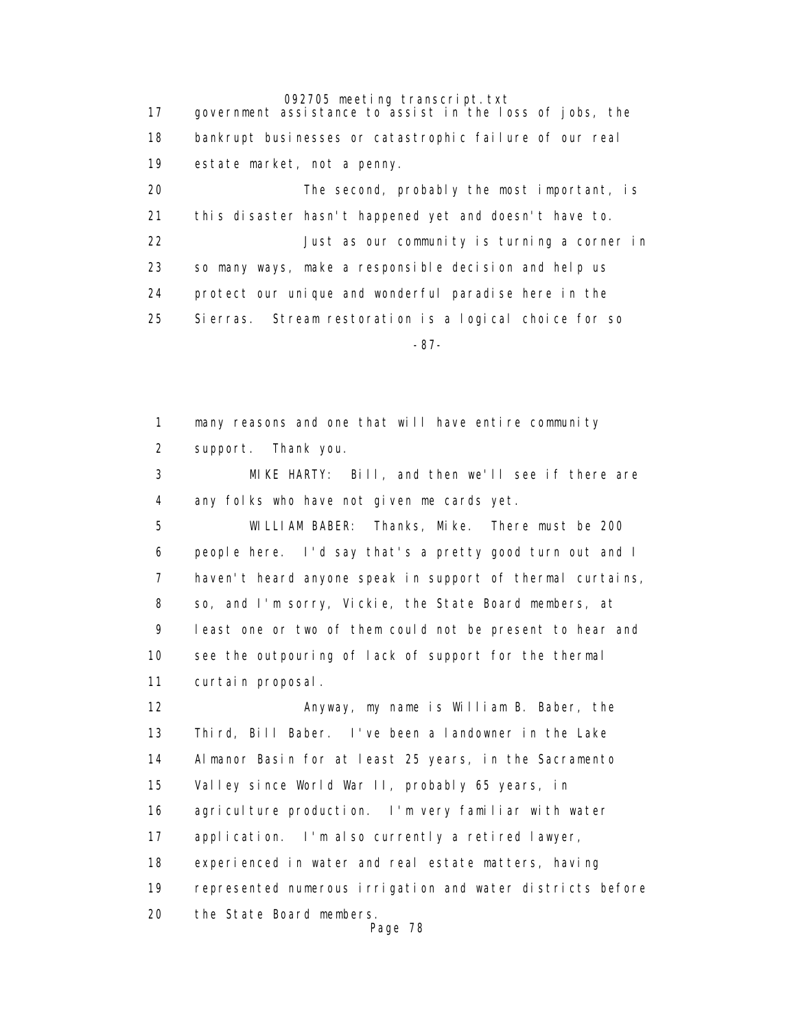government assistance to assist in the loss of jobs, the bankrupt businesses or catastrophic failure of our real estate market, not a penny.

The second, probably the most important, is this disaster hasn't happened yet and doesn't have to.

Just as our community is turning a corner in so many ways, make a responsible decision and help us protect our unique and wonderful paradise here in the Sierras. Stream restoration is a logical choice for so many reasons and one that will have entire community support. Thank you.

MIKE HARTY: Bill, and then we'll see if there are any folks who have not given me cards yet.

WILLIAM BABER: Thanks, Mike. There must be 200 people here. I'd say that's a pretty good turn out and I haven't heard anyone speak in support of thermal curtains, so, and I'm sorry, Vickie, the State Board members, at least one or two of them could not be present to hear and see the outpouring of lack of support for the thermal curtain proposal.

Anyway, my name is William B. Baber, the Third, Bill Baber. I've been a landowner in the Lake Almanor Basin for at least 25 years, in the Sacramento Valley since World War II, probably 65 years, in agriculture production. I'm very familiar with water application. I'm also currently a retired lawyer, experienced in water and real estate matters, having represented numerous irrigation and water districts before the State Board members.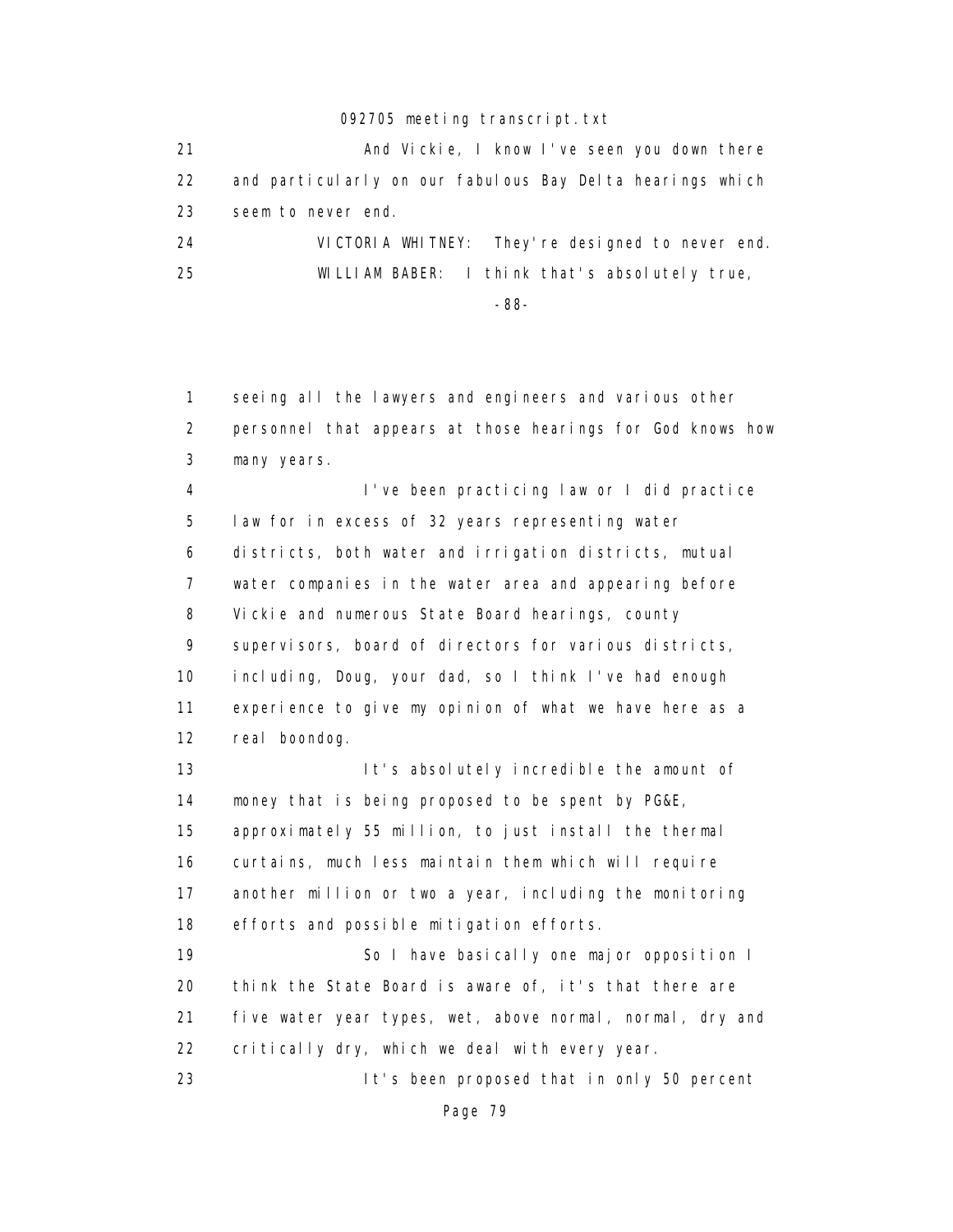21 And Vickie, I know I've seen you down there
22 and particularly on our fabulous Bay Delta hearings which
23 seem to never end.
24 VICTORIA WHITNEY: They're designed to never end.
25 WILLIAM BABER: I think that's absolutely true,

-88-

1 seeing all the lawyers and engineers and various other
2 personnel that appears at those hearings for God knows how
3 many years.
4 I've been practicing law or I did practice
5 law for in excess of 32 years representing water
6 districts, both water and irrigation districts, mutual
7 water companies in the water area and appearing before
8 Vickie and numerous State Board hearings, county
9 supervisors, board of directors for various districts,
10 including, Doug, your dad, so I think I've had enough
11 experience to give my opinion of what we have here as a
12 real boondog.
13 It's absolutely incredible the amount of
14 money that is being proposed to be spent by PG&E,
15 approximately 55 million, to just install the thermal
16 curtains, much less maintain them which will require
17 another million or two a year, including the monitoring
18 efforts and possible mitigation efforts.
19 So I have basically one major opposition I
20 think the State Board is aware of, it's that there are
21 five water year types, wet, above normal, normal, dry and
22 critically dry, which we deal with every year.
23 It's been proposed that in only 50 percent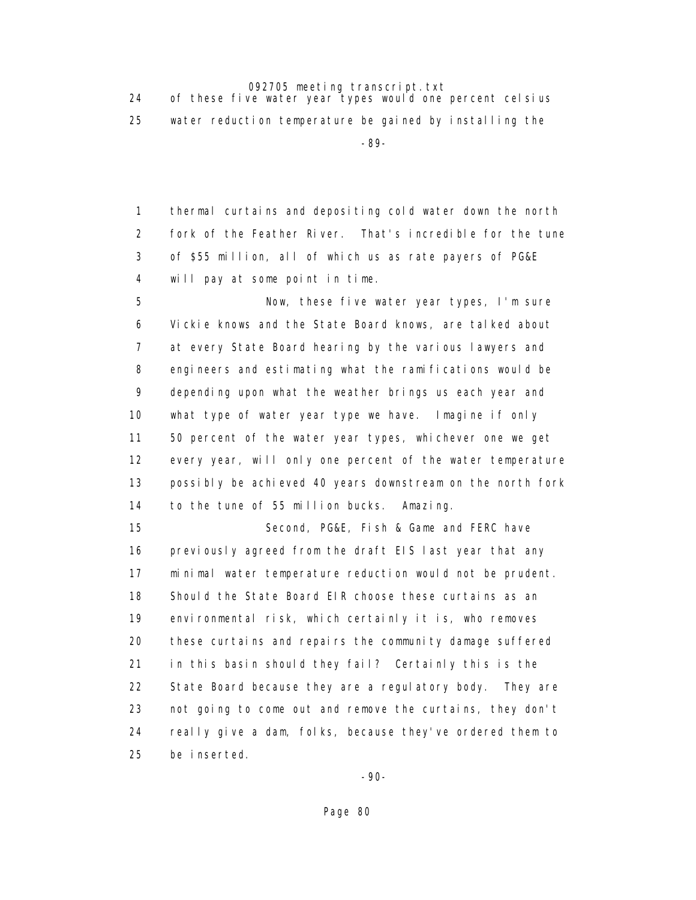24 of these five water year types would one percent celsius
25 water reduction temperature be gained by installing the

1 thermal curtains and depositing cold water down the north
2 fork of the Feather River. That's incredible for the tune
3 of $55 million, all of which us as rate payers of PG&E
4 will pay at some point in time.
5 Now, these five water year types, I'm sure
6 Vickie knows and the State Board knows, are talked about
7 at every State Board hearing by the various lawyers and
8 engineers and estimating what the ramifications would be
9 depending upon what the weather brings us each year and
10 what type of water year type we have. Imagine if only
11 50 percent of the water year types, whichever one we get
12 every year, will only one percent of the water temperature
13 possibly be achieved 40 years downstream on the north fork
14 to the tune of 55 million bucks. Amazing.
15 Second, PG&E, Fish & Game and FERC have
16 previously agreed from the draft EIS last year that any
17 minimal water temperature reduction would not be prudent.
18 Should the State Board EIR choose these curtains as an
19 environmental risk, which certainly it is, who removes
20 these curtains and repairs the community damage suffered
21 in this basin should they fail? Certainly this is the
22 State Board because they are a regulatory body. They are
23 not going to come out and remove the curtains, they don't
24 really give a dam, folks, because they've ordered them to
25 be inserted.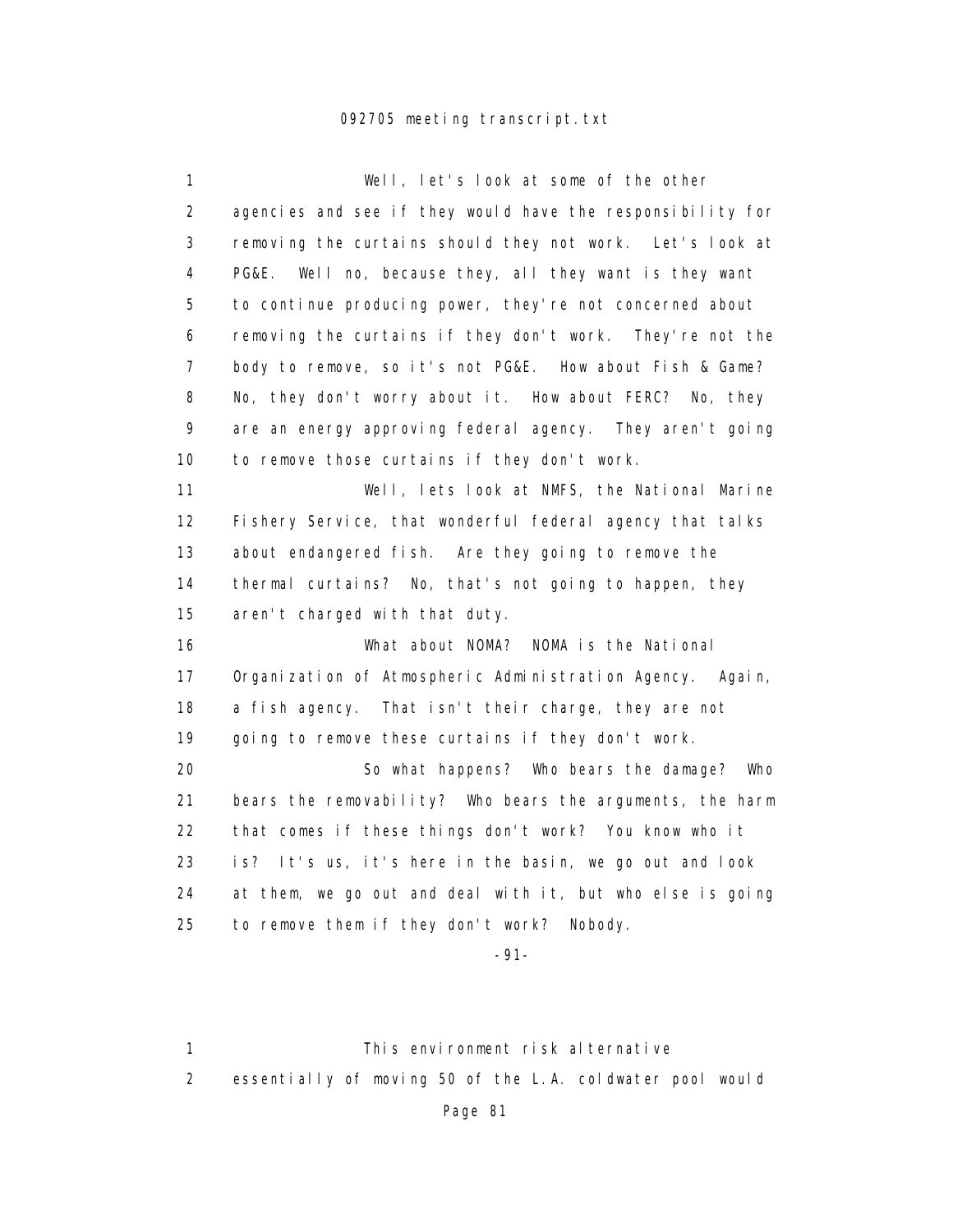Well, let's look at some of the other agencies and see if they would have the responsibility for removing the curtains should they not work. Let's look at PG&E. Well no, because they, all they want is they want to continue producing power, they're not concerned about removing the curtains if they don't work. They're not the body to remove, so it's not PG&E. How about Fish & Game? No, they don't worry about it. How about FERC? No, they are an energy approving federal agency. They aren't going to remove those curtains if they don't work.

Well, lets look at NMFS, the National Marine Fishery Service, that wonderful federal agency that talks about endangered fish. Are they going to remove the thermal curtains? No, that's not going to happen, they aren't charged with that duty.

What about NOMA? NOMA is the National Organization of Atmospheric Administration Agency. Again, a fish agency. That isn't their charge, they are not going to remove these curtains if they don't work.

So what happens? Who bears the damage? Who bears the removability? Who bears the arguments, the harm that comes if these things don't work? You know who it is? It's us, it's here in the basin, we go out and look at them, we go out and deal with it, but who else is going to remove them if they don't work? Nobody.

This environment risk alternative essentially of moving 50 of the L.A. coldwater pool would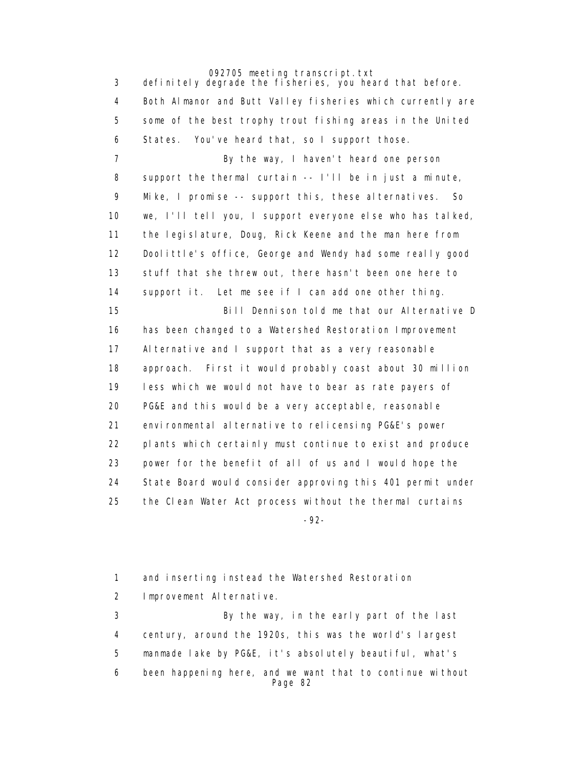definitely degrade the fisheries, you heard that before. Both Almanor and Butt Valley fisheries which currently are some of the best trophy trout fishing areas in the United States. You've heard that, so I support those.

By the way, I haven't heard one person support the thermal curtain -- I'll be in just a minute, Mike, I promise -- support this, these alternatives. So we, I'll tell you, I support everyone else who has talked, the legislature, Doug, Rick Keene and the man here from Doolittle's office, George and Wendy had some really good stuff that she threw out, there hasn't been one here to support it. Let me see if I can add one other thing.

Bill Dennison told me that our Alternative D has been changed to a Watershed Restoration Improvement Alternative and I support that as a very reasonable approach. First it would probably coast about 30 million less which we would not have to bear as rate payers of PG&E and this would be a very acceptable, reasonable environmental alternative to relicensing PG&E's power plants which certainly must continue to exist and produce power for the benefit of all of us and I would hope the State Board would consider approving this 401 permit under the Clean Water Act process without the thermal curtains and inserting instead the Watershed Restoration Improvement Alternative.

By the way, in the early part of the last century, around the 1920s, this was the world's largest manmade lake by PG&E, it's absolutely beautiful, what's been happening here, and we want that to continue without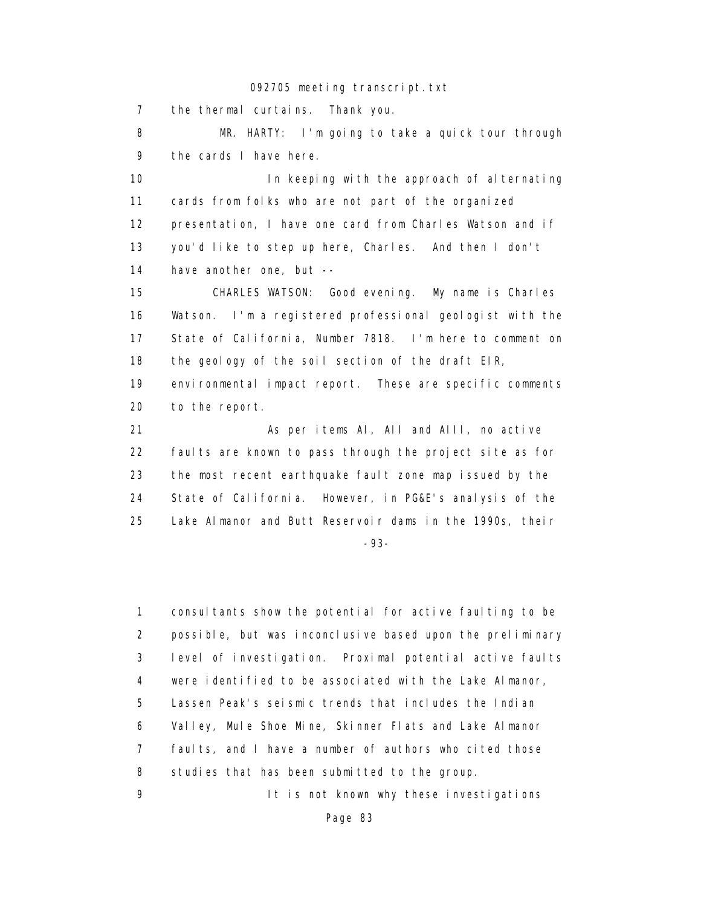7 the thermal curtains. Thank you.

8 MR. HARTY: I'm going to take a quick tour through
9 the cards I have here.

10 In keeping with the approach of alternating
11 cards from folks who are not part of the organized
12 presentation, I have one card from Charles Watson and if
13 you'd like to step up here, Charles. And then I don't
14 have another one, but --

15 CHARLES WATSON: Good evening. My name is Charles
16 Watson. I'm a registered professional geologist with the
17 State of California, Number 7818. I'm here to comment on
18 the geology of the soil section of the draft EIR,
19 environmental impact report. These are specific comments
20 to the report.

21 As per items AI, AII and AIII, no active
22 faults are known to pass through the project site as for
23 the most recent earthquake fault zone map issued by the
24 State of California. However, in PG&E's analysis of the
25 Lake Almanor and Butt Reservoir dams in the 1990s, their

-93-

1 consultants show the potential for active faulting to be
2 possible, but was inconclusive based upon the preliminary
3 level of investigation. Proximal potential active faults
4 were identified to be associated with the Lake Almanor,
5 Lassen Peak's seismic trends that includes the Indian
6 Valley, Mule Shoe Mine, Skinner Flats and Lake Almanor
7 faults, and I have a number of authors who cited those
8 studies that has been submitted to the group.

9 It is not known why these investigations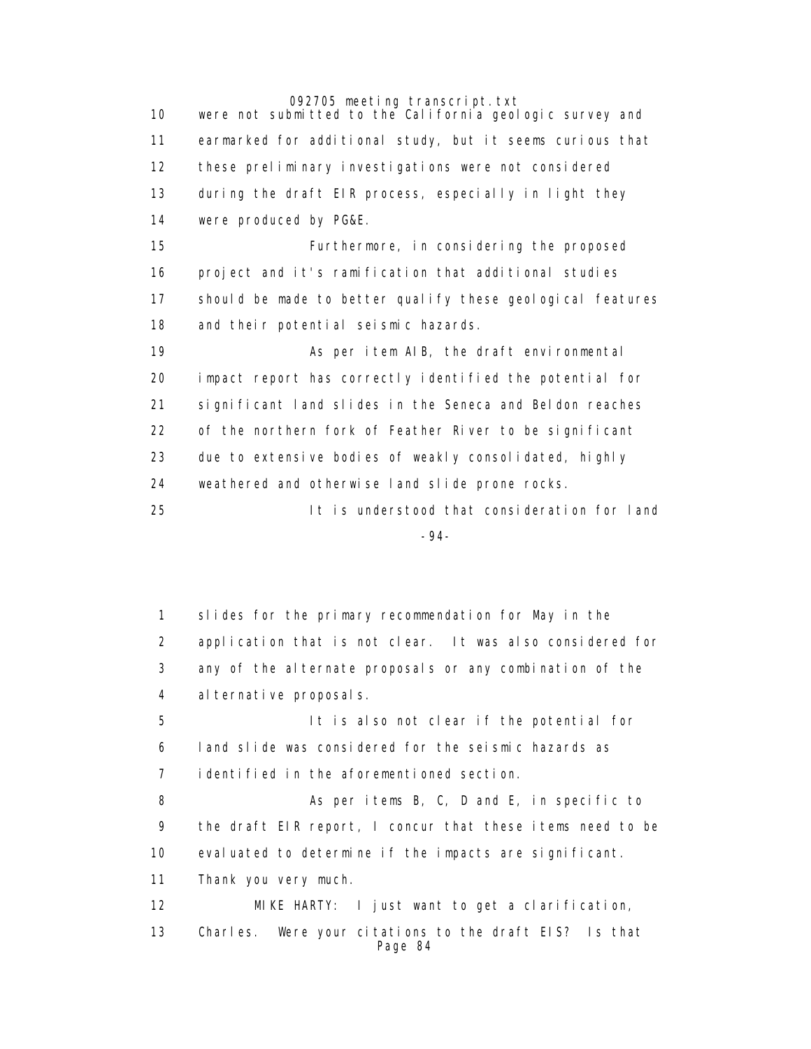10 were not submitted to the California geologic survey and
11 earmarked for additional study, but it seems curious that
12 these preliminary investigations were not considered
13 during the draft EIR process, especially in light they
14 were produced by PG&E.

15 Furthermore, in considering the proposed
16 project and it's ramification that additional studies
17 should be made to better qualify these geological features
18 and their potential seismic hazards.

19 As per item AIB, the draft environmental
20 impact report has correctly identified the potential for
21 significant land slides in the Seneca and Beldon reaches
22 of the northern fork of Feather River to be significant
23 due to extensive bodies of weakly consolidated, highly
24 weathered and otherwise land slide prone rocks.

25 It is understood that consideration for land

-94-

1 slides for the primary recommendation for May in the
2 application that is not clear. It was also considered for
3 any of the alternate proposals or any combination of the
4 alternative proposals.

5 It is also not clear if the potential for
6 land slide was considered for the seismic hazards as
7 identified in the aforementioned section.

8 As per items B, C, D and E, in specific to
9 the draft EIR report, I concur that these items need to be
10 evaluated to determine if the impacts are significant.
11 Thank you very much.

12 MIKE HARTY: I just want to get a clarification,
13 Charles. Were your citations to the draft EIS? Is that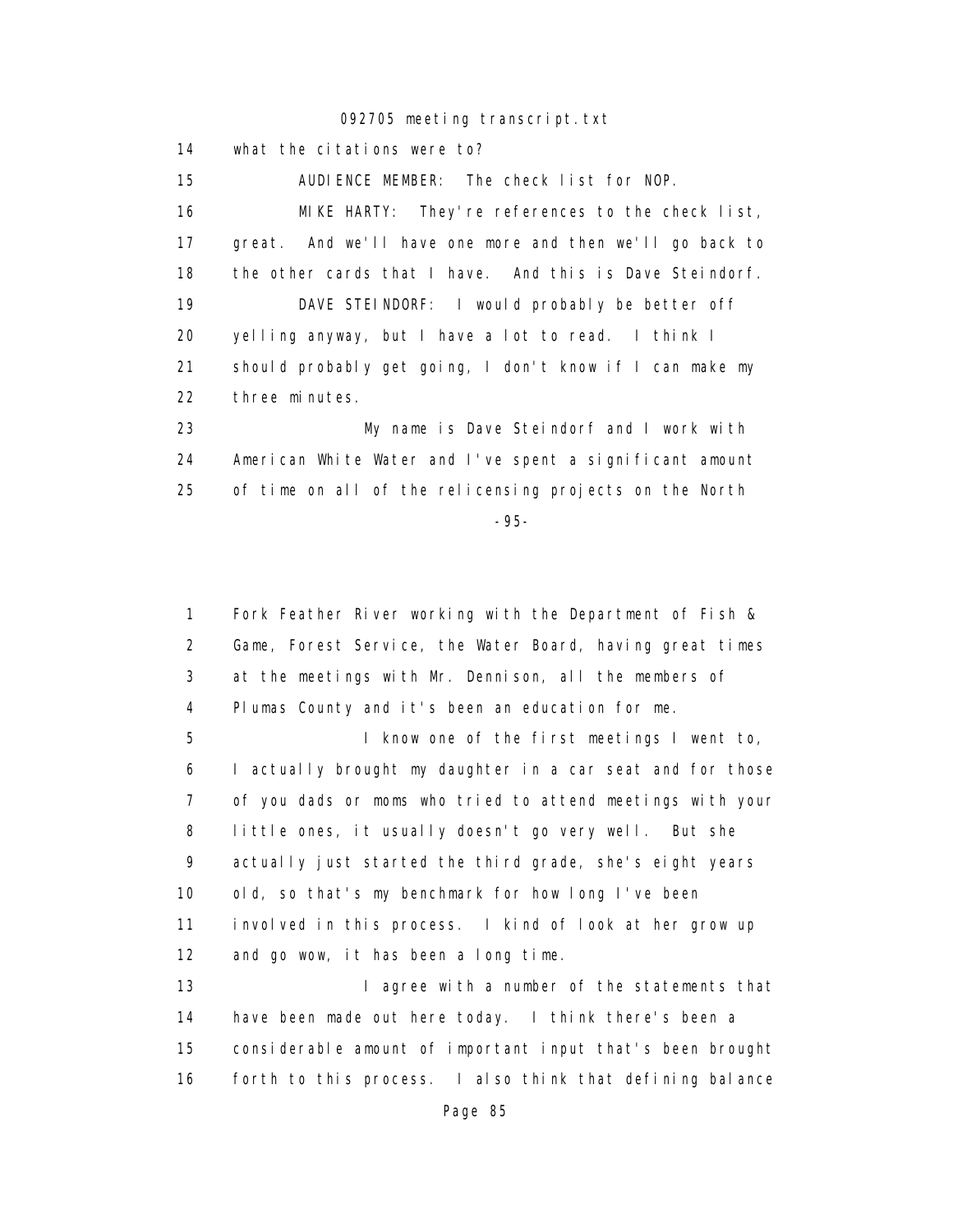14 what the citations were to?

15 AUDIENCE MEMBER: The check list for NOP.

16 MIKE HARTY: They're references to the check list,
17 great. And we'll have one more and then we'll go back to
18 the other cards that I have. And this is Dave Steindorf.

19 DAVE STEINDORF: I would probably be better off
20 yelling anyway, but I have a lot to read. I think I
21 should probably get going, I don't know if I can make my
22 three minutes.

23 My name is Dave Steindorf and I work with
24 American White Water and I've spent a significant amount
25 of time on all of the relicensing projects on the North

-95-

1 Fork Feather River working with the Department of Fish &
2 Game, Forest Service, the Water Board, having great times
3 at the meetings with Mr. Dennison, all the members of
4 Plumas County and it's been an education for me.

5 I know one of the first meetings I went to,
6 I actually brought my daughter in a car seat and for those
7 of you dads or moms who tried to attend meetings with your
8 little ones, it usually doesn't go very well. But she
9 actually just started the third grade, she's eight years
10 old, so that's my benchmark for how long I've been
11 involved in this process. I kind of look at her grow up
12 and go wow, it has been a long time.

13 I agree with a number of the statements that
14 have been made out here today. I think there's been a
15 considerable amount of important input that's been brought
16 forth to this process. I also think that defining balance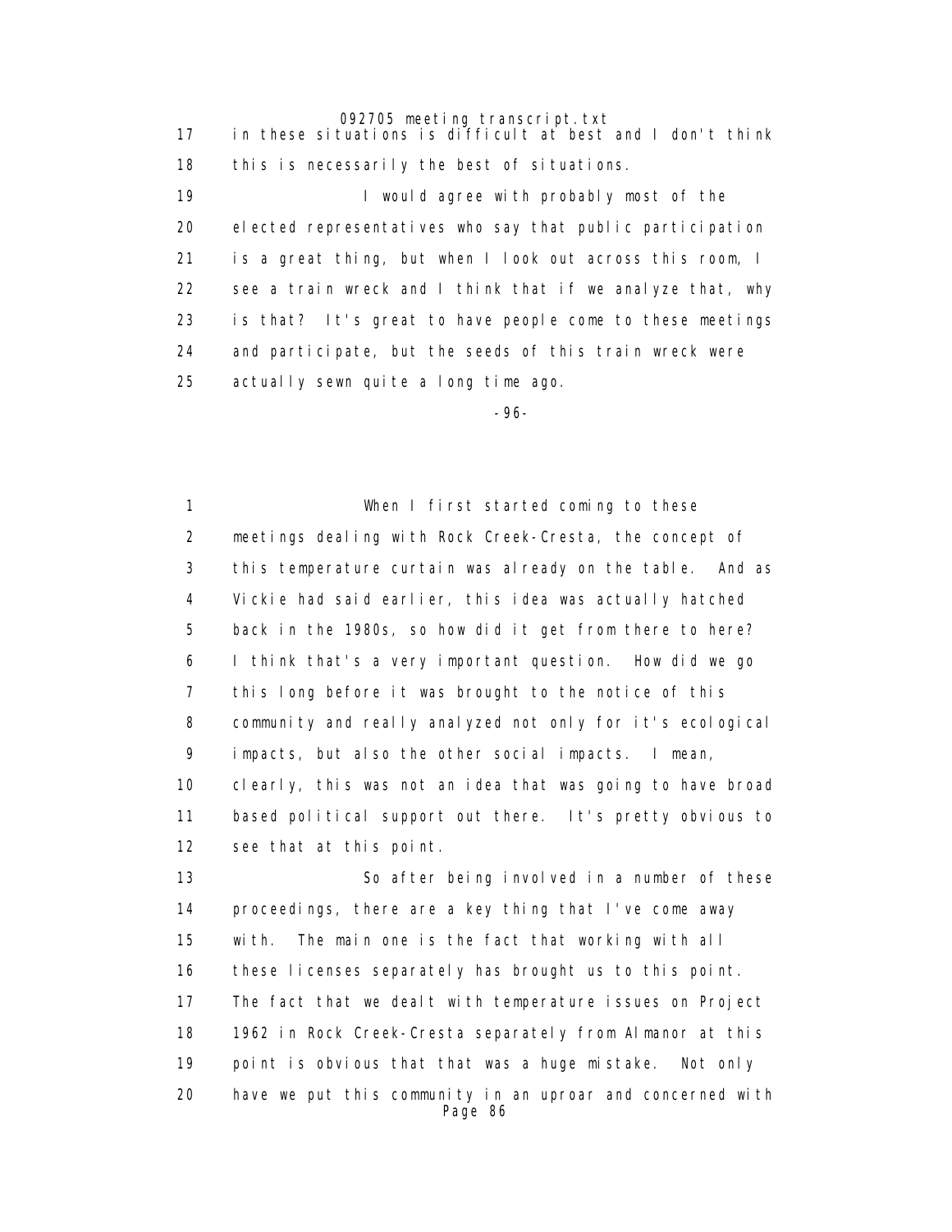17 in these situations is difficult at best and I don't think

18 this is necessarily the best of situations.

19 I would agree with probably most of the

20 elected representatives who say that public participation

21 is a great thing, but when I look out across this room, I

22 see a train wreck and I think that if we analyze that, why

23 is that? It's great to have people come to these meetings

24 and participate, but the seeds of this train wreck were

25 actually sewn quite a long time ago.

-96-

1 When I first started coming to these

2 meetings dealing with Rock Creek-Cresta, the concept of

3 this temperature curtain was already on the table. And as

4 Vickie had said earlier, this idea was actually hatched

5 back in the 1980s, so how did it get from there to here?

6 I think that's a very important question. How did we go

7 this long before it was brought to the notice of this

8 community and really analyzed not only for it's ecological

9 impacts, but also the other social impacts. I mean,

10 clearly, this was not an idea that was going to have broad

11 based political support out there. It's pretty obvious to

12 see that at this point.

13 So after being involved in a number of these

14 proceedings, there are a key thing that I've come away

15 with. The main one is the fact that working with all

16 these licenses separately has brought us to this point.

17 The fact that we dealt with temperature issues on Project

18 1962 in Rock Creek-Cresta separately from Almanor at this

19 point is obvious that that was a huge mistake. Not only

20 have we put this community in an uproar and concerned with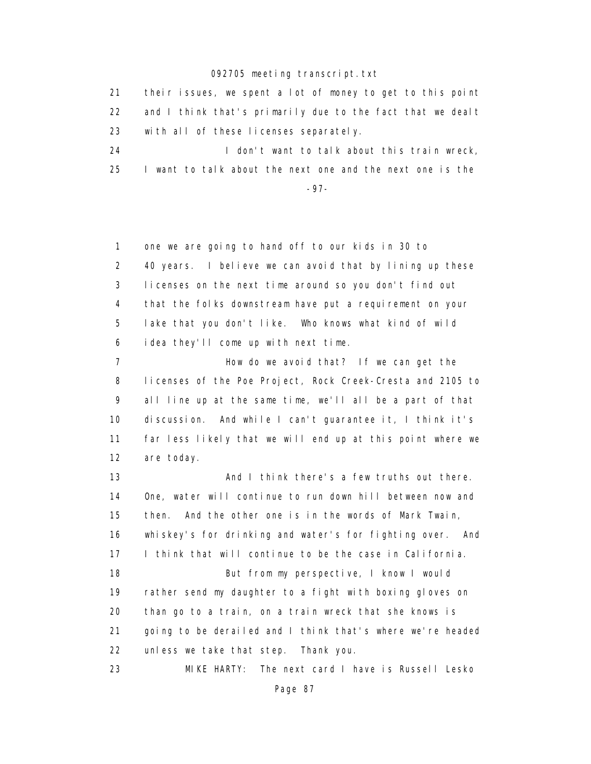21 their issues, we spent a lot of money to get to this point
22 and I think that's primarily due to the fact that we dealt
23 with all of these licenses separately.
24 I don't want to talk about this train wreck,
25 I want to talk about the next one and the next one is the

-97-

1 one we are going to hand off to our kids in 30 to
2 40 years. I believe we can avoid that by lining up these
3 licenses on the next time around so you don't find out
4 that the folks downstream have put a requirement on your
5 lake that you don't like. Who knows what kind of wild
6 idea they'll come up with next time.
7 How do we avoid that? If we can get the
8 licenses of the Poe Project, Rock Creek-Cresta and 2105 to
9 all line up at the same time, we'll all be a part of that
10 discussion. And while I can't guarantee it, I think it's
11 far less likely that we will end up at this point where we
12 are today.
13 And I think there's a few truths out there.
14 One, water will continue to run down hill between now and
15 then. And the other one is in the words of Mark Twain,
16 whiskey's for drinking and water's for fighting over. And
17 I think that will continue to be the case in California.
18 But from my perspective, I know I would
19 rather send my daughter to a fight with boxing gloves on
20 than go to a train, on a train wreck that she knows is
21 going to be derailed and I think that's where we're headed
22 unless we take that step. Thank you.
23 MIKE HARTY: The next card I have is Russell Lesko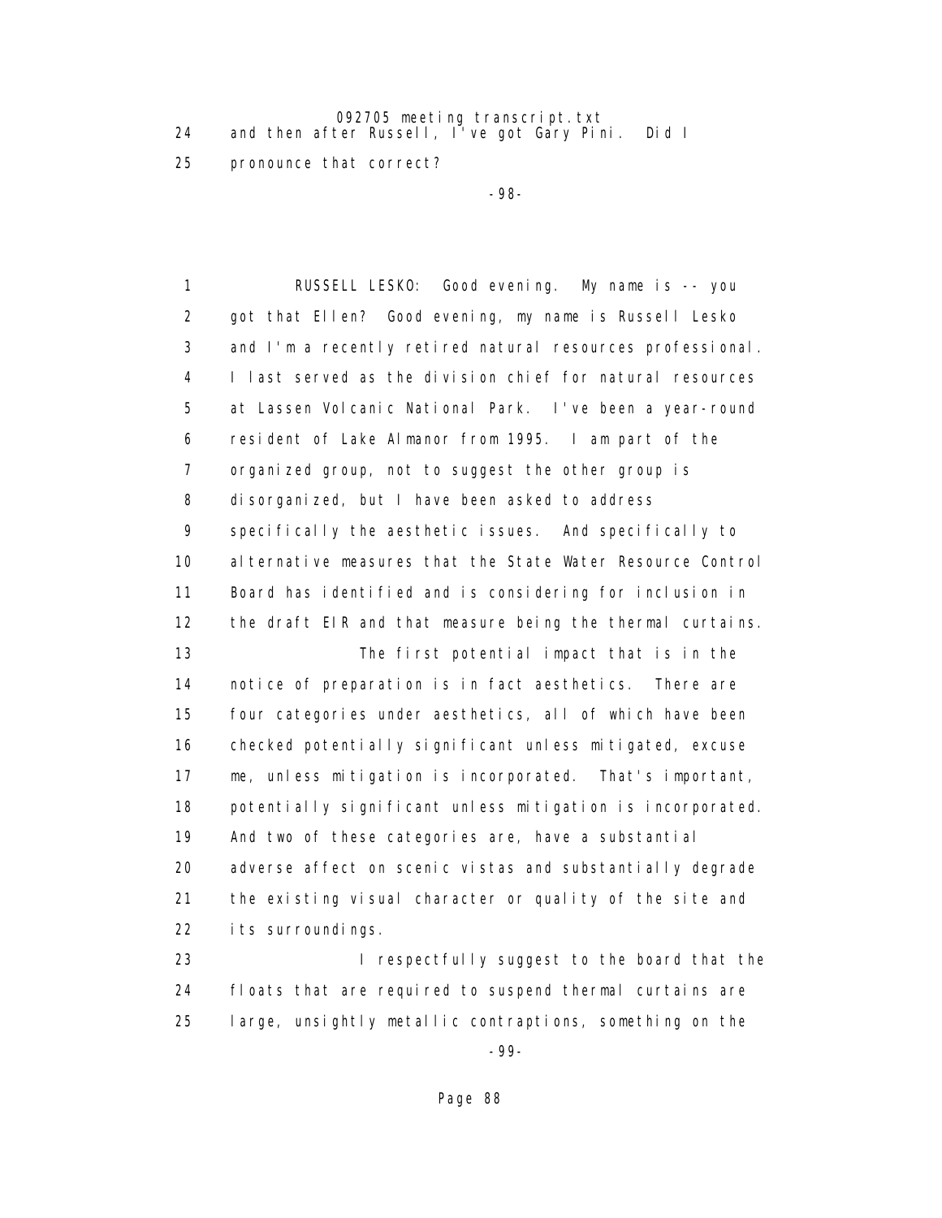24 and then after Russell, I've got Gary Pini. Did I
25 pronounce that correct?

1 RUSSELL LESKO: Good evening. My name is -- you
2 got that Ellen? Good evening, my name is Russell Lesko
3 and I'm a recently retired natural resources professional.
4 I last served as the division chief for natural resources
5 at Lassen Volcanic National Park. I've been a year-round
6 resident of Lake Almanor from 1995. I am part of the
7 organized group, not to suggest the other group is
8 disorganized, but I have been asked to address
9 specifically the aesthetic issues. And specifically to
10 alternative measures that the State Water Resource Control
11 Board has identified and is considering for inclusion in
12 the draft EIR and that measure being the thermal curtains.
13 The first potential impact that is in the
14 notice of preparation is in fact aesthetics. There are
15 four categories under aesthetics, all of which have been
16 checked potentially significant unless mitigated, excuse
17 me, unless mitigation is incorporated. That's important,
18 potentially significant unless mitigation is incorporated.
19 And two of these categories are, have a substantial
20 adverse affect on scenic vistas and substantially degrade
21 the existing visual character or quality of the site and
22 its surroundings.
23 I respectfully suggest to the board that the
24 floats that are required to suspend thermal curtains are
25 large, unsightly metallic contraptions, something on the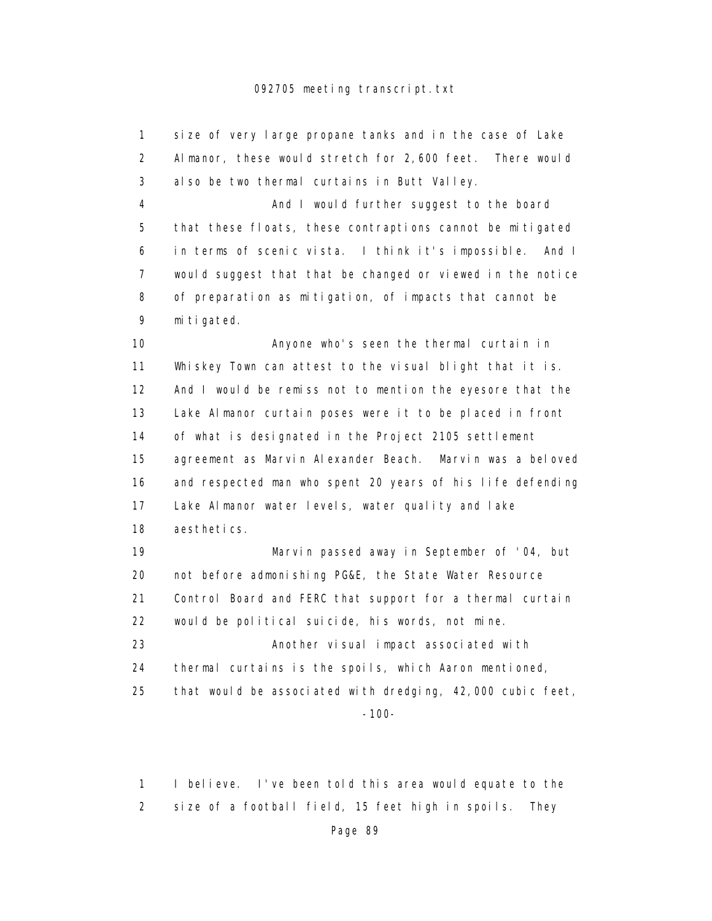1 size of very large propane tanks and in the case of Lake
2 Almanor, these would stretch for 2,600 feet. There would
3 also be two thermal curtains in Butt Valley.
4 And I would further suggest to the board
5 that these floats, these contraptions cannot be mitigated
6 in terms of scenic vista. I think it's impossible. And I
7 would suggest that that be changed or viewed in the notice
8 of preparation as mitigation, of impacts that cannot be
9 mitigated.
10 Anyone who's seen the thermal curtain in
11 Whiskey Town can attest to the visual blight that it is.
12 And I would be remiss not to mention the eyesore that the
13 Lake Almanor curtain poses were it to be placed in front
14 of what is designated in the Project 2105 settlement
15 agreement as Marvin Alexander Beach. Marvin was a beloved
16 and respected man who spent 20 years of his life defending
17 Lake Almanor water levels, water quality and lake
18 aesthetics.
19 Marvin passed away in September of '04, but
20 not before admonishing PG&E, the State Water Resource
21 Control Board and FERC that support for a thermal curtain
22 would be political suicide, his words, not mine.
23 Another visual impact associated with
24 thermal curtains is the spoils, which Aaron mentioned,
25 that would be associated with dredging, 42,000 cubic feet,

1 I believe. I've been told this area would equate to the
2 size of a football field, 15 feet high in spoils. They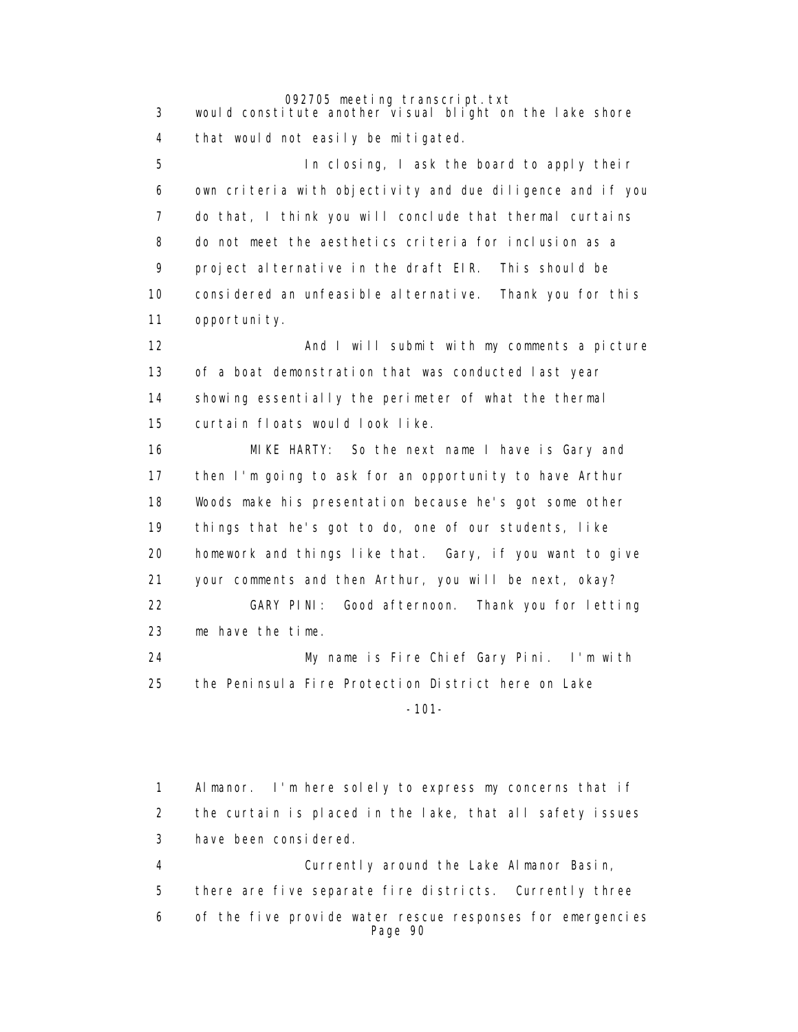would constitute another visual blight on the lake shore that would not easily be mitigated.

In closing, I ask the board to apply their own criteria with objectivity and due diligence and if you do that, I think you will conclude that thermal curtains do not meet the aesthetics criteria for inclusion as a project alternative in the draft EIR. This should be considered an unfeasible alternative. Thank you for this opportunity.

And I will submit with my comments a picture of a boat demonstration that was conducted last year showing essentially the perimeter of what the thermal curtain floats would look like.

MIKE HARTY: So the next name I have is Gary and then I'm going to ask for an opportunity to have Arthur Woods make his presentation because he's got some other things that he's got to do, one of our students, like homework and things like that. Gary, if you want to give your comments and then Arthur, you will be next, okay?

GARY PINI: Good afternoon. Thank you for letting me have the time.

My name is Fire Chief Gary Pini. I'm with the Peninsula Fire Protection District here on Lake Almanor. I'm here solely to express my concerns that if the curtain is placed in the lake, that all safety issues have been considered.

Currently around the Lake Almanor Basin, there are five separate fire districts. Currently three of the five provide water rescue responses for emergencies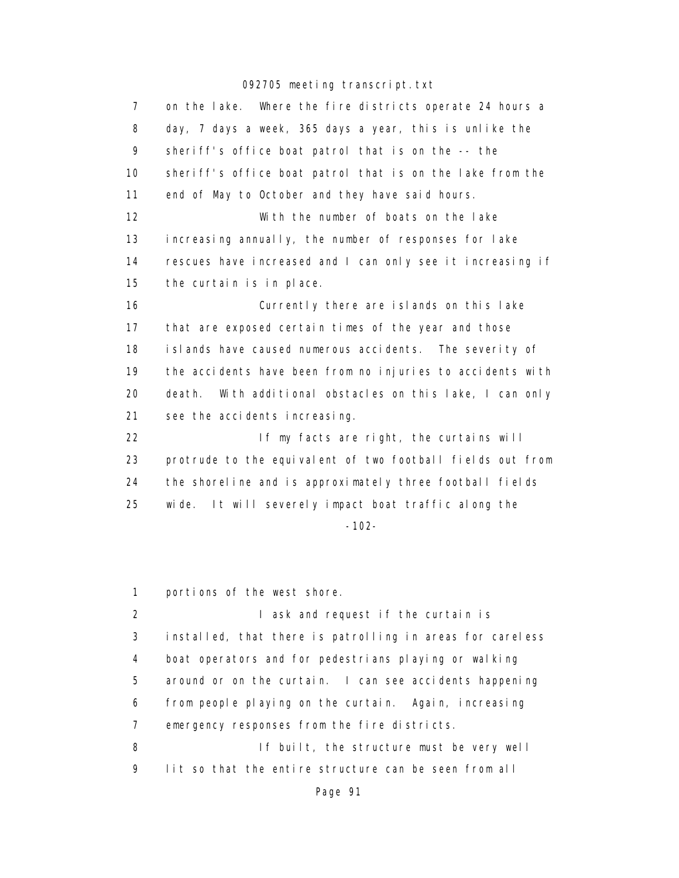on the lake. Where the fire districts operate 24 hours a day, 7 days a week, 365 days a year, this is unlike the sheriff's office boat patrol that is on the -- the sheriff's office boat patrol that is on the lake from the end of May to October and they have said hours.

With the number of boats on the lake increasing annually, the number of responses for lake rescues have increased and I can only see it increasing if the curtain is in place.

Currently there are islands on this lake that are exposed certain times of the year and those islands have caused numerous accidents. The severity of the accidents have been from no injuries to accidents with death. With additional obstacles on this lake, I can only see the accidents increasing.

If my facts are right, the curtains will protrude to the equivalent of two football fields out from the shoreline and is approximately three football fields wide. It will severely impact boat traffic along the portions of the west shore.

I ask and request if the curtain is installed, that there is patrolling in areas for careless boat operators and for pedestrians playing or walking around or on the curtain. I can see accidents happening from people playing on the curtain. Again, increasing emergency responses from the fire districts.

If built, the structure must be very well lit so that the entire structure can be seen from all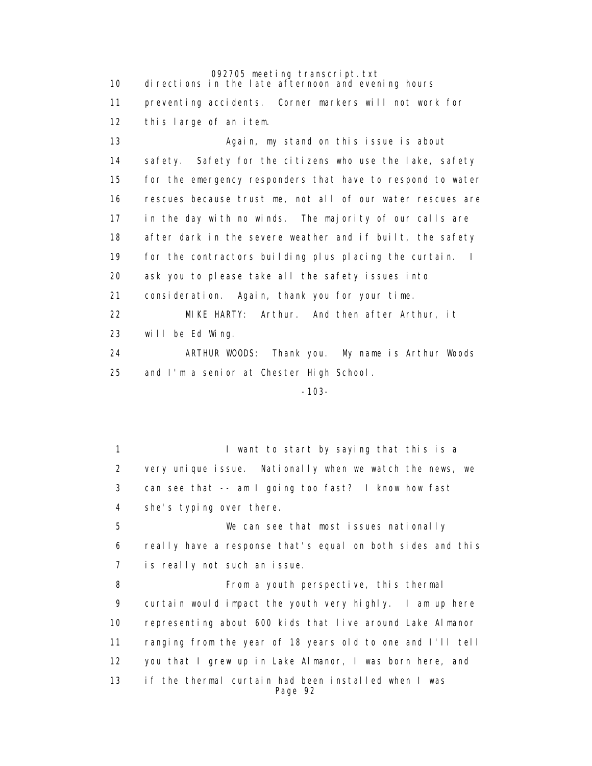directions in the late afternoon and evening hours preventing accidents. Corner markers will not work for this large of an item.

Again, my stand on this issue is about safety. Safety for the citizens who use the lake, safety for the emergency responders that have to respond to water rescues because trust me, not all of our water rescues are in the day with no winds. The majority of our calls are after dark in the severe weather and if built, the safety for the contractors building plus placing the curtain. I ask you to please take all the safety issues into consideration. Again, thank you for your time.

MIKE HARTY: Arthur. And then after Arthur, it will be Ed Wing.

ARTHUR WOODS: Thank you. My name is Arthur Woods and I'm a senior at Chester High School.

I want to start by saying that this is a very unique issue. Nationally when we watch the news, we can see that -- am I going too fast? I know how fast she's typing over there.

We can see that most issues nationally really have a response that's equal on both sides and this is really not such an issue.

From a youth perspective, this thermal curtain would impact the youth very highly. I am up here representing about 600 kids that live around Lake Almanor ranging from the year of 18 years old to one and I'll tell you that I grew up in Lake Almanor, I was born here, and if the thermal curtain had been installed when I was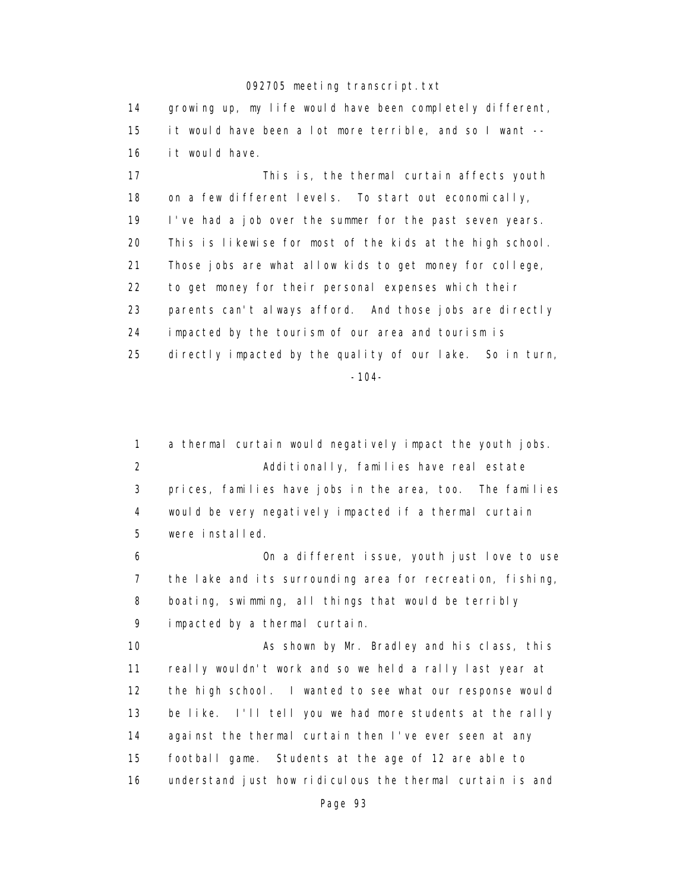14 growing up, my life would have been completely different,
15 it would have been a lot more terrible, and so I want --
16 it would have.

17 This is, the thermal curtain affects youth
18 on a few different levels. To start out economically,
19 I've had a job over the summer for the past seven years.
20 This is likewise for most of the kids at the high school.
21 Those jobs are what allow kids to get money for college,
22 to get money for their personal expenses which their
23 parents can't always afford. And those jobs are directly
24 impacted by the tourism of our area and tourism is
25 directly impacted by the quality of our lake. So in turn,

-104-

1 a thermal curtain would negatively impact the youth jobs.
2 Additionally, families have real estate
3 prices, families have jobs in the area, too. The families
4 would be very negatively impacted if a thermal curtain
5 were installed.
6 On a different issue, youth just love to use
7 the lake and its surrounding area for recreation, fishing,
8 boating, swimming, all things that would be terribly
9 impacted by a thermal curtain.
10 As shown by Mr. Bradley and his class, this
11 really wouldn't work and so we held a rally last year at
12 the high school. I wanted to see what our response would
13 be like. I'll tell you we had more students at the rally
14 against the thermal curtain then I've ever seen at any
15 football game. Students at the age of 12 are able to
16 understand just how ridiculous the thermal curtain is and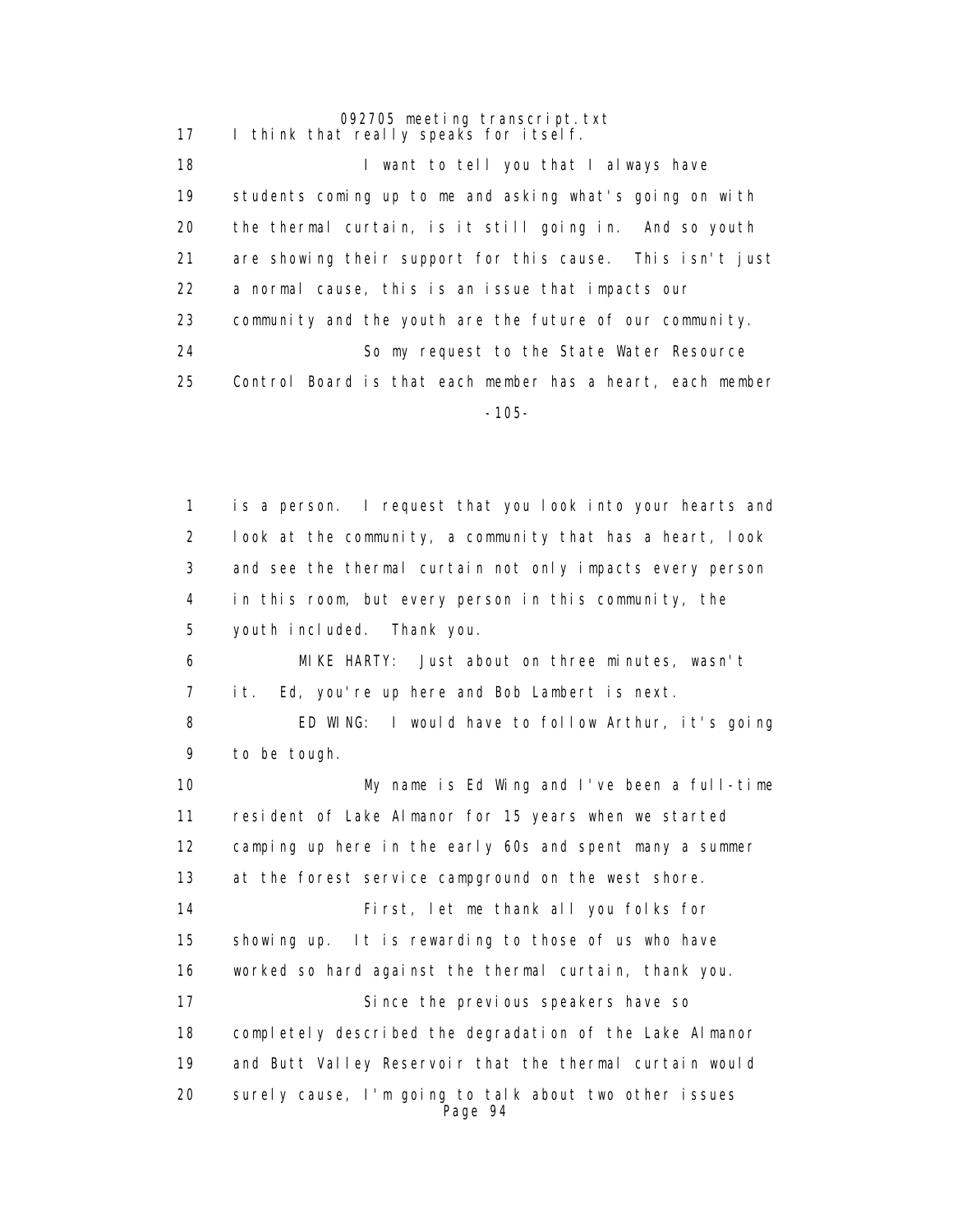I think that really speaks for itself.

I want to tell you that I always have students coming up to me and asking what's going on with the thermal curtain, is it still going in. And so youth are showing their support for this cause. This isn't just a normal cause, this is an issue that impacts our community and the youth are the future of our community.

So my request to the State Water Resource Control Board is that each member has a heart, each member is a person. I request that you look into your hearts and look at the community, a community that has a heart, look and see the thermal curtain not only impacts every person in this room, but every person in this community, the youth included. Thank you.

MIKE HARTY: Just about on three minutes, wasn't it. Ed, you're up here and Bob Lambert is next.

ED WING: I would have to follow Arthur, it's going to be tough.

My name is Ed Wing and I've been a full-time resident of Lake Almanor for 15 years when we started camping up here in the early 60s and spent many a summer at the forest service campground on the west shore.

First, let me thank all you folks for showing up. It is rewarding to those of us who have worked so hard against the thermal curtain, thank you.

Since the previous speakers have so completely described the degradation of the Lake Almanor and Butt Valley Reservoir that the thermal curtain would surely cause, I'm going to talk about two other issues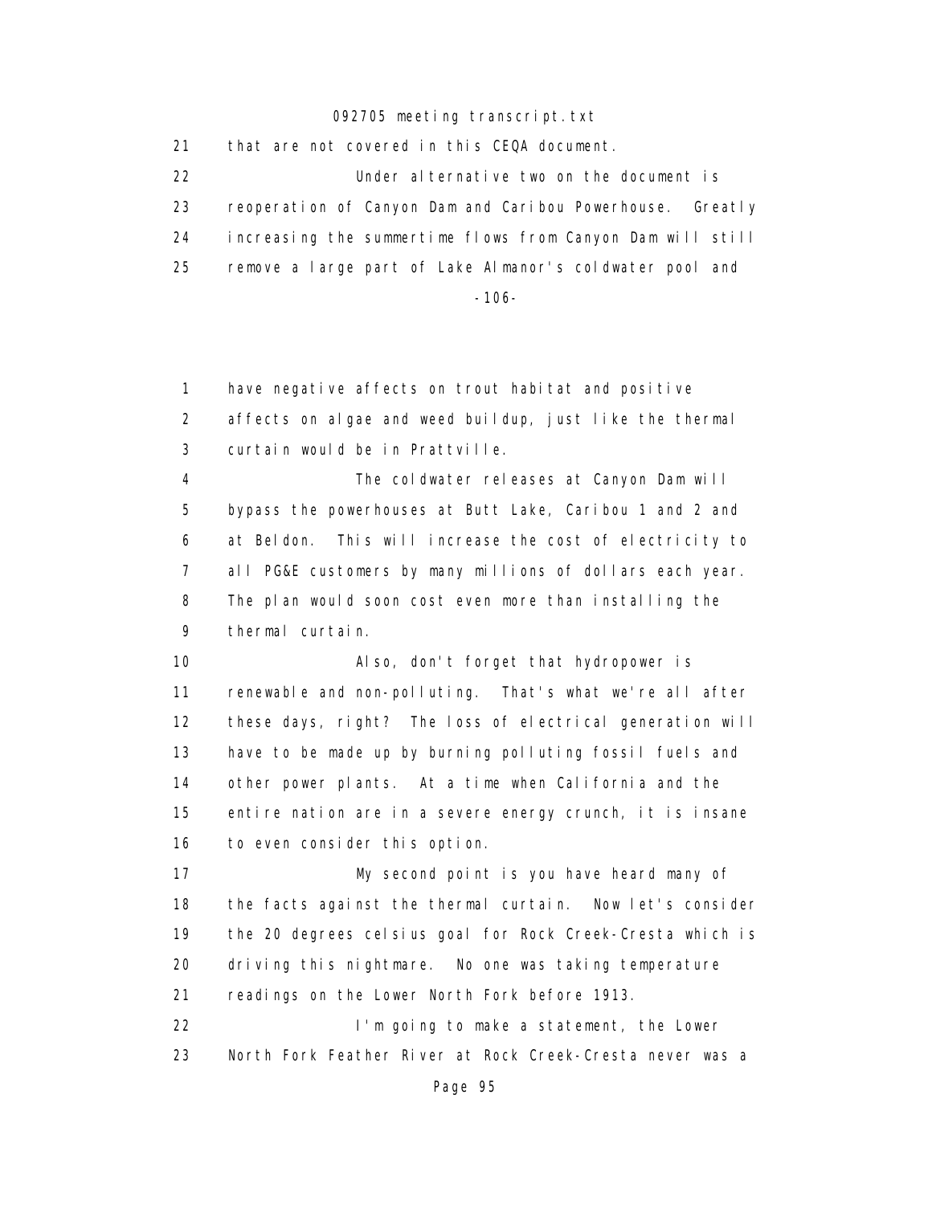that are not covered in this CEQA document.

Under alternative two on the document is reoperation of Canyon Dam and Caribou Powerhouse. Greatly increasing the summertime flows from Canyon Dam will still remove a large part of Lake Almanor's coldwater pool and have negative affects on trout habitat and positive affects on algae and weed buildup, just like the thermal curtain would be in Prattville.

The coldwater releases at Canyon Dam will bypass the powerhouses at Butt Lake, Caribou 1 and 2 and at Beldon. This will increase the cost of electricity to all PG&E customers by many millions of dollars each year. The plan would soon cost even more than installing the thermal curtain.

Also, don't forget that hydropower is renewable and non-polluting. That's what we're all after these days, right? The loss of electrical generation will have to be made up by burning polluting fossil fuels and other power plants. At a time when California and the entire nation are in a severe energy crunch, it is insane to even consider this option.

My second point is you have heard many of the facts against the thermal curtain. Now let's consider the 20 degrees celsius goal for Rock Creek-Cresta which is driving this nightmare. No one was taking temperature readings on the Lower North Fork before 1913.

I'm going to make a statement, the Lower North Fork Feather River at Rock Creek-Cresta never was a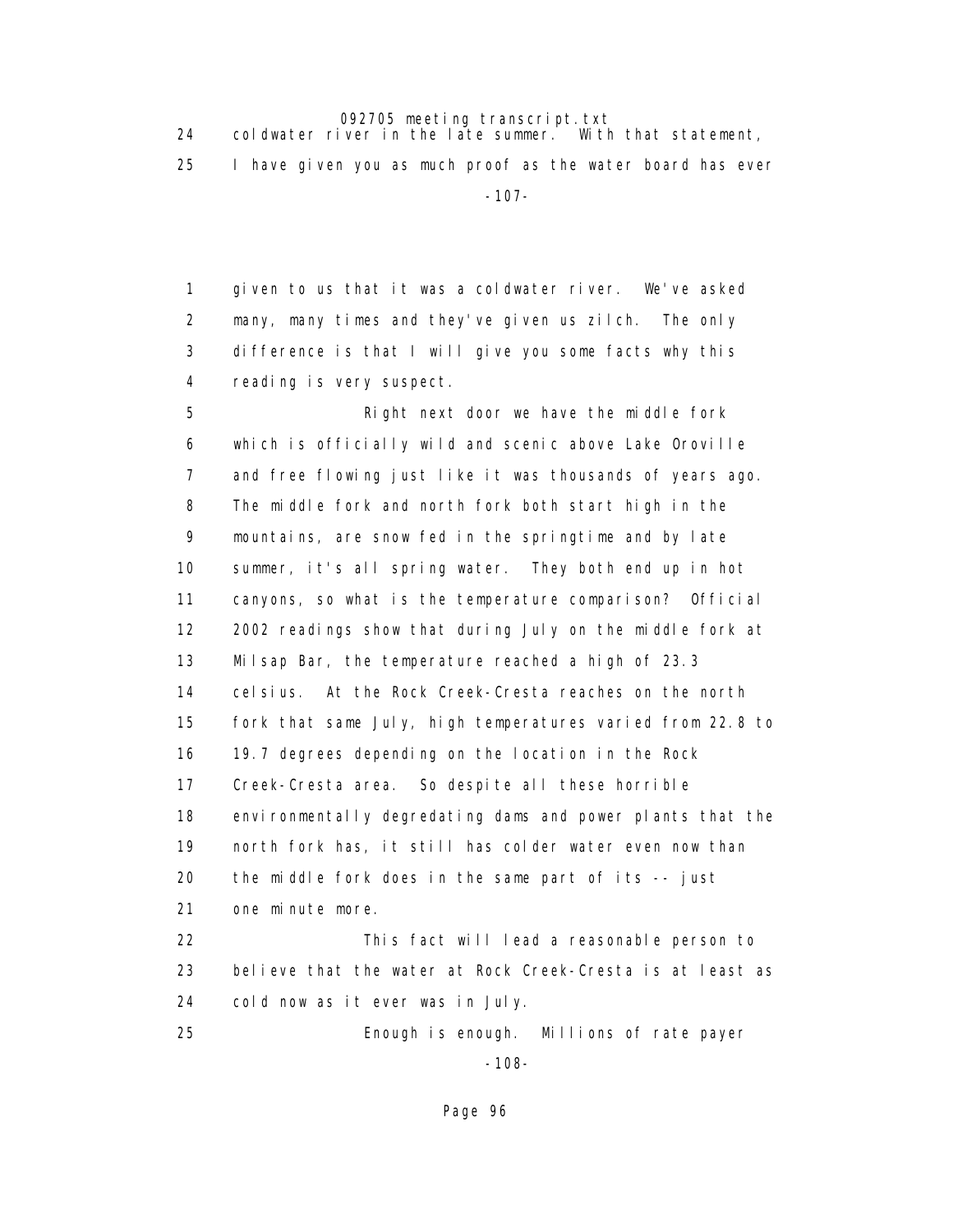24 coldwater river in the late summer. With that statement,

25 I have given you as much proof as the water board has ever

1 given to us that it was a coldwater river. We've asked

2 many, many times and they've given us zilch. The only

3 difference is that I will give you some facts why this

4 reading is very suspect.

5 Right next door we have the middle fork

6 which is officially wild and scenic above Lake Oroville

7 and free flowing just like it was thousands of years ago.

8 The middle fork and north fork both start high in the

9 mountains, are snow fed in the springtime and by late

10 summer, it's all spring water. They both end up in hot

11 canyons, so what is the temperature comparison? Official

12 2002 readings show that during July on the middle fork at

13 Milsap Bar, the temperature reached a high of 23.3

14 celsius. At the Rock Creek-Cresta reaches on the north

15 fork that same July, high temperatures varied from 22.8 to

16 19.7 degrees depending on the location in the Rock

17 Creek-Cresta area. So despite all these horrible

18 environmentally degredating dams and power plants that the

19 north fork has, it still has colder water even now than

20 the middle fork does in the same part of its -- just

21 one minute more.

22 This fact will lead a reasonable person to

23 believe that the water at Rock Creek-Cresta is at least as

24 cold now as it ever was in July.

25 Enough is enough. Millions of rate payer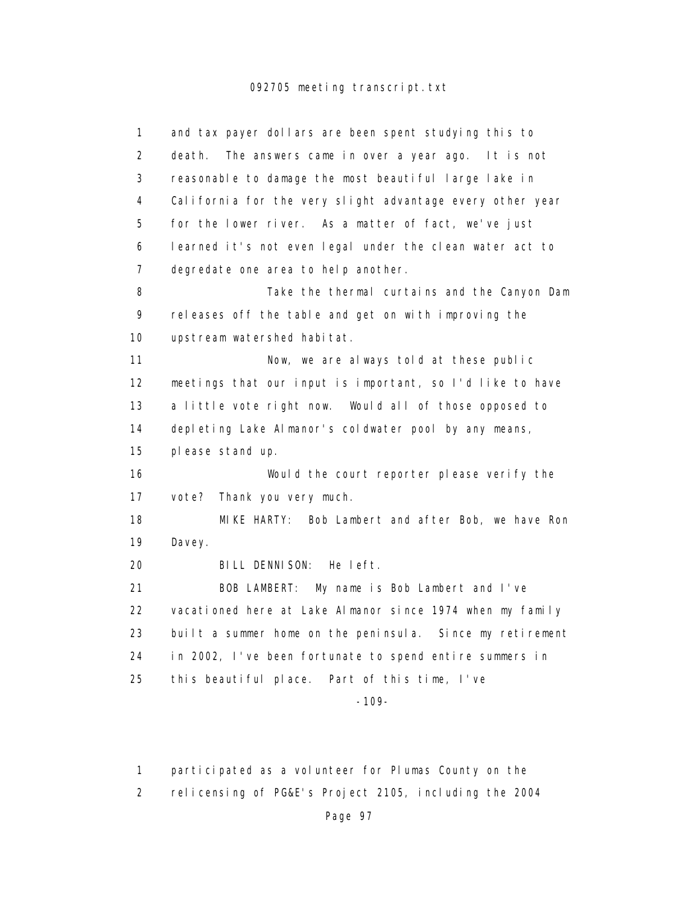and tax payer dollars are been spent studying this to death. The answers came in over a year ago. It is not reasonable to damage the most beautiful large lake in California for the very slight advantage every other year for the lower river. As a matter of fact, we've just learned it's not even legal under the clean water act to degredate one area to help another.

Take the thermal curtains and the Canyon Dam releases off the table and get on with improving the upstream watershed habitat.

Now, we are always told at these public meetings that our input is important, so I'd like to have a little vote right now. Would all of those opposed to depleting Lake Almanor's coldwater pool by any means, please stand up.

Would the court reporter please verify the vote? Thank you very much.

MIKE HARTY: Bob Lambert and after Bob, we have Ron Davey.

BILL DENNISON: He left.

BOB LAMBERT: My name is Bob Lambert and I've vacationed here at Lake Almanor since 1974 when my family built a summer home on the peninsula. Since my retirement in 2002, I've been fortunate to spend entire summers in this beautiful place. Part of this time, I've

participated as a volunteer for Plumas County on the relicensing of PG&E's Project 2105, including the 2004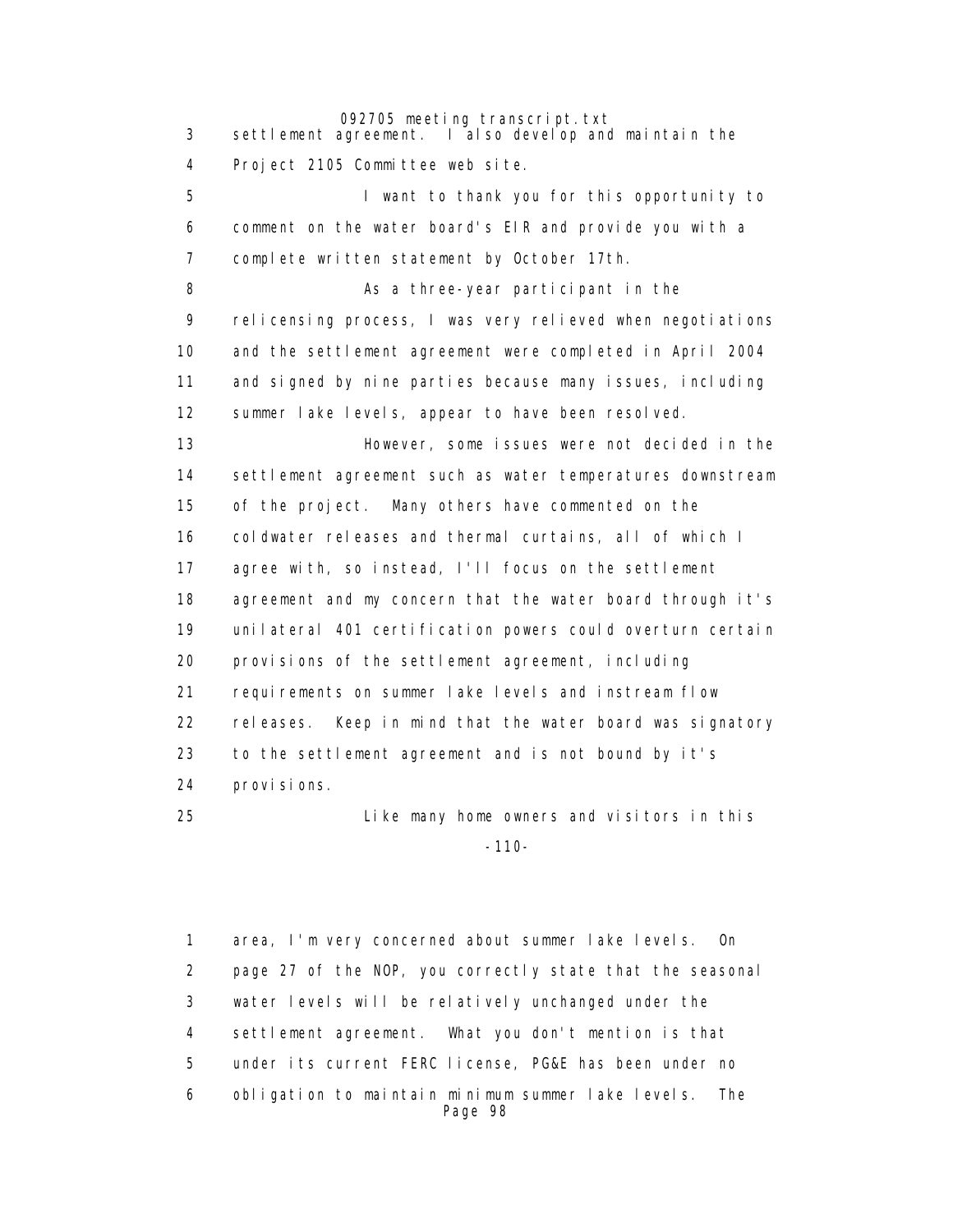settlement agreement. I also develop and maintain the Project 2105 Committee web site.

I want to thank you for this opportunity to comment on the water board's EIR and provide you with a complete written statement by October 17th.

As a three-year participant in the relicensing process, I was very relieved when negotiations and the settlement agreement were completed in April 2004 and signed by nine parties because many issues, including summer lake levels, appear to have been resolved.

However, some issues were not decided in the settlement agreement such as water temperatures downstream of the project. Many others have commented on the coldwater releases and thermal curtains, all of which I agree with, so instead, I'll focus on the settlement agreement and my concern that the water board through it's unilateral 401 certification powers could overturn certain provisions of the settlement agreement, including requirements on summer lake levels and instream flow releases. Keep in mind that the water board was signatory to the settlement agreement and is not bound by it's provisions.

Like many home owners and visitors in this area, I'm very concerned about summer lake levels. On page 27 of the NOP, you correctly state that the seasonal water levels will be relatively unchanged under the settlement agreement. What you don't mention is that under its current FERC license, PG&E has been under no obligation to maintain minimum summer lake levels. The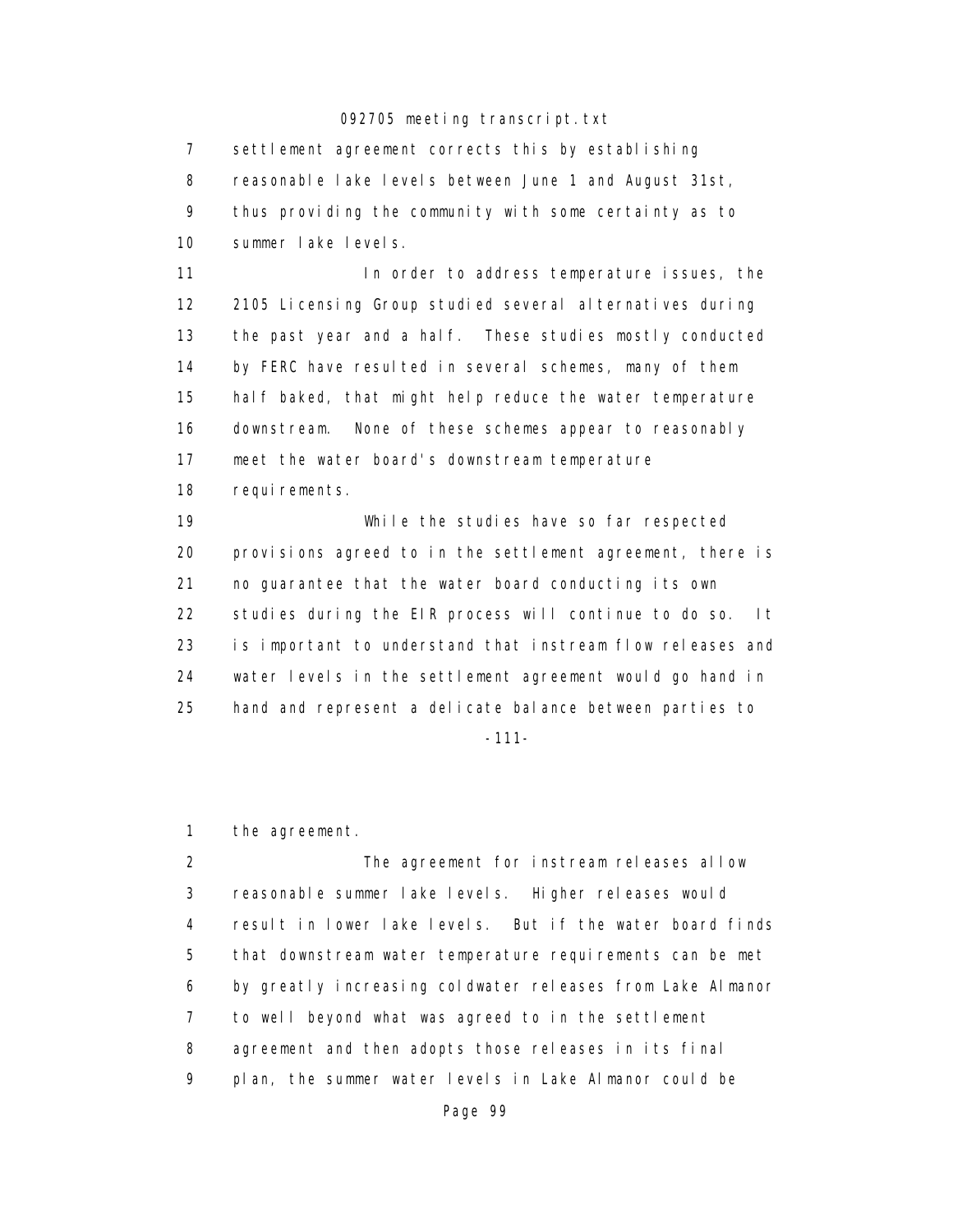7 settlement agreement corrects this by establishing
8 reasonable lake levels between June 1 and August 31st,
9 thus providing the community with some certainty as to
10 summer lake levels.

11 In order to address temperature issues, the
12 2105 Licensing Group studied several alternatives during
13 the past year and a half. These studies mostly conducted
14 by FERC have resulted in several schemes, many of them
15 half baked, that might help reduce the water temperature
16 downstream. None of these schemes appear to reasonably
17 meet the water board's downstream temperature
18 requirements.

19 While the studies have so far respected
20 provisions agreed to in the settlement agreement, there is
21 no guarantee that the water board conducting its own
22 studies during the EIR process will continue to do so. It
23 is important to understand that instream flow releases and
24 water levels in the settlement agreement would go hand in
25 hand and represent a delicate balance between parties to

-111-

1 the agreement.

2 The agreement for instream releases allow
3 reasonable summer lake levels. Higher releases would
4 result in lower lake levels. But if the water board finds
5 that downstream water temperature requirements can be met
6 by greatly increasing coldwater releases from Lake Almanor
7 to well beyond what was agreed to in the settlement
8 agreement and then adopts those releases in its final
9 plan, the summer water levels in Lake Almanor could be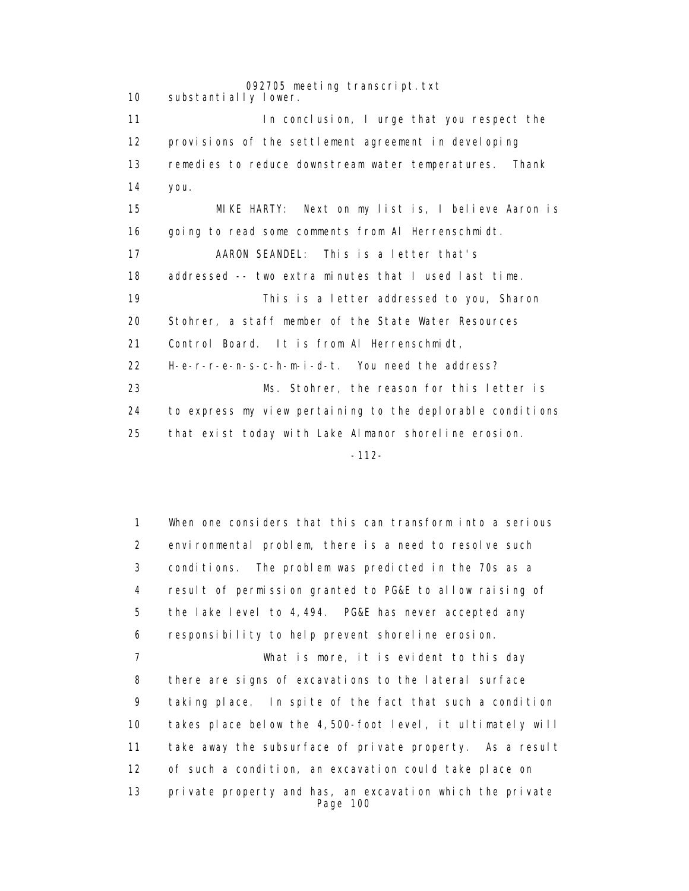10 substantially lower.

11 In conclusion, I urge that you respect the
12 provisions of the settlement agreement in developing
13 remedies to reduce downstream water temperatures. Thank
14 you.

15 MIKE HARTY: Next on my list is, I believe Aaron is
16 going to read some comments from Al Herrenschmidt.

17 AARON SEANDEL: This is a letter that's
18 addressed -- two extra minutes that I used last time.

19 This is a letter addressed to you, Sharon
20 Stohrer, a staff member of the State Water Resources
21 Control Board. It is from Al Herrenschmidt,
22 H-e-r-r-e-n-s-c-h-m-i-d-t. You need the address?

23 Ms. Stohrer, the reason for this letter is
24 to express my view pertaining to the deplorable conditions
25 that exist today with Lake Almanor shoreline erosion.

-112-

1 When one considers that this can transform into a serious
2 environmental problem, there is a need to resolve such
3 conditions. The problem was predicted in the 70s as a
4 result of permission granted to PG&E to allow raising of
5 the lake level to 4,494. PG&E has never accepted any
6 responsibility to help prevent shoreline erosion.

7 What is more, it is evident to this day
8 there are signs of excavations to the lateral surface
9 taking place. In spite of the fact that such a condition
10 takes place below the 4,500-foot level, it ultimately will
11 take away the subsurface of private property. As a result
12 of such a condition, an excavation could take place on
13 private property and has, an excavation which the private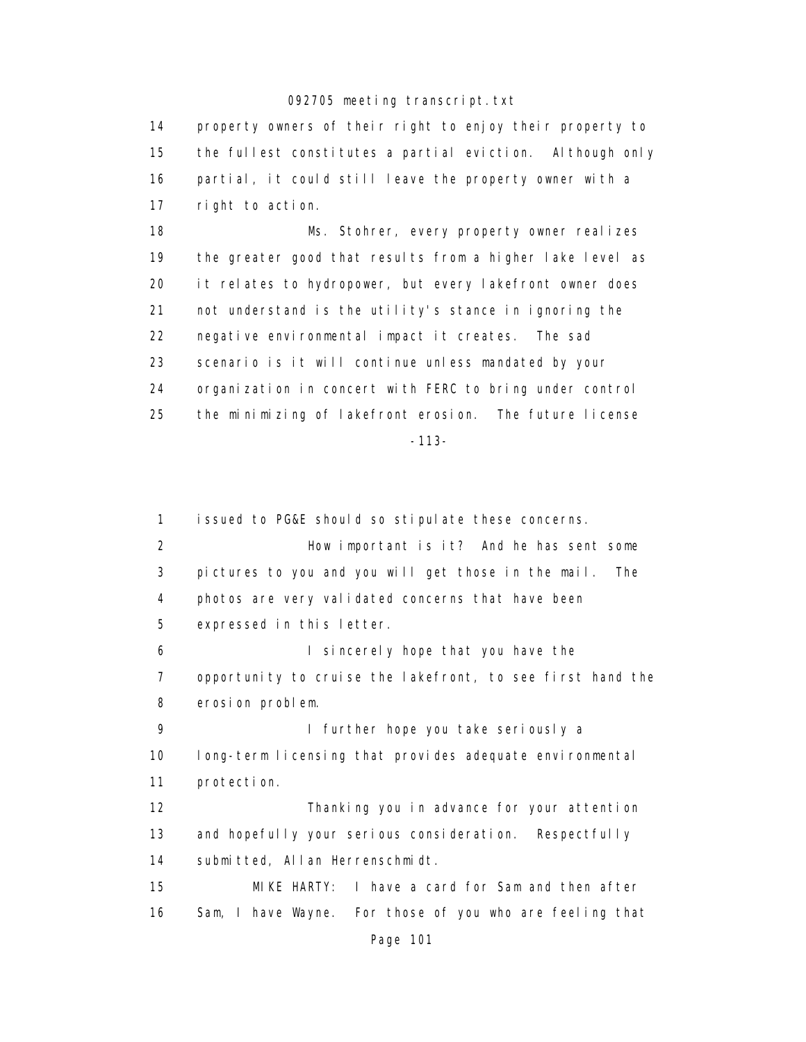14 property owners of their right to enjoy their property to
15 the fullest constitutes a partial eviction. Although only
16 partial, it could still leave the property owner with a
17 right to action.

18 Ms. Stohrer, every property owner realizes
19 the greater good that results from a higher lake level as
20 it relates to hydropower, but every lakefront owner does
21 not understand is the utility's stance in ignoring the
22 negative environmental impact it creates. The sad
23 scenario is it will continue unless mandated by your
24 organization in concert with FERC to bring under control
25 the minimizing of lakefront erosion. The future license

-113-

1 issued to PG&E should so stipulate these concerns.

2 How important is it? And he has sent some
3 pictures to you and you will get those in the mail. The
4 photos are very validated concerns that have been
5 expressed in this letter.

6 I sincerely hope that you have the
7 opportunity to cruise the lakefront, to see first hand the
8 erosion problem.

9 I further hope you take seriously a
10 long-term licensing that provides adequate environmental
11 protection.

12 Thanking you in advance for your attention
13 and hopefully your serious consideration. Respectfully
14 submitted, Allan Herrenschmidt.

15 MIKE HARTY: I have a card for Sam and then after
16 Sam, I have Wayne. For those of you who are feeling that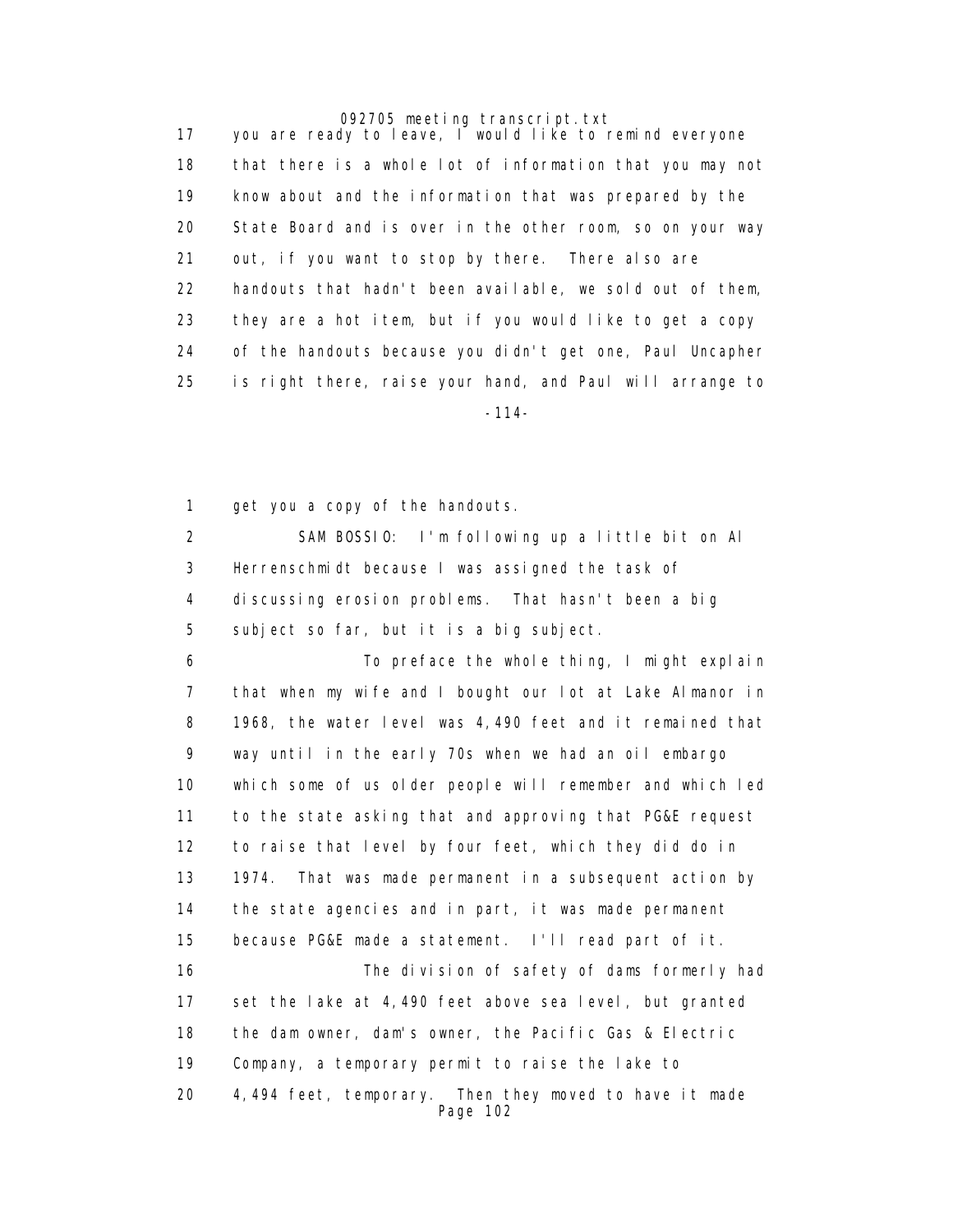17 you are ready to leave, I would like to remind everyone
18 that there is a whole lot of information that you may not
19 know about and the information that was prepared by the
20 State Board and is over in the other room, so on your way
21 out, if you want to stop by there. There also are
22 handouts that hadn't been available, we sold out of them,
23 they are a hot item, but if you would like to get a copy
24 of the handouts because you didn't get one, Paul Uncapher
25 is right there, raise your hand, and Paul will arrange to

-114-

1 get you a copy of the handouts.
2 SAM BOSSIO: I'm following up a little bit on Al
3 Herrenschmidt because I was assigned the task of
4 discussing erosion problems. That hasn't been a big
5 subject so far, but it is a big subject.
6 To preface the whole thing, I might explain
7 that when my wife and I bought our lot at Lake Almanor in
8 1968, the water level was 4,490 feet and it remained that
9 way until in the early 70s when we had an oil embargo
10 which some of us older people will remember and which led
11 to the state asking that and approving that PG&E request
12 to raise that level by four feet, which they did do in
13 1974. That was made permanent in a subsequent action by
14 the state agencies and in part, it was made permanent
15 because PG&E made a statement. I'll read part of it.
16 The division of safety of dams formerly had
17 set the lake at 4,490 feet above sea level, but granted
18 the dam owner, dam's owner, the Pacific Gas & Electric
19 Company, a temporary permit to raise the lake to
20 4,494 feet, temporary. Then they moved to have it made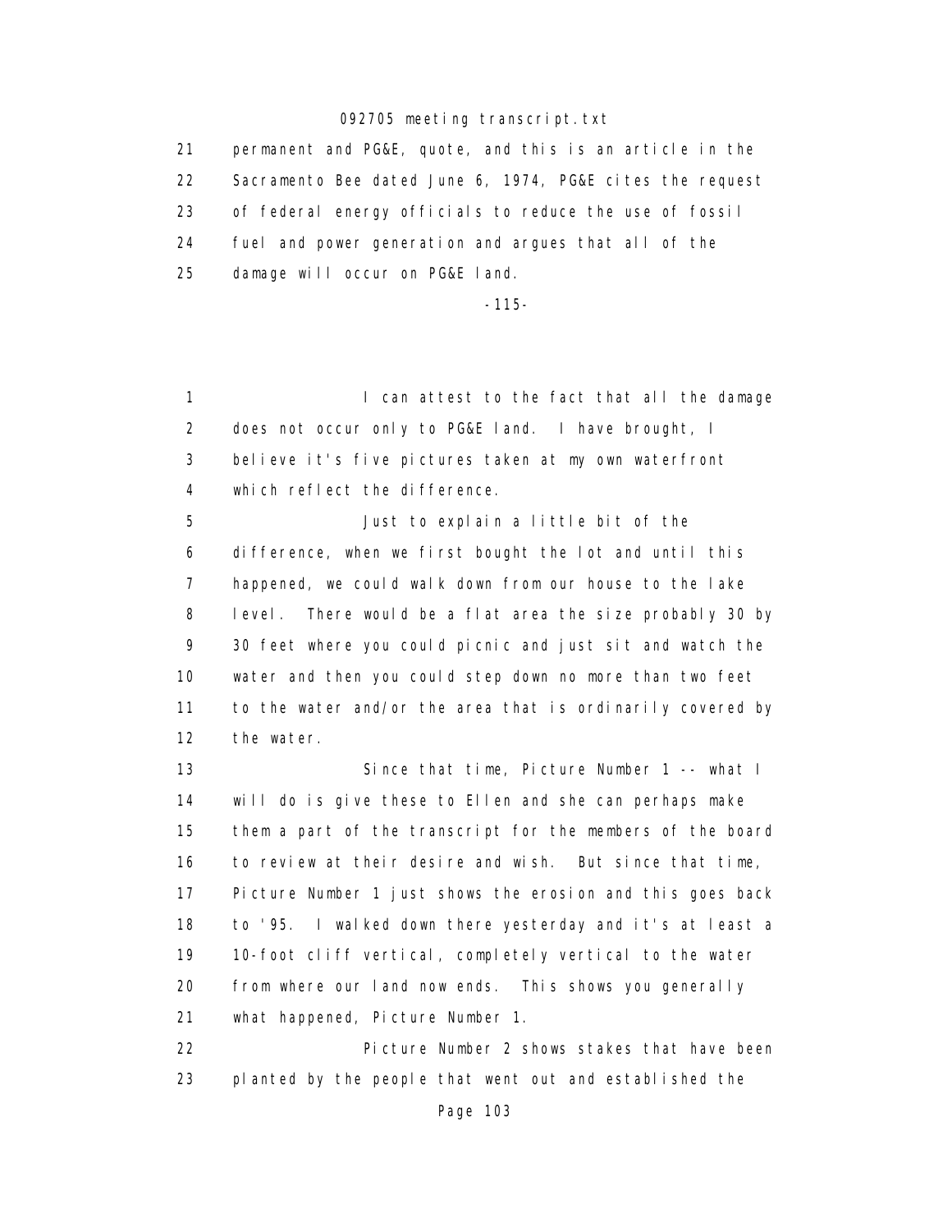permanent and PG&E, quote, and this is an article in the Sacramento Bee dated June 6, 1974, PG&E cites the request of federal energy officials to reduce the use of fossil fuel and power generation and argues that all of the damage will occur on PG&E land.

-115-

I can attest to the fact that all the damage does not occur only to PG&E land. I have brought, I believe it's five pictures taken at my own waterfront which reflect the difference.

Just to explain a little bit of the difference, when we first bought the lot and until this happened, we could walk down from our house to the lake level. There would be a flat area the size probably 30 by 30 feet where you could picnic and just sit and watch the water and then you could step down no more than two feet to the water and/or the area that is ordinarily covered by the water.

Since that time, Picture Number 1 -- what I will do is give these to Ellen and she can perhaps make them a part of the transcript for the members of the board to review at their desire and wish. But since that time, Picture Number 1 just shows the erosion and this goes back to '95. I walked down there yesterday and it's at least a 10-foot cliff vertical, completely vertical to the water from where our land now ends. This shows you generally what happened, Picture Number 1.

Picture Number 2 shows stakes that have been planted by the people that went out and established the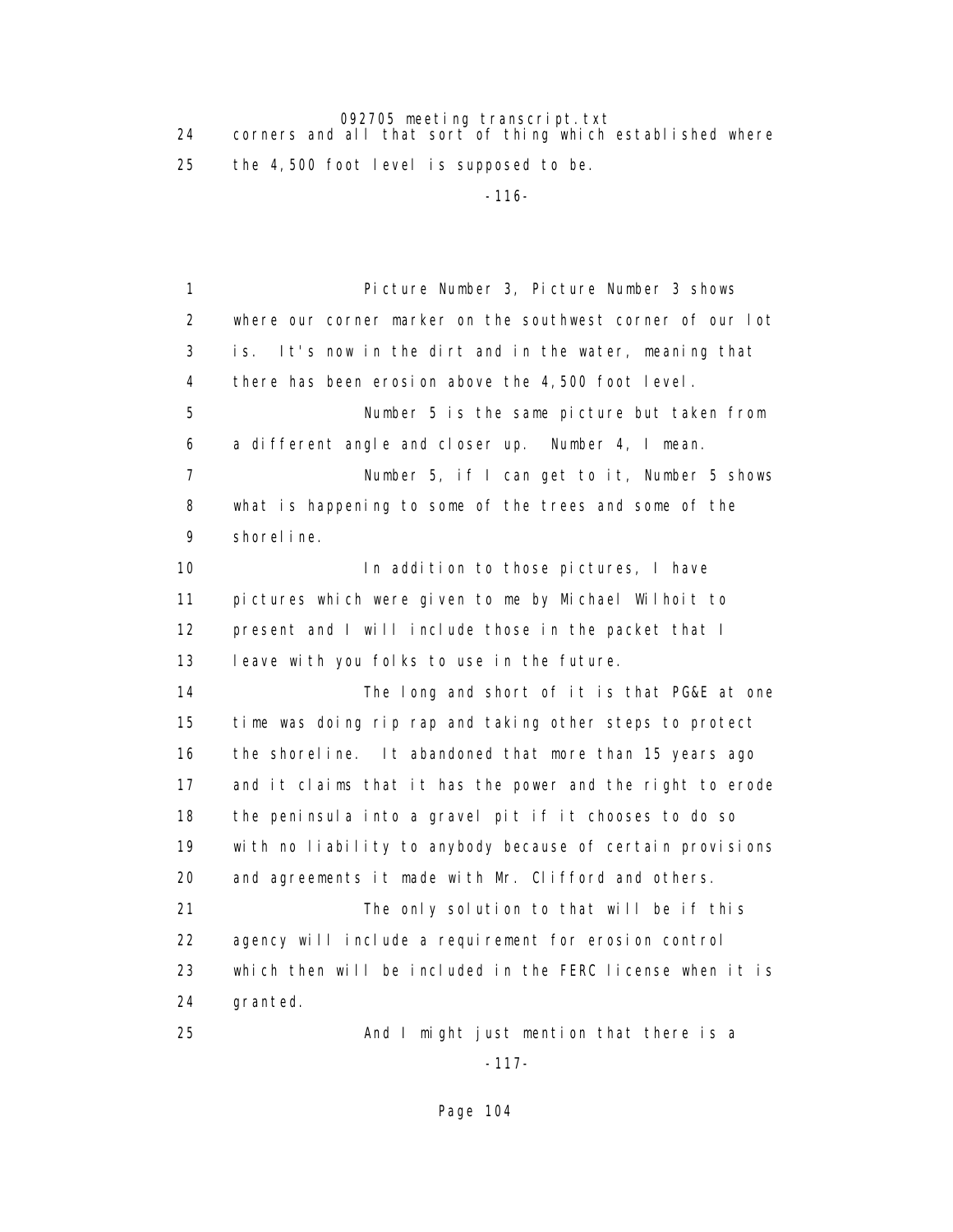24 corners and all that sort of thing which established where
25 the 4,500 foot level is supposed to be.

1 Picture Number 3, Picture Number 3 shows
2 where our corner marker on the southwest corner of our lot
3 is. It's now in the dirt and in the water, meaning that
4 there has been erosion above the 4,500 foot level.
5 Number 5 is the same picture but taken from
6 a different angle and closer up. Number 4, I mean.
7 Number 5, if I can get to it, Number 5 shows
8 what is happening to some of the trees and some of the
9 shoreline.
10 In addition to those pictures, I have
11 pictures which were given to me by Michael Wilhoit to
12 present and I will include those in the packet that I
13 leave with you folks to use in the future.
14 The long and short of it is that PG&E at one
15 time was doing rip rap and taking other steps to protect
16 the shoreline. It abandoned that more than 15 years ago
17 and it claims that it has the power and the right to erode
18 the peninsula into a gravel pit if it chooses to do so
19 with no liability to anybody because of certain provisions
20 and agreements it made with Mr. Clifford and others.
21 The only solution to that will be if this
22 agency will include a requirement for erosion control
23 which then will be included in the FERC license when it is
24 granted.
25 And I might just mention that there is a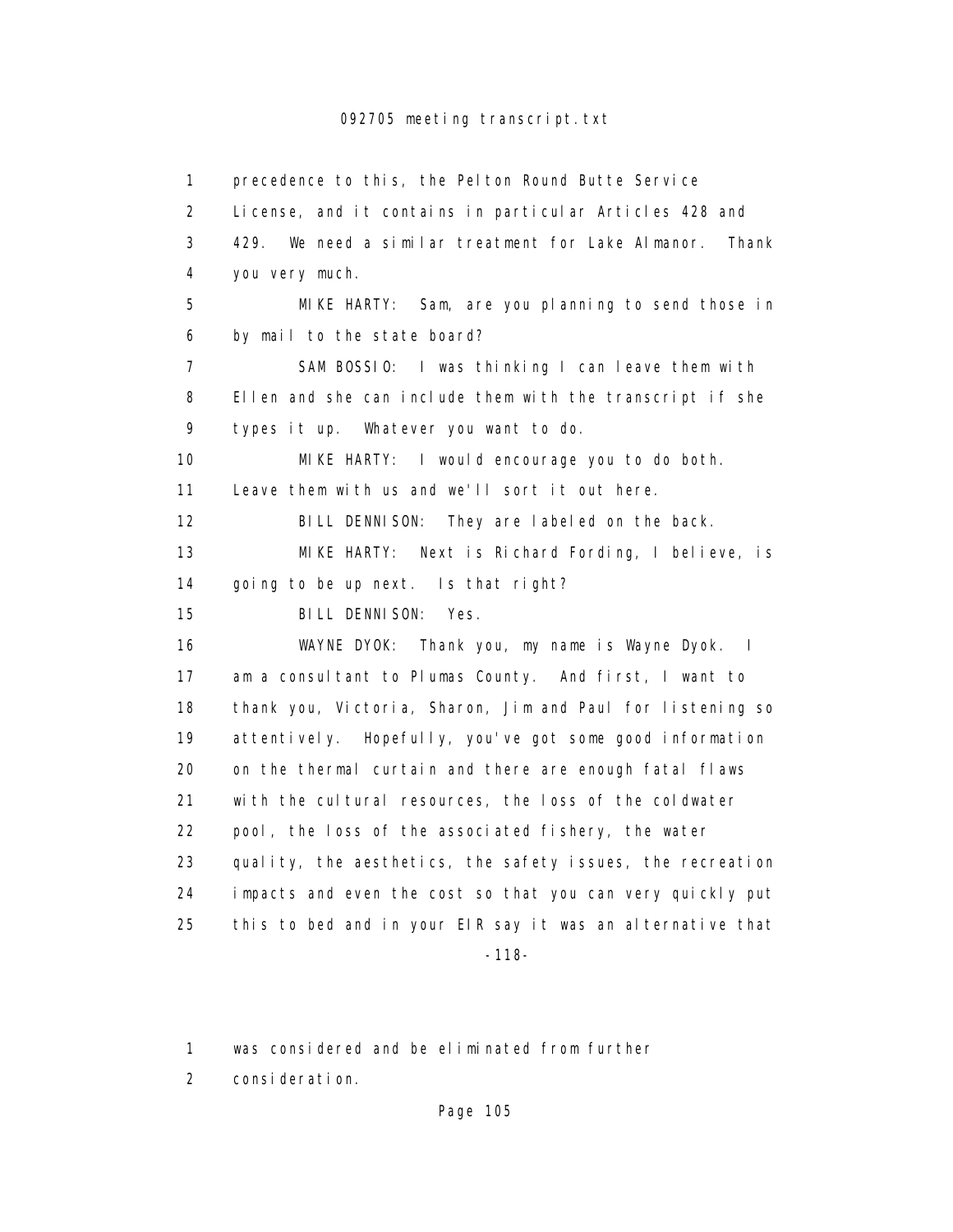1 precedence to this, the Pelton Round Butte Service
2 License, and it contains in particular Articles 428 and
3 429. We need a similar treatment for Lake Almanor. Thank
4 you very much.

5 MIKE HARTY: Sam, are you planning to send those in
6 by mail to the state board?

7 SAM BOSSIO: I was thinking I can leave them with
8 Ellen and she can include them with the transcript if she
9 types it up. Whatever you want to do.

10 MIKE HARTY: I would encourage you to do both.
11 Leave them with us and we'll sort it out here.

12 BILL DENNISON: They are labeled on the back.

13 MIKE HARTY: Next is Richard Fording, I believe, is
14 going to be up next. Is that right?

15 BILL DENNISON: Yes.

16 WAYNE DYOK: Thank you, my name is Wayne Dyok. I
17 am a consultant to Plumas County. And first, I want to
18 thank you, Victoria, Sharon, Jim and Paul for listening so
19 attentively. Hopefully, you've got some good information
20 on the thermal curtain and there are enough fatal flaws
21 with the cultural resources, the loss of the coldwater
22 pool, the loss of the associated fishery, the water
23 quality, the aesthetics, the safety issues, the recreation
24 impacts and even the cost so that you can very quickly put
25 this to bed and in your EIR say it was an alternative that

-118-

1 was considered and be eliminated from further
2 consideration.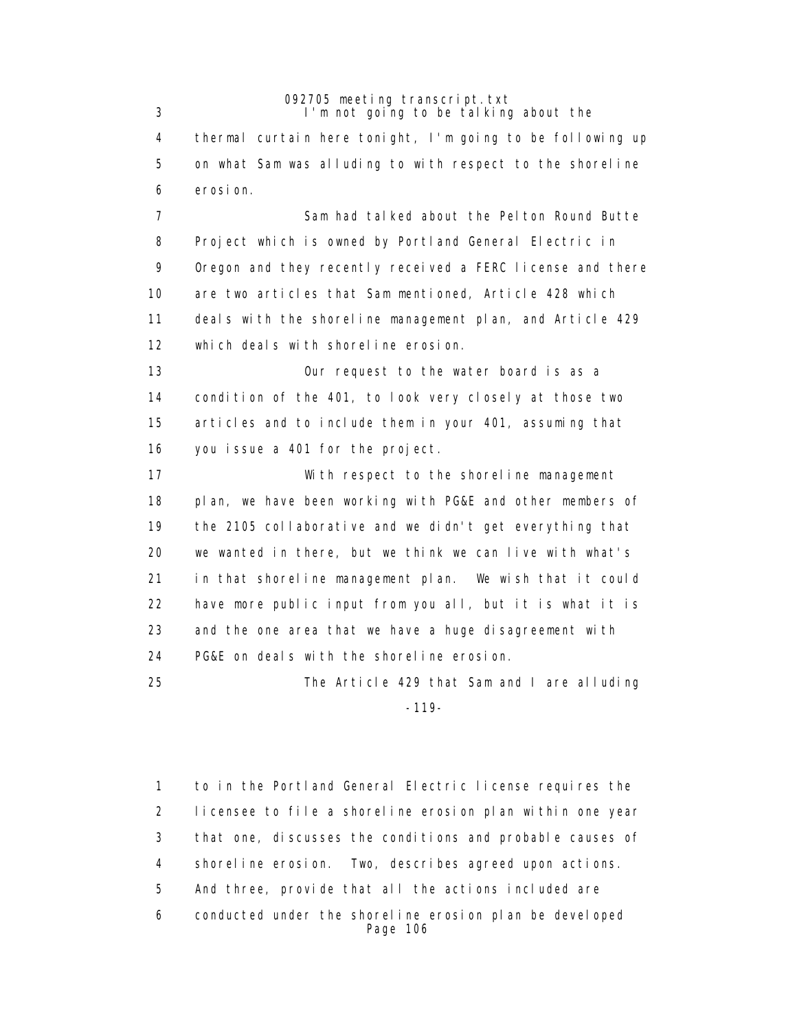I'm not going to be talking about the thermal curtain here tonight, I'm going to be following up on what Sam was alluding to with respect to the shoreline erosion.

Sam had talked about the Pelton Round Butte Project which is owned by Portland General Electric in Oregon and they recently received a FERC license and there are two articles that Sam mentioned, Article 428 which deals with the shoreline management plan, and Article 429 which deals with shoreline erosion.

Our request to the water board is as a condition of the 401, to look very closely at those two articles and to include them in your 401, assuming that you issue a 401 for the project.

With respect to the shoreline management plan, we have been working with PG&E and other members of the 2105 collaborative and we didn't get everything that we wanted in there, but we think we can live with what's in that shoreline management plan. We wish that it could have more public input from you all, but it is what it is and the one area that we have a huge disagreement with PG&E on deals with the shoreline erosion.

The Article 429 that Sam and I are alluding to in the Portland General Electric license requires the licensee to file a shoreline erosion plan within one year that one, discusses the conditions and probable causes of shoreline erosion. Two, describes agreed upon actions. And three, provide that all the actions included are conducted under the shoreline erosion plan be developed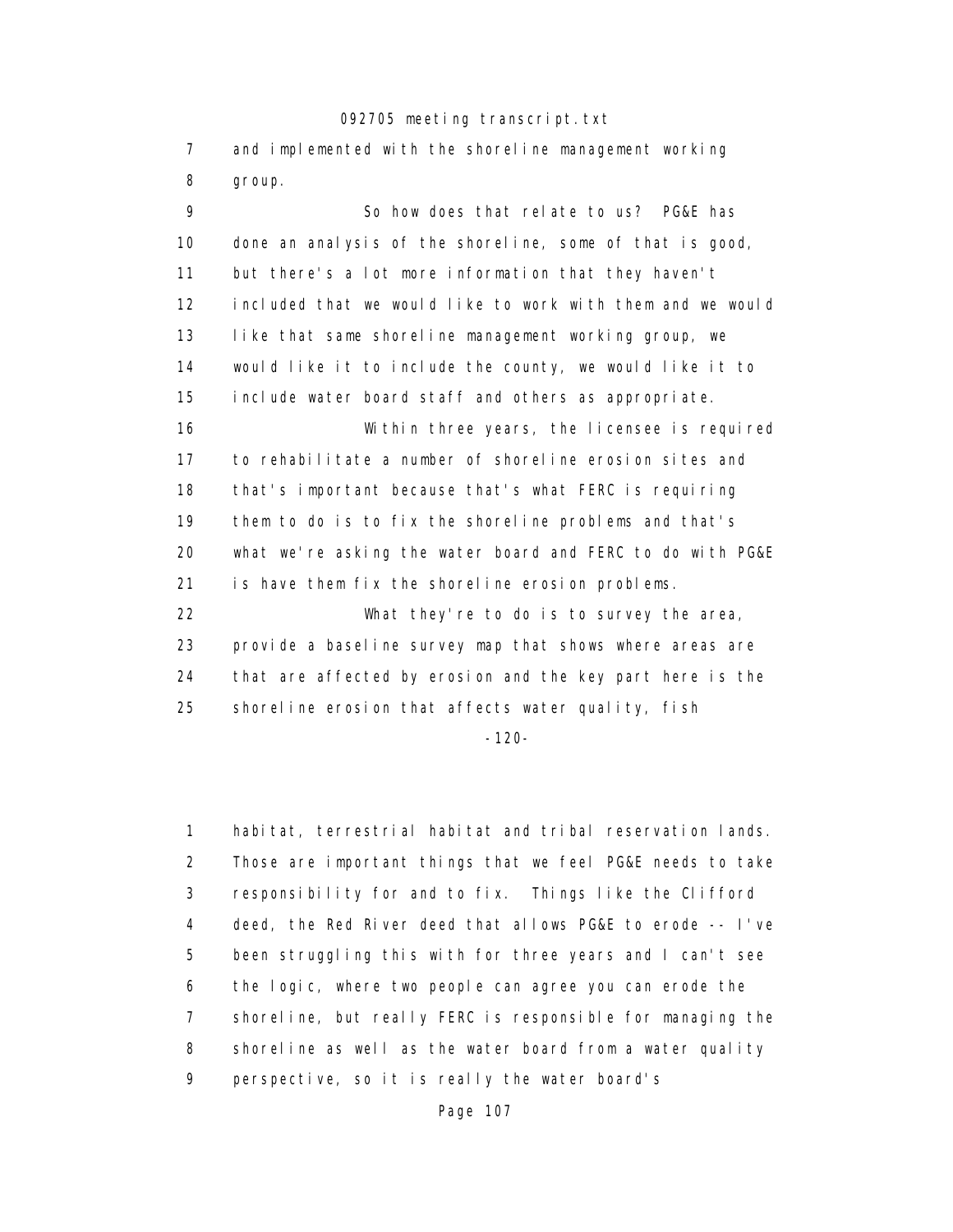and implemented with the shoreline management working group.

So how does that relate to us? PG&E has done an analysis of the shoreline, some of that is good, but there's a lot more information that they haven't included that we would like to work with them and we would like that same shoreline management working group, we would like it to include the county, we would like it to include water board staff and others as appropriate.

Within three years, the licensee is required to rehabilitate a number of shoreline erosion sites and that's important because that's what FERC is requiring them to do is to fix the shoreline problems and that's what we're asking the water board and FERC to do with PG&E is have them fix the shoreline erosion problems.

What they're to do is to survey the area, provide a baseline survey map that shows where areas are that are affected by erosion and the key part here is the shoreline erosion that affects water quality, fish habitat, terrestrial habitat and tribal reservation lands. Those are important things that we feel PG&E needs to take responsibility for and to fix. Things like the Clifford deed, the Red River deed that allows PG&E to erode -- I've been struggling this with for three years and I can't see the logic, where two people can agree you can erode the shoreline, but really FERC is responsible for managing the shoreline as well as the water board from a water quality perspective, so it is really the water board's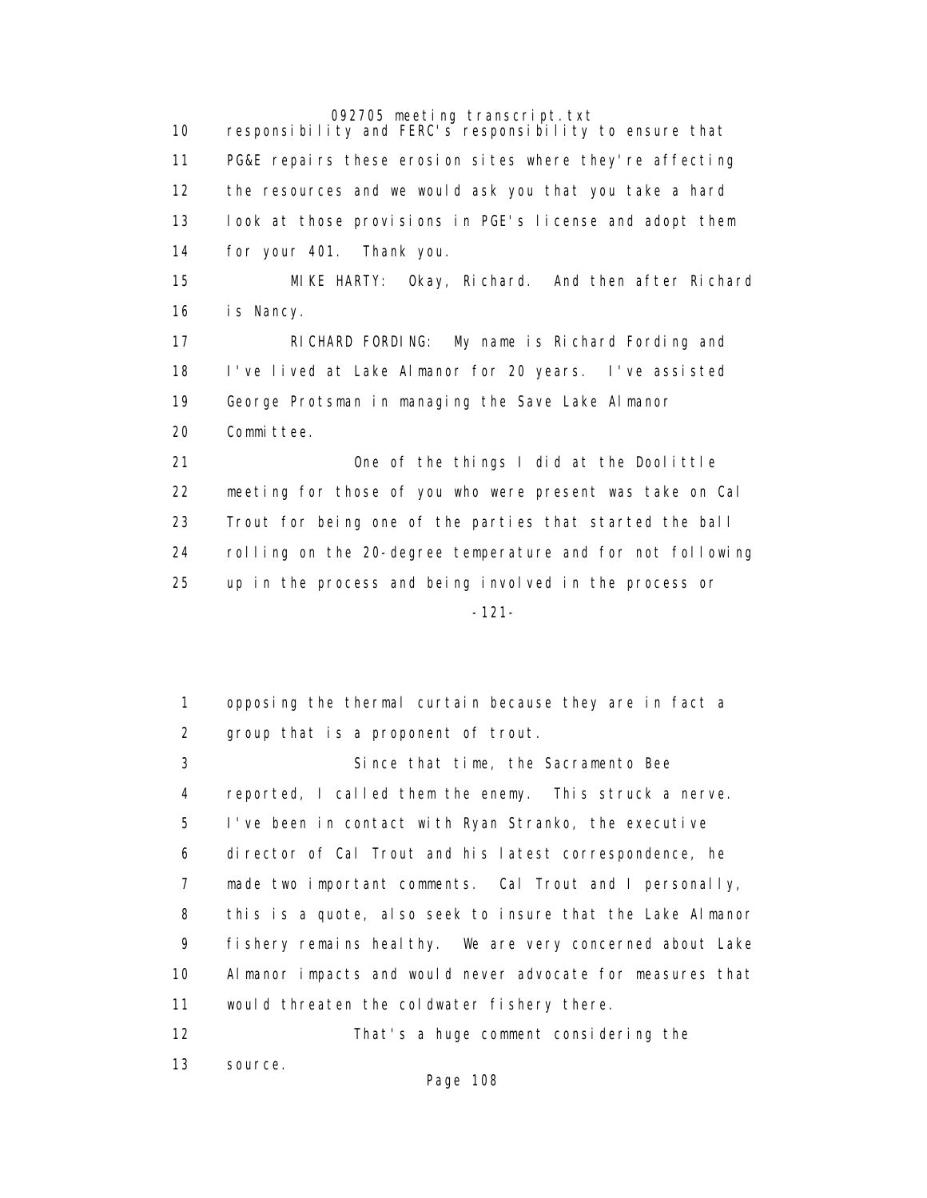responsibility and FERC's responsibility to ensure that PG&E repairs these erosion sites where they're affecting the resources and we would ask you that you take a hard look at those provisions in PGE's license and adopt them for your 401. Thank you.

MIKE HARTY: Okay, Richard. And then after Richard is Nancy.

RICHARD FORDING: My name is Richard Fording and I've lived at Lake Almanor for 20 years. I've assisted George Protsman in managing the Save Lake Almanor Committee.

One of the things I did at the Doolittle meeting for those of you who were present was take on Cal Trout for being one of the parties that started the ball rolling on the 20-degree temperature and for not following up in the process and being involved in the process or opposing the thermal curtain because they are in fact a group that is a proponent of trout.

Since that time, the Sacramento Bee reported, I called them the enemy. This struck a nerve. I've been in contact with Ryan Stranko, the executive director of Cal Trout and his latest correspondence, he made two important comments. Cal Trout and I personally, this is a quote, also seek to insure that the Lake Almanor fishery remains healthy. We are very concerned about Lake Almanor impacts and would never advocate for measures that would threaten the coldwater fishery there.

That's a huge comment considering the source.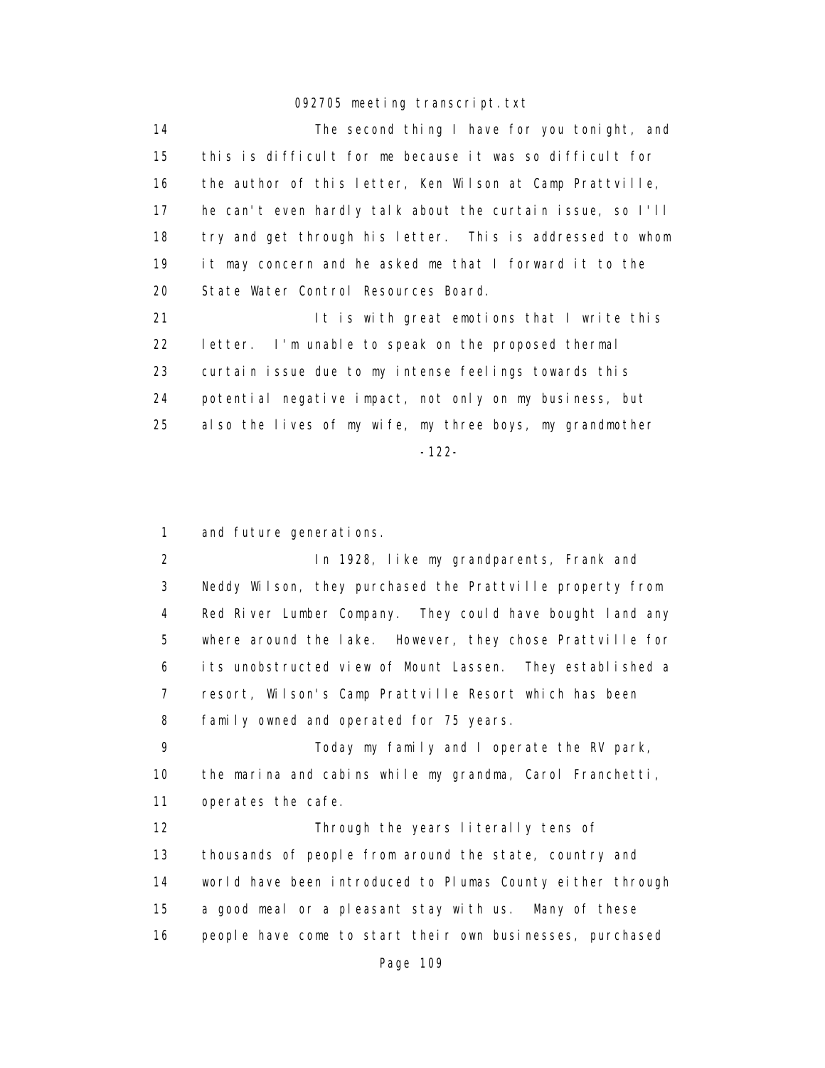The second thing I have for you tonight, and this is difficult for me because it was so difficult for the author of this letter, Ken Wilson at Camp Prattville, he can't even hardly talk about the curtain issue, so I'll try and get through his letter. This is addressed to whom it may concern and he asked me that I forward it to the State Water Control Resources Board.

It is with great emotions that I write this letter. I'm unable to speak on the proposed thermal curtain issue due to my intense feelings towards this potential negative impact, not only on my business, but also the lives of my wife, my three boys, my grandmother and future generations.

In 1928, like my grandparents, Frank and Neddy Wilson, they purchased the Prattville property from Red River Lumber Company. They could have bought land any where around the lake. However, they chose Prattville for its unobstructed view of Mount Lassen. They established a resort, Wilson's Camp Prattville Resort which has been family owned and operated for 75 years.

Today my family and I operate the RV park, the marina and cabins while my grandma, Carol Franchetti, operates the cafe.

Through the years literally tens of thousands of people from around the state, country and world have been introduced to Plumas County either through a good meal or a pleasant stay with us. Many of these people have come to start their own businesses, purchased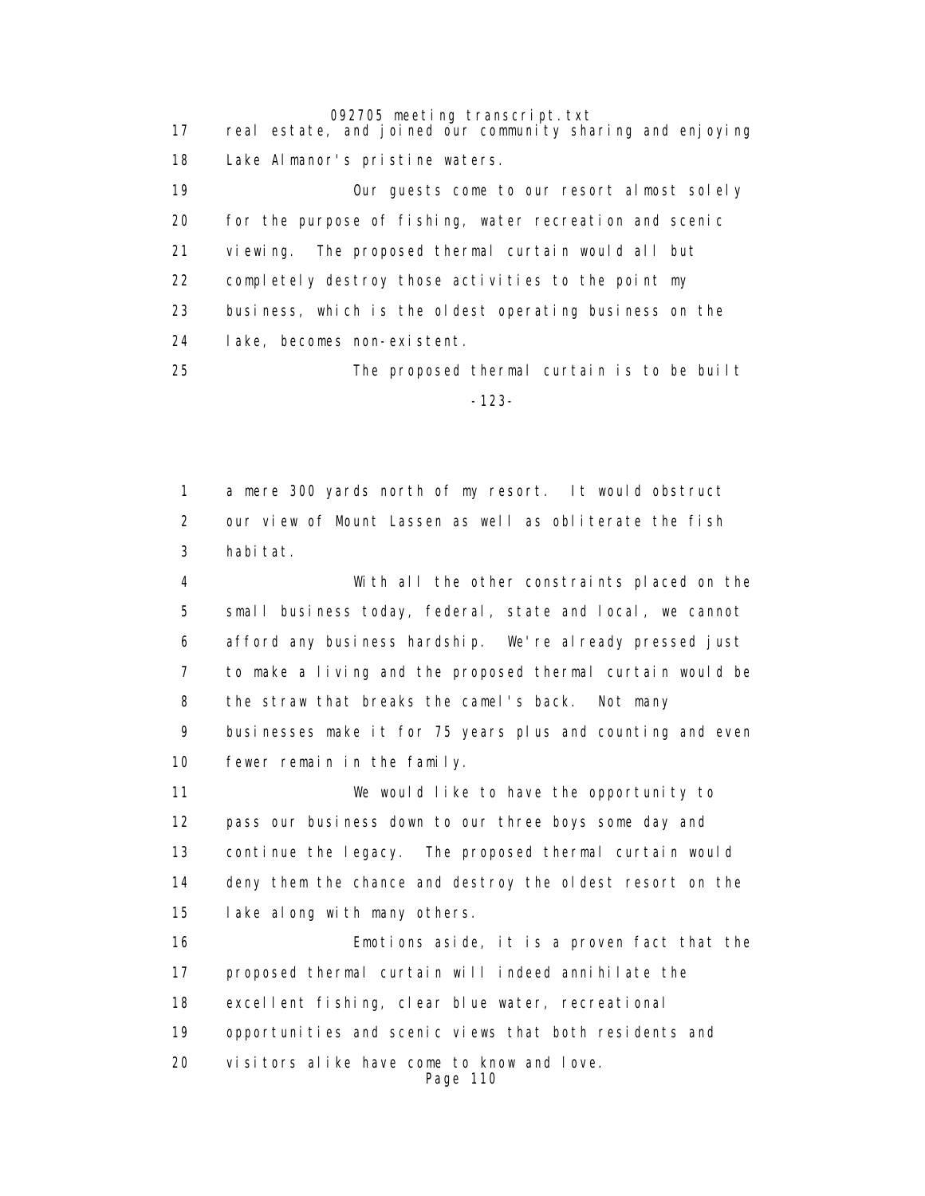real estate, and joined our community sharing and enjoying Lake Almanor's pristine waters.

Our guests come to our resort almost solely for the purpose of fishing, water recreation and scenic viewing. The proposed thermal curtain would all but completely destroy those activities to the point my business, which is the oldest operating business on the lake, becomes non-existent.

The proposed thermal curtain is to be built a mere 300 yards north of my resort. It would obstruct our view of Mount Lassen as well as obliterate the fish habitat.

With all the other constraints placed on the small business today, federal, state and local, we cannot afford any business hardship. We're already pressed just to make a living and the proposed thermal curtain would be the straw that breaks the camel's back. Not many businesses make it for 75 years plus and counting and even fewer remain in the family.

We would like to have the opportunity to pass our business down to our three boys some day and continue the legacy. The proposed thermal curtain would deny them the chance and destroy the oldest resort on the lake along with many others.

Emotions aside, it is a proven fact that the proposed thermal curtain will indeed annihilate the excellent fishing, clear blue water, recreational opportunities and scenic views that both residents and visitors alike have come to know and love.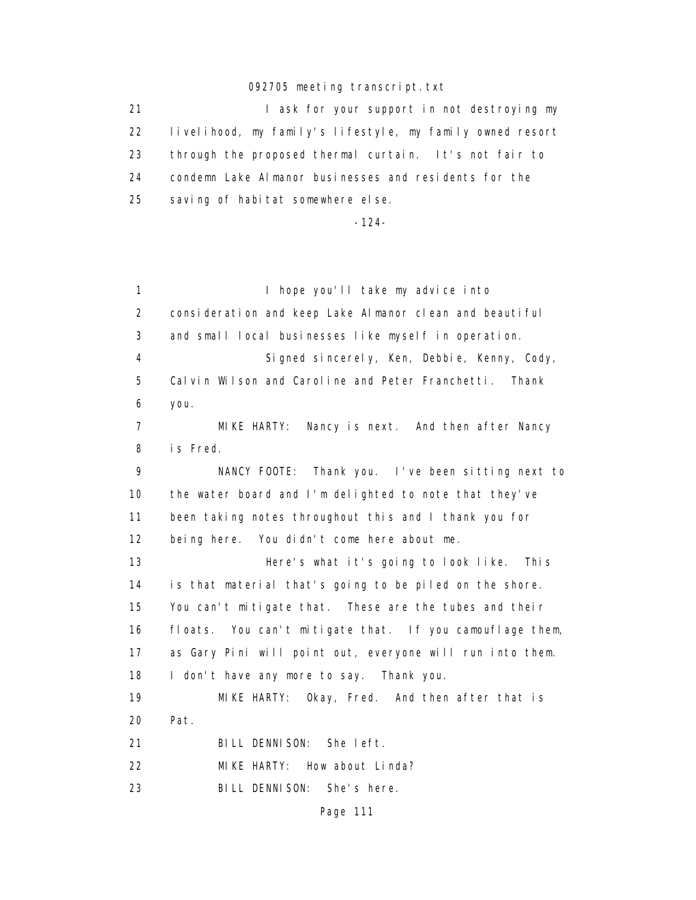I ask for your support in not destroying my livelihood, my family's lifestyle, my family owned resort through the proposed thermal curtain. It's not fair to condemn Lake Almanor businesses and residents for the saving of habitat somewhere else.

-124-

I hope you'll take my advice into consideration and keep Lake Almanor clean and beautiful and small local businesses like myself in operation.

Signed sincerely, Ken, Debbie, Kenny, Cody, Calvin Wilson and Caroline and Peter Franchetti. Thank you.

MIKE HARTY: Nancy is next. And then after Nancy is Fred.

NANCY FOOTE: Thank you. I've been sitting next to the water board and I'm delighted to note that they've been taking notes throughout this and I thank you for being here. You didn't come here about me.

Here's what it's going to look like. This is that material that's going to be piled on the shore. You can't mitigate that. These are the tubes and their floats. You can't mitigate that. If you camouflage them, as Gary Pini will point out, everyone will run into them. I don't have any more to say. Thank you.

MIKE HARTY: Okay, Fred. And then after that is Pat.

BILL DENNISON: She left.

MIKE HARTY: How about Linda?

BILL DENNISON: She's here.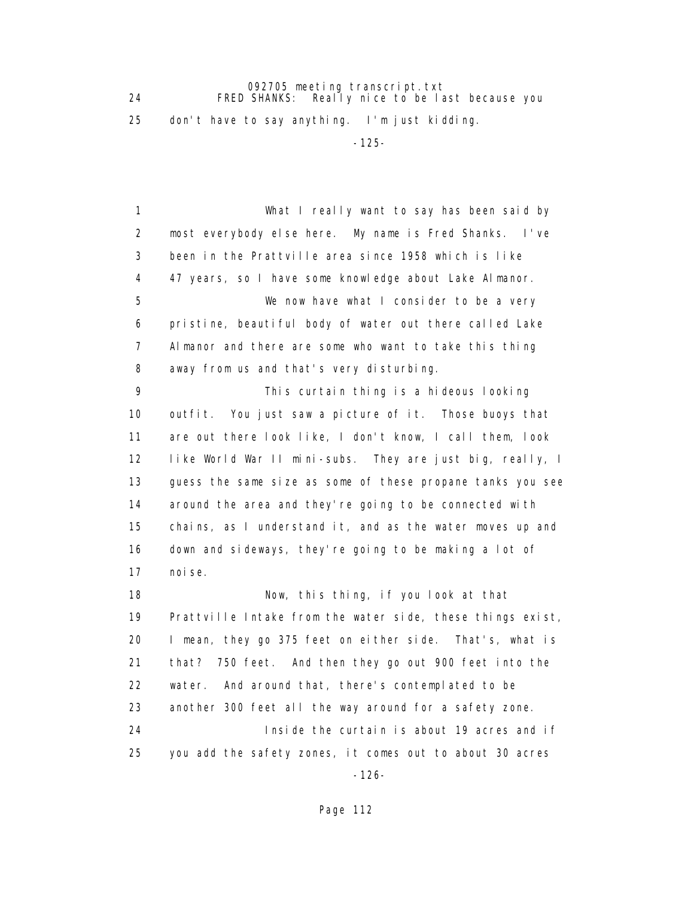24 FRED SHANKS: Really nice to be last because you

25 don't have to say anything. I'm just kidding.

-125-

1 What I really want to say has been said by

2 most everybody else here. My name is Fred Shanks. I've

3 been in the Prattville area since 1958 which is like

4 47 years, so I have some knowledge about Lake Almanor.

5 We now have what I consider to be a very

6 pristine, beautiful body of water out there called Lake

7 Almanor and there are some who want to take this thing

8 away from us and that's very disturbing.

9 This curtain thing is a hideous looking

10 outfit. You just saw a picture of it. Those buoys that

11 are out there look like, I don't know, I call them, look

12 like World War II mini-subs. They are just big, really, I

13 guess the same size as some of these propane tanks you see

14 around the area and they're going to be connected with

15 chains, as I understand it, and as the water moves up and

16 down and sideways, they're going to be making a lot of

17 noise.

18 Now, this thing, if you look at that

19 Prattville Intake from the water side, these things exist,

20 I mean, they go 375 feet on either side. That's, what is

21 that? 750 feet. And then they go out 900 feet into the

22 water. And around that, there's contemplated to be

23 another 300 feet all the way around for a safety zone.

24 Inside the curtain is about 19 acres and if

25 you add the safety zones, it comes out to about 30 acres

-126-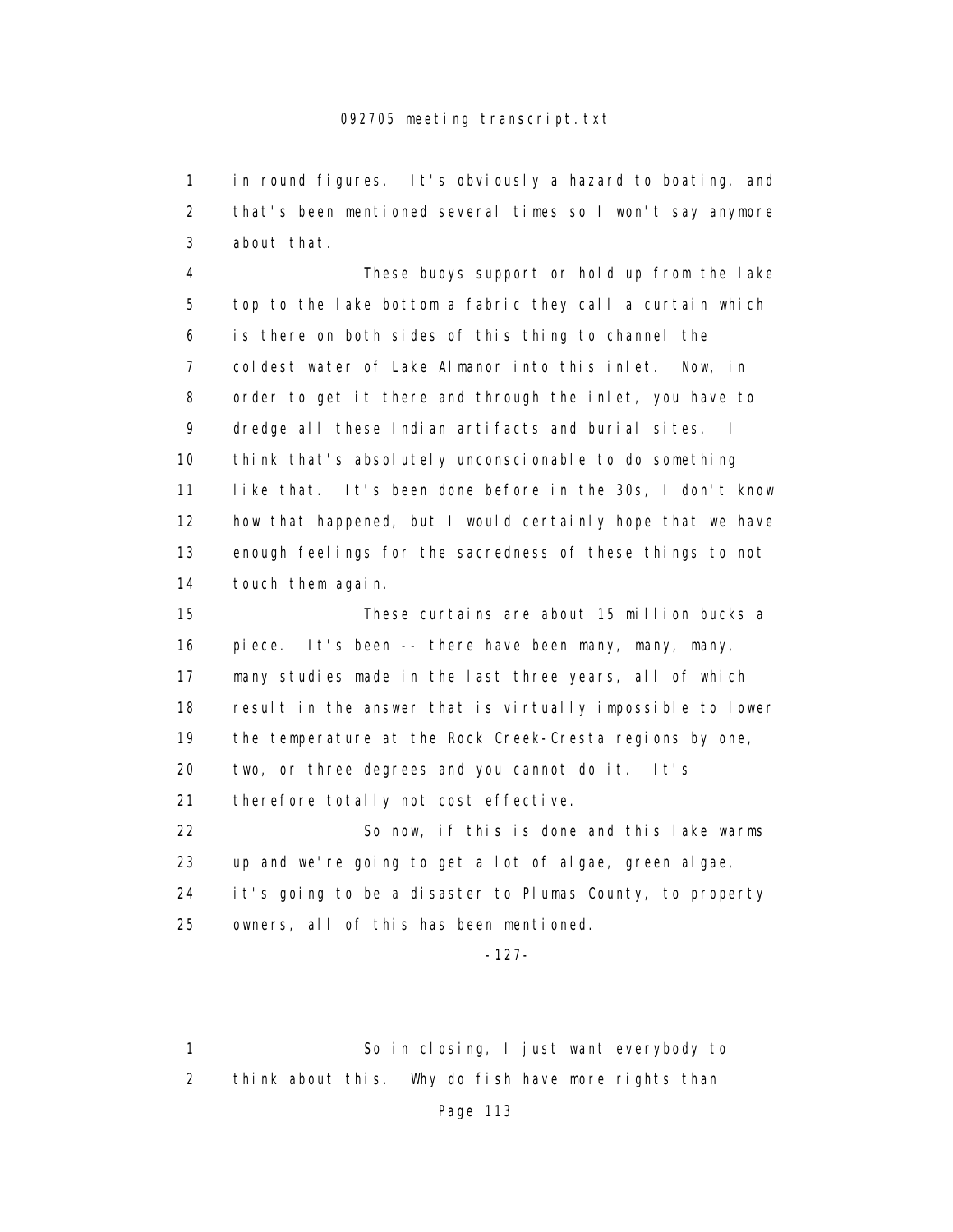in round figures. It's obviously a hazard to boating, and that's been mentioned several times so I won't say anymore about that.

These buoys support or hold up from the lake top to the lake bottom a fabric they call a curtain which is there on both sides of this thing to channel the coldest water of Lake Almanor into this inlet. Now, in order to get it there and through the inlet, you have to dredge all these Indian artifacts and burial sites. I think that's absolutely unconscionable to do something like that. It's been done before in the 30s, I don't know how that happened, but I would certainly hope that we have enough feelings for the sacredness of these things to not touch them again.

These curtains are about 15 million bucks a piece. It's been -- there have been many, many, many, many studies made in the last three years, all of which result in the answer that is virtually impossible to lower the temperature at the Rock Creek-Cresta regions by one, two, or three degrees and you cannot do it. It's therefore totally not cost effective.

So now, if this is done and this lake warms up and we're going to get a lot of algae, green algae, it's going to be a disaster to Plumas County, to property owners, all of this has been mentioned.

So in closing, I just want everybody to think about this. Why do fish have more rights than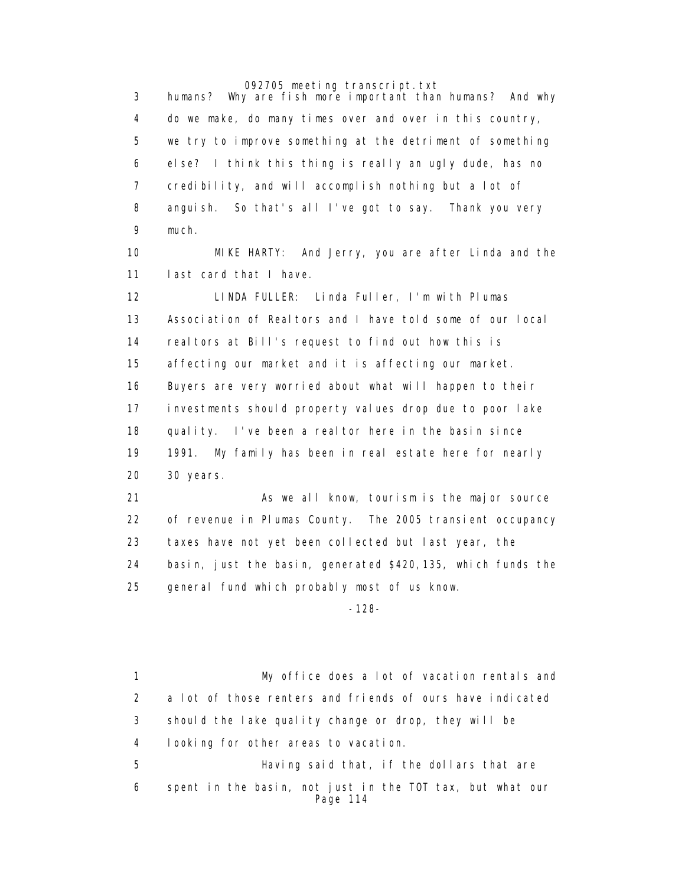humans? Why are fish more important than humans? And why do we make, do many times over and over in this country, we try to improve something at the detriment of something else? I think this thing is really an ugly dude, has no credibility, and will accomplish nothing but a lot of anguish. So that's all I've got to say. Thank you very much.

MIKE HARTY: And Jerry, you are after Linda and the last card that I have.

LINDA FULLER: Linda Fuller, I'm with Plumas Association of Realtors and I have told some of our local realtors at Bill's request to find out how this is affecting our market and it is affecting our market. Buyers are very worried about what will happen to their investments should property values drop due to poor lake quality. I've been a realtor here in the basin since 1991. My family has been in real estate here for nearly 30 years.

As we all know, tourism is the major source of revenue in Plumas County. The 2005 transient occupancy taxes have not yet been collected but last year, the basin, just the basin, generated $420,135, which funds the general fund which probably most of us know.

My office does a lot of vacation rentals and a lot of those renters and friends of ours have indicated should the lake quality change or drop, they will be looking for other areas to vacation.

Having said that, if the dollars that are spent in the basin, not just in the TOT tax, but what our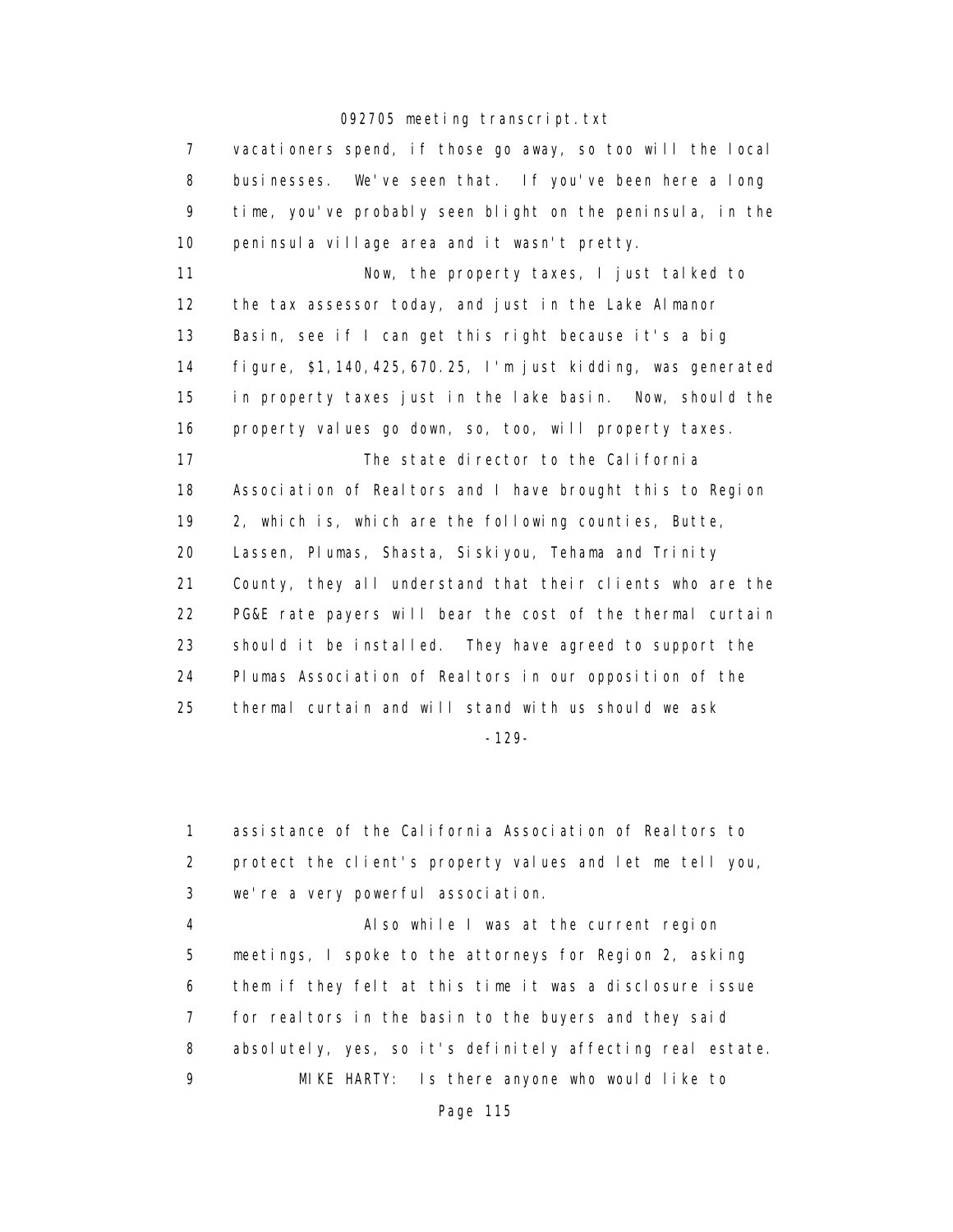7 vacationers spend, if those go away, so too will the local
8 businesses. We've seen that. If you've been here a long
9 time, you've probably seen blight on the peninsula, in the
10 peninsula village area and it wasn't pretty.

11 Now, the property taxes, I just talked to
12 the tax assessor today, and just in the Lake Almanor
13 Basin, see if I can get this right because it's a big
14 figure, $1,140,425,670.25, I'm just kidding, was generated
15 in property taxes just in the lake basin. Now, should the
16 property values go down, so, too, will property taxes.

17 The state director to the California
18 Association of Realtors and I have brought this to Region
19 2, which is, which are the following counties, Butte,
20 Lassen, Plumas, Shasta, Siskiyou, Tehama and Trinity
21 County, they all understand that their clients who are the
22 PG&E rate payers will bear the cost of the thermal curtain
23 should it be installed. They have agreed to support the
24 Plumas Association of Realtors in our opposition of the
25 thermal curtain and will stand with us should we ask

-129-

1 assistance of the California Association of Realtors to
2 protect the client's property values and let me tell you,
3 we're a very powerful association.

4 Also while I was at the current region
5 meetings, I spoke to the attorneys for Region 2, asking
6 them if they felt at this time it was a disclosure issue
7 for realtors in the basin to the buyers and they said
8 absolutely, yes, so it's definitely affecting real estate.

9 MIKE HARTY: Is there anyone who would like to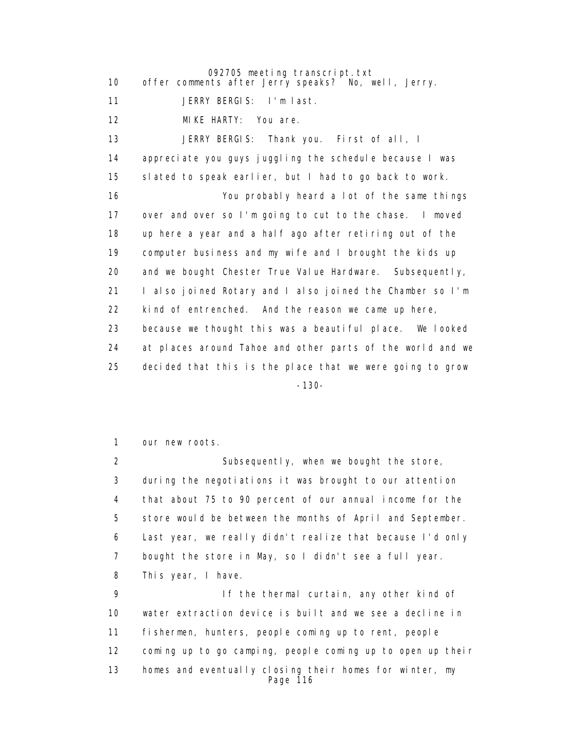10 offer comments after Jerry speaks? No, well, Jerry.

11 JERRY BERGIS: I'm last.

12 MIKE HARTY: You are.

13 JERRY BERGIS: Thank you. First of all, I

14 appreciate you guys juggling the schedule because I was

15 slated to speak earlier, but I had to go back to work.

16 You probably heard a lot of the same things

17 over and over so I'm going to cut to the chase. I moved

18 up here a year and a half ago after retiring out of the

19 computer business and my wife and I brought the kids up

20 and we bought Chester True Value Hardware. Subsequently,

21 I also joined Rotary and I also joined the Chamber so I'm

22 kind of entrenched. And the reason we came up here,

23 because we thought this was a beautiful place. We looked

24 at places around Tahoe and other parts of the world and we

25 decided that this is the place that we were going to grow

-130-

1 our new roots.

2 Subsequently, when we bought the store,

3 during the negotiations it was brought to our attention

4 that about 75 to 90 percent of our annual income for the

5 store would be between the months of April and September.

6 Last year, we really didn't realize that because I'd only

7 bought the store in May, so I didn't see a full year.

8 This year, I have.

9 If the thermal curtain, any other kind of

10 water extraction device is built and we see a decline in

11 fishermen, hunters, people coming up to rent, people

12 coming up to go camping, people coming up to open up their

13 homes and eventually closing their homes for winter, my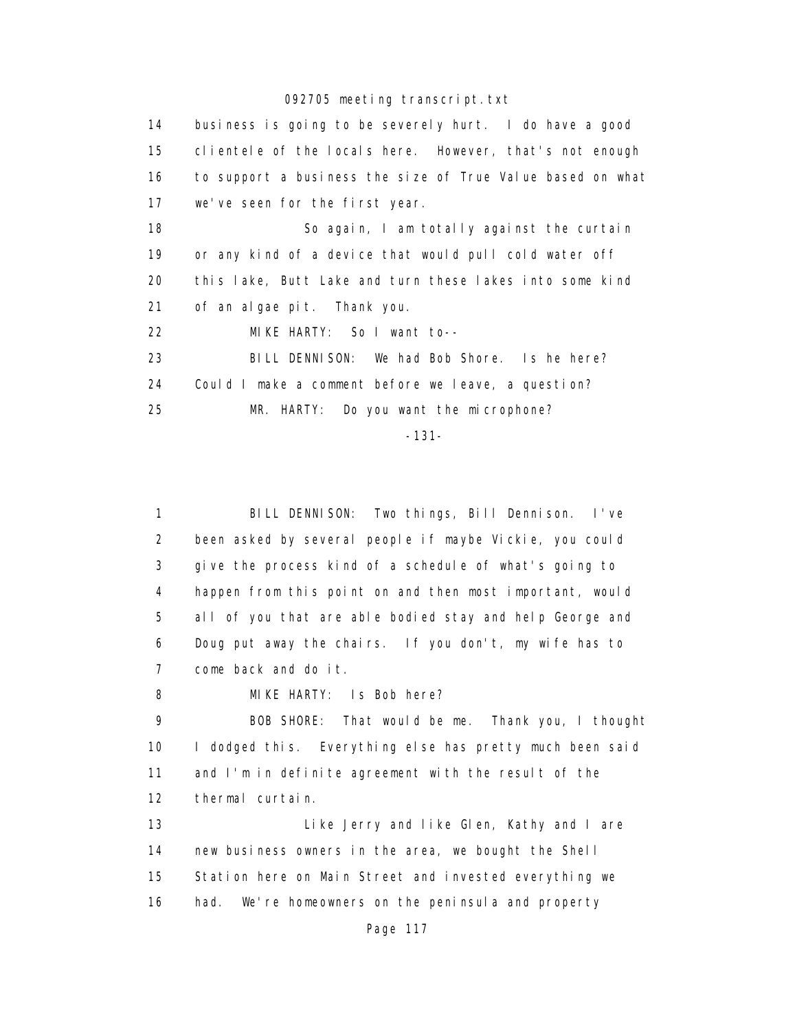14 business is going to be severely hurt. I do have a good
15 clientele of the locals here. However, that's not enough
16 to support a business the size of True Value based on what
17 we've seen for the first year.

18 So again, I am totally against the curtain
19 or any kind of a device that would pull cold water off
20 this lake, Butt Lake and turn these lakes into some kind
21 of an algae pit. Thank you.

22 MIKE HARTY: So I want to--

23 BILL DENNISON: We had Bob Shore. Is he here?
24 Could I make a comment before we leave, a question?

25 MR. HARTY: Do you want the microphone?

-131-

1 BILL DENNISON: Two things, Bill Dennison. I've
2 been asked by several people if maybe Vickie, you could
3 give the process kind of a schedule of what's going to
4 happen from this point on and then most important, would
5 all of you that are able bodied stay and help George and
6 Doug put away the chairs. If you don't, my wife has to
7 come back and do it.

8 MIKE HARTY: Is Bob here?

9 BOB SHORE: That would be me. Thank you, I thought
10 I dodged this. Everything else has pretty much been said
11 and I'm in definite agreement with the result of the
12 thermal curtain.

13 Like Jerry and like Glen, Kathy and I are
14 new business owners in the area, we bought the Shell
15 Station here on Main Street and invested everything we
16 had. We're homeowners on the peninsula and property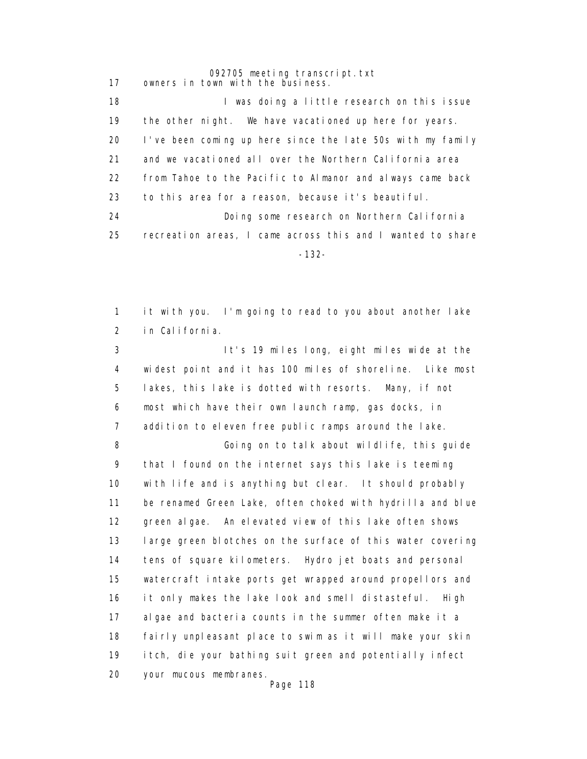owners in town with the business.

I was doing a little research on this issue the other night. We have vacationed up here for years. I've been coming up here since the late 50s with my family and we vacationed all over the Northern California area from Tahoe to the Pacific to Almanor and always came back to this area for a reason, because it's beautiful.

Doing some research on Northern California recreation areas, I came across this and I wanted to share it with you. I'm going to read to you about another lake in California.

It's 19 miles long, eight miles wide at the widest point and it has 100 miles of shoreline. Like most lakes, this lake is dotted with resorts. Many, if not most which have their own launch ramp, gas docks, in addition to eleven free public ramps around the lake.

Going on to talk about wildlife, this guide that I found on the internet says this lake is teeming with life and is anything but clear. It should probably be renamed Green Lake, often choked with hydrilla and blue green algae. An elevated view of this lake often shows large green blotches on the surface of this water covering tens of square kilometers. Hydro jet boats and personal watercraft intake ports get wrapped around propellors and it only makes the lake look and smell distasteful. High algae and bacteria counts in the summer often make it a fairly unpleasant place to swim as it will make your skin itch, die your bathing suit green and potentially infect your mucous membranes.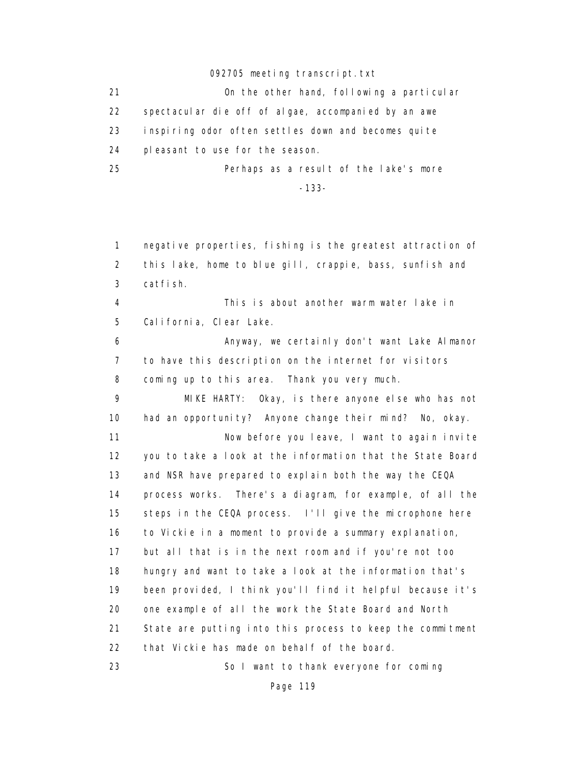21 On the other hand, following a particular
22 spectacular die off of algae, accompanied by an awe
23 inspiring odor often settles down and becomes quite
24 pleasant to use for the season.
25 Perhaps as a result of the lake's more

-133-

1 negative properties, fishing is the greatest attraction of
2 this lake, home to blue gill, crappie, bass, sunfish and
3 catfish.
4 This is about another warm water lake in
5 California, Clear Lake.
6 Anyway, we certainly don't want Lake Almanor
7 to have this description on the internet for visitors
8 coming up to this area. Thank you very much.
9 MIKE HARTY: Okay, is there anyone else who has not
10 had an opportunity? Anyone change their mind? No, okay.
11 Now before you leave, I want to again invite
12 you to take a look at the information that the State Board
13 and NSR have prepared to explain both the way the CEQA
14 process works. There's a diagram, for example, of all the
15 steps in the CEQA process. I'll give the microphone here
16 to Vickie in a moment to provide a summary explanation,
17 but all that is in the next room and if you're not too
18 hungry and want to take a look at the information that's
19 been provided, I think you'll find it helpful because it's
20 one example of all the work the State Board and North
21 State are putting into this process to keep the commitment
22 that Vickie has made on behalf of the board.
23 So I want to thank everyone for coming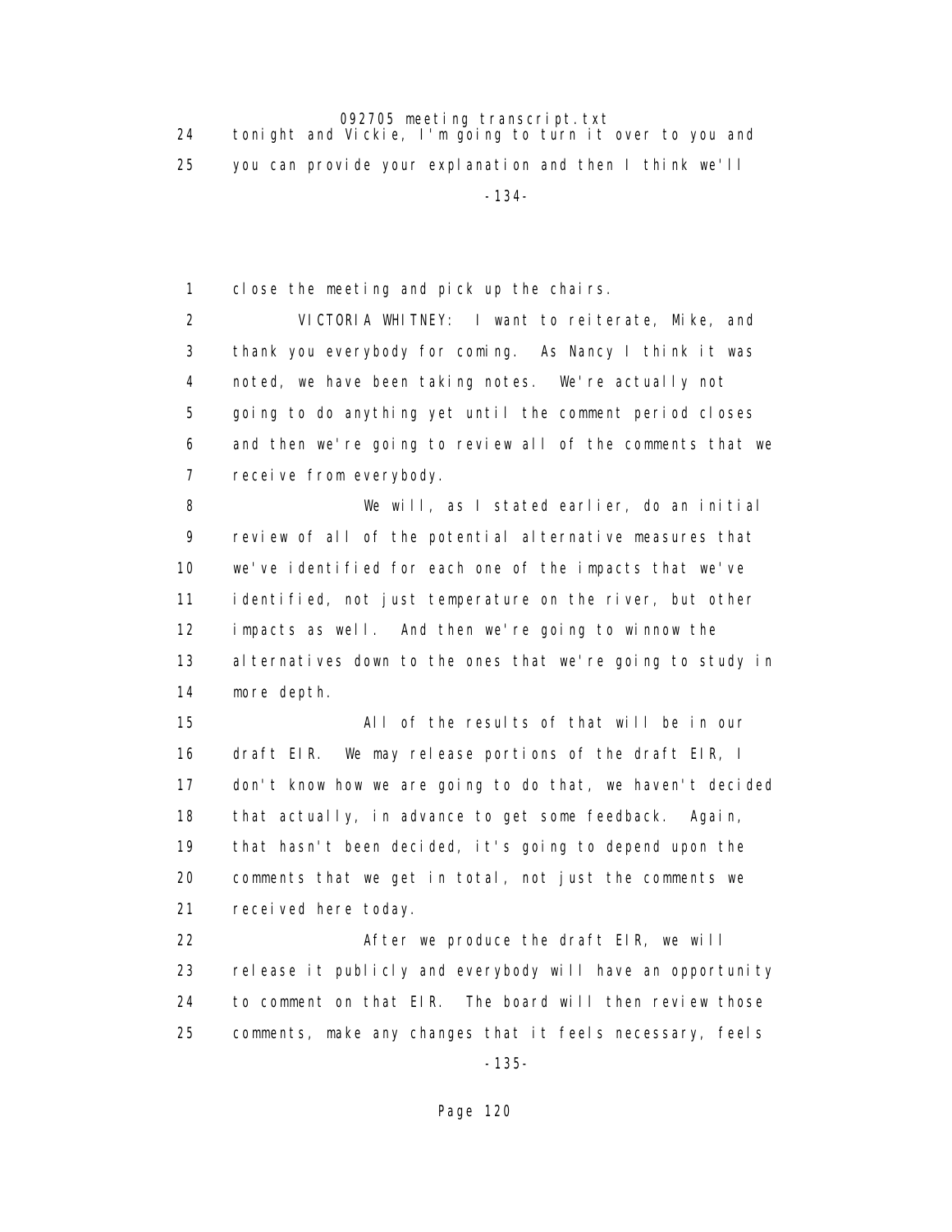tonight and Vickie, I'm going to turn it over to you and you can provide your explanation and then I think we'll close the meeting and pick up the chairs.

VICTORIA WHITNEY: I want to reiterate, Mike, and thank you everybody for coming. As Nancy I think it was noted, we have been taking notes. We're actually not going to do anything yet until the comment period closes and then we're going to review all of the comments that we receive from everybody.

We will, as I stated earlier, do an initial review of all of the potential alternative measures that we've identified for each one of the impacts that we've identified, not just temperature on the river, but other impacts as well. And then we're going to winnow the alternatives down to the ones that we're going to study in more depth.

All of the results of that will be in our draft EIR. We may release portions of the draft EIR, I don't know how we are going to do that, we haven't decided that actually, in advance to get some feedback. Again, that hasn't been decided, it's going to depend upon the comments that we get in total, not just the comments we received here today.

After we produce the draft EIR, we will release it publicly and everybody will have an opportunity to comment on that EIR. The board will then review those comments, make any changes that it feels necessary, feels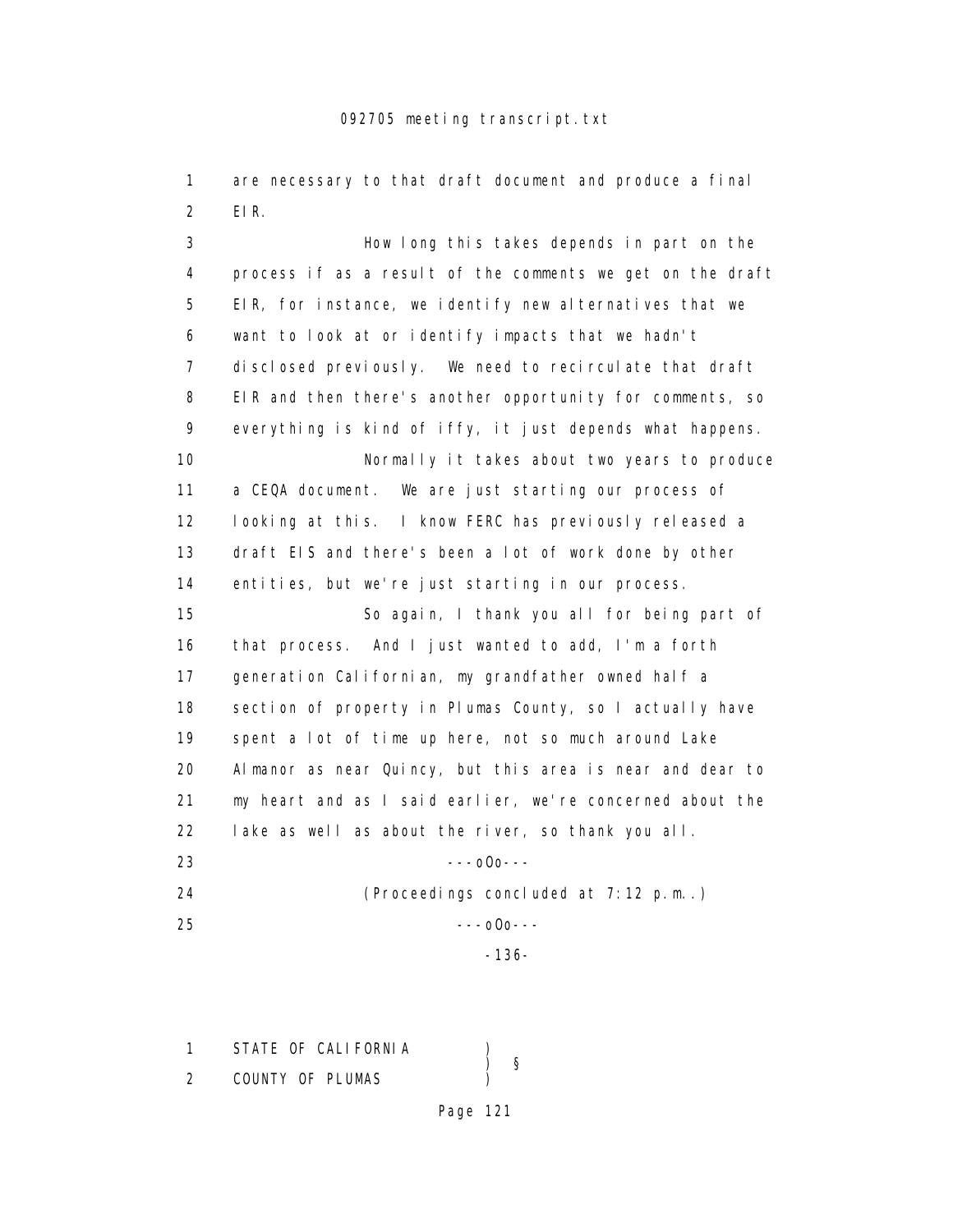1 are necessary to that draft document and produce a final
2 EIR.

3 How long this takes depends in part on the
4 process if as a result of the comments we get on the draft
5 EIR, for instance, we identify new alternatives that we
6 want to look at or identify impacts that we hadn't
7 disclosed previously. We need to recirculate that draft
8 EIR and then there's another opportunity for comments, so
9 everything is kind of iffy, it just depends what happens.

10 Normally it takes about two years to produce
11 a CEQA document. We are just starting our process of
12 looking at this. I know FERC has previously released a
13 draft EIS and there's been a lot of work done by other
14 entities, but we're just starting in our process.

15 So again, I thank you all for being part of
16 that process. And I just wanted to add, I'm a forth
17 generation Californian, my grandfather owned half a
18 section of property in Plumas County, so I actually have
19 spent a lot of time up here, not so much around Lake
20 Almanor as near Quincy, but this area is near and dear to
21 my heart and as I said earlier, we're concerned about the
22 lake as well as about the river, so thank you all.

23 ---oOo---

24 (Proceedings concluded at 7:12 p.m..)

25 ---oOo---

-136-

1 STATE OF CALIFORNIA )
) §
2 COUNTY OF PLUMAS )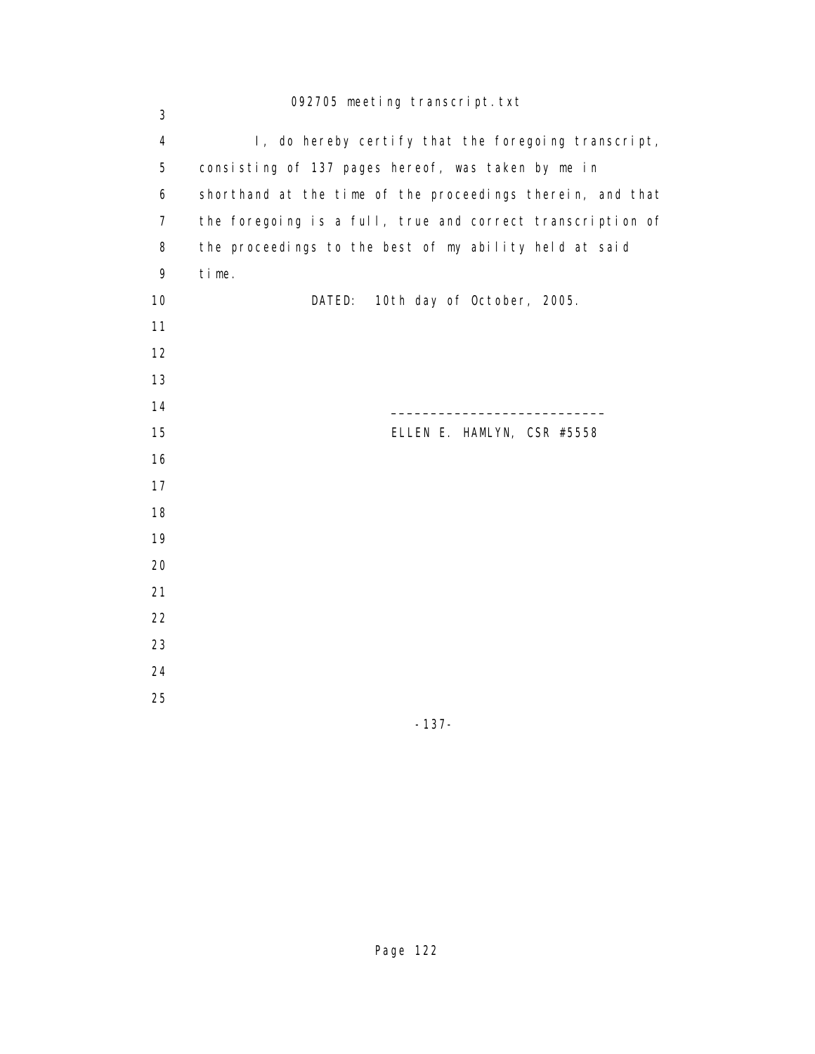I, do hereby certify that the foregoing transcript, consisting of 137 pages hereof, was taken by me in shorthand at the time of the proceedings therein, and that the foregoing is a full, true and correct transcription of the proceedings to the best of my ability held at said time.

DATED: 10th day of October, 2005.

---------------------------

ELLEN E. HAMLYN, CSR #5558